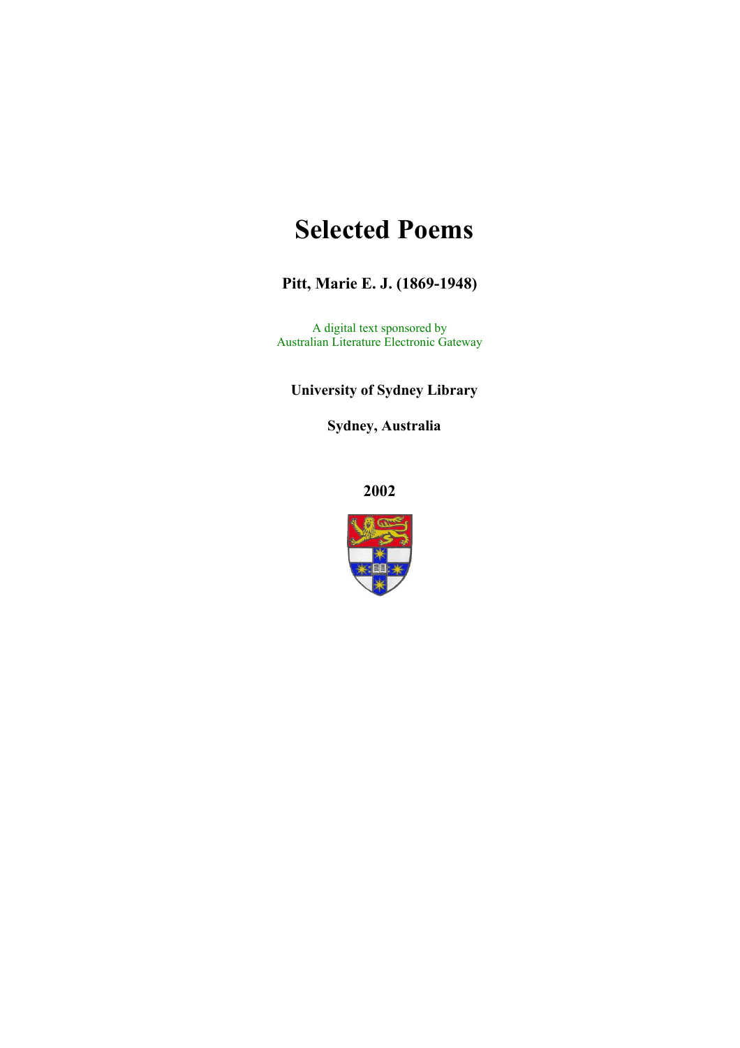# Selected Poems

**Pitt, Marie E. J. (1869-1948)**

A digital text sponsored by
Australian Literature Electronic Gateway

**University of Sydney Library**

**Sydney, Australia**

**2002**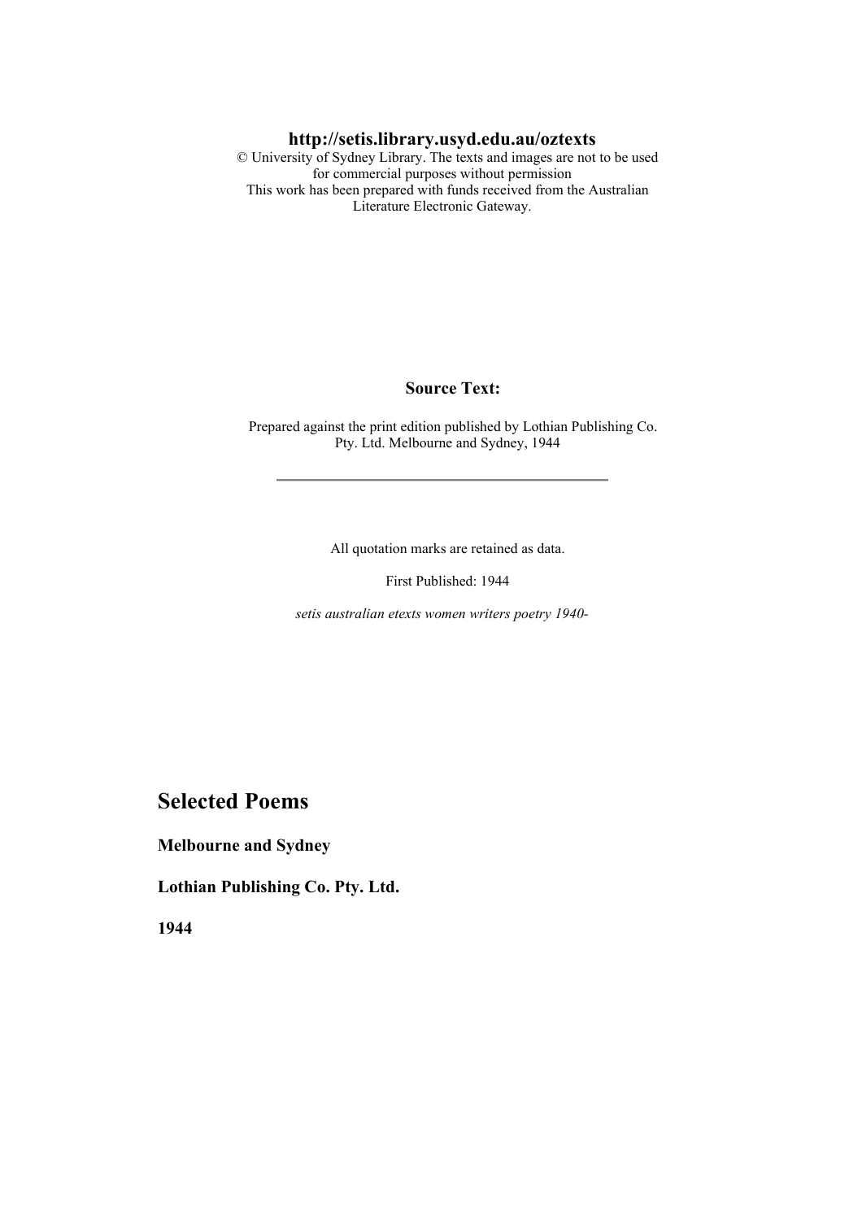**http://setis.library.usyd.edu.au/oztexts**
© University of Sydney Library. The texts and images are not to be used for commercial purposes without permission
This work has been prepared with funds received from the Australian Literature Electronic Gateway.

**Source Text:**

Prepared against the print edition published by Lothian Publishing Co. Pty. Ltd. Melbourne and Sydney, 1944

---

All quotation marks are retained as data.

First Published: 1944

*setis australian etexts women writers poetry 1940-*

# Selected Poems

**Melbourne and Sydney**

**Lothian Publishing Co. Pty. Ltd.**

**1944**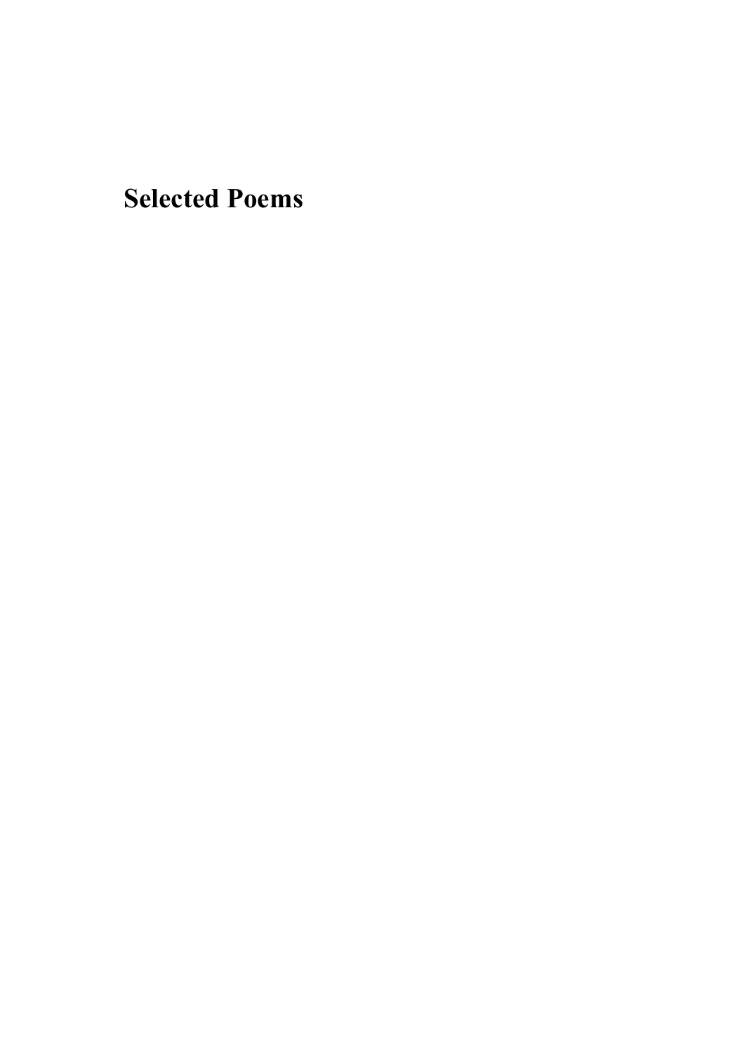# Selected Poems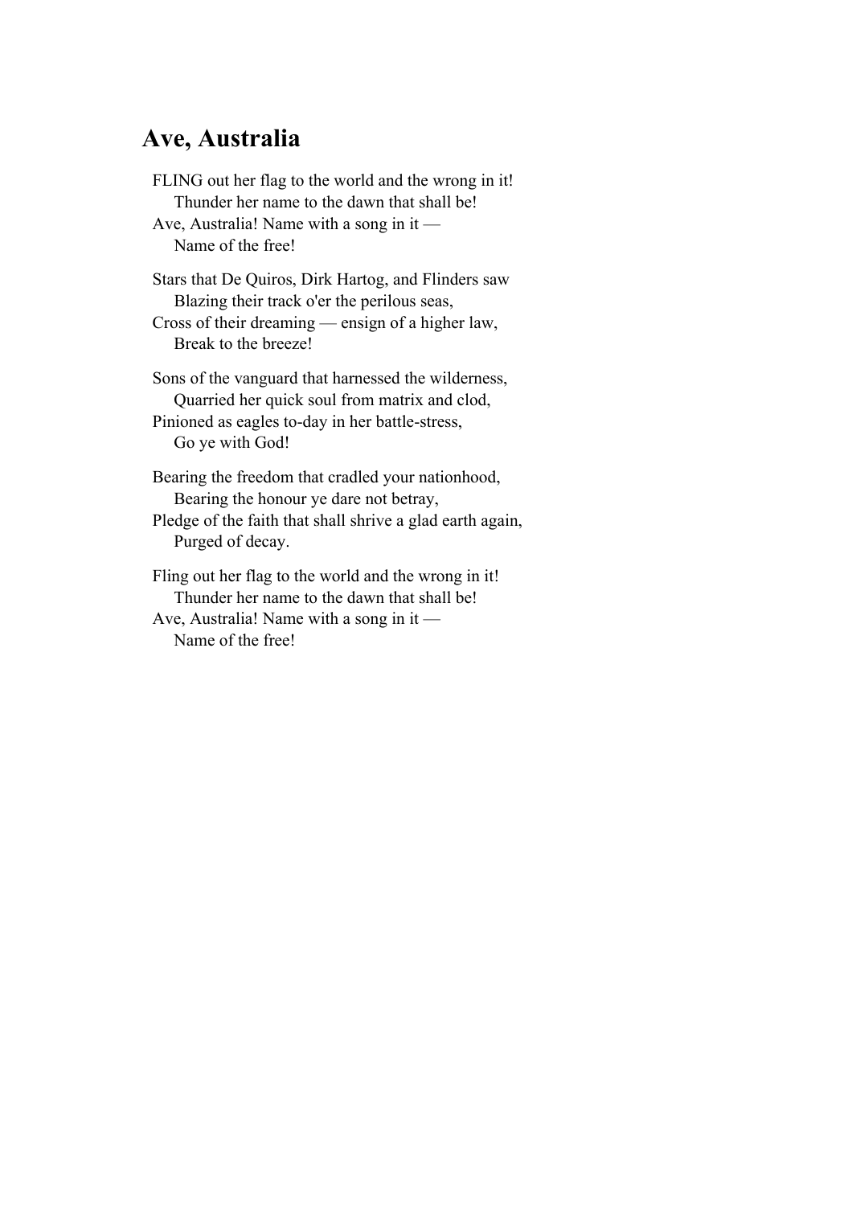## Ave, Australia

FLING out her flag to the world and the wrong in it!  
    Thunder her name to the dawn that shall be!  
Ave, Australia! Name with a song in it —  
    Name of the free!

Stars that De Quiros, Dirk Hartog, and Flinders saw  
    Blazing their track o'er the perilous seas,  
Cross of their dreaming — ensign of a higher law,  
    Break to the breeze!

Sons of the vanguard that harnessed the wilderness,  
    Quarried her quick soul from matrix and clod,  
Pinioned as eagles to-day in her battle-stress,  
    Go ye with God!

Bearing the freedom that cradled your nationhood,  
    Bearing the honour ye dare not betray,  
Pledge of the faith that shall shrive a glad earth again,  
    Purged of decay.

Fling out her flag to the world and the wrong in it!  
    Thunder her name to the dawn that shall be!  
Ave, Australia! Name with a song in it —  
    Name of the free!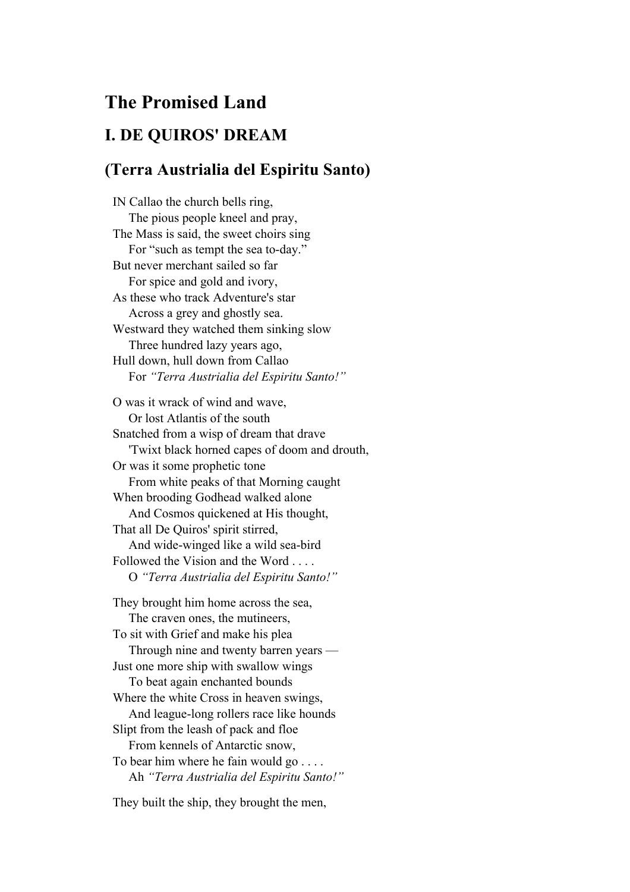# The Promised Land

## I. DE QUIROS' DREAM

## (Terra Austrialia del Espiritu Santo)

IN Callao the church bells ring,  
    The pious people kneel and pray,  
The Mass is said, the sweet choirs sing  
    For “such as tempt the sea to-day.”  
But never merchant sailed so far  
    For spice and gold and ivory,  
As these who track Adventure's star  
    Across a grey and ghostly sea.  
Westward they watched them sinking slow  
    Three hundred lazy years ago,  
Hull down, hull down from Callao  
    For *“Terra Austrialia del Espiritu Santo!”*

O was it wrack of wind and wave,  
    Or lost Atlantis of the south  
Snatched from a wisp of dream that drave  
    'Twixt black horned capes of doom and drouth,  
Or was it some prophetic tone  
    From white peaks of that Morning caught  
When brooding Godhead walked alone  
    And Cosmos quickened at His thought,  
That all De Quiros' spirit stirred,  
    And wide-winged like a wild sea-bird  
Followed the Vision and the Word . . . .  
    O *“Terra Austrialia del Espiritu Santo!”*

They brought him home across the sea,  
    The craven ones, the mutineers,  
To sit with Grief and make his plea  
    Through nine and twenty barren years —  
Just one more ship with swallow wings  
    To beat again enchanted bounds  
Where the white Cross in heaven swings,  
    And league-long rollers race like hounds  
Slipt from the leash of pack and floe  
    From kennels of Antarctic snow,  
To bear him where he fain would go . . . .  
    Ah *“Terra Austrialia del Espiritu Santo!”*

They built the ship, they brought the men,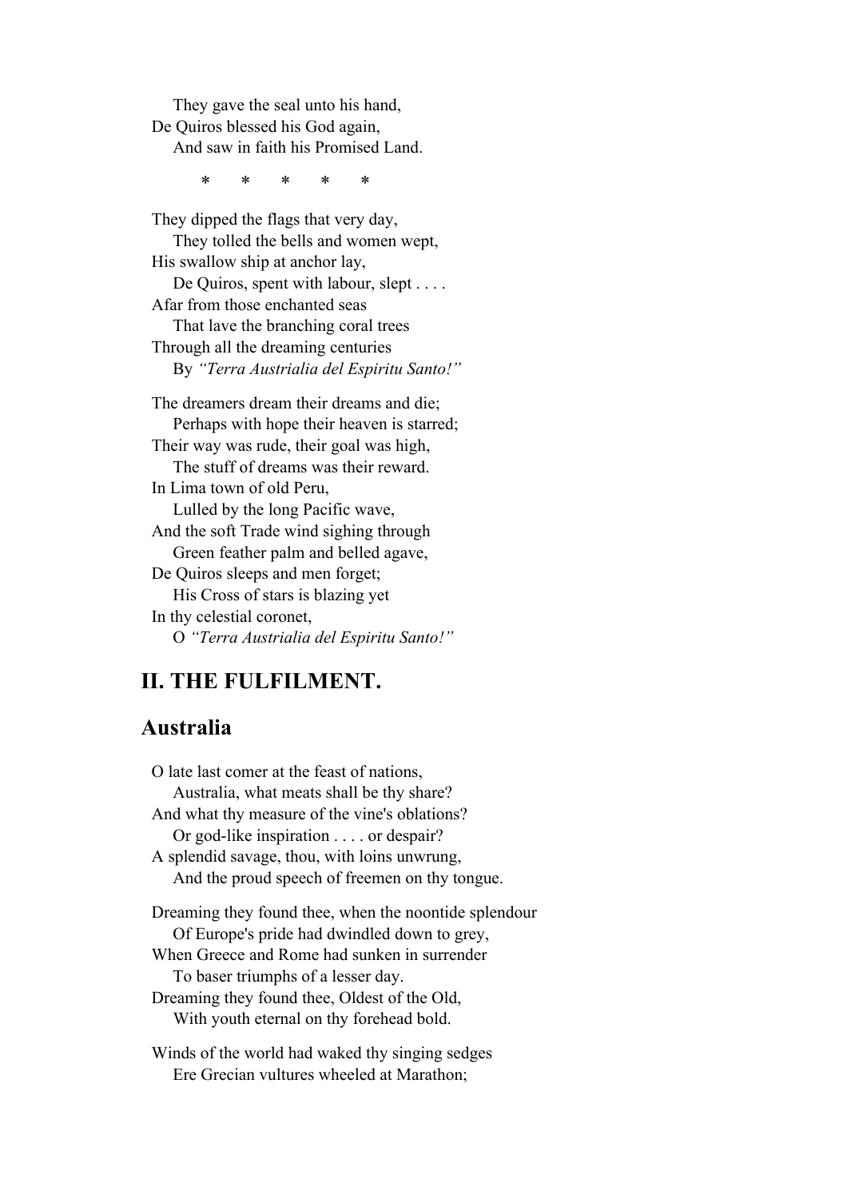They gave the seal unto his hand,  
De Quiros blessed his God again,  
And saw in faith his Promised Land.

\*    \*    \*    \*    \*

They dipped the flags that very day,  
They tolled the bells and women wept,  
His swallow ship at anchor lay,  
De Quiros, spent with labour, slept . . . .  
Afar from those enchanted seas  
That lave the branching coral trees  
Through all the dreaming centuries  
By *"Terra Austrialia del Espiritu Santo!"*

The dreamers dream their dreams and die;  
Perhaps with hope their heaven is starred;  
Their way was rude, their goal was high,  
The stuff of dreams was their reward.  
In Lima town of old Peru,  
Lulled by the long Pacific wave,  
And the soft Trade wind sighing through  
Green feather palm and belled agave,  
De Quiros sleeps and men forget;  
His Cross of stars is blazing yet  
In thy celestial coronet,  
O *"Terra Austrialia del Espiritu Santo!"*

## II. THE FULFILMENT.

## Australia

O late last comer at the feast of nations,  
Australia, what meats shall be thy share?  
And what thy measure of the vine's oblations?  
Or god-like inspiration . . . . or despair?  
A splendid savage, thou, with loins unwrung,  
And the proud speech of freemen on thy tongue.

Dreaming they found thee, when the noontide splendour  
Of Europe's pride had dwindled down to grey,  
When Greece and Rome had sunken in surrender  
To baser triumphs of a lesser day.  
Dreaming they found thee, Oldest of the Old,  
With youth eternal on thy forehead bold.

Winds of the world had waked thy singing sedges  
Ere Grecian vultures wheeled at Marathon;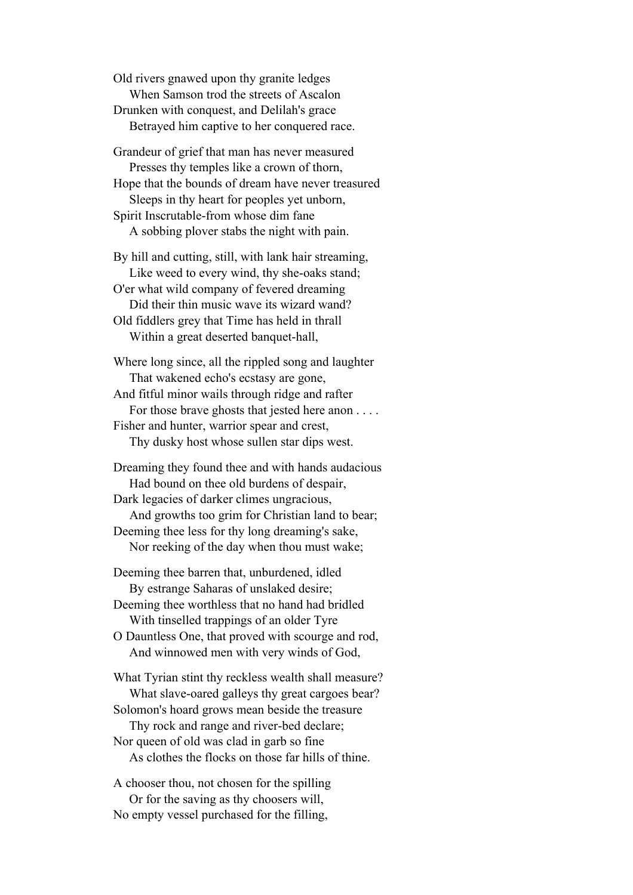Old rivers gnawed upon thy granite ledges  
    When Samson trod the streets of Ascalon  
Drunken with conquest, and Delilah's grace  
    Betrayed him captive to her conquered race.

Grandeur of grief that man has never measured  
    Presses thy temples like a crown of thorn,  
Hope that the bounds of dream have never treasured  
    Sleeps in thy heart for peoples yet unborn,  
Spirit Inscrutable-from whose dim fane  
    A sobbing plover stabs the night with pain.

By hill and cutting, still, with lank hair streaming,  
    Like weed to every wind, thy she-oaks stand;  
O'er what wild company of fevered dreaming  
    Did their thin music wave its wizard wand?  
Old fiddlers grey that Time has held in thrall  
    Within a great deserted banquet-hall,

Where long since, all the rippled song and laughter  
    That wakened echo's ecstasy are gone,  
And fitful minor wails through ridge and rafter  
    For those brave ghosts that jested here anon . . . .  
Fisher and hunter, warrior spear and crest,  
    Thy dusky host whose sullen star dips west.

Dreaming they found thee and with hands audacious  
    Had bound on thee old burdens of despair,  
Dark legacies of darker climes ungracious,  
    And growths too grim for Christian land to bear;  
Deeming thee less for thy long dreaming's sake,  
    Nor reeking of the day when thou must wake;

Deeming thee barren that, unburdened, idled  
    By estrange Saharas of unslaked desire;  
Deeming thee worthless that no hand had bridled  
    With tinselled trappings of an older Tyre  
O Dauntless One, that proved with scourge and rod,  
    And winnowed men with very winds of God,

What Tyrian stint thy reckless wealth shall measure?  
    What slave-oared galleys thy great cargoes bear?  
Solomon's hoard grows mean beside the treasure  
    Thy rock and range and river-bed declare;  
Nor queen of old was clad in garb so fine  
    As clothes the flocks on those far hills of thine.

A chooser thou, not chosen for the spilling  
    Or for the saving as thy choosers will,  
No empty vessel purchased for the filling,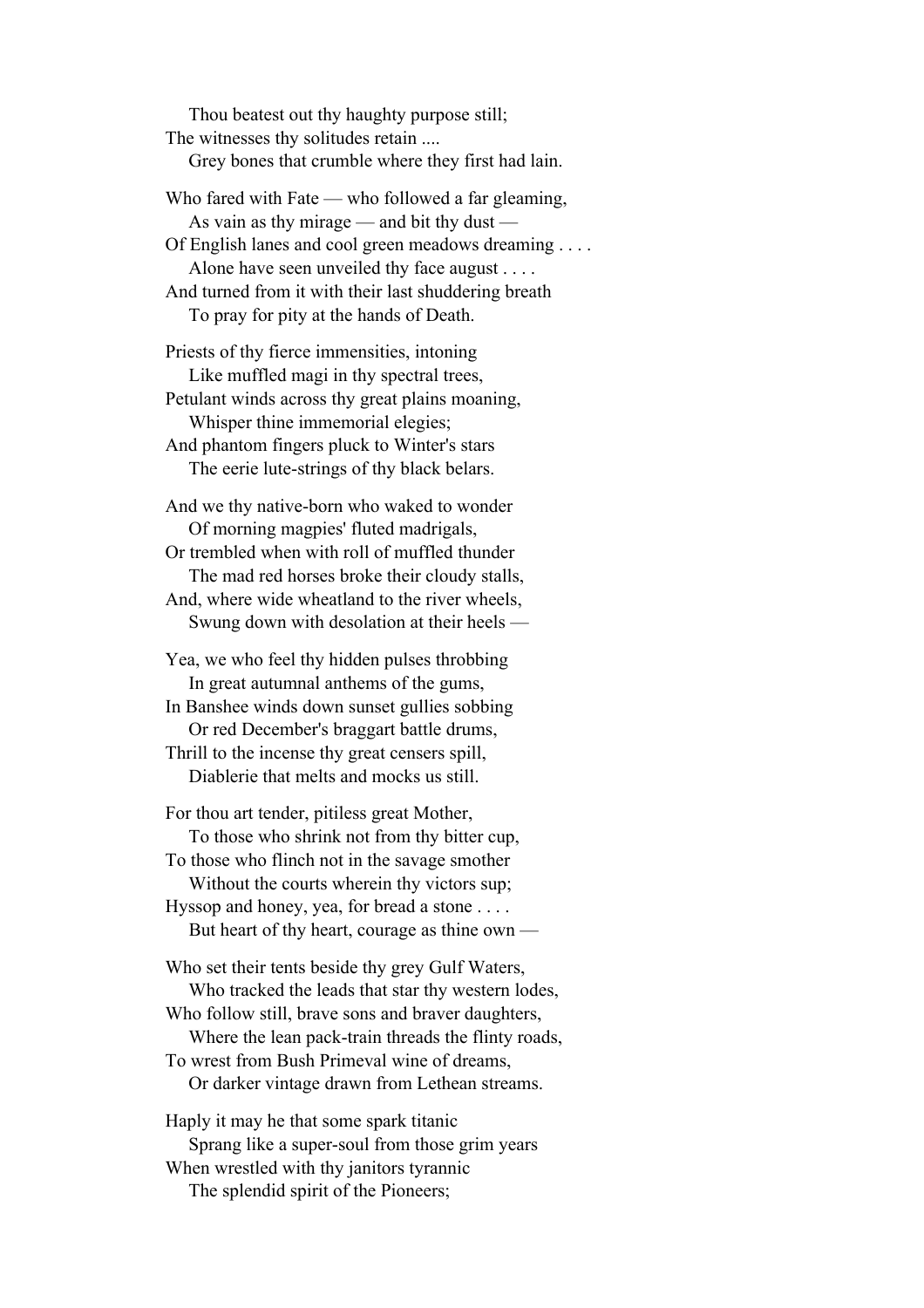Thou beatest out thy haughty purpose still;  
The witnesses thy solitudes retain ....  
Grey bones that crumble where they first had lain.

Who fared with Fate — who followed a far gleaming,  
As vain as thy mirage — and bit thy dust —  
Of English lanes and cool green meadows dreaming . . . .  
Alone have seen unveiled thy face august . . . .  
And turned from it with their last shuddering breath  
To pray for pity at the hands of Death.

Priests of thy fierce immensities, intoning  
Like muffled magi in thy spectral trees,  
Petulant winds across thy great plains moaning,  
Whisper thine immemorial elegies;  
And phantom fingers pluck to Winter's stars  
The eerie lute-strings of thy black belars.

And we thy native-born who waked to wonder  
Of morning magpies' fluted madrigals,  
Or trembled when with roll of muffled thunder  
The mad red horses broke their cloudy stalls,  
And, where wide wheatland to the river wheels,  
Swung down with desolation at their heels —

Yea, we who feel thy hidden pulses throbbing  
In great autumnal anthems of the gums,  
In Banshee winds down sunset gullies sobbing  
Or red December's braggart battle drums,  
Thrill to the incense thy great censers spill,  
Diablerie that melts and mocks us still.

For thou art tender, pitiless great Mother,  
To those who shrink not from thy bitter cup,  
To those who flinch not in the savage smother  
Without the courts wherein thy victors sup;  
Hyssop and honey, yea, for bread a stone . . . .  
But heart of thy heart, courage as thine own —

Who set their tents beside thy grey Gulf Waters,  
Who tracked the leads that star thy western lodes,  
Who follow still, brave sons and braver daughters,  
Where the lean pack-train threads the flinty roads,  
To wrest from Bush Primeval wine of dreams,  
Or darker vintage drawn from Lethean streams.

Haply it may he that some spark titanic  
Sprang like a super-soul from those grim years  
When wrestled with thy janitors tyrannic  
The splendid spirit of the Pioneers;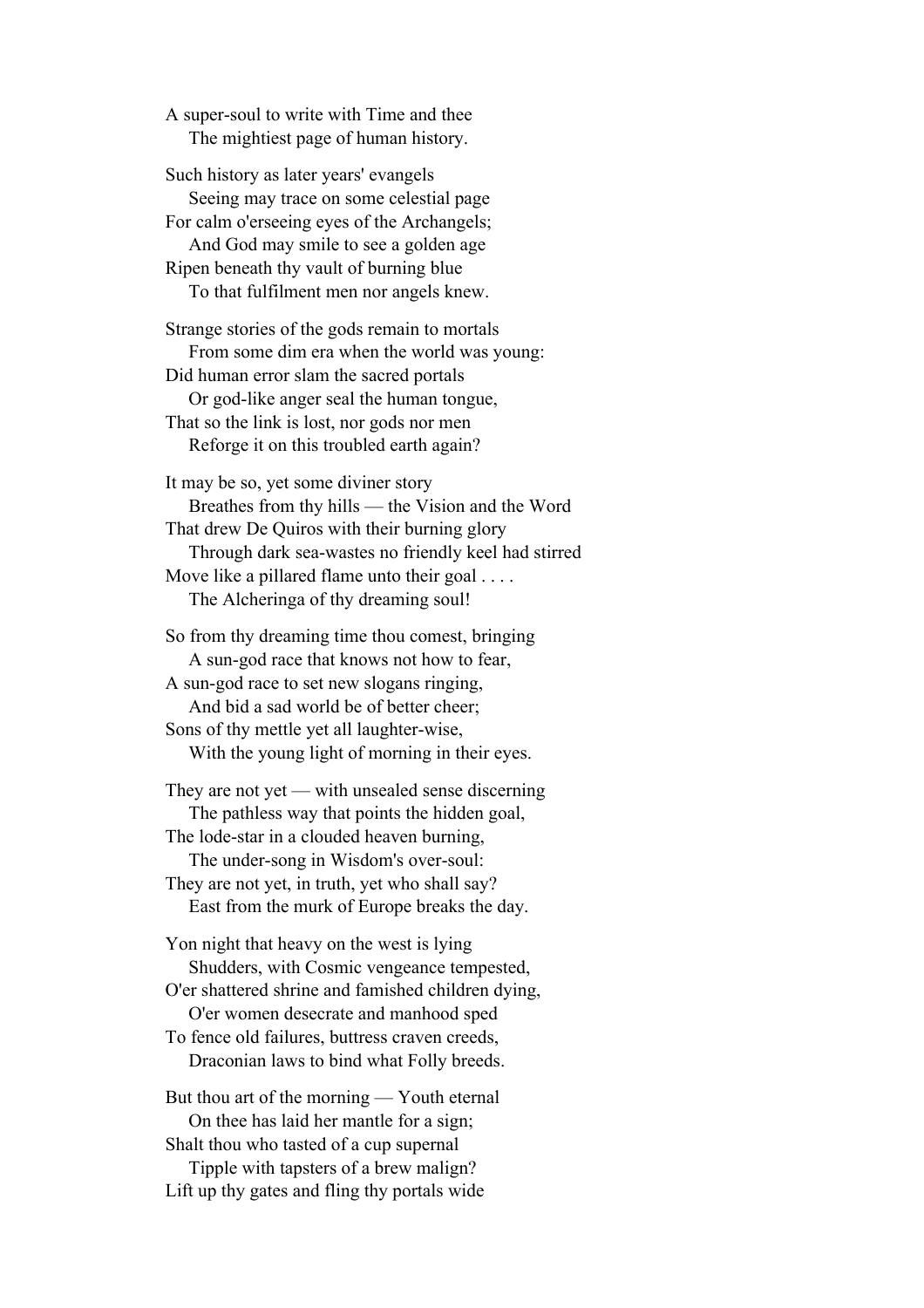A super-soul to write with Time and thee
    The mightiest page of human history.

Such history as later years' evangels
    Seeing may trace on some celestial page
For calm o'erseeing eyes of the Archangels;
    And God may smile to see a golden age
Ripen beneath thy vault of burning blue
    To that fulfilment men nor angels knew.

Strange stories of the gods remain to mortals
    From some dim era when the world was young:
Did human error slam the sacred portals
    Or god-like anger seal the human tongue,
That so the link is lost, nor gods nor men
    Reforge it on this troubled earth again?

It may be so, yet some diviner story
    Breathes from thy hills — the Vision and the Word
That drew De Quiros with their burning glory
    Through dark sea-wastes no friendly keel had stirred
Move like a pillared flame unto their goal . . . .
    The Alcheringa of thy dreaming soul!

So from thy dreaming time thou comest, bringing
    A sun-god race that knows not how to fear,
A sun-god race to set new slogans ringing,
    And bid a sad world be of better cheer;
Sons of thy mettle yet all laughter-wise,
    With the young light of morning in their eyes.

They are not yet — with unsealed sense discerning
    The pathless way that points the hidden goal,
The lode-star in a clouded heaven burning,
    The under-song in Wisdom's over-soul:
They are not yet, in truth, yet who shall say?
    East from the murk of Europe breaks the day.

Yon night that heavy on the west is lying
    Shudders, with Cosmic vengeance tempested,
O'er shattered shrine and famished children dying,
    O'er women desecrate and manhood sped
To fence old failures, buttress craven creeds,
    Draconian laws to bind what Folly breeds.

But thou art of the morning — Youth eternal
    On thee has laid her mantle for a sign;
Shalt thou who tasted of a cup supernal
    Tipple with tapsters of a brew malign?
Lift up thy gates and fling thy portals wide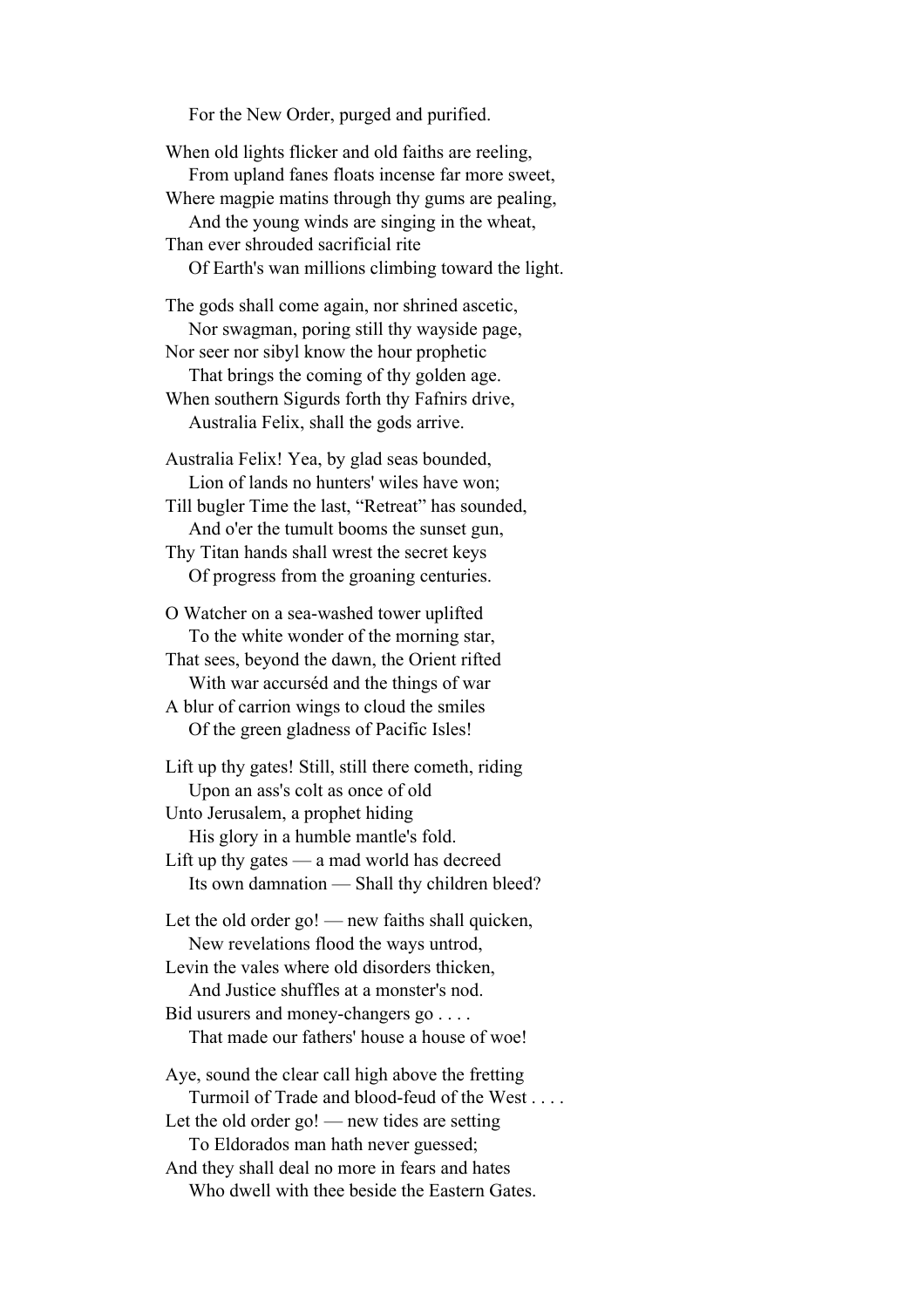For the New Order, purged and purified.

When old lights flicker and old faiths are reeling,
From upland fanes floats incense far more sweet,
Where magpie matins through thy gums are pealing,
And the young winds are singing in the wheat,
Than ever shrouded sacrificial rite
Of Earth's wan millions climbing toward the light.

The gods shall come again, nor shrined ascetic,
Nor swagman, poring still thy wayside page,
Nor seer nor sibyl know the hour prophetic
That brings the coming of thy golden age.
When southern Sigurds forth thy Fafnirs drive,
Australia Felix, shall the gods arrive.

Australia Felix! Yea, by glad seas bounded,
Lion of lands no hunters' wiles have won;
Till bugler Time the last, "Retreat" has sounded,
And o'er the tumult booms the sunset gun,
Thy Titan hands shall wrest the secret keys
Of progress from the groaning centuries.

O Watcher on a sea-washed tower uplifted
To the white wonder of the morning star,
That sees, beyond the dawn, the Orient rifted
With war accurséd and the things of war
A blur of carrion wings to cloud the smiles
Of the green gladness of Pacific Isles!

Lift up thy gates! Still, still there cometh, riding
Upon an ass's colt as once of old
Unto Jerusalem, a prophet hiding
His glory in a humble mantle's fold.
Lift up thy gates — a mad world has decreed
Its own damnation — Shall thy children bleed?

Let the old order go! — new faiths shall quicken,
New revelations flood the ways untrod,
Levin the vales where old disorders thicken,
And Justice shuffles at a monster's nod.
Bid usurers and money-changers go . . . .
That made our fathers' house a house of woe!

Aye, sound the clear call high above the fretting
Turmoil of Trade and blood-feud of the West . . . .
Let the old order go! — new tides are setting
To Eldorados man hath never guessed;
And they shall deal no more in fears and hates
Who dwell with thee beside the Eastern Gates.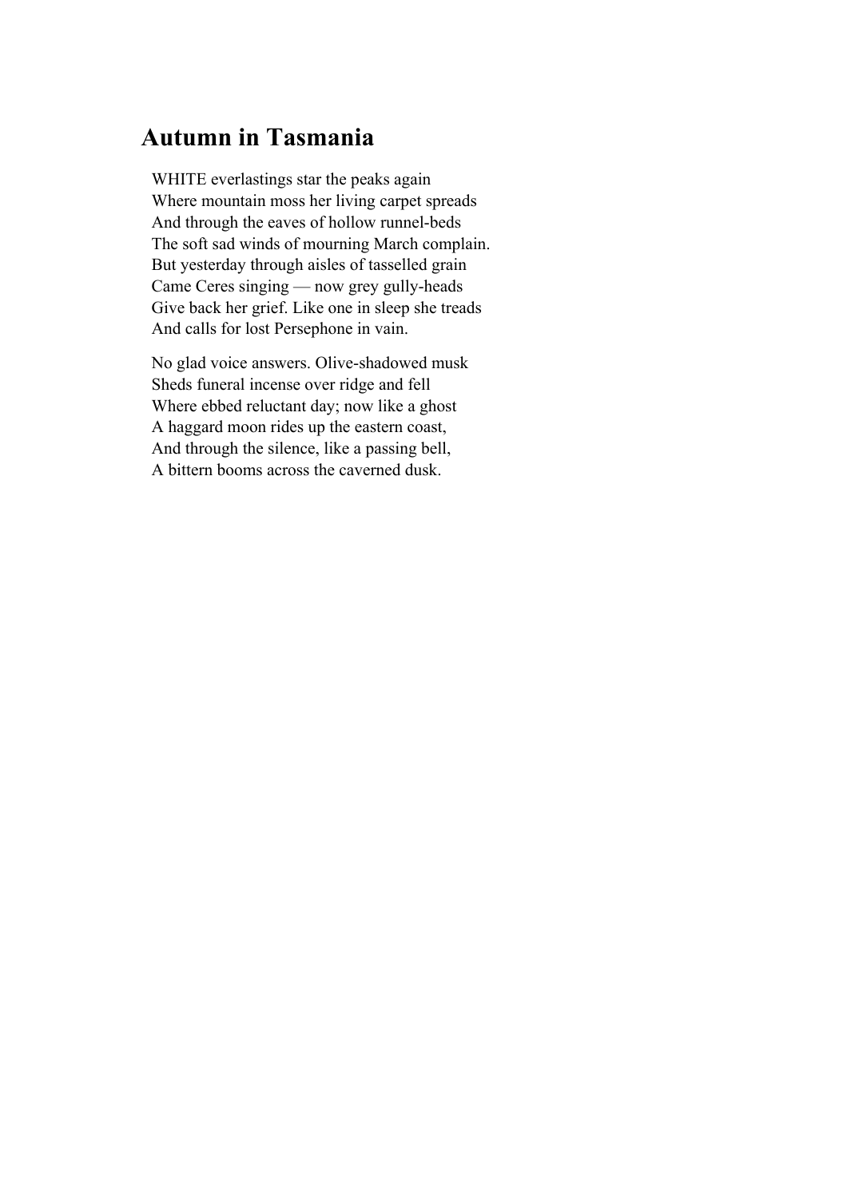## Autumn in Tasmania

WHITE everlastings star the peaks again  
Where mountain moss her living carpet spreads  
And through the eaves of hollow runnel-beds  
The soft sad winds of mourning March complain.  
But yesterday through aisles of tasselled grain  
Came Ceres singing — now grey gully-heads  
Give back her grief. Like one in sleep she treads  
And calls for lost Persephone in vain.

No glad voice answers. Olive-shadowed musk  
Sheds funeral incense over ridge and fell  
Where ebbed reluctant day; now like a ghost  
A haggard moon rides up the eastern coast,  
And through the silence, like a passing bell,  
A bittern booms across the caverned dusk.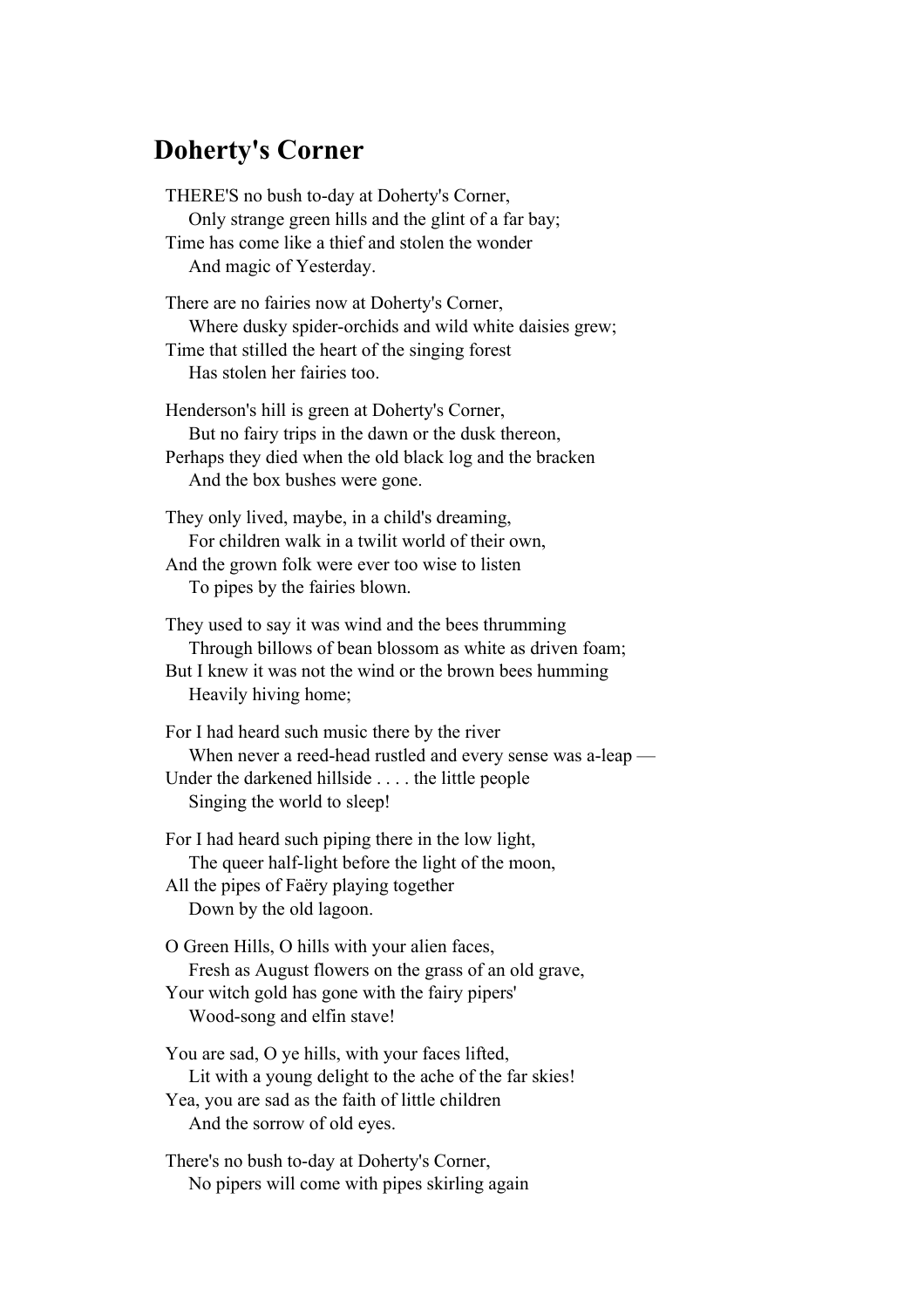## Doherty's Corner

THERE'S no bush to-day at Doherty's Corner,
  Only strange green hills and the glint of a far bay;
Time has come like a thief and stolen the wonder
  And magic of Yesterday.

There are no fairies now at Doherty's Corner,
  Where dusky spider-orchids and wild white daisies grew;
Time that stilled the heart of the singing forest
  Has stolen her fairies too.

Henderson's hill is green at Doherty's Corner,
  But no fairy trips in the dawn or the dusk thereon,
Perhaps they died when the old black log and the bracken
  And the box bushes were gone.

They only lived, maybe, in a child's dreaming,
  For children walk in a twilit world of their own,
And the grown folk were ever too wise to listen
  To pipes by the fairies blown.

They used to say it was wind and the bees thrumming
  Through billows of bean blossom as white as driven foam;
But I knew it was not the wind or the brown bees humming
  Heavily hiving home;

For I had heard such music there by the river
  When never a reed-head rustled and every sense was a-leap —
Under the darkened hillside . . . . the little people
  Singing the world to sleep!

For I had heard such piping there in the low light,
  The queer half-light before the light of the moon,
All the pipes of Faëry playing together
  Down by the old lagoon.

O Green Hills, O hills with your alien faces,
  Fresh as August flowers on the grass of an old grave,
Your witch gold has gone with the fairy pipers'
  Wood-song and elfin stave!

You are sad, O ye hills, with your faces lifted,
  Lit with a young delight to the ache of the far skies!
Yea, you are sad as the faith of little children
  And the sorrow of old eyes.

There's no bush to-day at Doherty's Corner,
  No pipers will come with pipes skirling again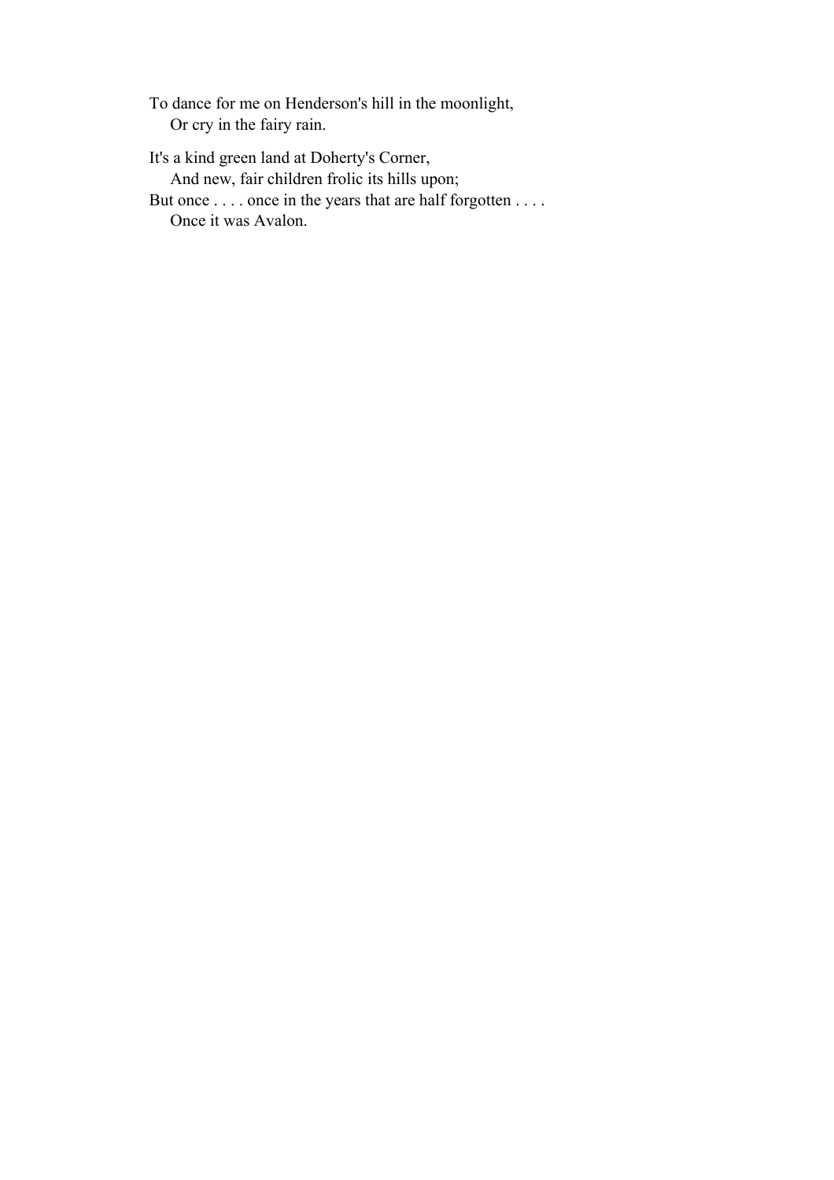To dance for me on Henderson's hill in the moonlight,  
    Or cry in the fairy rain.

It's a kind green land at Doherty's Corner,  
    And new, fair children frolic its hills upon;  
But once . . . . once in the years that are half forgotten . . . .  
    Once it was Avalon.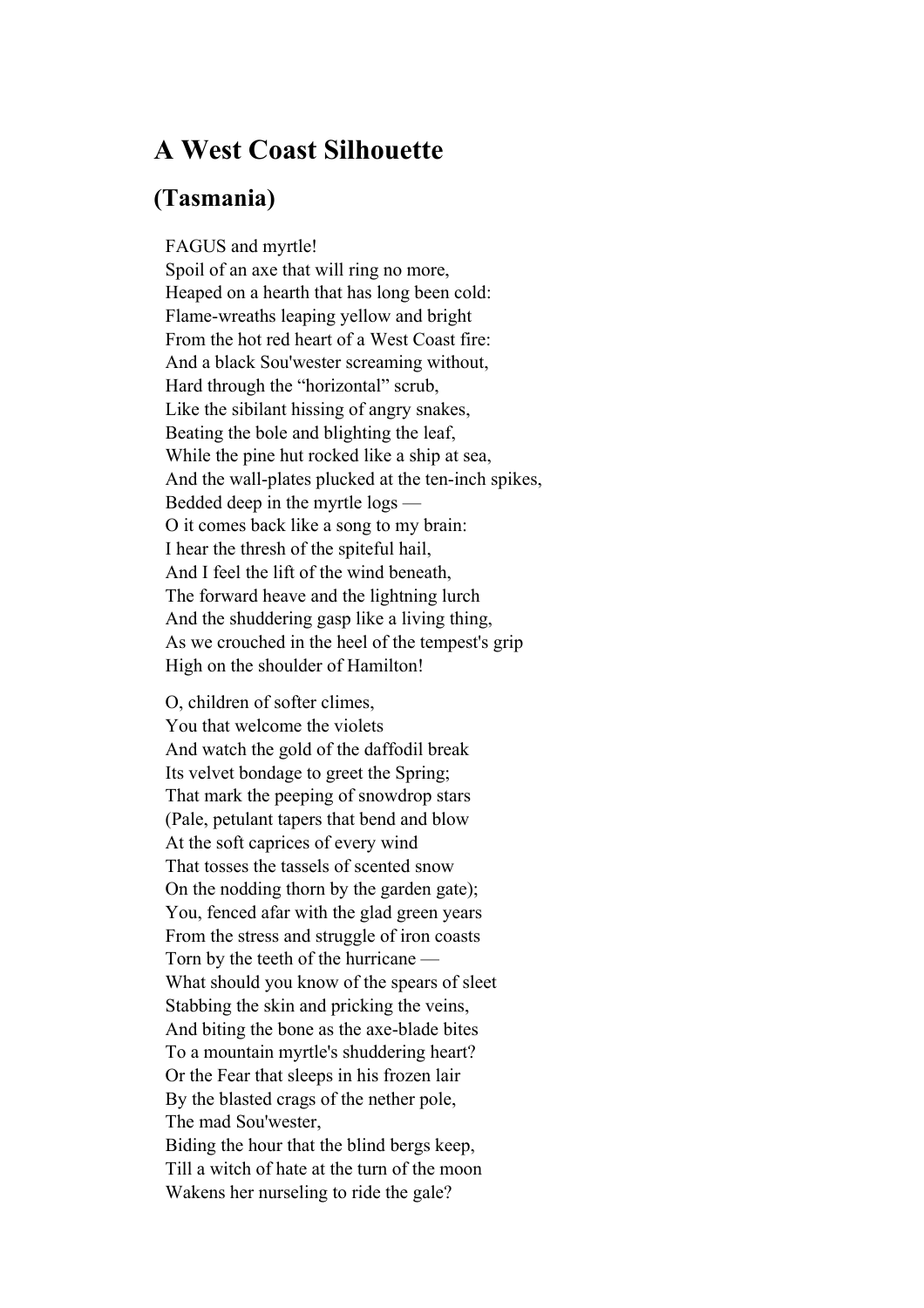# A West Coast Silhouette

## (Tasmania)

FAGUS and myrtle!
Spoil of an axe that will ring no more,
Heaped on a hearth that has long been cold:
Flame-wreaths leaping yellow and bright
From the hot red heart of a West Coast fire:
And a black Sou'wester screaming without,
Hard through the "horizontal" scrub,
Like the sibilant hissing of angry snakes,
Beating the bole and blighting the leaf,
While the pine hut rocked like a ship at sea,
And the wall-plates plucked at the ten-inch spikes,
Bedded deep in the myrtle logs —
O it comes back like a song to my brain:
I hear the thresh of the spiteful hail,
And I feel the lift of the wind beneath,
The forward heave and the lightning lurch
And the shuddering gasp like a living thing,
As we crouched in the heel of the tempest's grip
High on the shoulder of Hamilton!

O, children of softer climes,
You that welcome the violets
And watch the gold of the daffodil break
Its velvet bondage to greet the Spring;
That mark the peeping of snowdrop stars
(Pale, petulant tapers that bend and blow
At the soft caprices of every wind
That tosses the tassels of scented snow
On the nodding thorn by the garden gate);
You, fenced afar with the glad green years
From the stress and struggle of iron coasts
Torn by the teeth of the hurricane —
What should you know of the spears of sleet
Stabbing the skin and pricking the veins,
And biting the bone as the axe-blade bites
To a mountain myrtle's shuddering heart?
Or the Fear that sleeps in his frozen lair
By the blasted crags of the nether pole,
The mad Sou'wester,
Biding the hour that the blind bergs keep,
Till a witch of hate at the turn of the moon
Wakens her nurseling to ride the gale?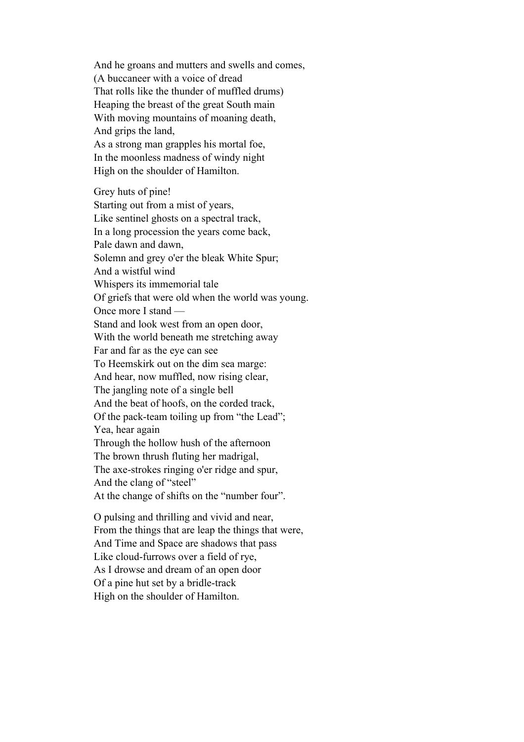And he groans and mutters and swells and comes,  
(A buccaneer with a voice of dread  
That rolls like the thunder of muffled drums)  
Heaping the breast of the great South main  
With moving mountains of moaning death,  
And grips the land,  
As a strong man grapples his mortal foe,  
In the moonless madness of windy night  
High on the shoulder of Hamilton.

Grey huts of pine!  
Starting out from a mist of years,  
Like sentinel ghosts on a spectral track,  
In a long procession the years come back,  
Pale dawn and dawn,  
Solemn and grey o'er the bleak White Spur;  
And a wistful wind  
Whispers its immemorial tale  
Of griefs that were old when the world was young.  
Once more I stand —  
Stand and look west from an open door,  
With the world beneath me stretching away  
Far and far as the eye can see  
To Heemskirk out on the dim sea marge:  
And hear, now muffled, now rising clear,  
The jangling note of a single bell  
And the beat of hoofs, on the corded track,  
Of the pack-team toiling up from “the Lead”;  
Yea, hear again  
Through the hollow hush of the afternoon  
The brown thrush fluting her madrigal,  
The axe-strokes ringing o'er ridge and spur,  
And the clang of “steel”  
At the change of shifts on the “number four”.

O pulsing and thrilling and vivid and near,  
From the things that are leap the things that were,  
And Time and Space are shadows that pass  
Like cloud-furrows over a field of rye,  
As I drowse and dream of an open door  
Of a pine hut set by a bridle-track  
High on the shoulder of Hamilton.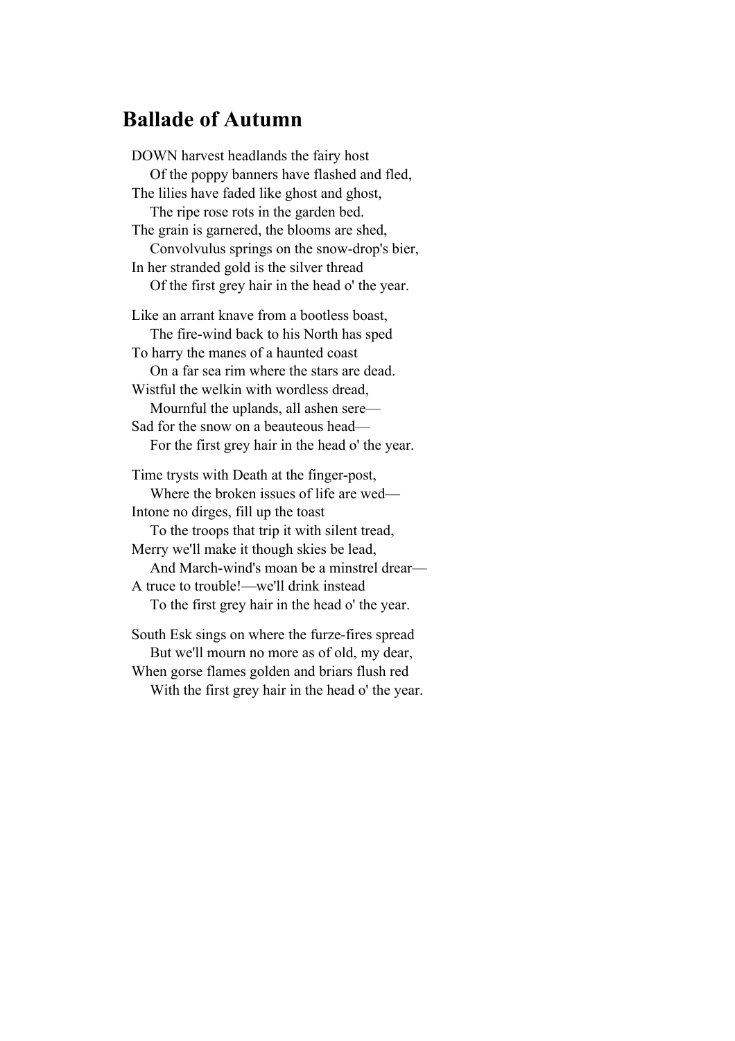## Ballade of Autumn

DOWN harvest headlands the fairy host
    Of the poppy banners have flashed and fled,
The lilies have faded like ghost and ghost,
    The ripe rose rots in the garden bed.
The grain is garnered, the blooms are shed,
    Convolvulus springs on the snow-drop's bier,
In her stranded gold is the silver thread
    Of the first grey hair in the head o' the year.

Like an arrant knave from a bootless boast,
    The fire-wind back to his North has sped
To harry the manes of a haunted coast
    On a far sea rim where the stars are dead.
Wistful the welkin with wordless dread,
    Mournful the uplands, all ashen sere—
Sad for the snow on a beauteous head—
    For the first grey hair in the head o' the year.

Time trysts with Death at the finger-post,
    Where the broken issues of life are wed—
Intone no dirges, fill up the toast
    To the troops that trip it with silent tread,
Merry we'll make it though skies be lead,
    And March-wind's moan be a minstrel drear—
A truce to trouble!—we'll drink instead
    To the first grey hair in the head o' the year.

South Esk sings on where the furze-fires spread
    But we'll mourn no more as of old, my dear,
When gorse flames golden and briars flush red
    With the first grey hair in the head o' the year.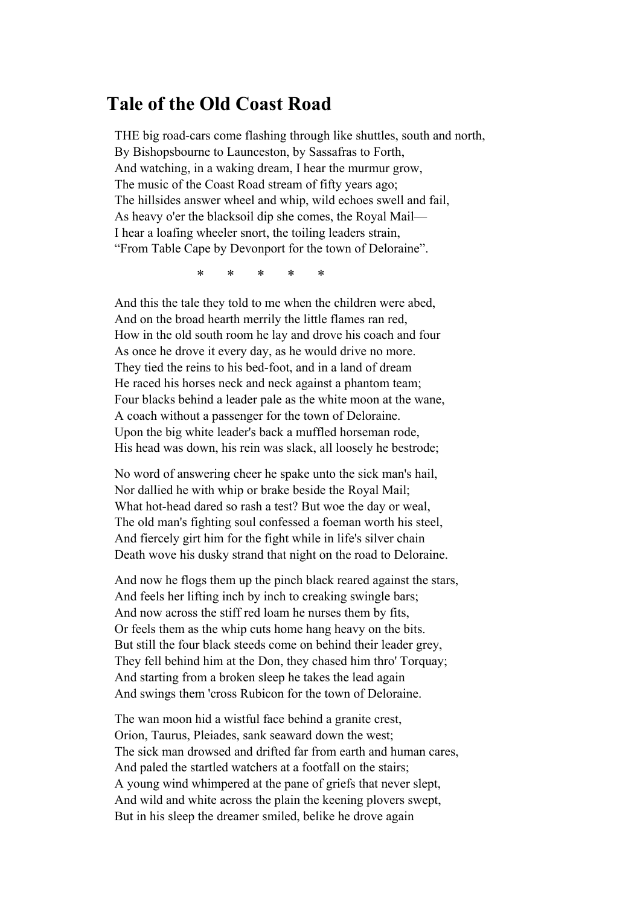# Tale of the Old Coast Road

THE big road-cars come flashing through like shuttles, south and north,
By Bishopsbourne to Launceston, by Sassafras to Forth,
And watching, in a waking dream, I hear the murmur grow,
The music of the Coast Road stream of fifty years ago;
The hillsides answer wheel and whip, wild echoes swell and fail,
As heavy o'er the blacksoil dip she comes, the Royal Mail—
I hear a loafing wheeler snort, the toiling leaders strain,
"From Table Cape by Devonport for the town of Deloraine".

\* \* \* \* \*

And this the tale they told to me when the children were abed,
And on the broad hearth merrily the little flames ran red,
How in the old south room he lay and drove his coach and four
As once he drove it every day, as he would drive no more.
They tied the reins to his bed-foot, and in a land of dream
He raced his horses neck and neck against a phantom team;
Four blacks behind a leader pale as the white moon at the wane,
A coach without a passenger for the town of Deloraine.
Upon the big white leader's back a muffled horseman rode,
His head was down, his rein was slack, all loosely he bestrode;

No word of answering cheer he spake unto the sick man's hail,
Nor dallied he with whip or brake beside the Royal Mail;
What hot-head dared so rash a test? But woe the day or weal,
The old man's fighting soul confessed a foeman worth his steel,
And fiercely girt him for the fight while in life's silver chain
Death wove his dusky strand that night on the road to Deloraine.

And now he flogs them up the pinch black reared against the stars,
And feels her lifting inch by inch to creaking swingle bars;
And now across the stiff red loam he nurses them by fits,
Or feels them as the whip cuts home hang heavy on the bits.
But still the four black steeds come on behind their leader grey,
They fell behind him at the Don, they chased him thro' Torquay;
And starting from a broken sleep he takes the lead again
And swings them 'cross Rubicon for the town of Deloraine.

The wan moon hid a wistful face behind a granite crest,
Orion, Taurus, Pleiades, sank seaward down the west;
The sick man drowsed and drifted far from earth and human cares,
And paled the startled watchers at a footfall on the stairs;
A young wind whimpered at the pane of griefs that never slept,
And wild and white across the plain the keening plovers swept,
But in his sleep the dreamer smiled, belike he drove again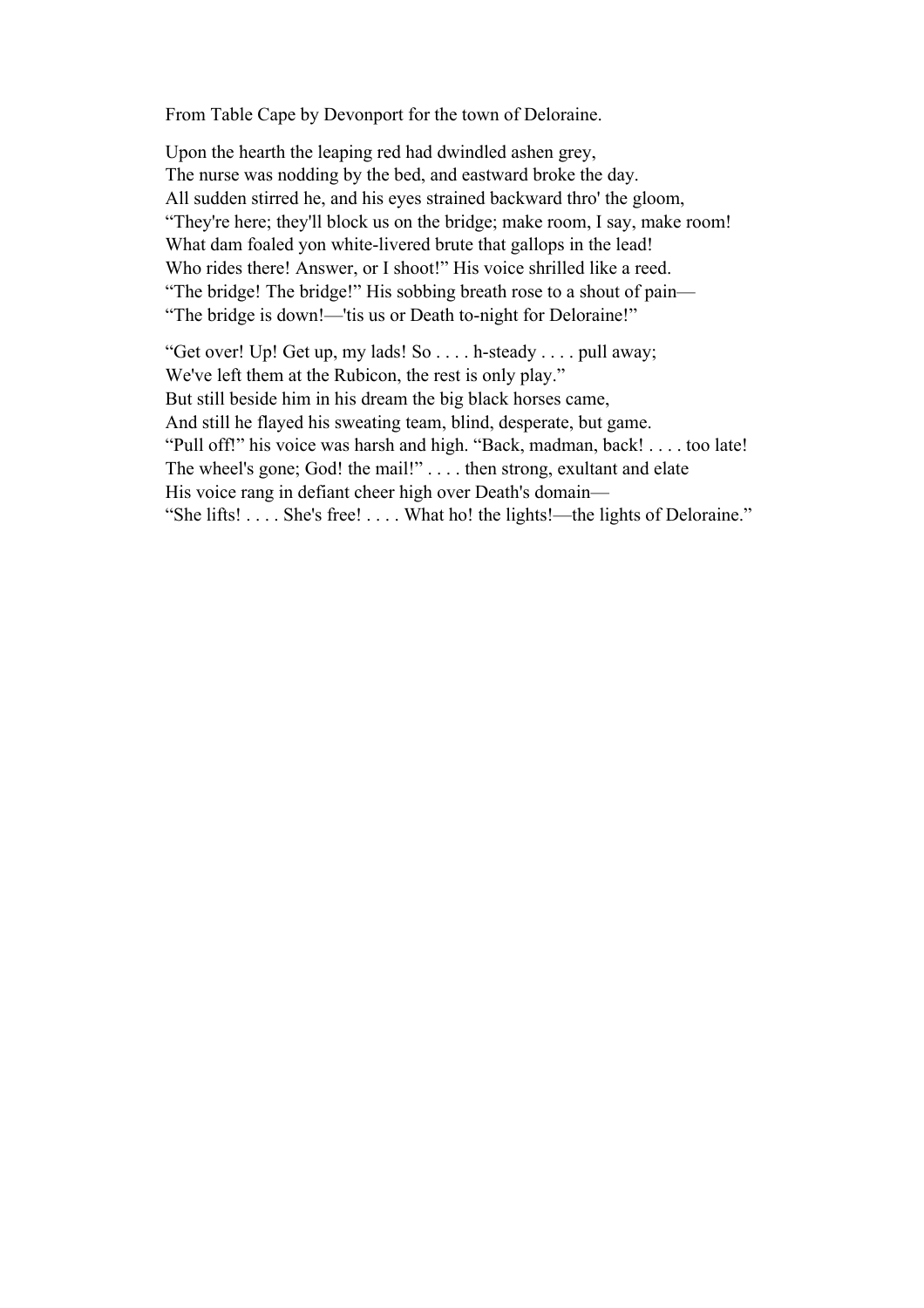From Table Cape by Devonport for the town of Deloraine.

Upon the hearth the leaping red had dwindled ashen grey,  
The nurse was nodding by the bed, and eastward broke the day.  
All sudden stirred he, and his eyes strained backward thro' the gloom,  
“They're here; they'll block us on the bridge; make room, I say, make room!  
What dam foaled yon white-livered brute that gallops in the lead!  
Who rides there! Answer, or I shoot!” His voice shrilled like a reed.  
“The bridge! The bridge!” His sobbing breath rose to a shout of pain—  
“The bridge is down!—'tis us or Death to-night for Deloraine!”

“Get over! Up! Get up, my lads! So . . . . h-steady . . . . pull away;  
We've left them at the Rubicon, the rest is only play.”  
But still beside him in his dream the big black horses came,  
And still he flayed his sweating team, blind, desperate, but game.  
“Pull off!” his voice was harsh and high. “Back, madman, back! . . . . too late!  
The wheel's gone; God! the mail!” . . . . then strong, exultant and elate  
His voice rang in defiant cheer high over Death's domain—  
“She lifts! . . . . She's free! . . . . What ho! the lights!—the lights of Deloraine.”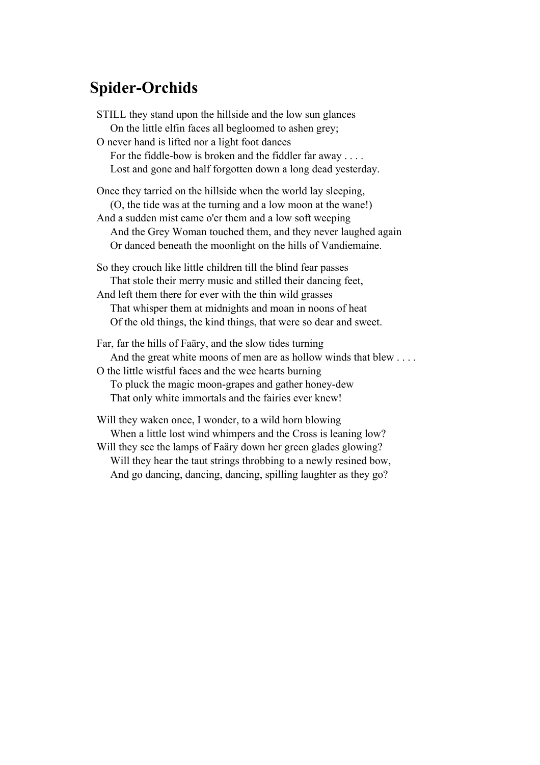## Spider-Orchids

STILL they stand upon the hillside and the low sun glances  
    On the little elfin faces all begloomed to ashen grey;  
O never hand is lifted nor a light foot dances  
    For the fiddle-bow is broken and the fiddler far away . . . .  
    Lost and gone and half forgotten down a long dead yesterday.

Once they tarried on the hillside when the world lay sleeping,  
    (O, the tide was at the turning and a low moon at the wane!)  
And a sudden mist came o'er them and a low soft weeping  
    And the Grey Woman touched them, and they never laughed again  
    Or danced beneath the moonlight on the hills of Vandiemaine.

So they crouch like little children till the blind fear passes  
    That stole their merry music and stilled their dancing feet,  
And left them there for ever with the thin wild grasses  
    That whisper them at midnights and moan in noons of heat  
    Of the old things, the kind things, that were so dear and sweet.

Far, far the hills of Faäry, and the slow tides turning  
    And the great white moons of men are as hollow winds that blew . . . .  
O the little wistful faces and the wee hearts burning  
    To pluck the magic moon-grapes and gather honey-dew  
    That only white immortals and the fairies ever knew!

Will they waken once, I wonder, to a wild horn blowing  
    When a little lost wind whimpers and the Cross is leaning low?  
Will they see the lamps of Faäry down her green glades glowing?  
    Will they hear the taut strings throbbing to a newly resined bow,  
    And go dancing, dancing, dancing, spilling laughter as they go?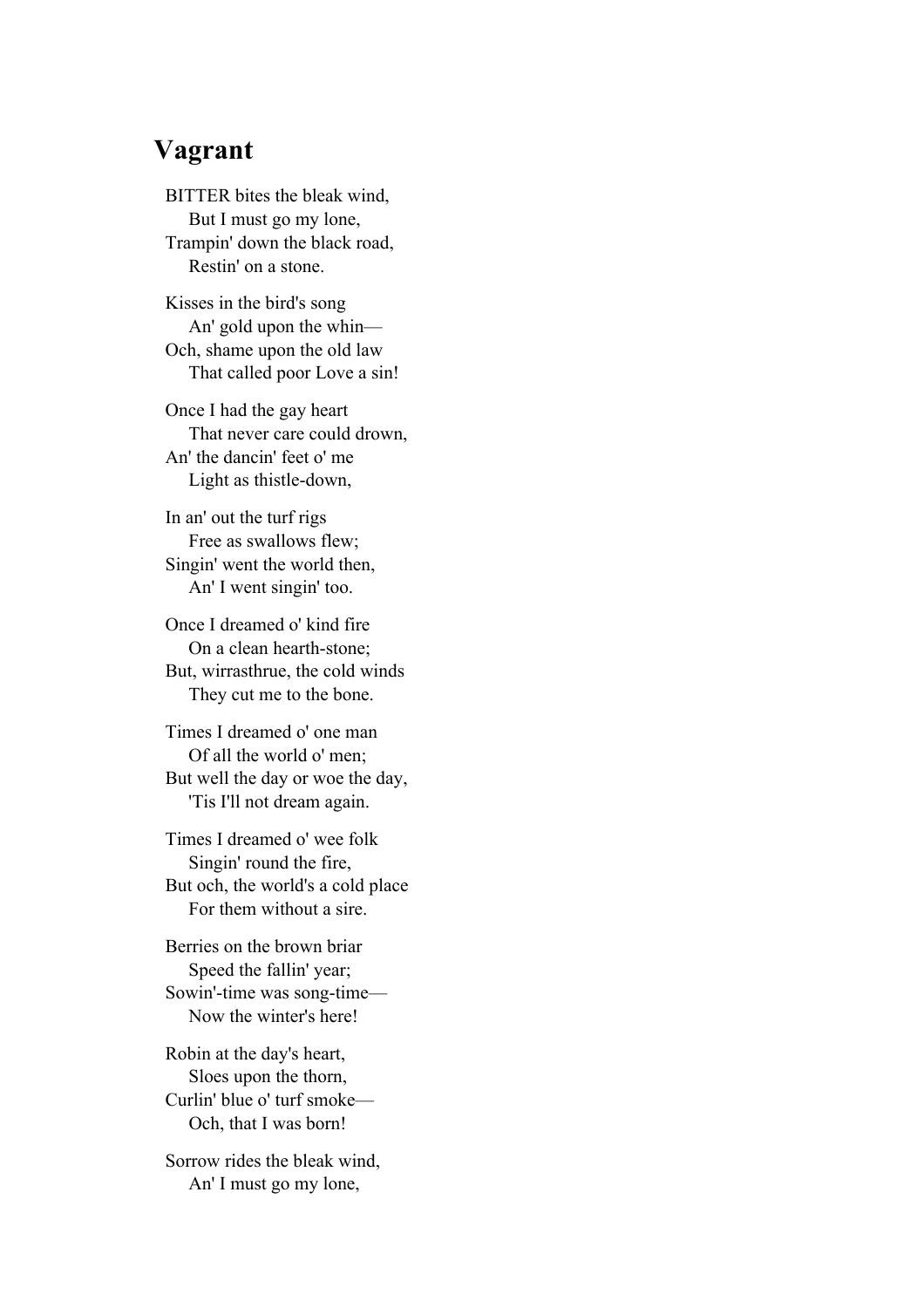## Vagrant

BITTER bites the bleak wind,  
    But I must go my lone,  
Trampin' down the black road,  
    Restin' on a stone.

Kisses in the bird's song  
    An' gold upon the whin—  
Och, shame upon the old law  
    That called poor Love a sin!

Once I had the gay heart  
    That never care could drown,  
An' the dancin' feet o' me  
    Light as thistle-down,

In an' out the turf rigs  
    Free as swallows flew;  
Singin' went the world then,  
    An' I went singin' too.

Once I dreamed o' kind fire  
    On a clean hearth-stone;  
But, wirrasthrue, the cold winds  
    They cut me to the bone.

Times I dreamed o' one man  
    Of all the world o' men;  
But well the day or woe the day,  
    'Tis I'll not dream again.

Times I dreamed o' wee folk  
    Singin' round the fire,  
But och, the world's a cold place  
    For them without a sire.

Berries on the brown briar  
    Speed the fallin' year;  
Sowin'-time was song-time—  
    Now the winter's here!

Robin at the day's heart,  
    Sloes upon the thorn,  
Curlin' blue o' turf smoke—  
    Och, that I was born!

Sorrow rides the bleak wind,  
    An' I must go my lone,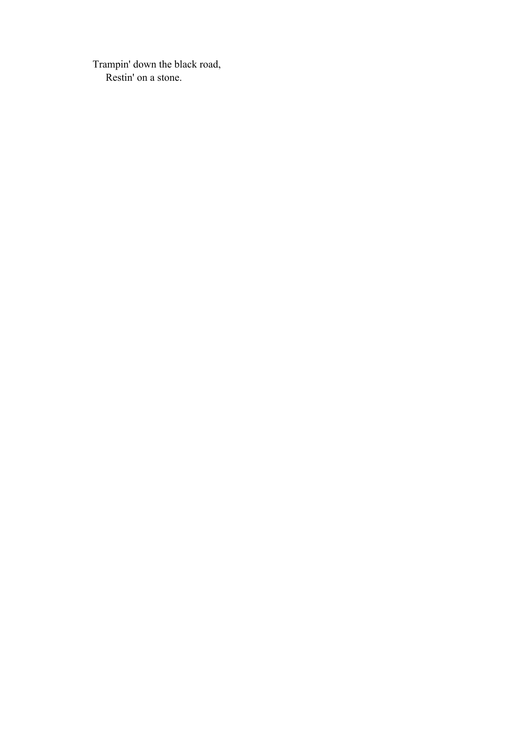Trampin' down the black road,
    Restin' on a stone.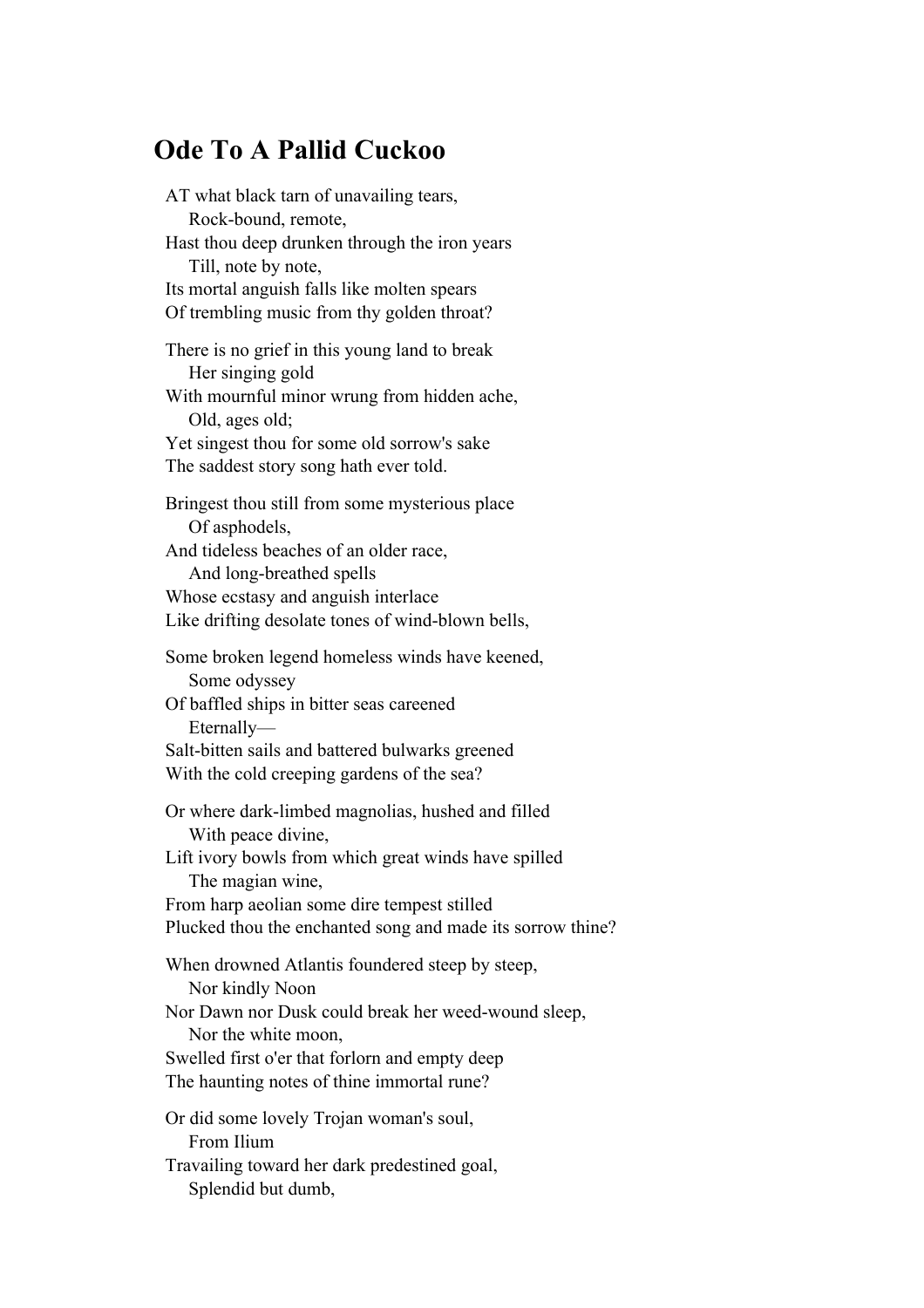## Ode To A Pallid Cuckoo

AT what black tarn of unavailing tears,  
    Rock-bound, remote,  
Hast thou deep drunken through the iron years  
    Till, note by note,  
Its mortal anguish falls like molten spears  
Of trembling music from thy golden throat?

There is no grief in this young land to break  
    Her singing gold  
With mournful minor wrung from hidden ache,  
    Old, ages old;  
Yet singest thou for some old sorrow's sake  
The saddest story song hath ever told.

Bringest thou still from some mysterious place  
    Of asphodels,  
And tideless beaches of an older race,  
    And long-breathed spells  
Whose ecstasy and anguish interlace  
Like drifting desolate tones of wind-blown bells,

Some broken legend homeless winds have keened,  
    Some odyssey  
Of baffled ships in bitter seas careened  
    Eternally—  
Salt-bitten sails and battered bulwarks greened  
With the cold creeping gardens of the sea?

Or where dark-limbed magnolias, hushed and filled  
    With peace divine,  
Lift ivory bowls from which great winds have spilled  
    The magian wine,  
From harp aeolian some dire tempest stilled  
Plucked thou the enchanted song and made its sorrow thine?

When drowned Atlantis foundered steep by steep,  
    Nor kindly Noon  
Nor Dawn nor Dusk could break her weed-wound sleep,  
    Nor the white moon,  
Swelled first o'er that forlorn and empty deep  
The haunting notes of thine immortal rune?

Or did some lovely Trojan woman's soul,  
    From Ilium  
Travailing toward her dark predestined goal,  
    Splendid but dumb,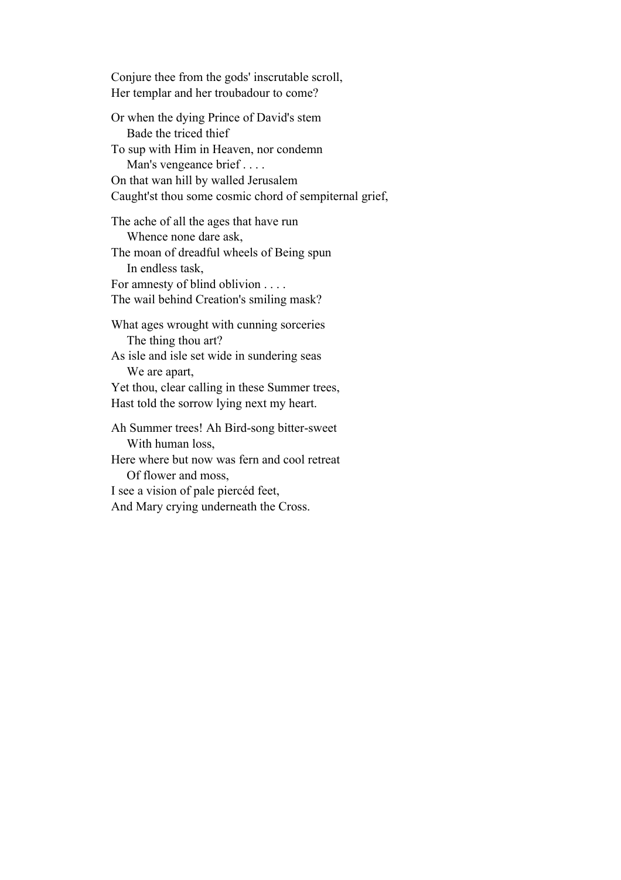Conjure thee from the gods' inscrutable scroll,  
Her templar and her troubadour to come?

Or when the dying Prince of David's stem  
    Bade the triced thief  
To sup with Him in Heaven, nor condemn  
    Man's vengeance brief . . . .  
On that wan hill by walled Jerusalem  
Caught'st thou some cosmic chord of sempiternal grief,

The ache of all the ages that have run  
    Whence none dare ask,  
The moan of dreadful wheels of Being spun  
    In endless task,  
For amnesty of blind oblivion . . . .  
The wail behind Creation's smiling mask?

What ages wrought with cunning sorceries  
    The thing thou art?  
As isle and isle set wide in sundering seas  
    We are apart,  
Yet thou, clear calling in these Summer trees,  
Hast told the sorrow lying next my heart.

Ah Summer trees! Ah Bird-song bitter-sweet  
    With human loss,  
Here where but now was fern and cool retreat  
    Of flower and moss,  
I see a vision of pale piercéd feet,  
And Mary crying underneath the Cross.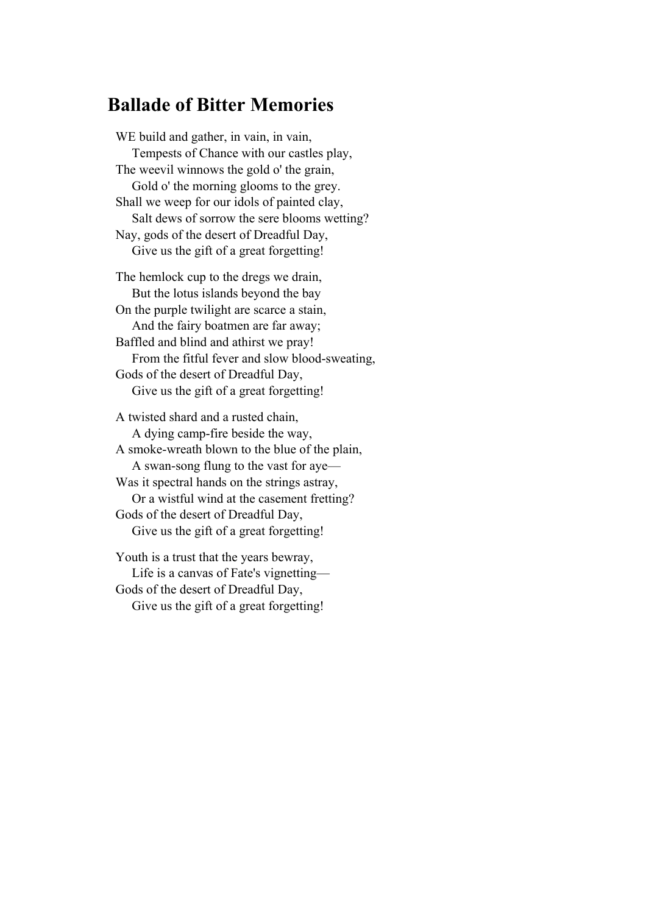## Ballade of Bitter Memories

WE build and gather, in vain, in vain,  
    Tempests of Chance with our castles play,  
The weevil winnows the gold o' the grain,  
    Gold o' the morning glooms to the grey.  
Shall we weep for our idols of painted clay,  
    Salt dews of sorrow the sere blooms wetting?  
Nay, gods of the desert of Dreadful Day,  
    Give us the gift of a great forgetting!

The hemlock cup to the dregs we drain,  
    But the lotus islands beyond the bay  
On the purple twilight are scarce a stain,  
    And the fairy boatmen are far away;  
Baffled and blind and athirst we pray!  
    From the fitful fever and slow blood-sweating,  
Gods of the desert of Dreadful Day,  
    Give us the gift of a great forgetting!

A twisted shard and a rusted chain,  
    A dying camp-fire beside the way,  
A smoke-wreath blown to the blue of the plain,  
    A swan-song flung to the vast for aye—  
Was it spectral hands on the strings astray,  
    Or a wistful wind at the casement fretting?  
Gods of the desert of Dreadful Day,  
    Give us the gift of a great forgetting!

Youth is a trust that the years bewray,  
    Life is a canvas of Fate's vignetting—  
Gods of the desert of Dreadful Day,  
    Give us the gift of a great forgetting!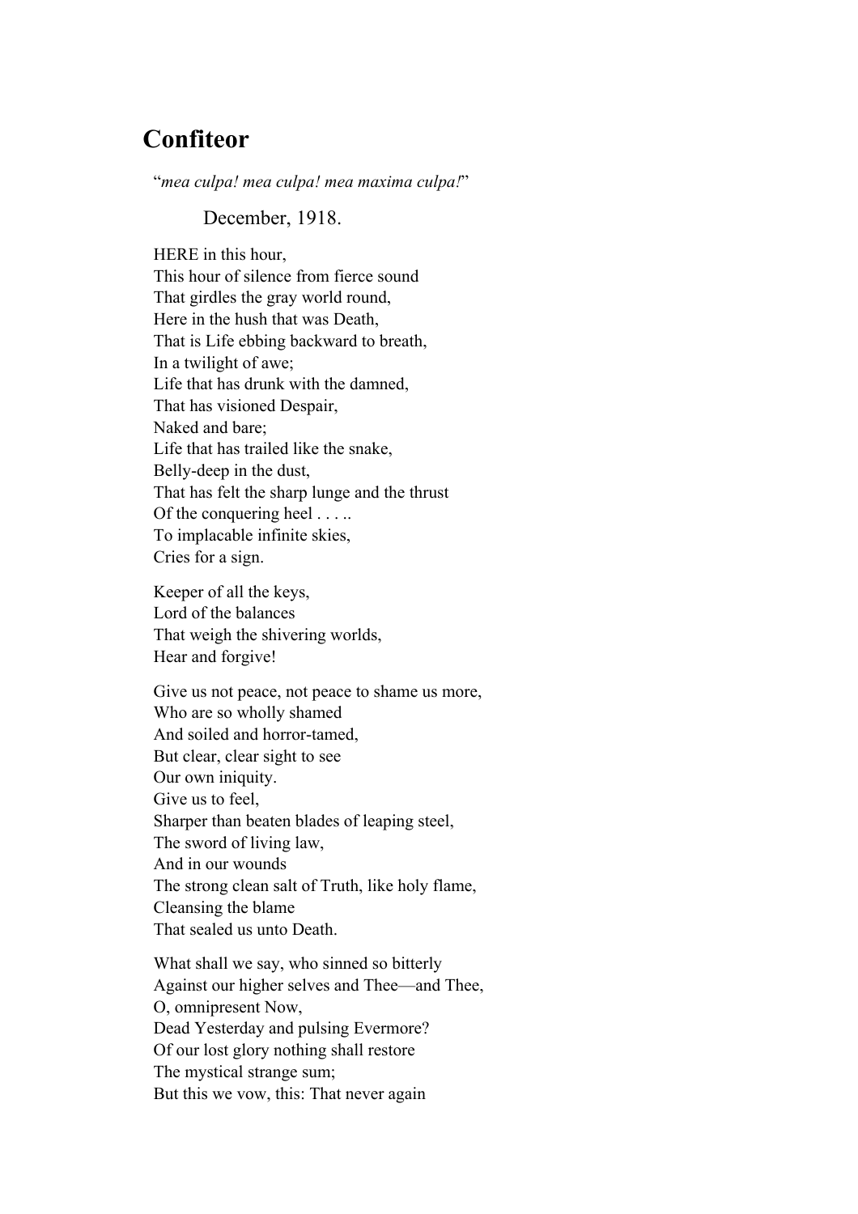## Confiteor

"*mea culpa! mea culpa! mea maxima culpa!*"

December, 1918.

HERE in this hour,
This hour of silence from fierce sound
That girdles the gray world round,
Here in the hush that was Death,
That is Life ebbing backward to breath,
In a twilight of awe;
Life that has drunk with the damned,
That has visioned Despair,
Naked and bare;
Life that has trailed like the snake,
Belly-deep in the dust,
That has felt the sharp lunge and the thrust
Of the conquering heel . . . ..
To implacable infinite skies,
Cries for a sign.

Keeper of all the keys,
Lord of the balances
That weigh the shivering worlds,
Hear and forgive!

Give us not peace, not peace to shame us more,
Who are so wholly shamed
And soiled and horror-tamed,
But clear, clear sight to see
Our own iniquity.
Give us to feel,
Sharper than beaten blades of leaping steel,
The sword of living law,
And in our wounds
The strong clean salt of Truth, like holy flame,
Cleansing the blame
That sealed us unto Death.

What shall we say, who sinned so bitterly
Against our higher selves and Thee—and Thee,
O, omnipresent Now,
Dead Yesterday and pulsing Evermore?
Of our lost glory nothing shall restore
The mystical strange sum;
But this we vow, this: That never again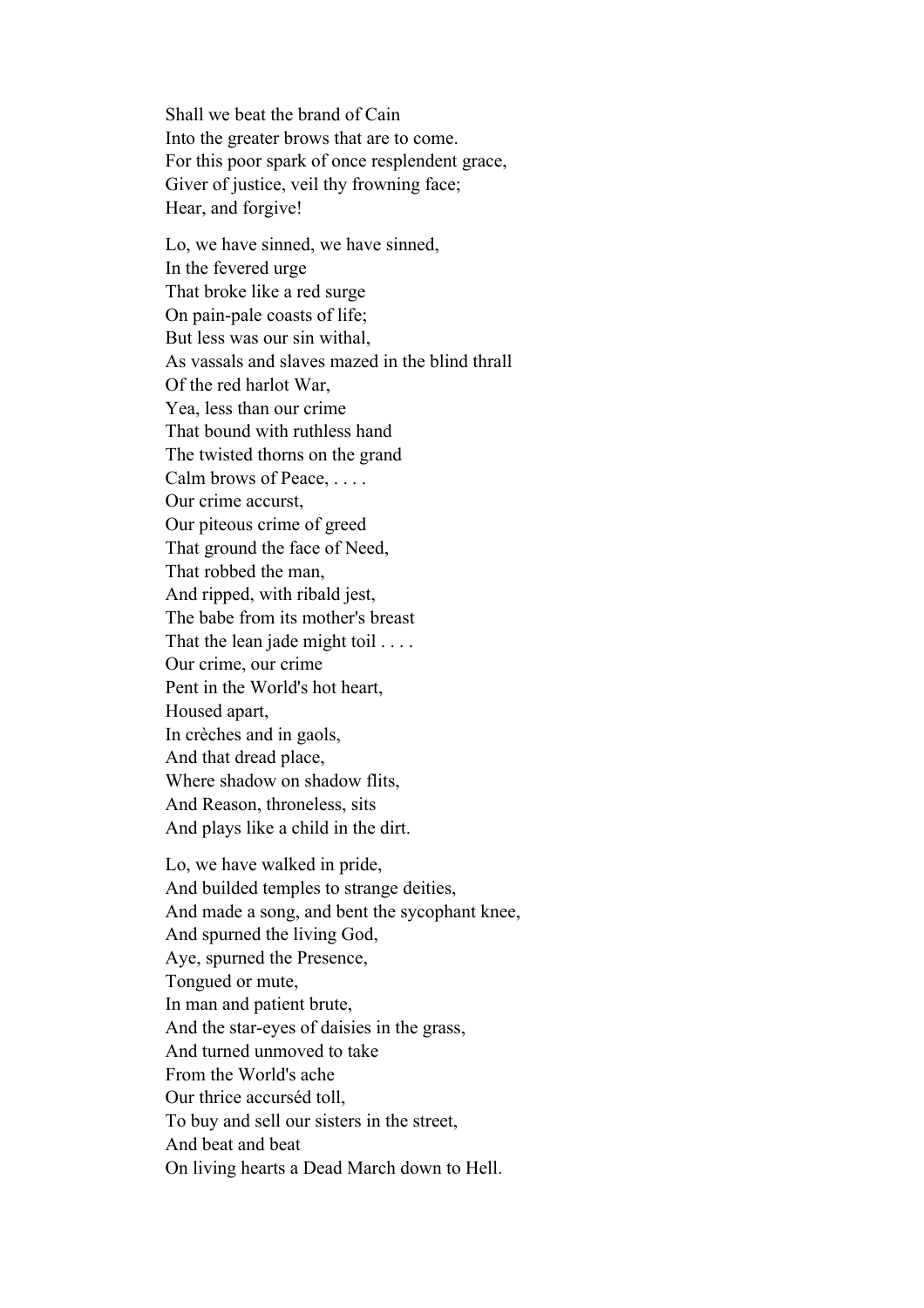Shall we beat the brand of Cain  
Into the greater brows that are to come.  
For this poor spark of once resplendent grace,  
Giver of justice, veil thy frowning face;  
Hear, and forgive!

Lo, we have sinned, we have sinned,  
In the fevered urge  
That broke like a red surge  
On pain-pale coasts of life;  
But less was our sin withal,  
As vassals and slaves mazed in the blind thrall  
Of the red harlot War,  
Yea, less than our crime  
That bound with ruthless hand  
The twisted thorns on the grand  
Calm brows of Peace, . . . .  
Our crime accurst,  
Our piteous crime of greed  
That ground the face of Need,  
That robbed the man,  
And ripped, with ribald jest,  
The babe from its mother's breast  
That the lean jade might toil . . . .  
Our crime, our crime  
Pent in the World's hot heart,  
Housed apart,  
In crèches and in gaols,  
And that dread place,  
Where shadow on shadow flits,  
And Reason, throneless, sits  
And plays like a child in the dirt.

Lo, we have walked in pride,  
And builded temples to strange deities,  
And made a song, and bent the sycophant knee,  
And spurned the living God,  
Aye, spurned the Presence,  
Tongued or mute,  
In man and patient brute,  
And the star-eyes of daisies in the grass,  
And turned unmoved to take  
From the World's ache  
Our thrice accurséd toll,  
To buy and sell our sisters in the street,  
And beat and beat  
On living hearts a Dead March down to Hell.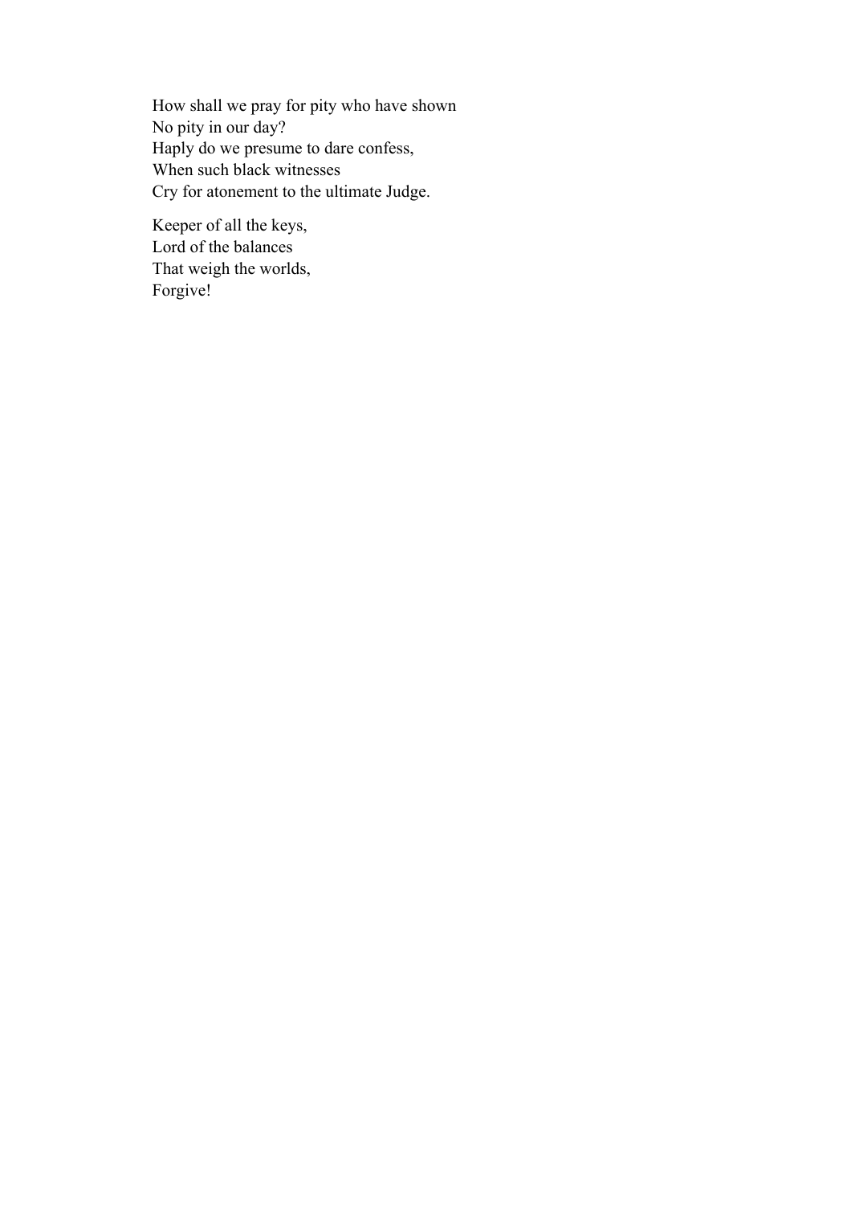How shall we pray for pity who have shown  
No pity in our day?  
Haply do we presume to dare confess,  
When such black witnesses  
Cry for atonement to the ultimate Judge.

Keeper of all the keys,  
Lord of the balances  
That weigh the worlds,  
Forgive!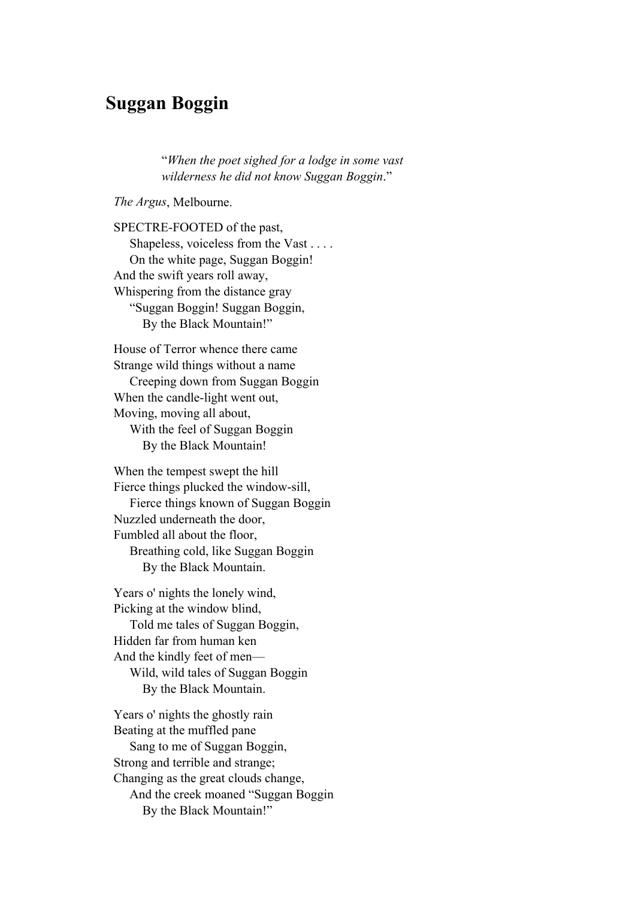## Suggan Boggin

> "*When the poet sighed for a lodge in some vast wilderness he did not know Suggan Boggin*."

*The Argus*, Melbourne.

SPECTRE-FOOTED of the past,
    Shapeless, voiceless from the Vast . . . .
    On the white page, Suggan Boggin!
And the swift years roll away,
Whispering from the distance gray
    "Suggan Boggin! Suggan Boggin,
        By the Black Mountain!"

House of Terror whence there came
Strange wild things without a name
    Creeping down from Suggan Boggin
When the candle-light went out,
Moving, moving all about,
    With the feel of Suggan Boggin
        By the Black Mountain!

When the tempest swept the hill
Fierce things plucked the window-sill,
    Fierce things known of Suggan Boggin
Nuzzled underneath the door,
Fumbled all about the floor,
    Breathing cold, like Suggan Boggin
        By the Black Mountain.

Years o' nights the lonely wind,
Picking at the window blind,
    Told me tales of Suggan Boggin,
Hidden far from human ken
And the kindly feet of men—
    Wild, wild tales of Suggan Boggin
        By the Black Mountain.

Years o' nights the ghostly rain
Beating at the muffled pane
    Sang to me of Suggan Boggin,
Strong and terrible and strange;
Changing as the great clouds change,
    And the creek moaned "Suggan Boggin
        By the Black Mountain!"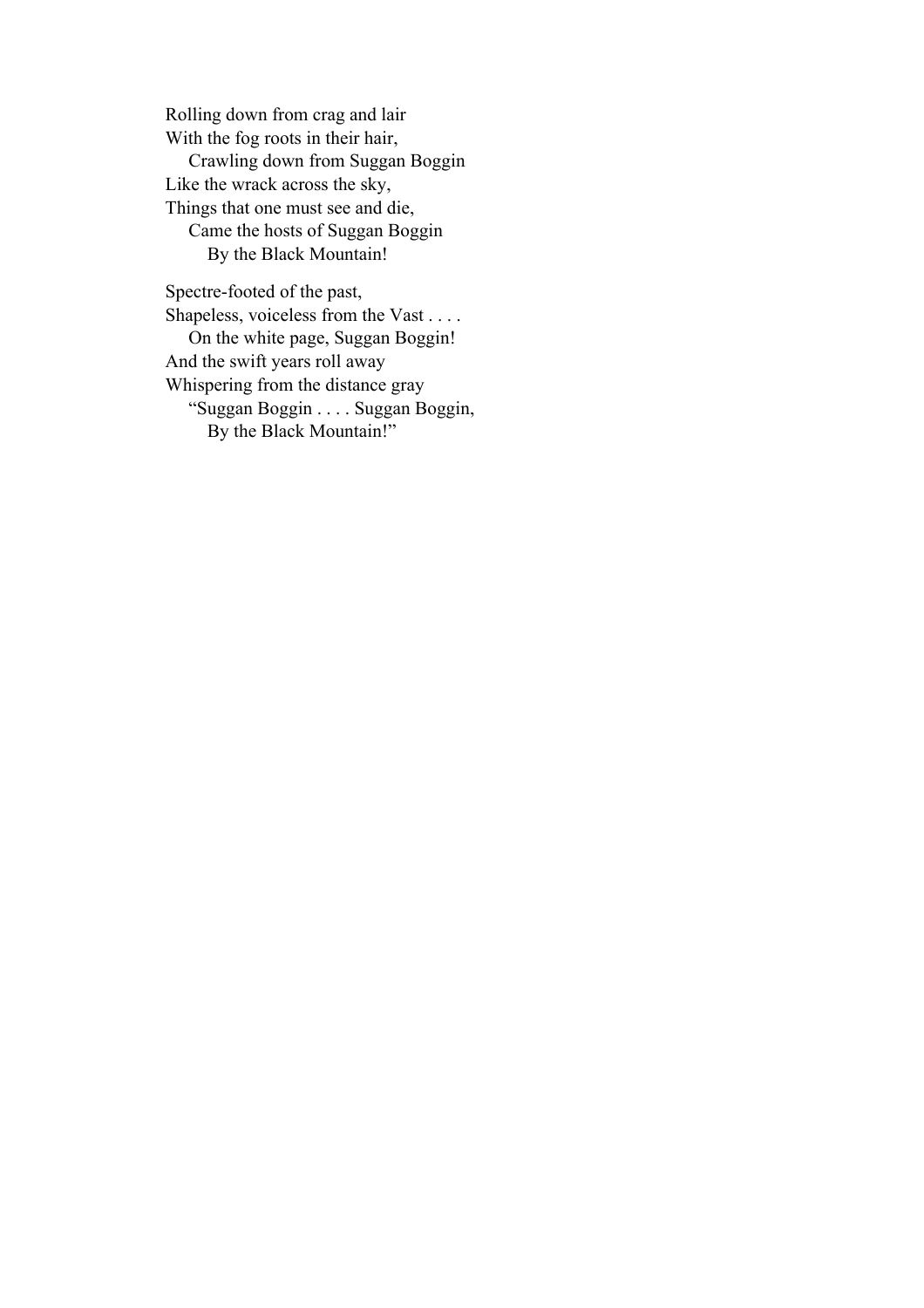Rolling down from crag and lair  
With the fog roots in their hair,  
    Crawling down from Suggan Boggin  
Like the wrack across the sky,  
Things that one must see and die,  
    Came the hosts of Suggan Boggin  
        By the Black Mountain!

Spectre-footed of the past,  
Shapeless, voiceless from the Vast . . . .  
    On the white page, Suggan Boggin!  
And the swift years roll away  
Whispering from the distance gray  
    "Suggan Boggin . . . . Suggan Boggin,  
        By the Black Mountain!"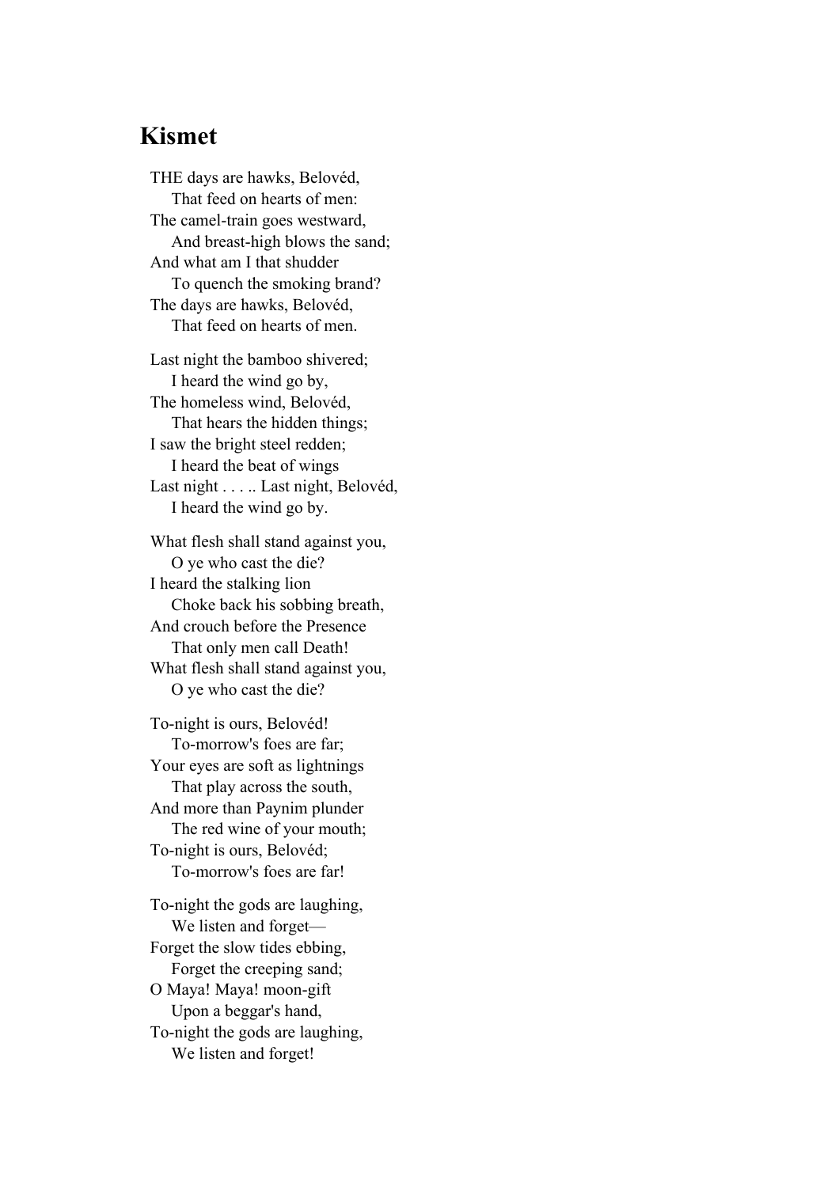## Kismet

THE days are hawks, Belovéd,  
    That feed on hearts of men:  
The camel-train goes westward,  
    And breast-high blows the sand;  
And what am I that shudder  
    To quench the smoking brand?  
The days are hawks, Belovéd,  
    That feed on hearts of men.

Last night the bamboo shivered;  
    I heard the wind go by,  
The homeless wind, Belovéd,  
    That hears the hidden things;  
I saw the bright steel redden;  
    I heard the beat of wings  
Last night . . . .. Last night, Belovéd,  
    I heard the wind go by.

What flesh shall stand against you,  
    O ye who cast the die?  
I heard the stalking lion  
    Choke back his sobbing breath,  
And crouch before the Presence  
    That only men call Death!  
What flesh shall stand against you,  
    O ye who cast the die?

To-night is ours, Belovéd!  
    To-morrow's foes are far;  
Your eyes are soft as lightnings  
    That play across the south,  
And more than Paynim plunder  
    The red wine of your mouth;  
To-night is ours, Belovéd;  
    To-morrow's foes are far!

To-night the gods are laughing,  
    We listen and forget—  
Forget the slow tides ebbing,  
    Forget the creeping sand;  
O Maya! Maya! moon-gift  
    Upon a beggar's hand,  
To-night the gods are laughing,  
    We listen and forget!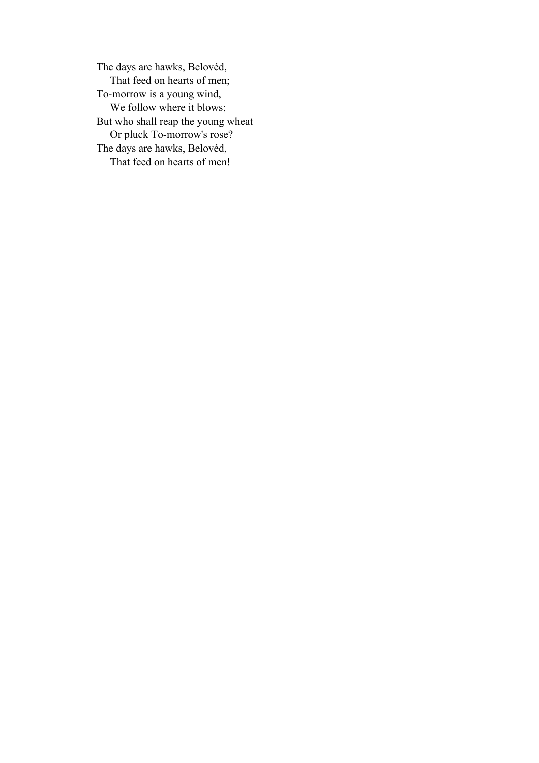The days are hawks, Belovéd,
    That feed on hearts of men;
To-morrow is a young wind,
    We follow where it blows;
But who shall reap the young wheat
    Or pluck To-morrow's rose?
The days are hawks, Belovéd,
    That feed on hearts of men!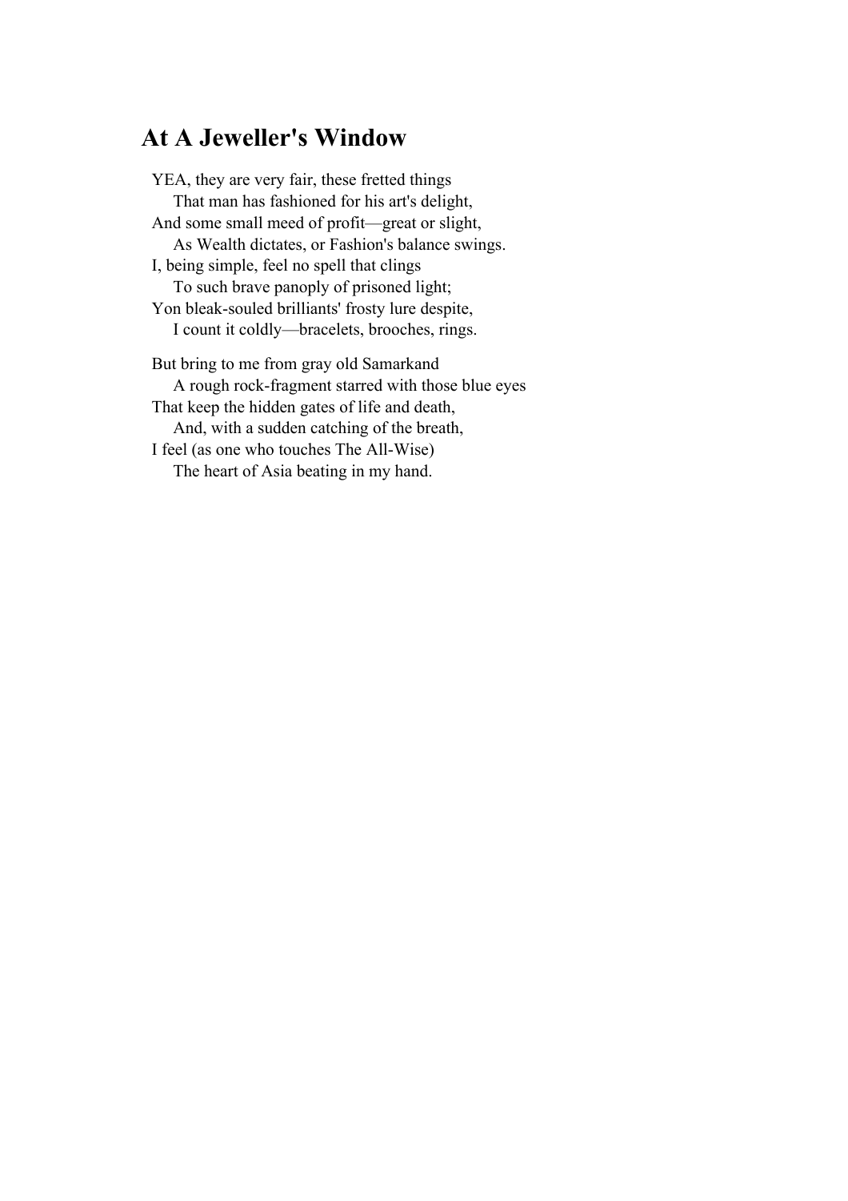## At A Jeweller's Window

YEA, they are very fair, these fretted things  
    That man has fashioned for his art's delight,  
And some small meed of profit—great or slight,  
    As Wealth dictates, or Fashion's balance swings.  
I, being simple, feel no spell that clings  
    To such brave panoply of prisoned light;  
Yon bleak-souled brilliants' frosty lure despite,  
    I count it coldly—bracelets, brooches, rings.

But bring to me from gray old Samarkand  
    A rough rock-fragment starred with those blue eyes  
That keep the hidden gates of life and death,  
    And, with a sudden catching of the breath,  
I feel (as one who touches The All-Wise)  
    The heart of Asia beating in my hand.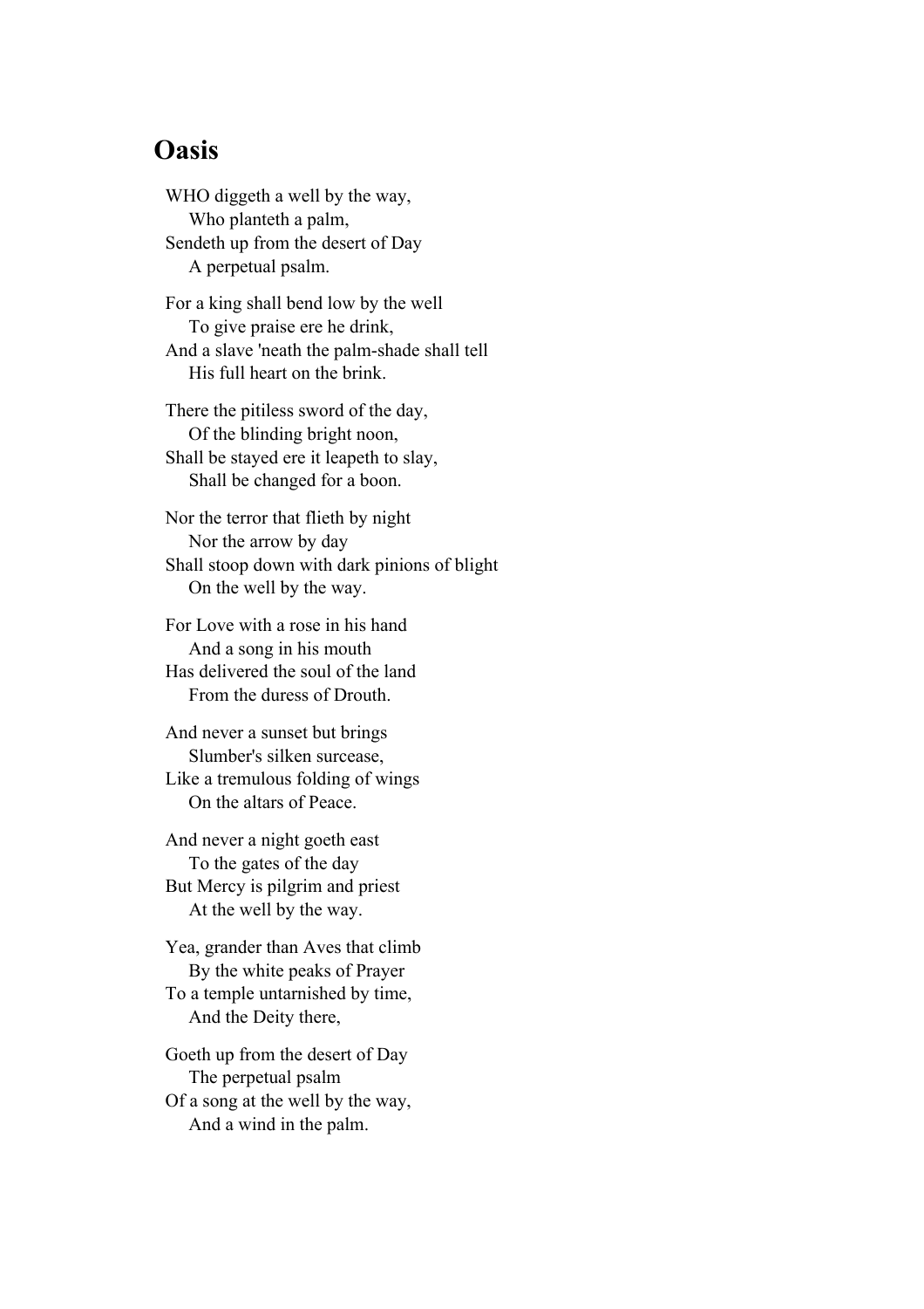## Oasis

WHO diggeth a well by the way,  
&nbsp;&nbsp;&nbsp;&nbsp;Who planteth a palm,  
Sendeth up from the desert of Day  
&nbsp;&nbsp;&nbsp;&nbsp;A perpetual psalm.

For a king shall bend low by the well  
&nbsp;&nbsp;&nbsp;&nbsp;To give praise ere he drink,  
And a slave 'neath the palm-shade shall tell  
&nbsp;&nbsp;&nbsp;&nbsp;His full heart on the brink.

There the pitiless sword of the day,  
&nbsp;&nbsp;&nbsp;&nbsp;Of the blinding bright noon,  
Shall be stayed ere it leapeth to slay,  
&nbsp;&nbsp;&nbsp;&nbsp;Shall be changed for a boon.

Nor the terror that flieth by night  
&nbsp;&nbsp;&nbsp;&nbsp;Nor the arrow by day  
Shall stoop down with dark pinions of blight  
&nbsp;&nbsp;&nbsp;&nbsp;On the well by the way.

For Love with a rose in his hand  
&nbsp;&nbsp;&nbsp;&nbsp;And a song in his mouth  
Has delivered the soul of the land  
&nbsp;&nbsp;&nbsp;&nbsp;From the duress of Drouth.

And never a sunset but brings  
&nbsp;&nbsp;&nbsp;&nbsp;Slumber's silken surcease,  
Like a tremulous folding of wings  
&nbsp;&nbsp;&nbsp;&nbsp;On the altars of Peace.

And never a night goeth east  
&nbsp;&nbsp;&nbsp;&nbsp;To the gates of the day  
But Mercy is pilgrim and priest  
&nbsp;&nbsp;&nbsp;&nbsp;At the well by the way.

Yea, grander than Aves that climb  
&nbsp;&nbsp;&nbsp;&nbsp;By the white peaks of Prayer  
To a temple untarnished by time,  
&nbsp;&nbsp;&nbsp;&nbsp;And the Deity there,

Goeth up from the desert of Day  
&nbsp;&nbsp;&nbsp;&nbsp;The perpetual psalm  
Of a song at the well by the way,  
&nbsp;&nbsp;&nbsp;&nbsp;And a wind in the palm.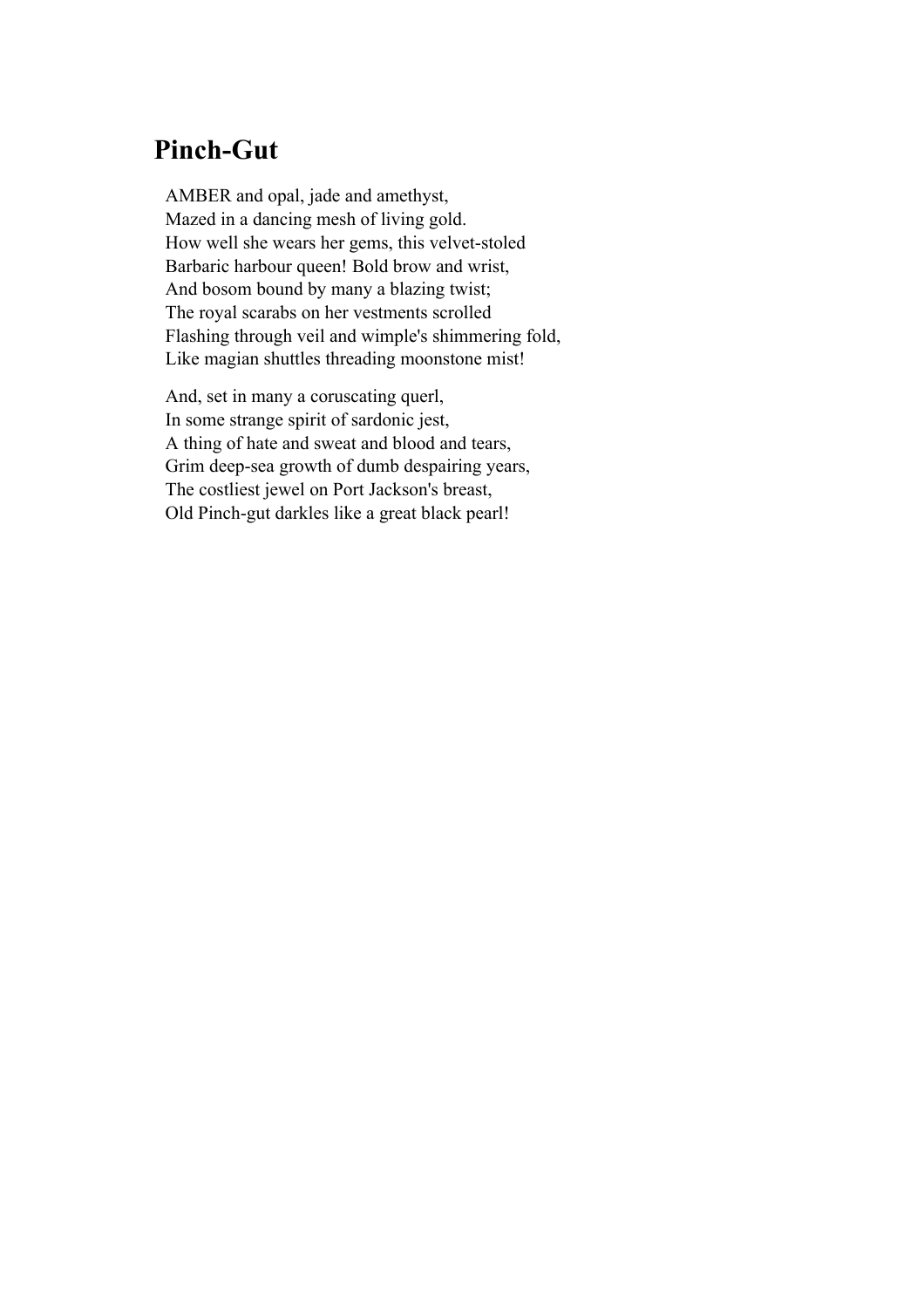## Pinch-Gut

AMBER and opal, jade and amethyst,  
Mazed in a dancing mesh of living gold.  
How well she wears her gems, this velvet-stoled  
Barbaric harbour queen! Bold brow and wrist,  
And bosom bound by many a blazing twist;  
The royal scarabs on her vestments scrolled  
Flashing through veil and wimple's shimmering fold,  
Like magian shuttles threading moonstone mist!

And, set in many a coruscating querl,  
In some strange spirit of sardonic jest,  
A thing of hate and sweat and blood and tears,  
Grim deep-sea growth of dumb despairing years,  
The costliest jewel on Port Jackson's breast,  
Old Pinch-gut darkles like a great black pearl!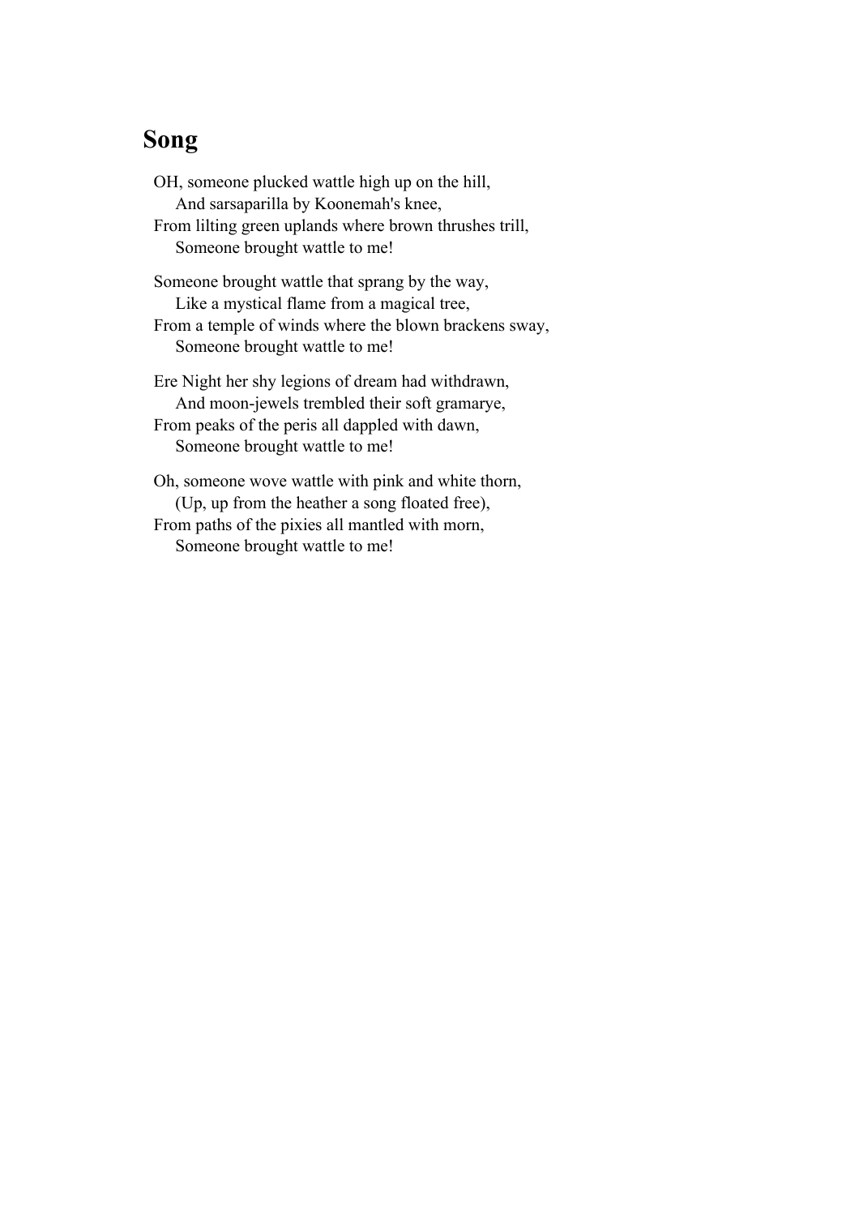## Song

OH, someone plucked wattle high up on the hill,
  And sarsaparilla by Koonemah's knee,
From lilting green uplands where brown thrushes trill,
  Someone brought wattle to me!

Someone brought wattle that sprang by the way,
  Like a mystical flame from a magical tree,
From a temple of winds where the blown brackens sway,
  Someone brought wattle to me!

Ere Night her shy legions of dream had withdrawn,
  And moon-jewels trembled their soft gramarye,
From peaks of the peris all dappled with dawn,
  Someone brought wattle to me!

Oh, someone wove wattle with pink and white thorn,
  (Up, up from the heather a song floated free),
From paths of the pixies all mantled with morn,
  Someone brought wattle to me!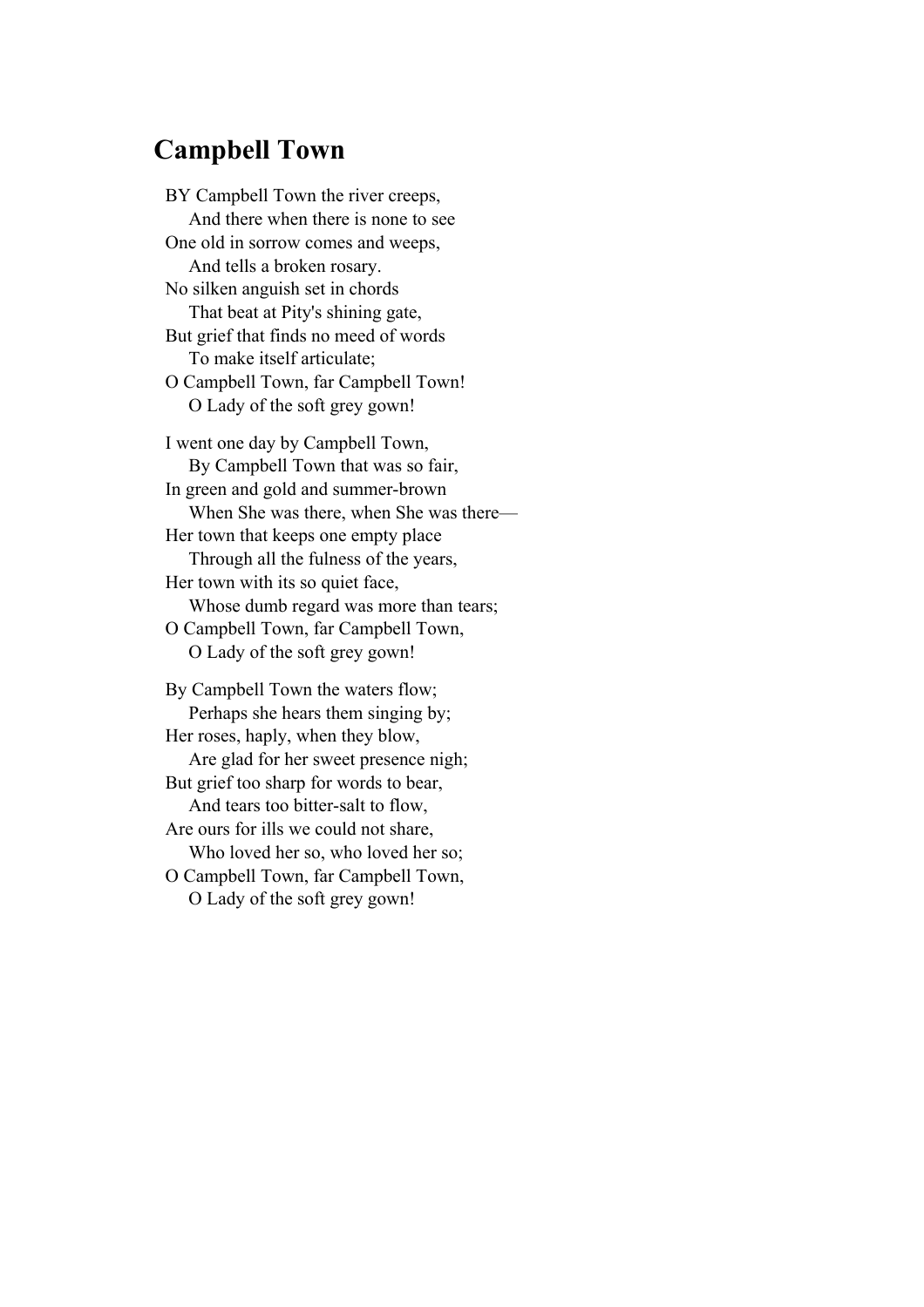## Campbell Town

BY Campbell Town the river creeps,
    And there when there is none to see
One old in sorrow comes and weeps,
    And tells a broken rosary.
No silken anguish set in chords
    That beat at Pity's shining gate,
But grief that finds no meed of words
    To make itself articulate;
O Campbell Town, far Campbell Town!
    O Lady of the soft grey gown!

I went one day by Campbell Town,
    By Campbell Town that was so fair,
In green and gold and summer-brown
    When She was there, when She was there—
Her town that keeps one empty place
    Through all the fulness of the years,
Her town with its so quiet face,
    Whose dumb regard was more than tears;
O Campbell Town, far Campbell Town,
    O Lady of the soft grey gown!

By Campbell Town the waters flow;
    Perhaps she hears them singing by;
Her roses, haply, when they blow,
    Are glad for her sweet presence nigh;
But grief too sharp for words to bear,
    And tears too bitter-salt to flow,
Are ours for ills we could not share,
    Who loved her so, who loved her so;
O Campbell Town, far Campbell Town,
    O Lady of the soft grey gown!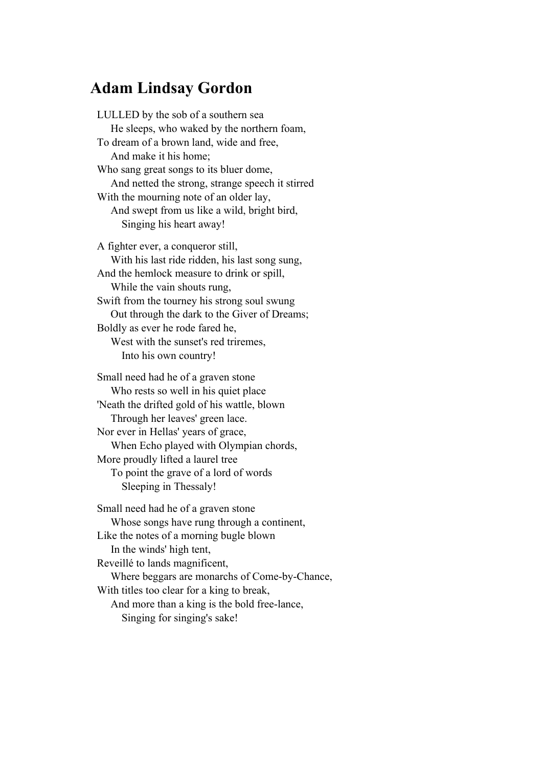## Adam Lindsay Gordon

LULLED by the sob of a southern sea
He sleeps, who waked by the northern foam,
To dream of a brown land, wide and free,
And make it his home;
Who sang great songs to its bluer dome,
And netted the strong, strange speech it stirred
With the mourning note of an older lay,
And swept from us like a wild, bright bird,
Singing his heart away!

A fighter ever, a conqueror still,
With his last ride ridden, his last song sung,
And the hemlock measure to drink or spill,
While the vain shouts rung,
Swift from the tourney his strong soul swung
Out through the dark to the Giver of Dreams;
Boldly as ever he rode fared he,
West with the sunset's red triremes,
Into his own country!

Small need had he of a graven stone
Who rests so well in his quiet place
'Neath the drifted gold of his wattle, blown
Through her leaves' green lace.
Nor ever in Hellas' years of grace,
When Echo played with Olympian chords,
More proudly lifted a laurel tree
To point the grave of a lord of words
Sleeping in Thessaly!

Small need had he of a graven stone
Whose songs have rung through a continent,
Like the notes of a morning bugle blown
In the winds' high tent,
Reveillé to lands magnificent,
Where beggars are monarchs of Come-by-Chance,
With titles too clear for a king to break,
And more than a king is the bold free-lance,
Singing for singing's sake!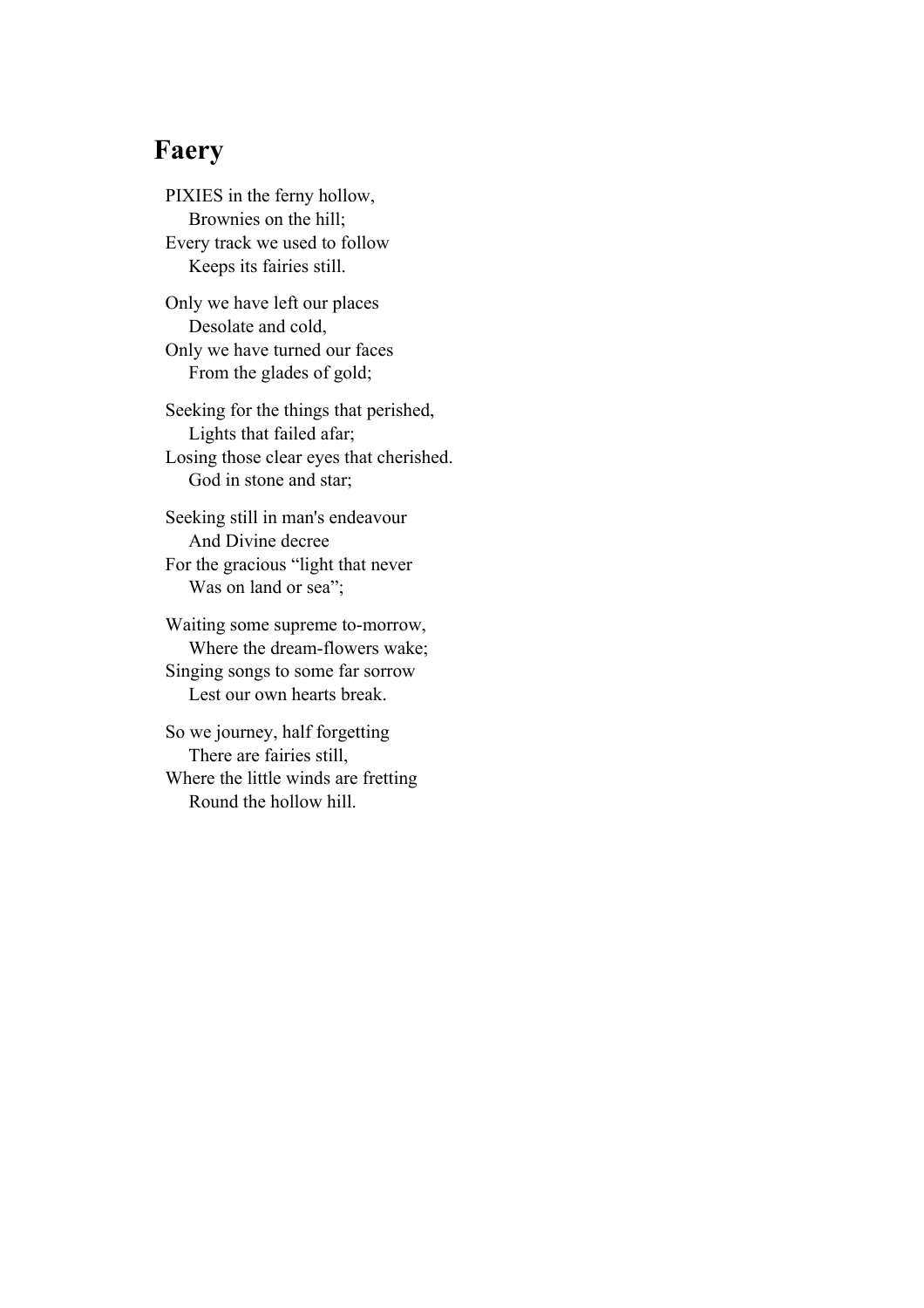## Faery

PIXIES in the ferny hollow,  
    Brownies on the hill;  
Every track we used to follow  
    Keeps its fairies still.

Only we have left our places  
    Desolate and cold,  
Only we have turned our faces  
    From the glades of gold;

Seeking for the things that perished,  
    Lights that failed afar;  
Losing those clear eyes that cherished.  
    God in stone and star;

Seeking still in man's endeavour  
    And Divine decree  
For the gracious “light that never  
    Was on land or sea”;

Waiting some supreme to-morrow,  
    Where the dream-flowers wake;  
Singing songs to some far sorrow  
    Lest our own hearts break.

So we journey, half forgetting  
    There are fairies still,  
Where the little winds are fretting  
    Round the hollow hill.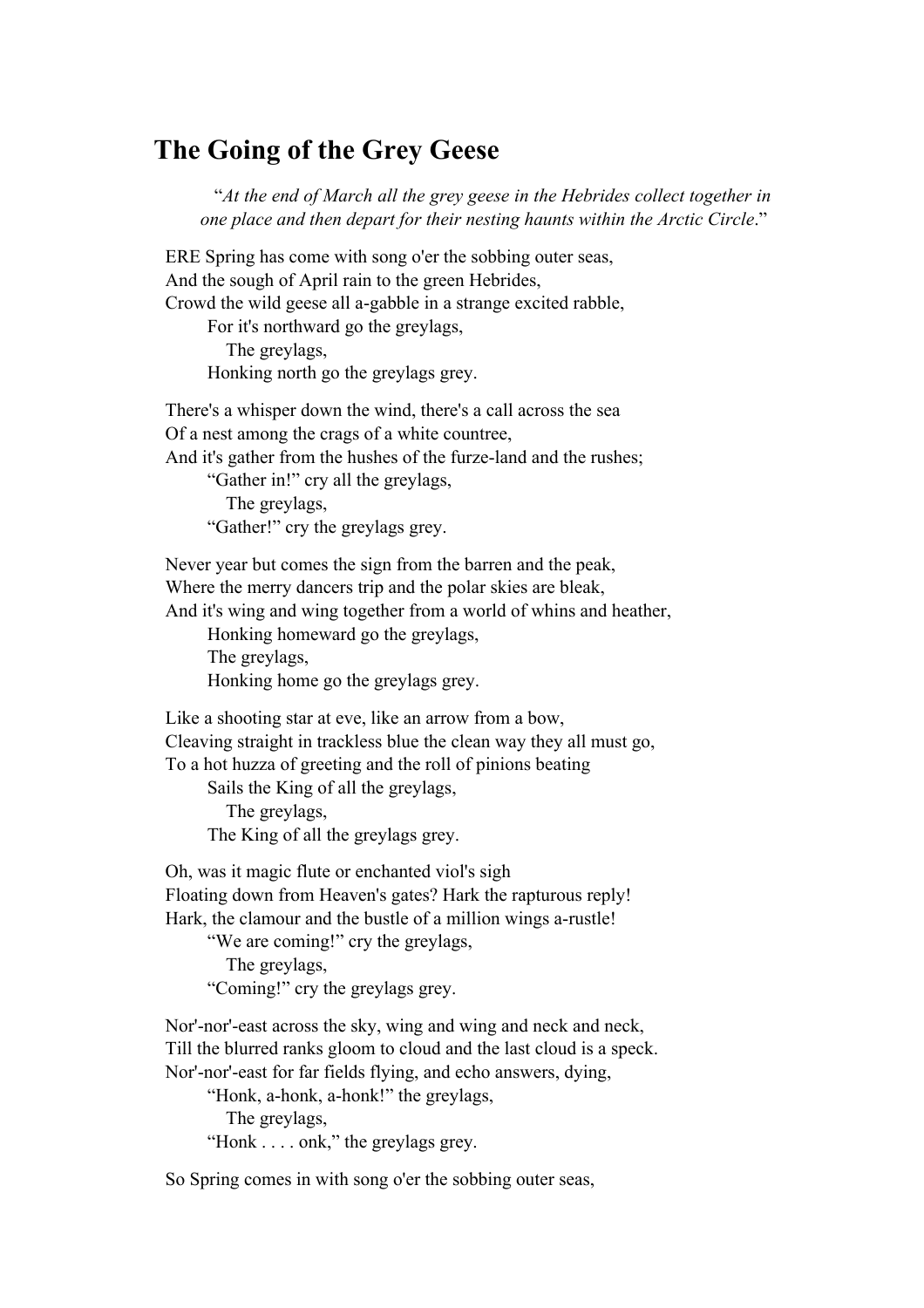## The Going of the Grey Geese

> "*At the end of March all the grey geese in the Hebrides collect together in one place and then depart for their nesting haunts within the Arctic Circle*."

ERE Spring has come with song o'er the sobbing outer seas,  
And the sough of April rain to the green Hebrides,  
Crowd the wild geese all a-gabble in a strange excited rabble,  
  For it's northward go the greylags,  
   The greylags,  
  Honking north go the greylags grey.

There's a whisper down the wind, there's a call across the sea  
Of a nest among the crags of a white countree,  
And it's gather from the hushes of the furze-land and the rushes;  
  "Gather in!" cry all the greylags,  
   The greylags,  
  "Gather!" cry the greylags grey.

Never year but comes the sign from the barren and the peak,  
Where the merry dancers trip and the polar skies are bleak,  
And it's wing and wing together from a world of whins and heather,  
  Honking homeward go the greylags,  
  The greylags,  
  Honking home go the greylags grey.

Like a shooting star at eve, like an arrow from a bow,  
Cleaving straight in trackless blue the clean way they all must go,  
To a hot huzza of greeting and the roll of pinions beating  
  Sails the King of all the greylags,  
   The greylags,  
  The King of all the greylags grey.

Oh, was it magic flute or enchanted viol's sigh  
Floating down from Heaven's gates? Hark the rapturous reply!  
Hark, the clamour and the bustle of a million wings a-rustle!  
  "We are coming!" cry the greylags,  
   The greylags,  
  "Coming!" cry the greylags grey.

Nor'-nor'-east across the sky, wing and wing and neck and neck,  
Till the blurred ranks gloom to cloud and the last cloud is a speck.  
Nor'-nor'-east for far fields flying, and echo answers, dying,  
  "Honk, a-honk, a-honk!" the greylags,  
   The greylags,  
  "Honk . . . . onk," the greylags grey.

So Spring comes in with song o'er the sobbing outer seas,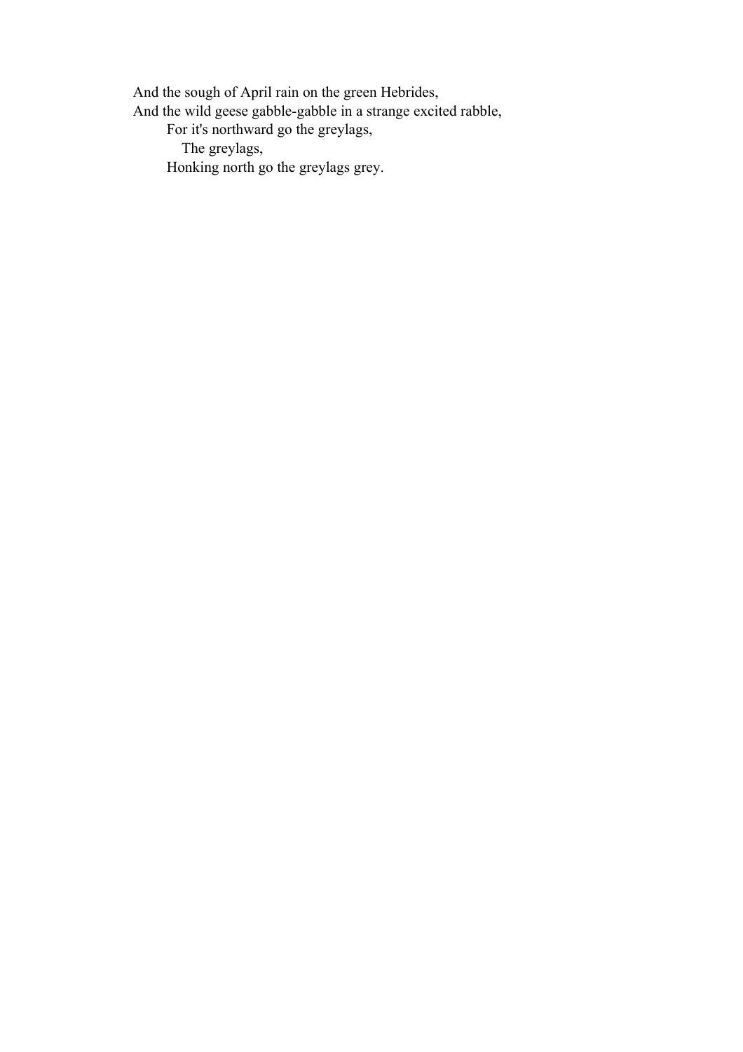And the sough of April rain on the green Hebrides,  
And the wild geese gabble-gabble in a strange excited rabble,  
&nbsp;&nbsp;&nbsp;&nbsp;&nbsp;&nbsp;&nbsp;&nbsp;For it's northward go the greylags,  
&nbsp;&nbsp;&nbsp;&nbsp;&nbsp;&nbsp;&nbsp;&nbsp;&nbsp;&nbsp;&nbsp;&nbsp;The greylags,  
&nbsp;&nbsp;&nbsp;&nbsp;&nbsp;&nbsp;&nbsp;&nbsp;Honking north go the greylags grey.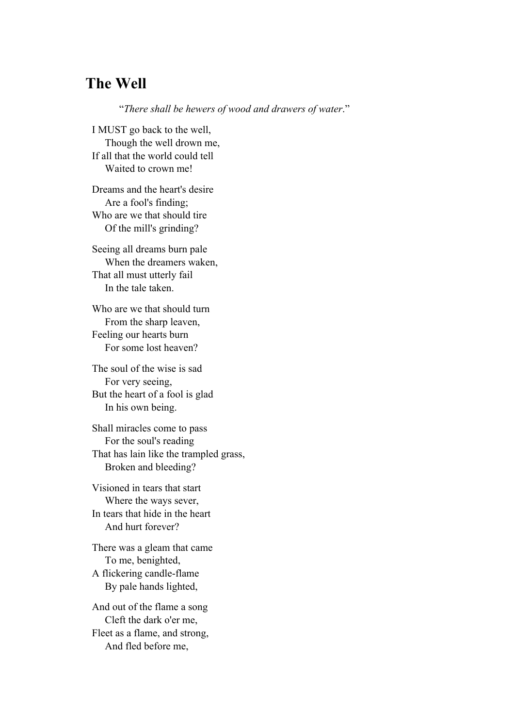## The Well

*"There shall be hewers of wood and drawers of water."*

I MUST go back to the well,  
  Though the well drown me,  
If all that the world could tell  
  Waited to crown me!

Dreams and the heart's desire  
  Are a fool's finding;  
Who are we that should tire  
  Of the mill's grinding?

Seeing all dreams burn pale  
  When the dreamers waken,  
That all must utterly fail  
  In the tale taken.

Who are we that should turn  
  From the sharp leaven,  
Feeling our hearts burn  
  For some lost heaven?

The soul of the wise is sad  
  For very seeing,  
But the heart of a fool is glad  
  In his own being.

Shall miracles come to pass  
  For the soul's reading  
That has lain like the trampled grass,  
  Broken and bleeding?

Visioned in tears that start  
  Where the ways sever,  
In tears that hide in the heart  
  And hurt forever?

There was a gleam that came  
  To me, benighted,  
A flickering candle-flame  
  By pale hands lighted,

And out of the flame a song  
  Cleft the dark o'er me,  
Fleet as a flame, and strong,  
  And fled before me,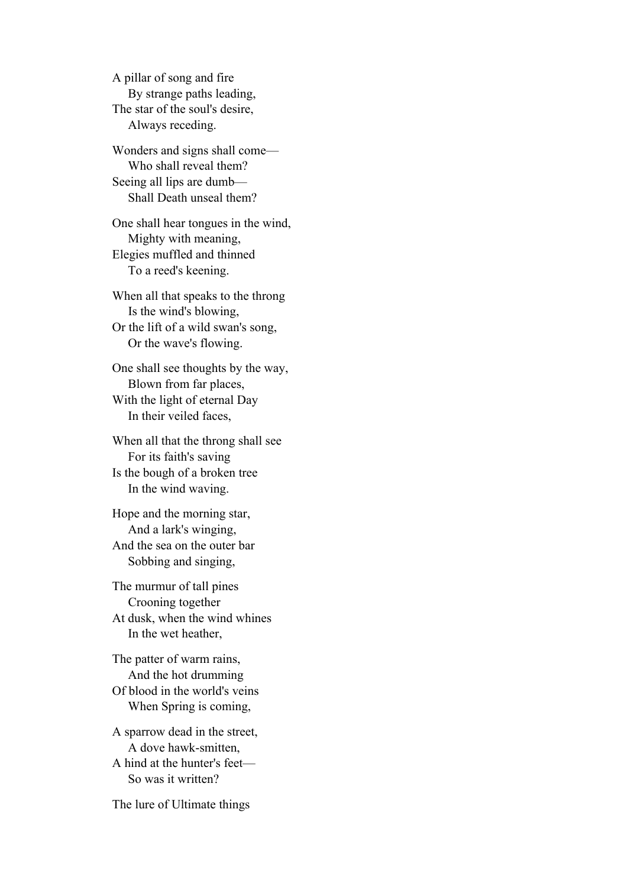A pillar of song and fire
    By strange paths leading,
The star of the soul's desire,
    Always receding.

Wonders and signs shall come—
    Who shall reveal them?
Seeing all lips are dumb—
    Shall Death unseal them?

One shall hear tongues in the wind,
    Mighty with meaning,
Elegies muffled and thinned
    To a reed's keening.

When all that speaks to the throng
    Is the wind's blowing,
Or the lift of a wild swan's song,
    Or the wave's flowing.

One shall see thoughts by the way,
    Blown from far places,
With the light of eternal Day
    In their veiled faces,

When all that the throng shall see
    For its faith's saving
Is the bough of a broken tree
    In the wind waving.

Hope and the morning star,
    And a lark's winging,
And the sea on the outer bar
    Sobbing and singing,

The murmur of tall pines
    Crooning together
At dusk, when the wind whines
    In the wet heather,

The patter of warm rains,
    And the hot drumming
Of blood in the world's veins
    When Spring is coming,

A sparrow dead in the street,
    A dove hawk-smitten,
A hind at the hunter's feet—
    So was it written?

The lure of Ultimate things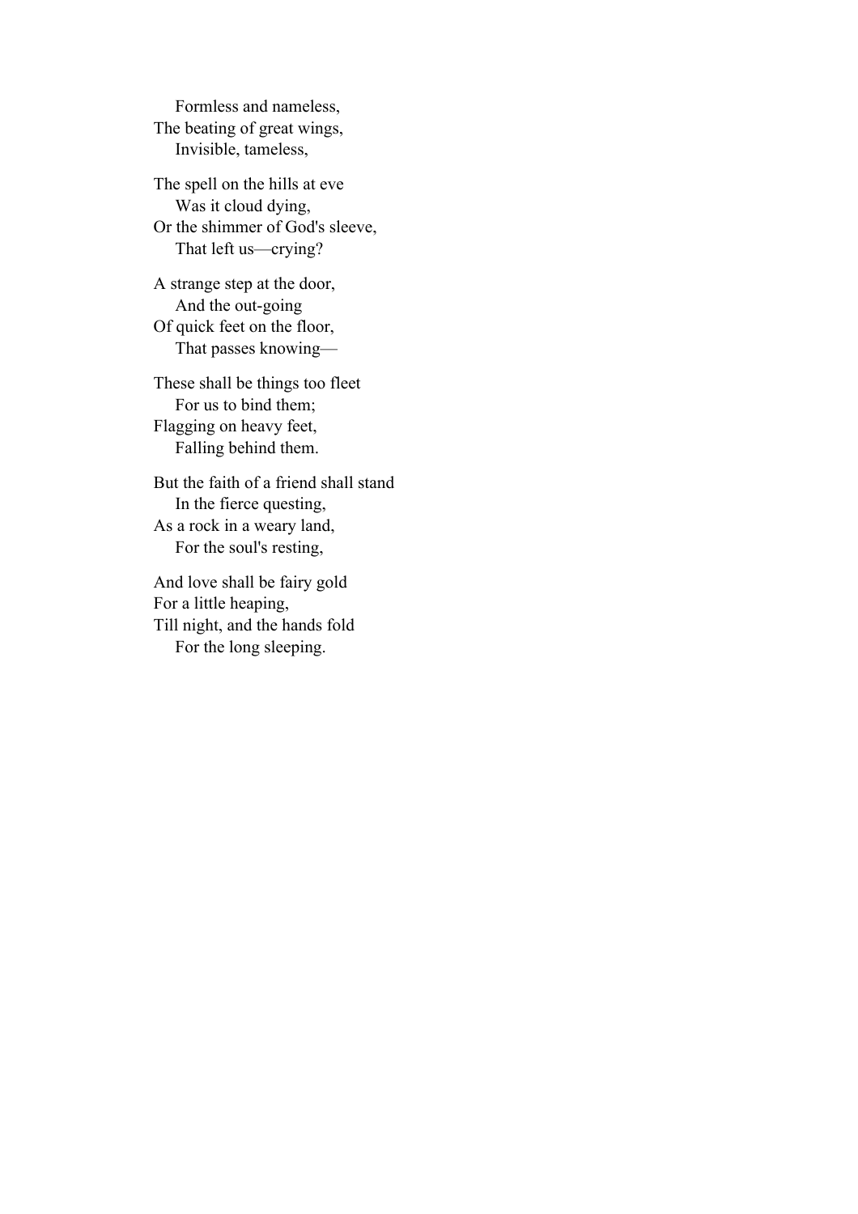Formless and nameless,  
The beating of great wings,  
Invisible, tameless,

The spell on the hills at eve  
Was it cloud dying,  
Or the shimmer of God's sleeve,  
That left us—crying?

A strange step at the door,  
And the out-going  
Of quick feet on the floor,  
That passes knowing—

These shall be things too fleet  
For us to bind them;  
Flagging on heavy feet,  
Falling behind them.

But the faith of a friend shall stand  
In the fierce questing,  
As a rock in a weary land,  
For the soul's resting,

And love shall be fairy gold  
For a little heaping,  
Till night, and the hands fold  
For the long sleeping.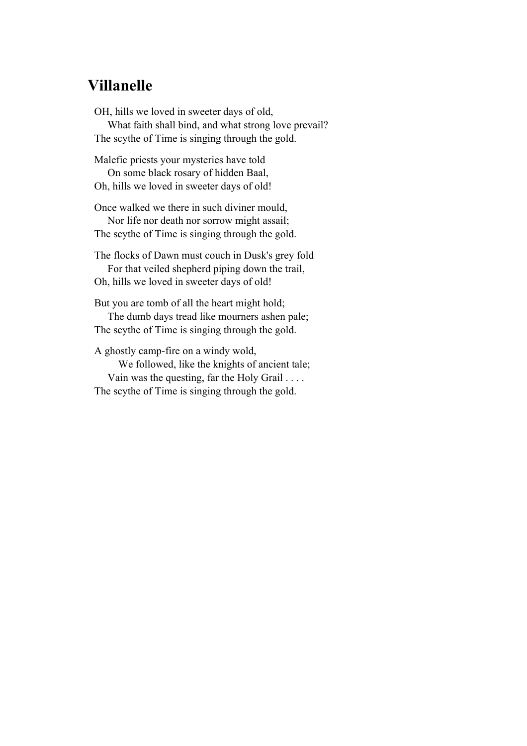## Villanelle

OH, hills we loved in sweeter days of old,  
    What faith shall bind, and what strong love prevail?  
The scythe of Time is singing through the gold.

Malefic priests your mysteries have told  
    On some black rosary of hidden Baal,  
Oh, hills we loved in sweeter days of old!

Once walked we there in such diviner mould,  
    Nor life nor death nor sorrow might assail;  
The scythe of Time is singing through the gold.

The flocks of Dawn must couch in Dusk's grey fold  
    For that veiled shepherd piping down the trail,  
Oh, hills we loved in sweeter days of old!

But you are tomb of all the heart might hold;  
    The dumb days tread like mourners ashen pale;  
The scythe of Time is singing through the gold.

A ghostly camp-fire on a windy wold,  
        We followed, like the knights of ancient tale;  
    Vain was the questing, far the Holy Grail . . . .  
The scythe of Time is singing through the gold.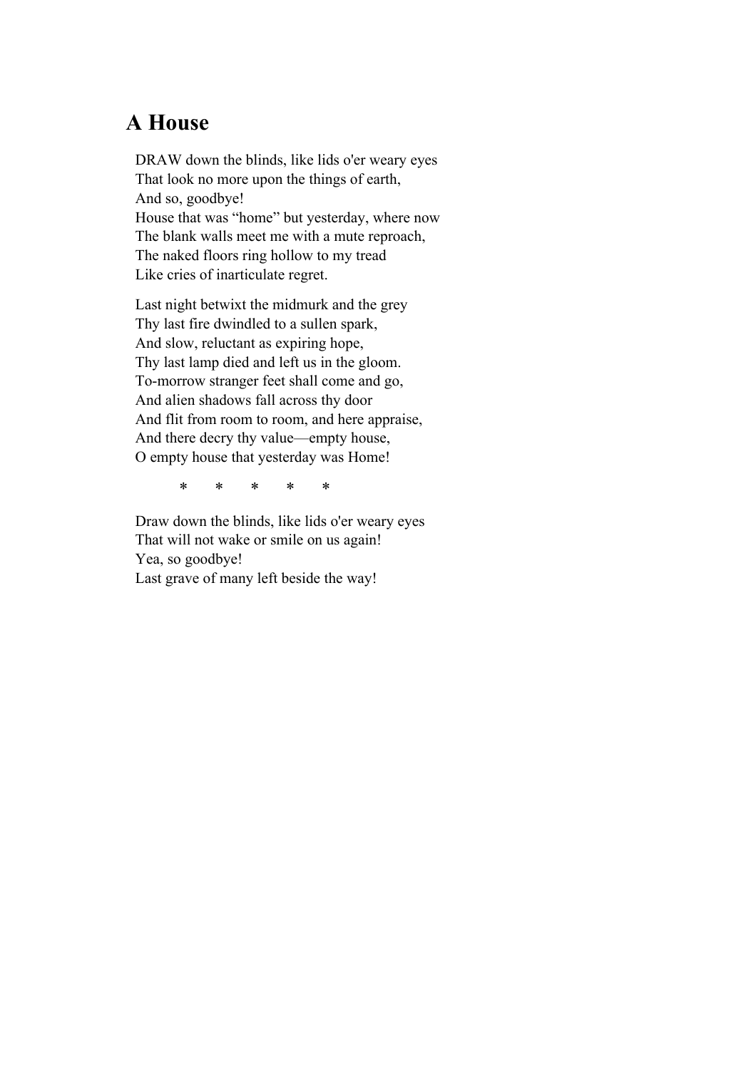## A House

DRAW down the blinds, like lids o'er weary eyes
That look no more upon the things of earth,
And so, goodbye!
House that was “home” but yesterday, where now
The blank walls meet me with a mute reproach,
The naked floors ring hollow to my tread
Like cries of inarticulate regret.

Last night betwixt the midmurk and the grey
Thy last fire dwindled to a sullen spark,
And slow, reluctant as expiring hope,
Thy last lamp died and left us in the gloom.
To-morrow stranger feet shall come and go,
And alien shadows fall across thy door
And flit from room to room, and here appraise,
And there decry thy value—empty house,
O empty house that yesterday was Home!

\*       \*       \*       \*       \*

Draw down the blinds, like lids o'er weary eyes
That will not wake or smile on us again!
Yea, so goodbye!
Last grave of many left beside the way!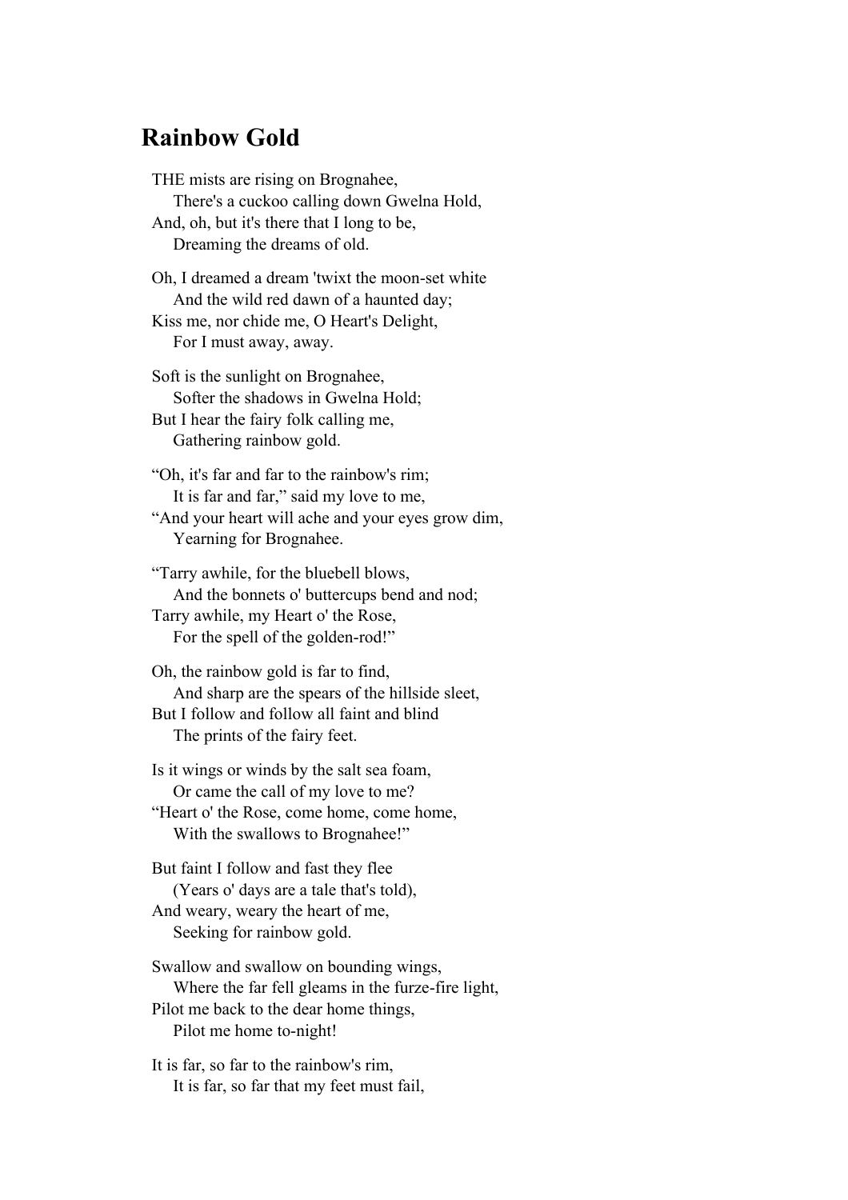## Rainbow Gold

THE mists are rising on Brognahee,  
    There's a cuckoo calling down Gwelna Hold,  
And, oh, but it's there that I long to be,  
    Dreaming the dreams of old.

Oh, I dreamed a dream 'twixt the moon-set white  
    And the wild red dawn of a haunted day;  
Kiss me, nor chide me, O Heart's Delight,  
    For I must away, away.

Soft is the sunlight on Brognahee,  
    Softer the shadows in Gwelna Hold;  
But I hear the fairy folk calling me,  
    Gathering rainbow gold.

“Oh, it's far and far to the rainbow's rim;  
    It is far and far,” said my love to me,  
“And your heart will ache and your eyes grow dim,  
    Yearning for Brognahee.

“Tarry awhile, for the bluebell blows,  
    And the bonnets o' buttercups bend and nod;  
Tarry awhile, my Heart o' the Rose,  
    For the spell of the golden-rod!”

Oh, the rainbow gold is far to find,  
    And sharp are the spears of the hillside sleet,  
But I follow and follow all faint and blind  
    The prints of the fairy feet.

Is it wings or winds by the salt sea foam,  
    Or came the call of my love to me?  
“Heart o' the Rose, come home, come home,  
    With the swallows to Brognahee!”

But faint I follow and fast they flee  
    (Years o' days are a tale that's told),  
And weary, weary the heart of me,  
    Seeking for rainbow gold.

Swallow and swallow on bounding wings,  
    Where the far fell gleams in the furze-fire light,  
Pilot me back to the dear home things,  
    Pilot me home to-night!

It is far, so far to the rainbow's rim,  
    It is far, so far that my feet must fail,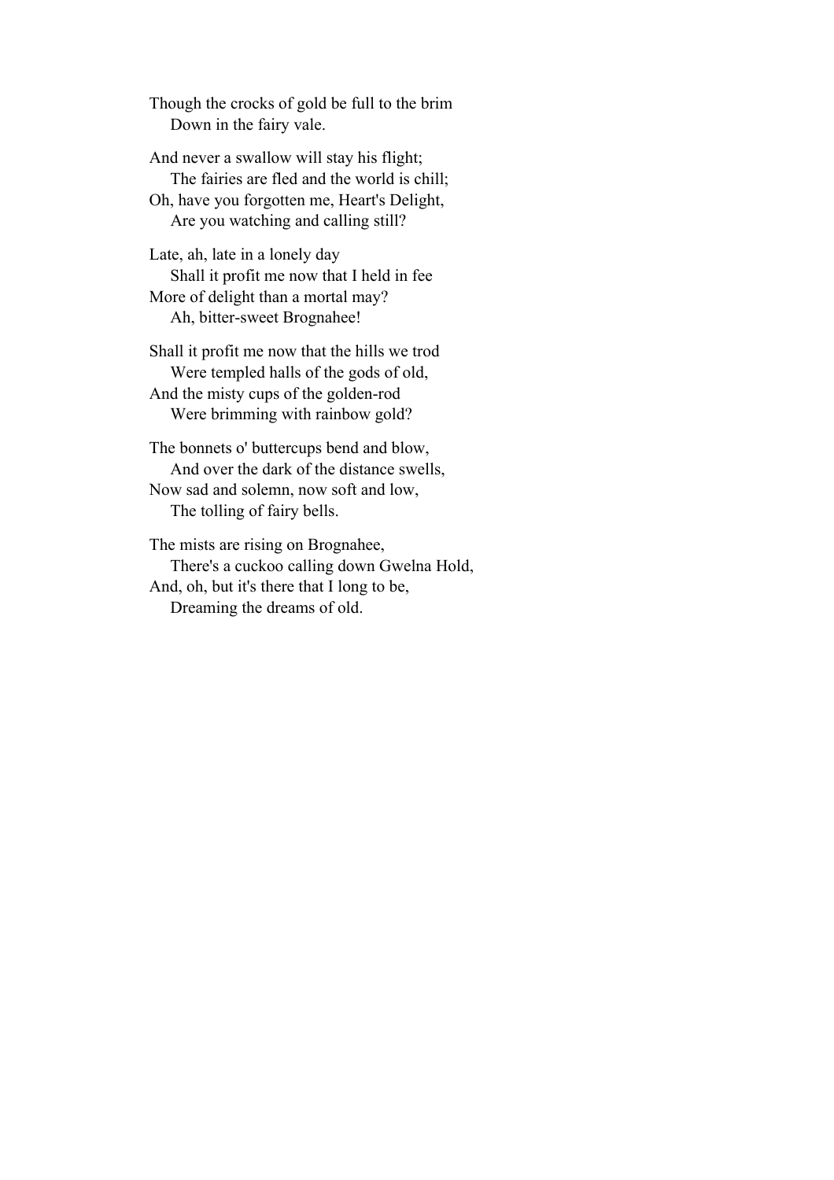Though the crocks of gold be full to the brim
    Down in the fairy vale.

And never a swallow will stay his flight;
    The fairies are fled and the world is chill;
Oh, have you forgotten me, Heart's Delight,
    Are you watching and calling still?

Late, ah, late in a lonely day
    Shall it profit me now that I held in fee
More of delight than a mortal may?
    Ah, bitter-sweet Brognahee!

Shall it profit me now that the hills we trod
    Were templed halls of the gods of old,
And the misty cups of the golden-rod
    Were brimming with rainbow gold?

The bonnets o' buttercups bend and blow,
    And over the dark of the distance swells,
Now sad and solemn, now soft and low,
    The tolling of fairy bells.

The mists are rising on Brognahee,
    There's a cuckoo calling down Gwelna Hold,
And, oh, but it's there that I long to be,
    Dreaming the dreams of old.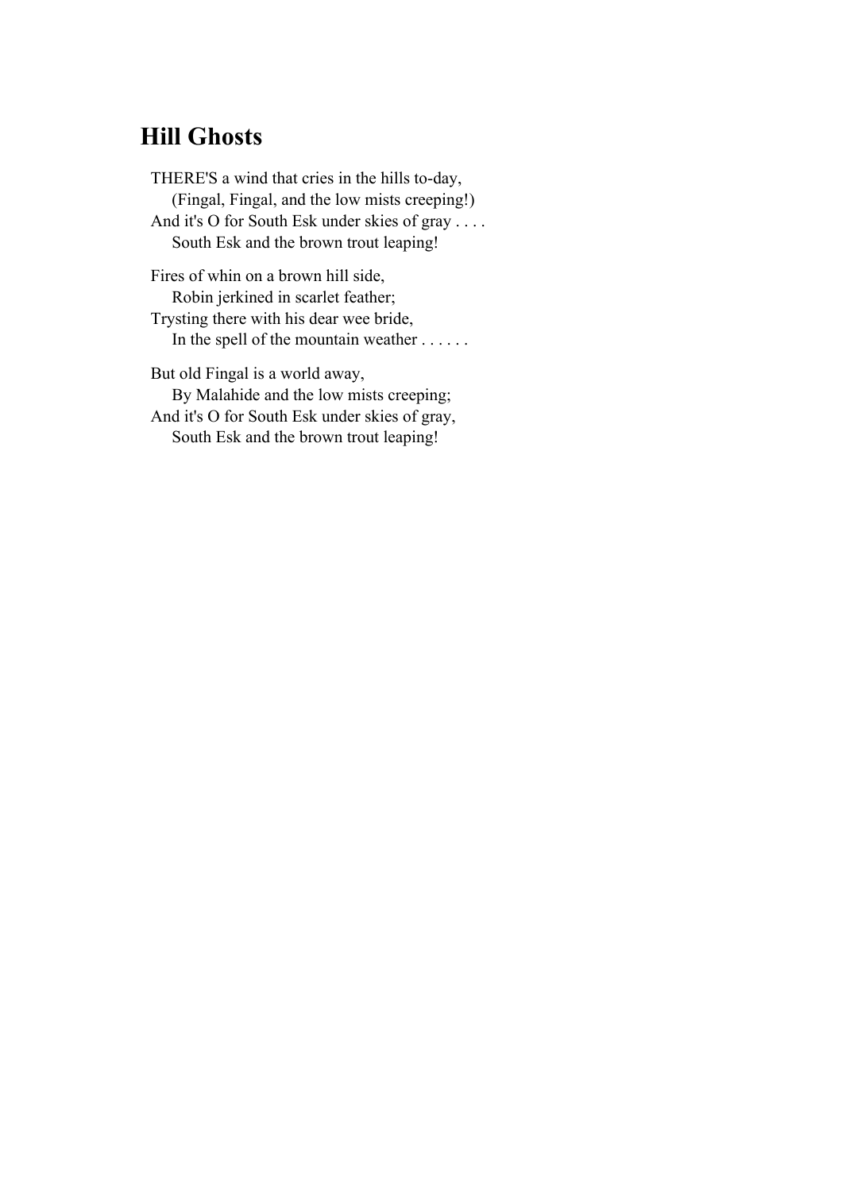## Hill Ghosts

THERE'S a wind that cries in the hills to-day,
  (Fingal, Fingal, and the low mists creeping!)
And it's O for South Esk under skies of gray . . . .
  South Esk and the brown trout leaping!

Fires of whin on a brown hill side,
  Robin jerkined in scarlet feather;
Trysting there with his dear wee bride,
  In the spell of the mountain weather . . . . . .

But old Fingal is a world away,
  By Malahide and the low mists creeping;
And it's O for South Esk under skies of gray,
  South Esk and the brown trout leaping!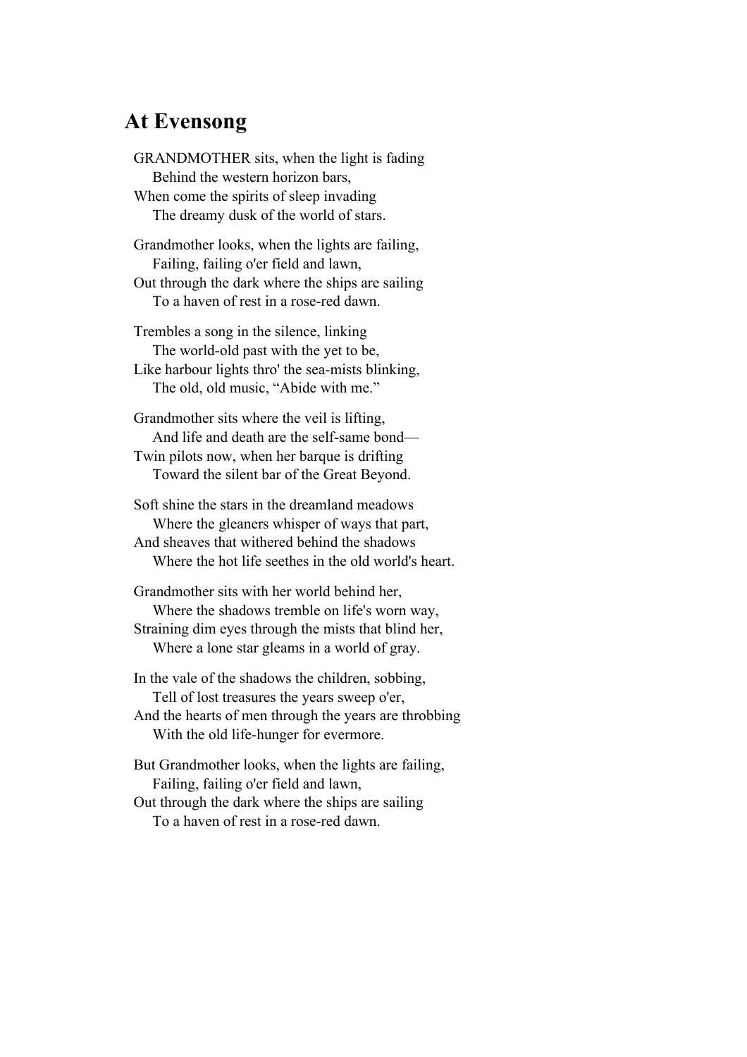## At Evensong

GRANDMOTHER sits, when the light is fading
    Behind the western horizon bars,
When come the spirits of sleep invading
    The dreamy dusk of the world of stars.

Grandmother looks, when the lights are failing,
    Failing, failing o'er field and lawn,
Out through the dark where the ships are sailing
    To a haven of rest in a rose-red dawn.

Trembles a song in the silence, linking
    The world-old past with the yet to be,
Like harbour lights thro' the sea-mists blinking,
    The old, old music, "Abide with me."

Grandmother sits where the veil is lifting,
    And life and death are the self-same bond—
Twin pilots now, when her barque is drifting
    Toward the silent bar of the Great Beyond.

Soft shine the stars in the dreamland meadows
    Where the gleaners whisper of ways that part,
And sheaves that withered behind the shadows
    Where the hot life seethes in the old world's heart.

Grandmother sits with her world behind her,
    Where the shadows tremble on life's worn way,
Straining dim eyes through the mists that blind her,
    Where a lone star gleams in a world of gray.

In the vale of the shadows the children, sobbing,
    Tell of lost treasures the years sweep o'er,
And the hearts of men through the years are throbbing
    With the old life-hunger for evermore.

But Grandmother looks, when the lights are failing,
    Failing, failing o'er field and lawn,
Out through the dark where the ships are sailing
    To a haven of rest in a rose-red dawn.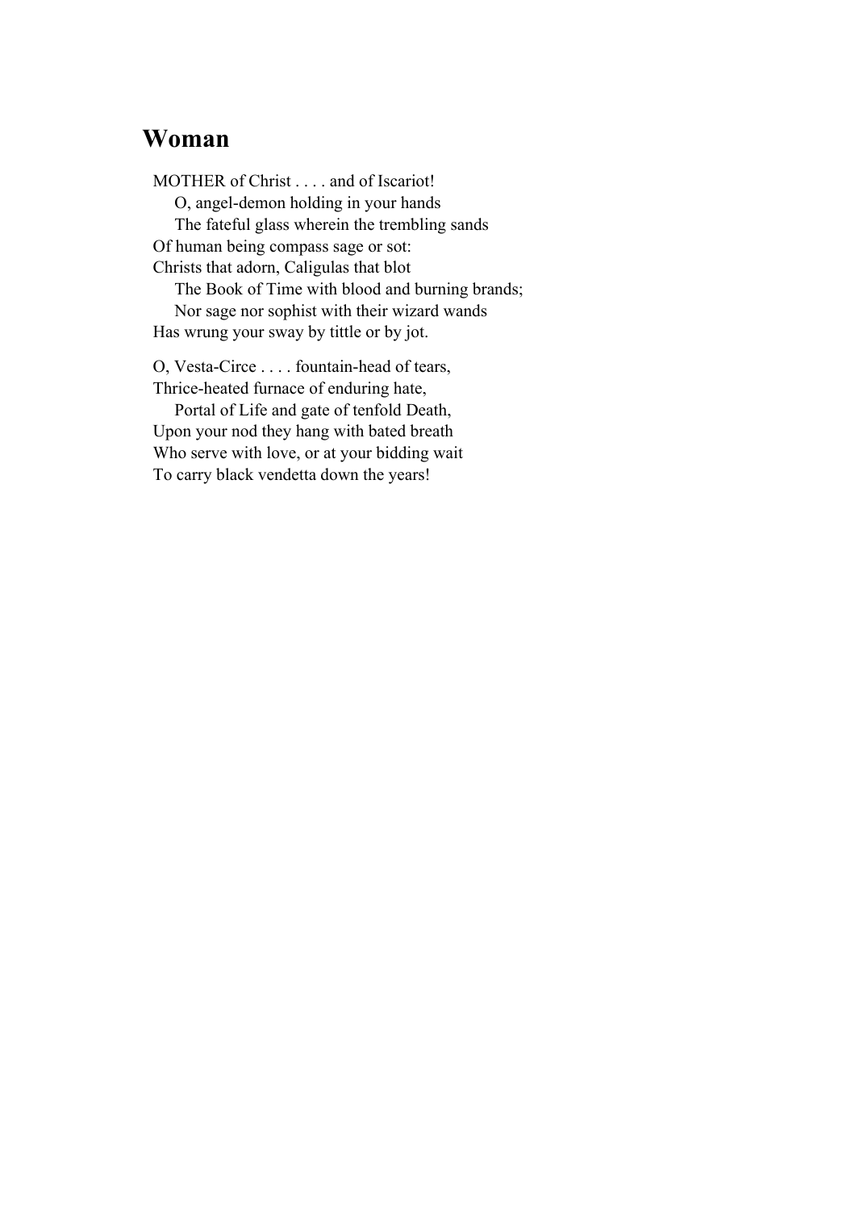## Woman

MOTHER of Christ . . . . and of Iscariot!
  O, angel-demon holding in your hands
  The fateful glass wherein the trembling sands
Of human being compass sage or sot:
Christs that adorn, Caligulas that blot
  The Book of Time with blood and burning brands;
  Nor sage nor sophist with their wizard wands
Has wrung your sway by tittle or by jot.

O, Vesta-Circe . . . . fountain-head of tears,
Thrice-heated furnace of enduring hate,
  Portal of Life and gate of tenfold Death,
Upon your nod they hang with bated breath
Who serve with love, or at your bidding wait
To carry black vendetta down the years!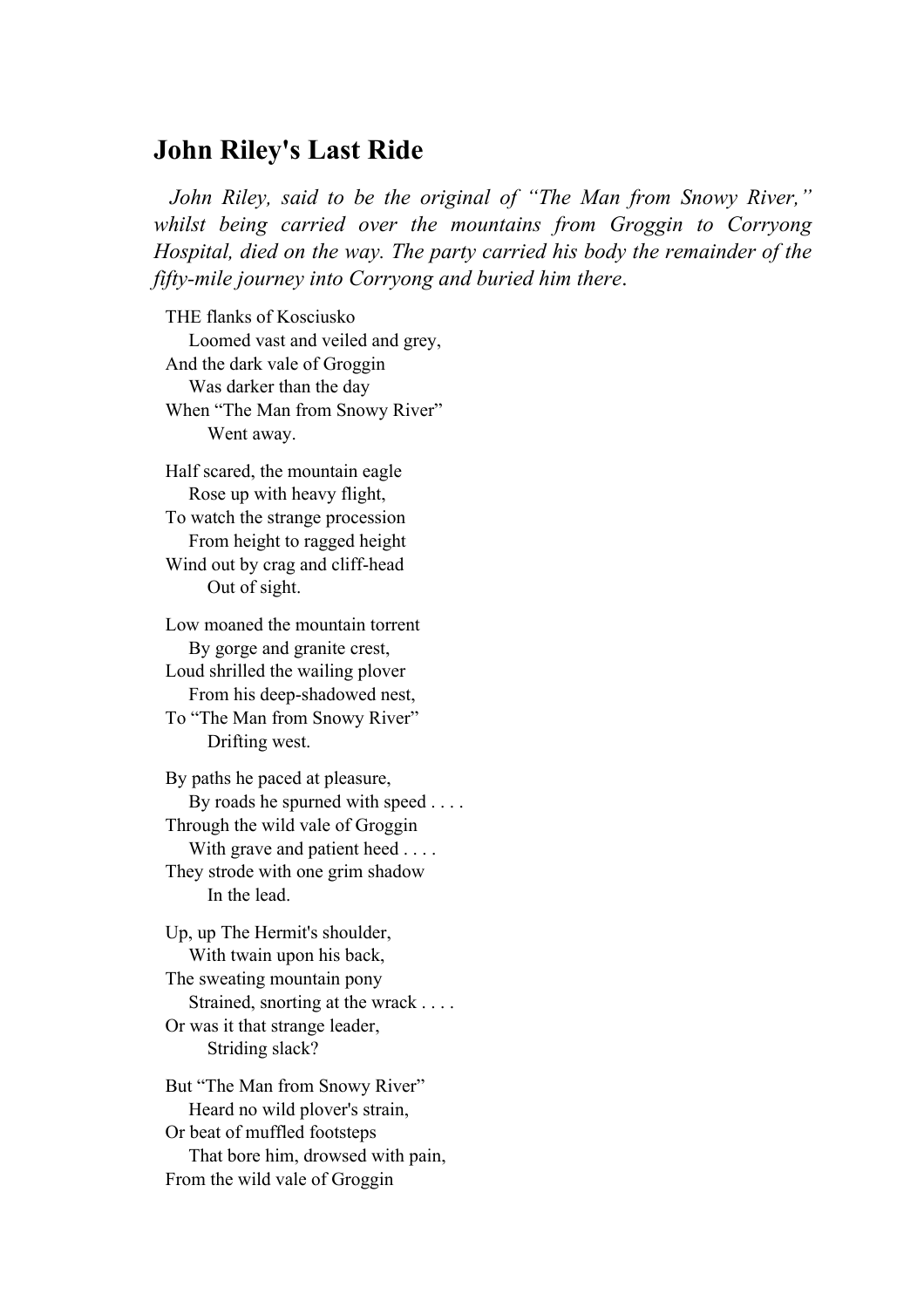## John Riley's Last Ride

*John Riley, said to be the original of "The Man from Snowy River," whilst being carried over the mountains from Groggin to Corryong Hospital, died on the way. The party carried his body the remainder of the fifty-mile journey into Corryong and buried him there.*

THE flanks of Kosciusko  
  Loomed vast and veiled and grey,  
And the dark vale of Groggin  
  Was darker than the day  
When "The Man from Snowy River"  
    Went away.

Half scared, the mountain eagle  
  Rose up with heavy flight,  
To watch the strange procession  
  From height to ragged height  
Wind out by crag and cliff-head  
    Out of sight.

Low moaned the mountain torrent  
  By gorge and granite crest,  
Loud shrilled the wailing plover  
  From his deep-shadowed nest,  
To "The Man from Snowy River"  
    Drifting west.

By paths he paced at pleasure,  
  By roads he spurned with speed . . . .  
Through the wild vale of Groggin  
  With grave and patient heed . . . .  
They strode with one grim shadow  
    In the lead.

Up, up The Hermit's shoulder,  
  With twain upon his back,  
The sweating mountain pony  
  Strained, snorting at the wrack . . . .  
Or was it that strange leader,  
    Striding slack?

But "The Man from Snowy River"  
  Heard no wild plover's strain,  
Or beat of muffled footsteps  
  That bore him, drowsed with pain,  
From the wild vale of Groggin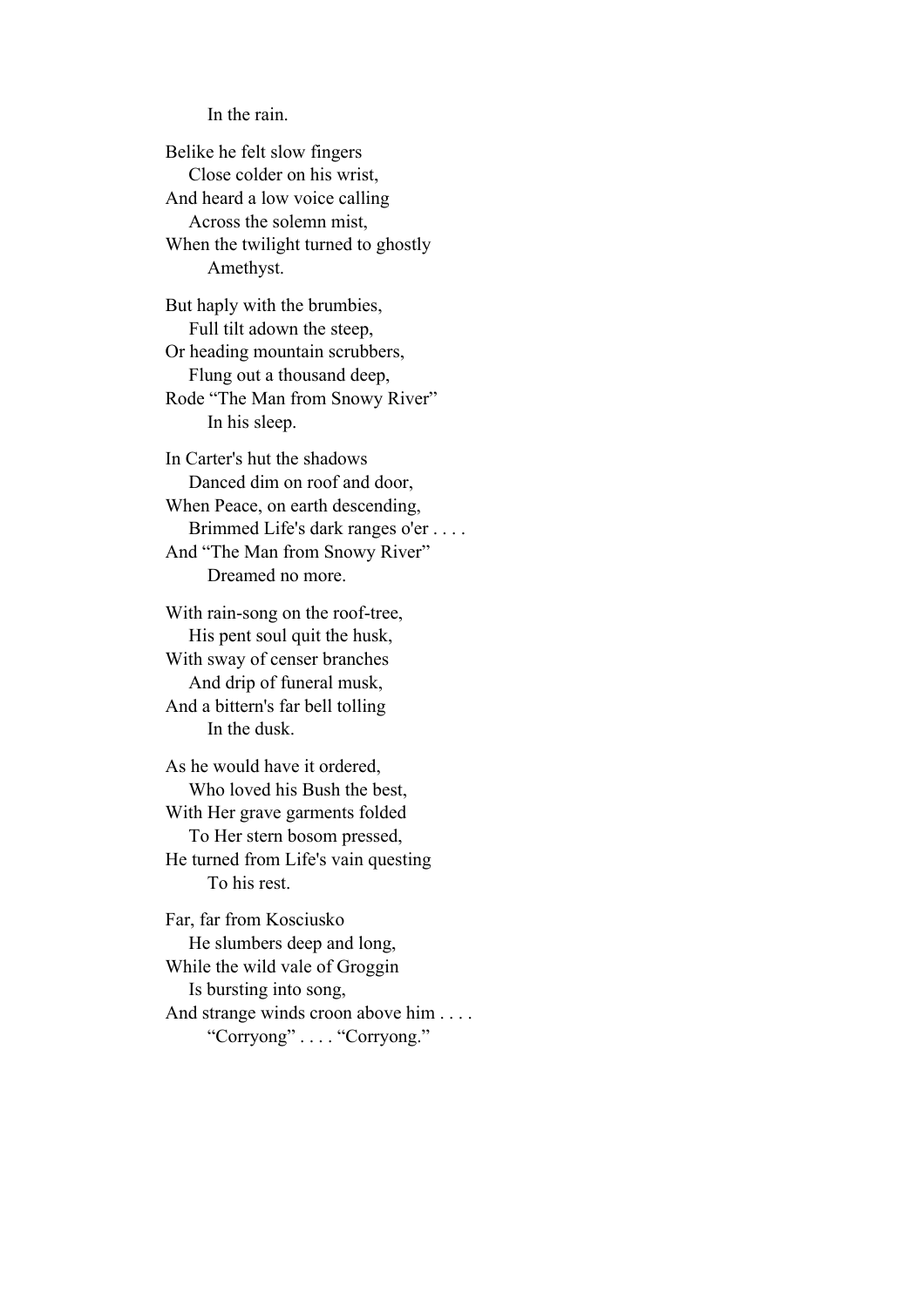In the rain.

Belike he felt slow fingers  
Close colder on his wrist,  
And heard a low voice calling  
Across the solemn mist,  
When the twilight turned to ghostly  
Amethyst.

But haply with the brumbies,  
Full tilt adown the steep,  
Or heading mountain scrubbers,  
Flung out a thousand deep,  
Rode “The Man from Snowy River”  
In his sleep.

In Carter's hut the shadows  
Danced dim on roof and door,  
When Peace, on earth descending,  
Brimmed Life's dark ranges o'er . . . .  
And “The Man from Snowy River”  
Dreamed no more.

With rain-song on the roof-tree,  
His pent soul quit the husk,  
With sway of censer branches  
And drip of funeral musk,  
And a bittern's far bell tolling  
In the dusk.

As he would have it ordered,  
Who loved his Bush the best,  
With Her grave garments folded  
To Her stern bosom pressed,  
He turned from Life's vain questing  
To his rest.

Far, far from Kosciusko  
He slumbers deep and long,  
While the wild vale of Groggin  
Is bursting into song,  
And strange winds croon above him . . . .  
“Corryong” . . . . “Corryong.”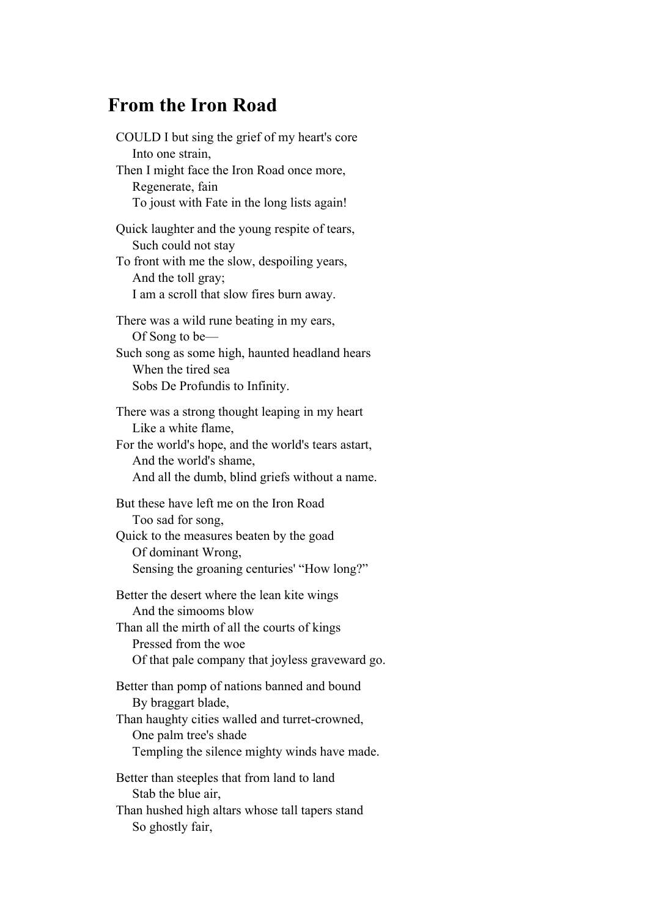## From the Iron Road

COLD I but sing the grief of my heart's core
    Into one strain,
Then I might face the Iron Road once more,
    Regenerate, fain
    To joust with Fate in the long lists again!

Quick laughter and the young respite of tears,
    Such could not stay
To front with me the slow, despoiling years,
    And the toll gray;
    I am a scroll that slow fires burn away.

There was a wild rune beating in my ears,
    Of Song to be—
Such song as some high, haunted headland hears
    When the tired sea
    Sobs De Profundis to Infinity.

There was a strong thought leaping in my heart
    Like a white flame,
For the world's hope, and the world's tears astart,
    And the world's shame,
    And all the dumb, blind griefs without a name.

But these have left me on the Iron Road
    Too sad for song,
Quick to the measures beaten by the goad
    Of dominant Wrong,
    Sensing the groaning centuries' "How long?"

Better the desert where the lean kite wings
    And the simooms blow
Than all the mirth of all the courts of kings
    Pressed from the woe
    Of that pale company that joyless graveward go.

Better than pomp of nations banned and bound
    By braggart blade,
Than haughty cities walled and turret-crowned,
    One palm tree's shade
    Templing the silence mighty winds have made.

Better than steeples that from land to land
    Stab the blue air,
Than hushed high altars whose tall tapers stand
    So ghostly fair,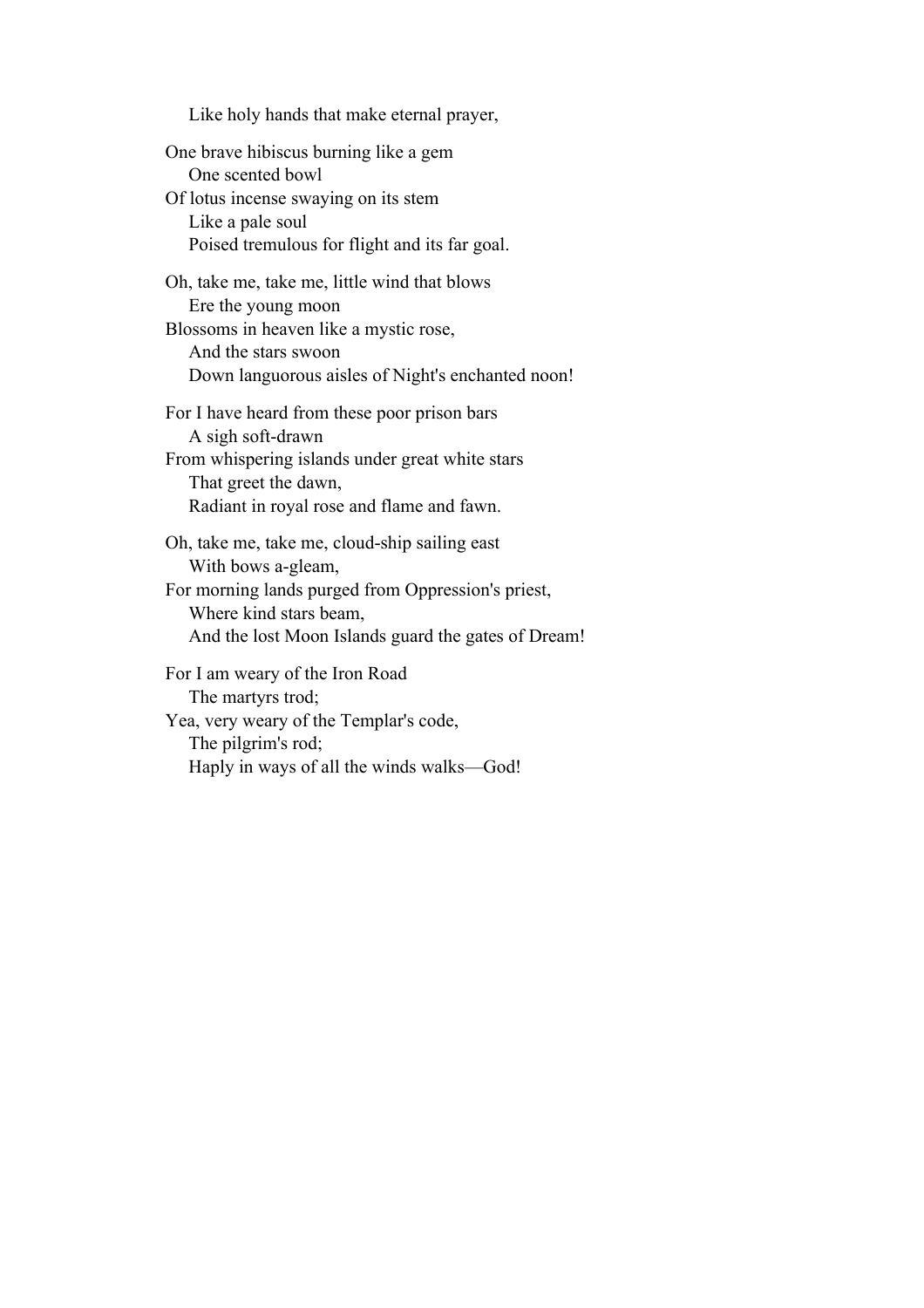Like holy hands that make eternal prayer,

One brave hibiscus burning like a gem  
  One scented bowl  
Of lotus incense swaying on its stem  
  Like a pale soul  
  Poised tremulous for flight and its far goal.

Oh, take me, take me, little wind that blows  
  Ere the young moon  
Blossoms in heaven like a mystic rose,  
  And the stars swoon  
  Down languorous aisles of Night's enchanted noon!

For I have heard from these poor prison bars  
  A sigh soft-drawn  
From whispering islands under great white stars  
  That greet the dawn,  
  Radiant in royal rose and flame and fawn.

Oh, take me, take me, cloud-ship sailing east  
  With bows a-gleam,  
For morning lands purged from Oppression's priest,  
  Where kind stars beam,  
  And the lost Moon Islands guard the gates of Dream!

For I am weary of the Iron Road  
  The martyrs trod;  
Yea, very weary of the Templar's code,  
  The pilgrim's rod;  
  Haply in ways of all the winds walks—God!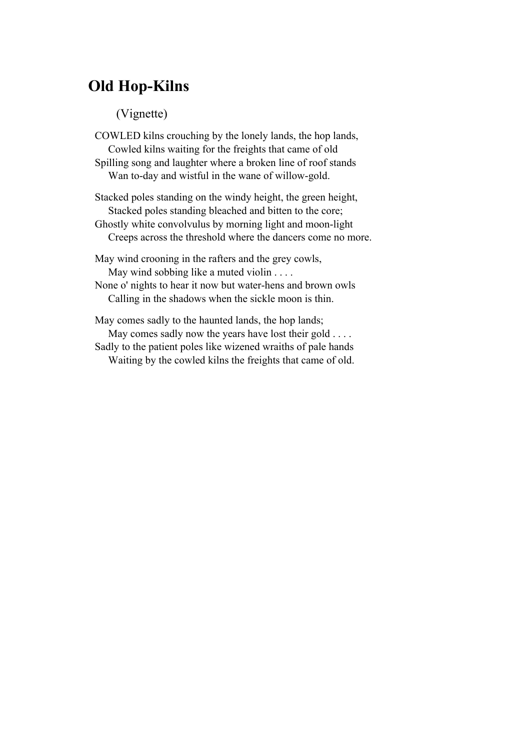## Old Hop-Kilns

(Vignette)

COWLED kilns crouching by the lonely lands, the hop lands,  
Cowled kilns waiting for the freights that came of old  
Spilling song and laughter where a broken line of roof stands  
Wan to-day and wistful in the wane of willow-gold.

Stacked poles standing on the windy height, the green height,  
Stacked poles standing bleached and bitten to the core;  
Ghostly white convolvulus by morning light and moon-light  
Creeps across the threshold where the dancers come no more.

May wind crooning in the rafters and the grey cowls,  
May wind sobbing like a muted violin . . . .  
None o' nights to hear it now but water-hens and brown owls  
Calling in the shadows when the sickle moon is thin.

May comes sadly to the haunted lands, the hop lands;  
May comes sadly now the years have lost their gold . . . .  
Sadly to the patient poles like wizened wraiths of pale hands  
Waiting by the cowled kilns the freights that came of old.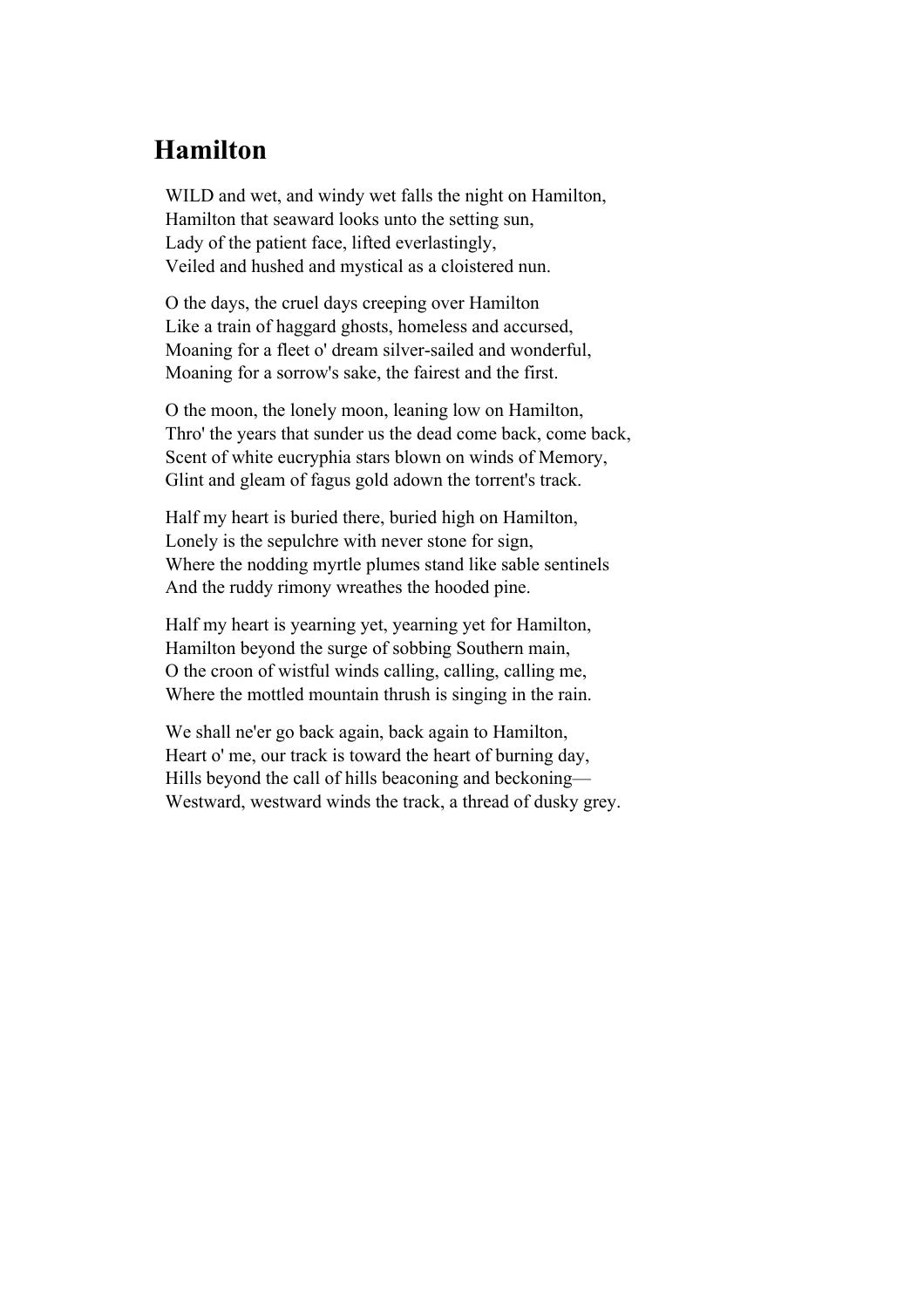## Hamilton

WILD and wet, and windy wet falls the night on Hamilton,  
Hamilton that seaward looks unto the setting sun,  
Lady of the patient face, lifted everlastingly,  
Veiled and hushed and mystical as a cloistered nun.

O the days, the cruel days creeping over Hamilton  
Like a train of haggard ghosts, homeless and accursed,  
Moaning for a fleet o' dream silver-sailed and wonderful,  
Moaning for a sorrow's sake, the fairest and the first.

O the moon, the lonely moon, leaning low on Hamilton,  
Thro' the years that sunder us the dead come back, come back,  
Scent of white eucryphia stars blown on winds of Memory,  
Glint and gleam of fagus gold adown the torrent's track.

Half my heart is buried there, buried high on Hamilton,  
Lonely is the sepulchre with never stone for sign,  
Where the nodding myrtle plumes stand like sable sentinels  
And the ruddy rimony wreathes the hooded pine.

Half my heart is yearning yet, yearning yet for Hamilton,  
Hamilton beyond the surge of sobbing Southern main,  
O the croon of wistful winds calling, calling, calling me,  
Where the mottled mountain thrush is singing in the rain.

We shall ne'er go back again, back again to Hamilton,  
Heart o' me, our track is toward the heart of burning day,  
Hills beyond the call of hills beaconing and beckoning—  
Westward, westward winds the track, a thread of dusky grey.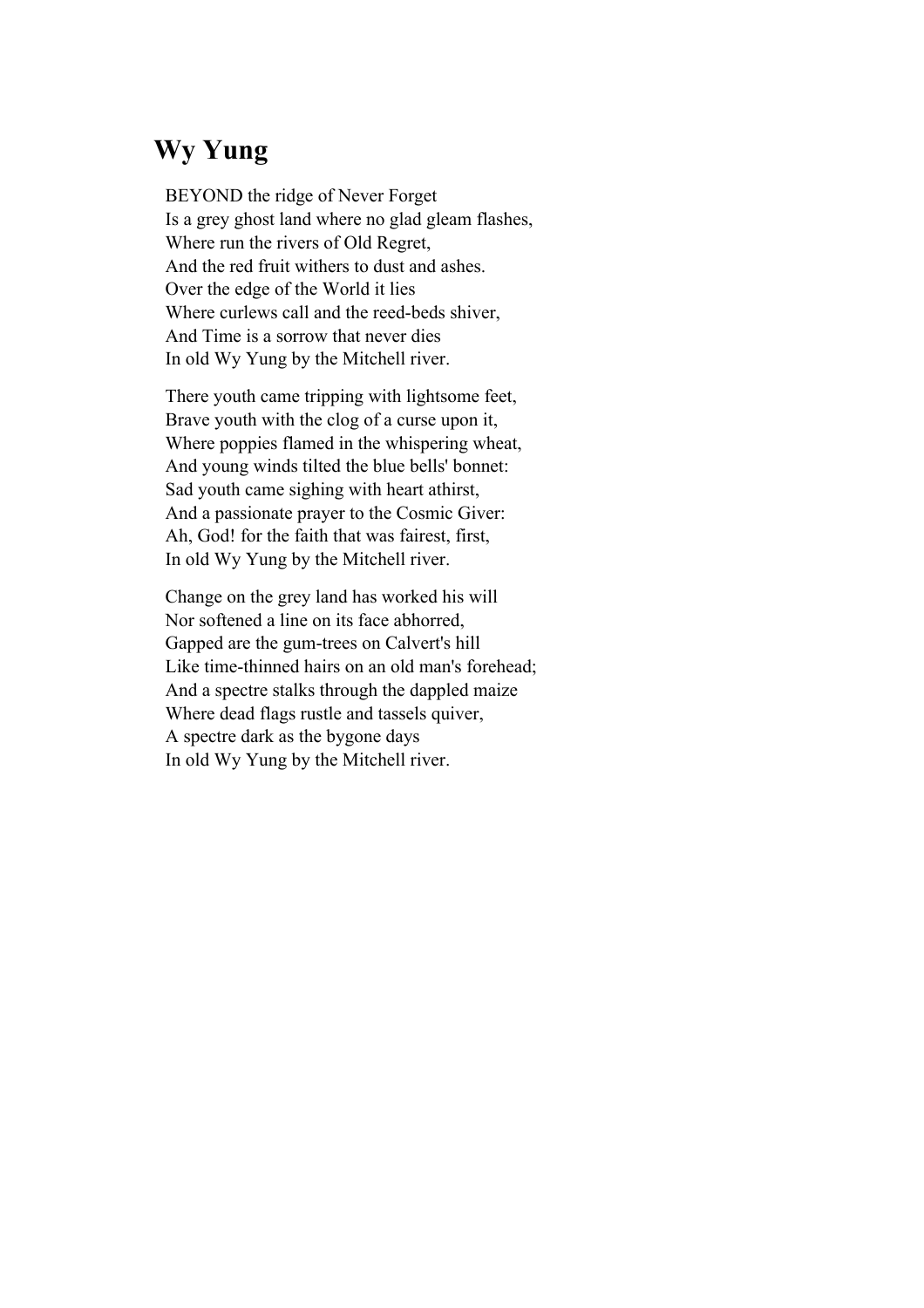## Wy Yung

BEYOND the ridge of Never Forget  
Is a grey ghost land where no glad gleam flashes,  
Where run the rivers of Old Regret,  
And the red fruit withers to dust and ashes.  
Over the edge of the World it lies  
Where curlews call and the reed-beds shiver,  
And Time is a sorrow that never dies  
In old Wy Yung by the Mitchell river.

There youth came tripping with lightsome feet,  
Brave youth with the clog of a curse upon it,  
Where poppies flamed in the whispering wheat,  
And young winds tilted the blue bells' bonnet:  
Sad youth came sighing with heart athirst,  
And a passionate prayer to the Cosmic Giver:  
Ah, God! for the faith that was fairest, first,  
In old Wy Yung by the Mitchell river.

Change on the grey land has worked his will  
Nor softened a line on its face abhorred,  
Gapped are the gum-trees on Calvert's hill  
Like time-thinned hairs on an old man's forehead;  
And a spectre stalks through the dappled maize  
Where dead flags rustle and tassels quiver,  
A spectre dark as the bygone days  
In old Wy Yung by the Mitchell river.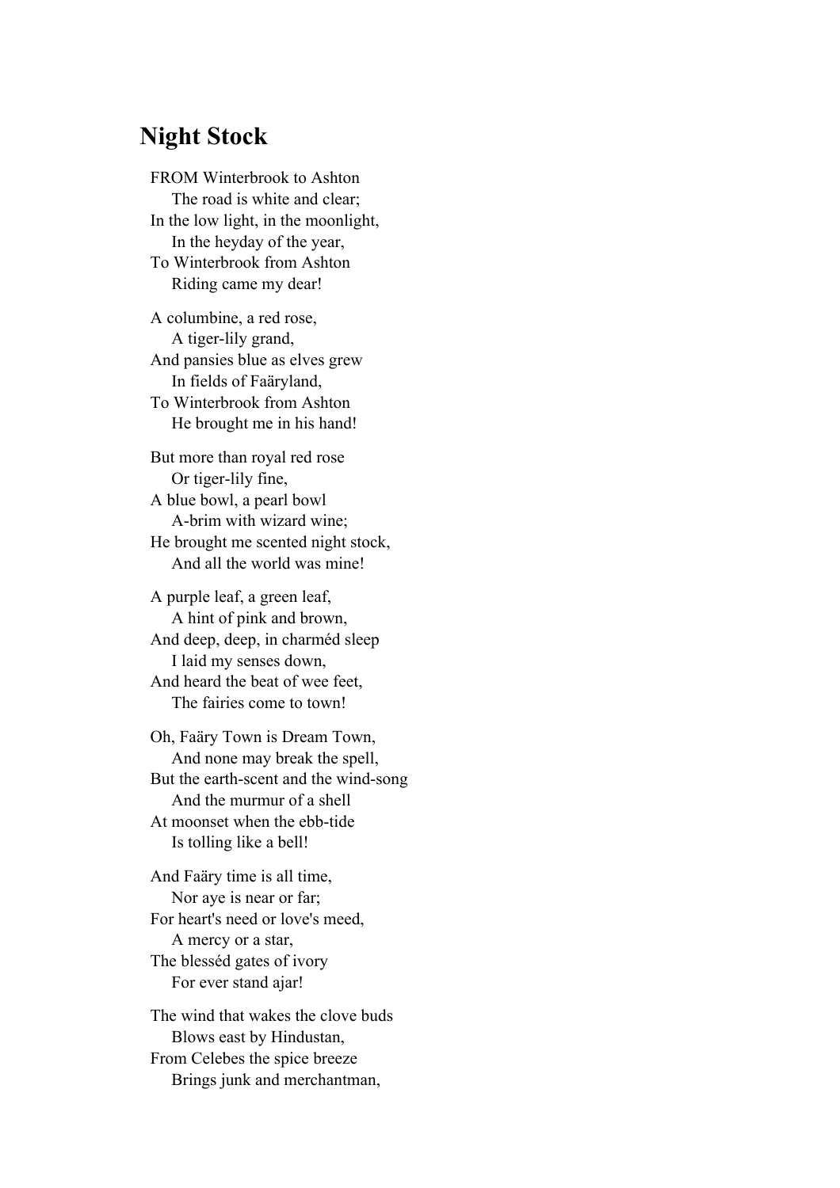## Night Stock

FROM Winterbrook to Ashton
  The road is white and clear;
In the low light, in the moonlight,
  In the heyday of the year,
To Winterbrook from Ashton
  Riding came my dear!

A columbine, a red rose,
  A tiger-lily grand,
And pansies blue as elves grew
  In fields of Faäryland,
To Winterbrook from Ashton
  He brought me in his hand!

But more than royal red rose
  Or tiger-lily fine,
A blue bowl, a pearl bowl
  A-brim with wizard wine;
He brought me scented night stock,
  And all the world was mine!

A purple leaf, a green leaf,
  A hint of pink and brown,
And deep, deep, in charméd sleep
  I laid my senses down,
And heard the beat of wee feet,
  The fairies come to town!

Oh, Faäry Town is Dream Town,
  And none may break the spell,
But the earth-scent and the wind-song
  And the murmur of a shell
At moonset when the ebb-tide
  Is tolling like a bell!

And Faäry time is all time,
  Nor aye is near or far;
For heart's need or love's meed,
  A mercy or a star,
The blesséd gates of ivory
  For ever stand ajar!

The wind that wakes the clove buds
  Blows east by Hindustan,
From Celebes the spice breeze
  Brings junk and merchantman,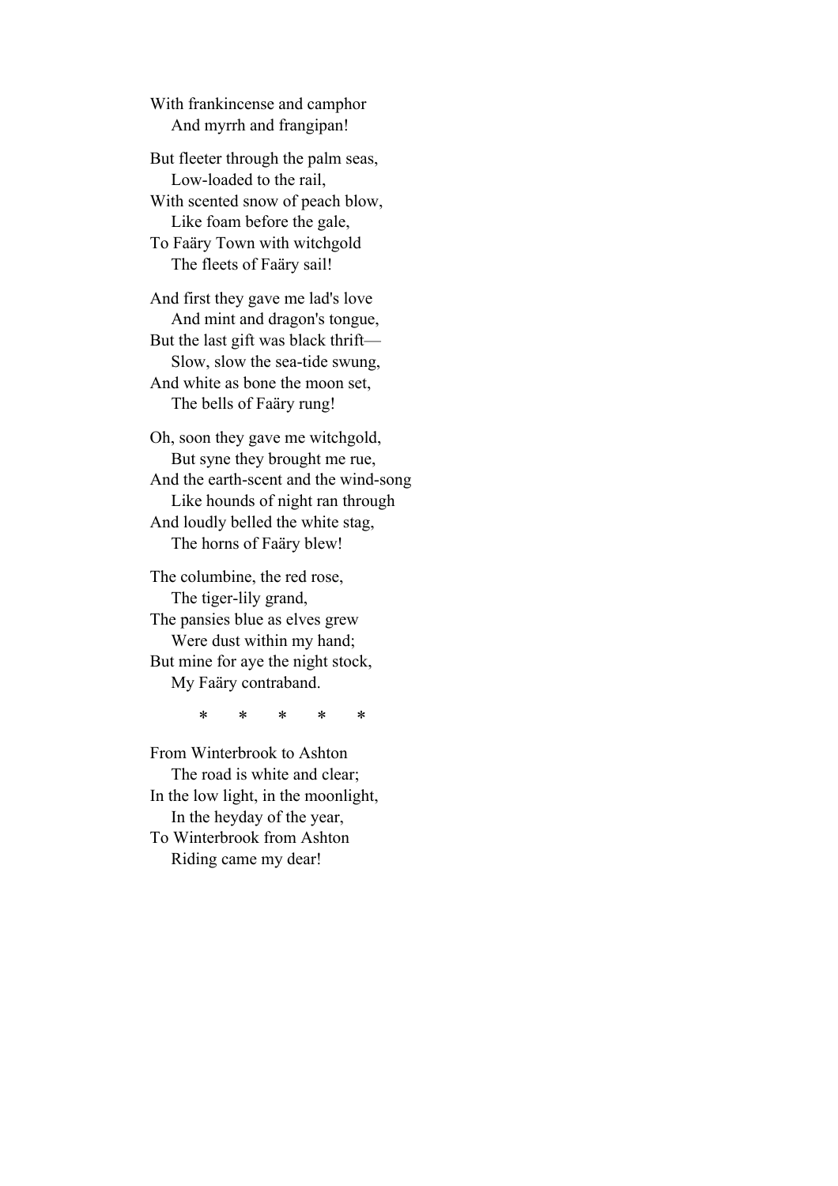With frankincense and camphor
    And myrrh and frangipan!

But fleeter through the palm seas,
    Low-loaded to the rail,
With scented snow of peach blow,
    Like foam before the gale,
To Faäry Town with witchgold
    The fleets of Faäry sail!

And first they gave me lad's love
    And mint and dragon's tongue,
But the last gift was black thrift—
    Slow, slow the sea-tide swung,
And white as bone the moon set,
    The bells of Faäry rung!

Oh, soon they gave me witchgold,
    But syne they brought me rue,
And the earth-scent and the wind-song
    Like hounds of night ran through
And loudly belled the white stag,
    The horns of Faäry blew!

The columbine, the red rose,
    The tiger-lily grand,
The pansies blue as elves grew
    Were dust within my hand;
But mine for aye the night stock,
    My Faäry contraband.

\*     \*     \*     \*     \*

From Winterbrook to Ashton
    The road is white and clear;
In the low light, in the moonlight,
    In the heyday of the year,
To Winterbrook from Ashton
    Riding came my dear!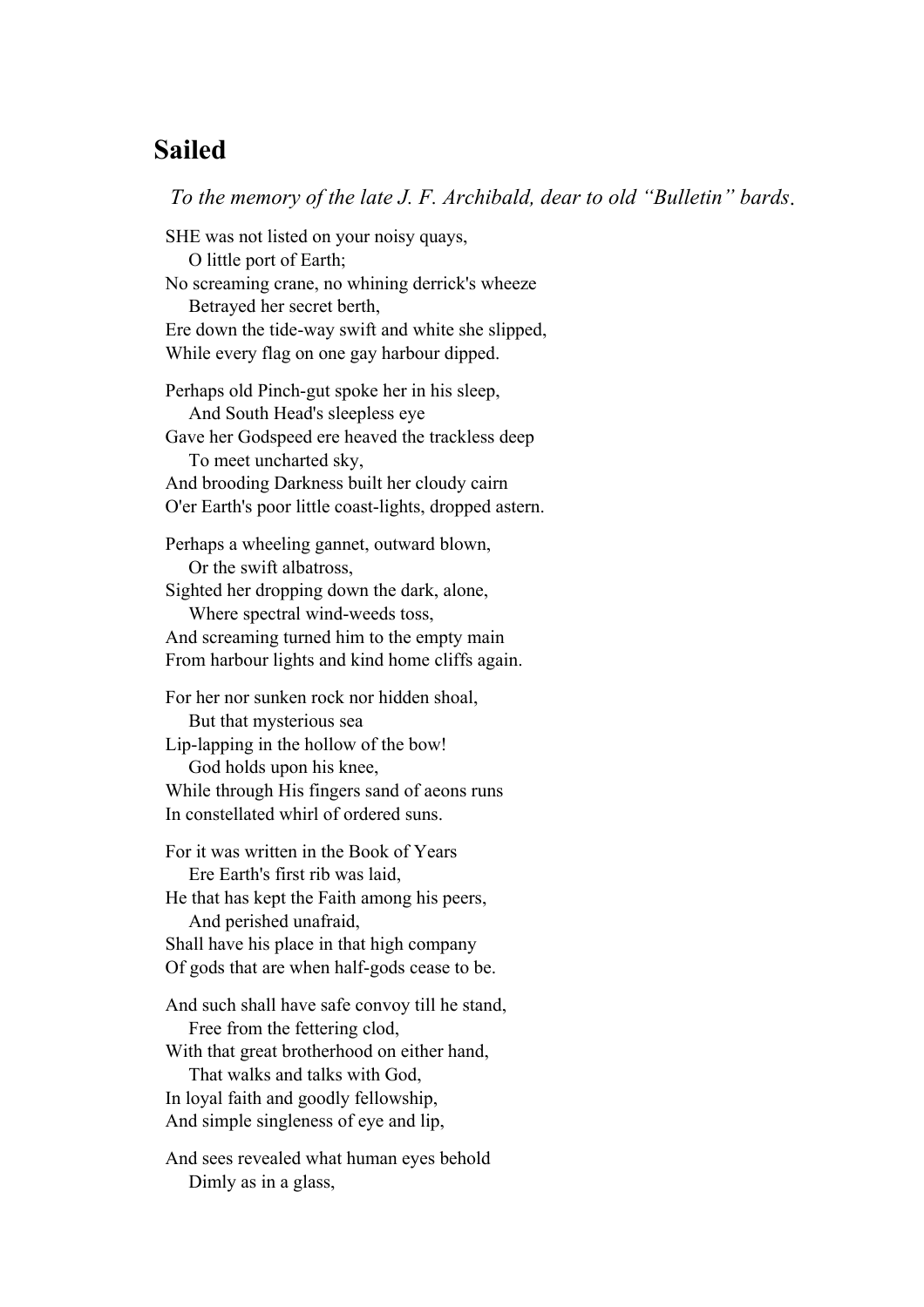## Sailed

*To the memory of the late J. F. Archibald, dear to old "Bulletin" bards.*

SHE was not listed on your noisy quays,  
    O little port of Earth;  
No screaming crane, no whining derrick's wheeze  
    Betrayed her secret berth,  
Ere down the tide-way swift and white she slipped,  
While every flag on one gay harbour dipped.

Perhaps old Pinch-gut spoke her in his sleep,  
    And South Head's sleepless eye  
Gave her Godspeed ere heaved the trackless deep  
    To meet uncharted sky,  
And brooding Darkness built her cloudy cairn  
O'er Earth's poor little coast-lights, dropped astern.

Perhaps a wheeling gannet, outward blown,  
    Or the swift albatross,  
Sighted her dropping down the dark, alone,  
    Where spectral wind-weeds toss,  
And screaming turned him to the empty main  
From harbour lights and kind home cliffs again.

For her nor sunken rock nor hidden shoal,  
    But that mysterious sea  
Lip-lapping in the hollow of the bow!  
    God holds upon his knee,  
While through His fingers sand of aeons runs  
In constellated whirl of ordered suns.

For it was written in the Book of Years  
    Ere Earth's first rib was laid,  
He that has kept the Faith among his peers,  
    And perished unafraid,  
Shall have his place in that high company  
Of gods that are when half-gods cease to be.

And such shall have safe convoy till he stand,  
    Free from the fettering clod,  
With that great brotherhood on either hand,  
    That walks and talks with God,  
In loyal faith and goodly fellowship,  
And simple singleness of eye and lip,

And sees revealed what human eyes behold  
    Dimly as in a glass,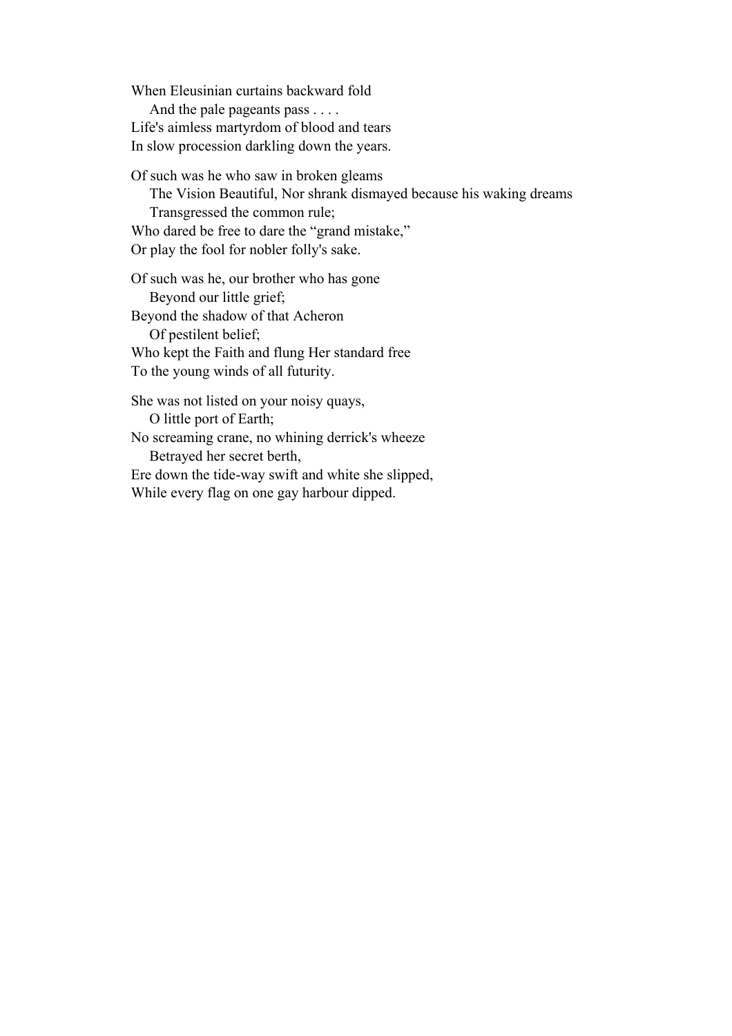When Eleusinian curtains backward fold  
    And the pale pageants pass . . . .  
Life's aimless martyrdom of blood and tears  
In slow procession darkling down the years.

Of such was he who saw in broken gleams  
    The Vision Beautiful, Nor shrank dismayed because his waking dreams  
    Transgressed the common rule;  
Who dared be free to dare the "grand mistake,"  
Or play the fool for nobler folly's sake.

Of such was he, our brother who has gone  
    Beyond our little grief;  
Beyond the shadow of that Acheron  
    Of pestilent belief;  
Who kept the Faith and flung Her standard free  
To the young winds of all futurity.

She was not listed on your noisy quays,  
    O little port of Earth;  
No screaming crane, no whining derrick's wheeze  
    Betrayed her secret berth,  
Ere down the tide-way swift and white she slipped,  
While every flag on one gay harbour dipped.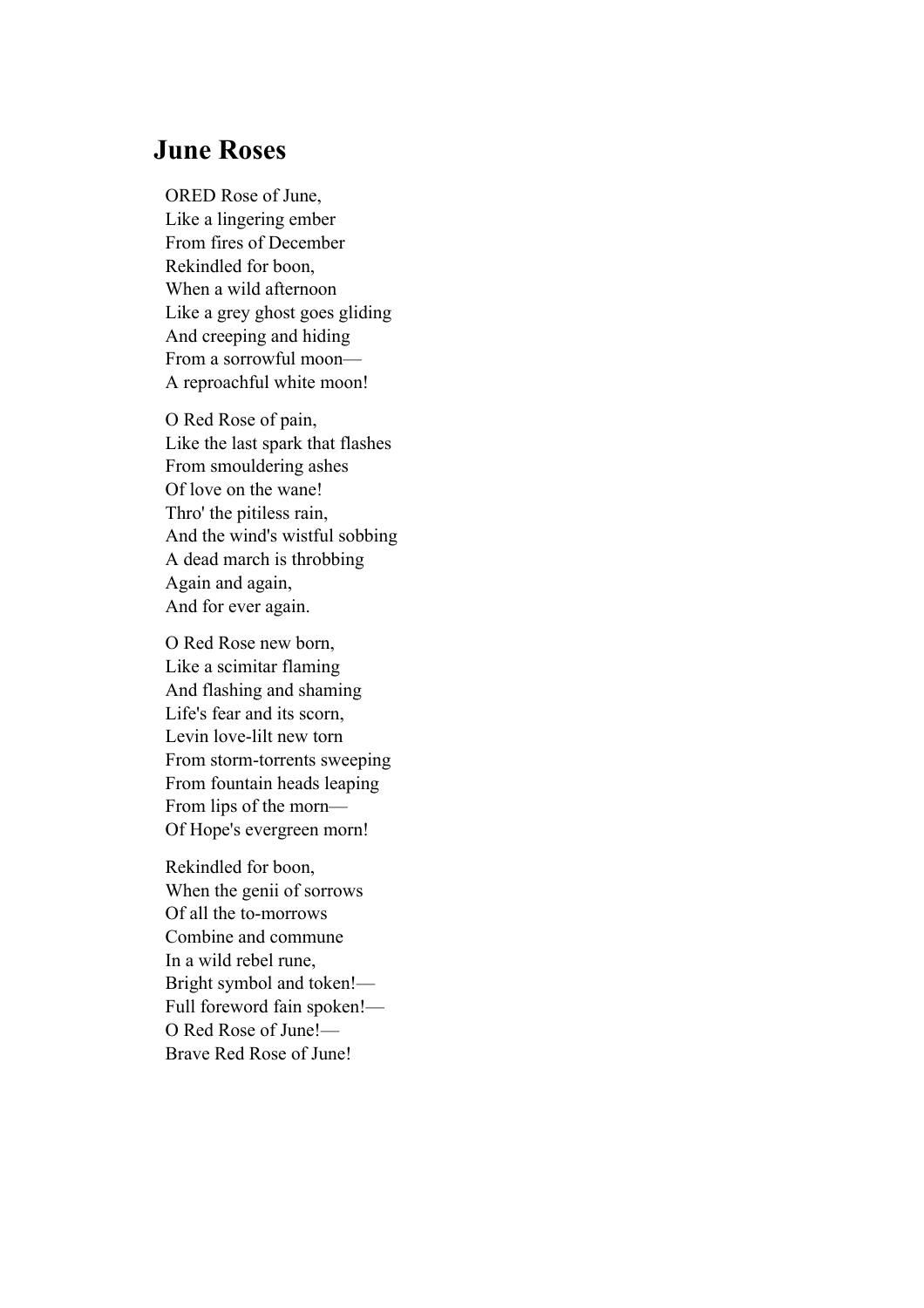## June Roses

ORED Rose of June,  
Like a lingering ember  
From fires of December  
Rekindled for boon,  
When a wild afternoon  
Like a grey ghost goes gliding  
And creeping and hiding  
From a sorrowful moon—  
A reproachful white moon!

O Red Rose of pain,  
Like the last spark that flashes  
From smouldering ashes  
Of love on the wane!  
Thro' the pitiless rain,  
And the wind's wistful sobbing  
A dead march is throbbing  
Again and again,  
And for ever again.

O Red Rose new born,  
Like a scimitar flaming  
And flashing and shaming  
Life's fear and its scorn,  
Levin love-lilt new torn  
From storm-torrents sweeping  
From fountain heads leaping  
From lips of the morn—  
Of Hope's evergreen morn!

Rekindled for boon,  
When the genii of sorrows  
Of all the to-morrows  
Combine and commune  
In a wild rebel rune,  
Bright symbol and token!—  
Full foreword fain spoken!—  
O Red Rose of June!—  
Brave Red Rose of June!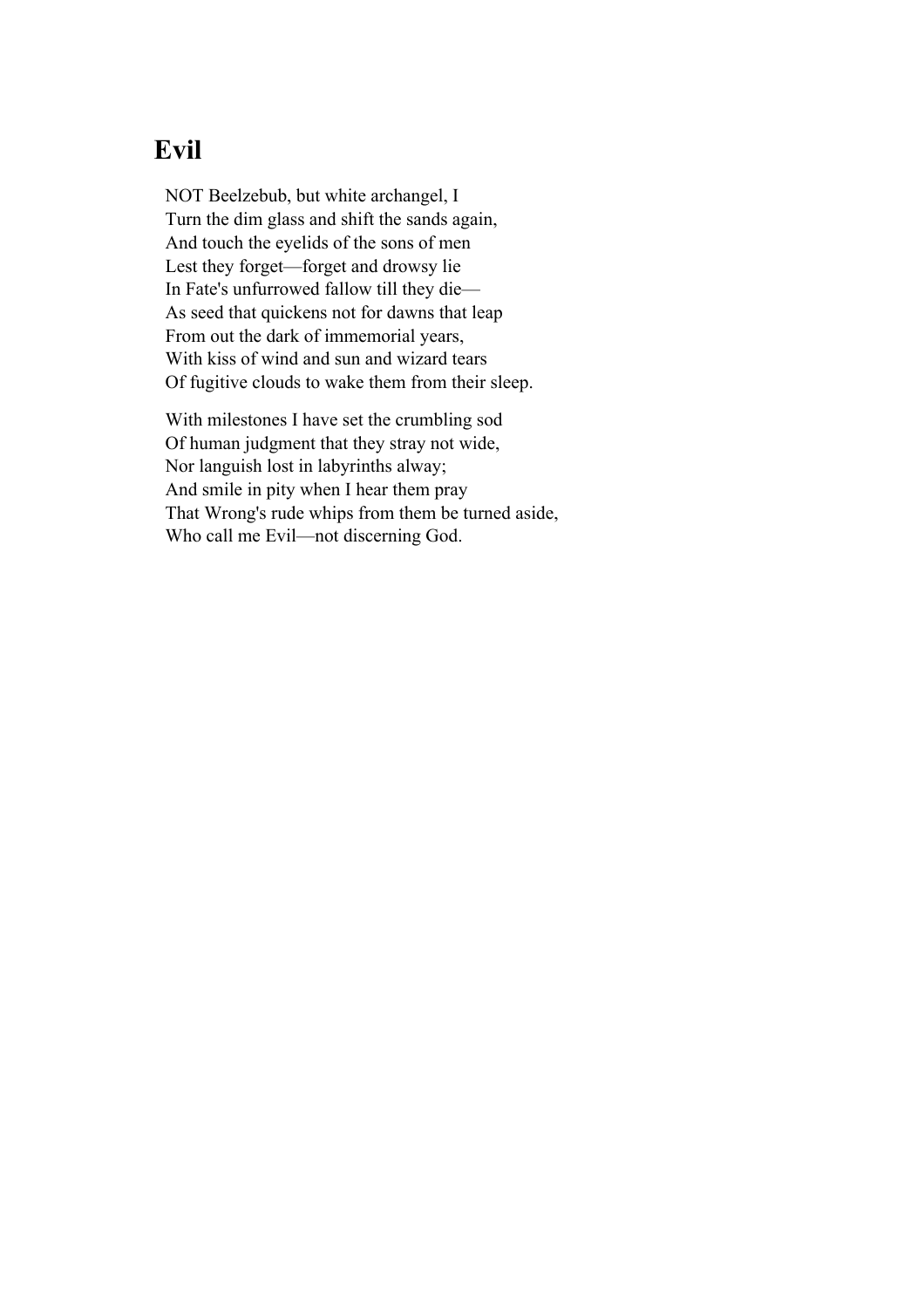## Evil

NOT Beelzebub, but white archangel, I
Turn the dim glass and shift the sands again,
And touch the eyelids of the sons of men
Lest they forget—forget and drowsy lie
In Fate's unfurrowed fallow till they die—
As seed that quickens not for dawns that leap
From out the dark of immemorial years,
With kiss of wind and sun and wizard tears
Of fugitive clouds to wake them from their sleep.

With milestones I have set the crumbling sod
Of human judgment that they stray not wide,
Nor languish lost in labyrinths alway;
And smile in pity when I hear them pray
That Wrong's rude whips from them be turned aside,
Who call me Evil—not discerning God.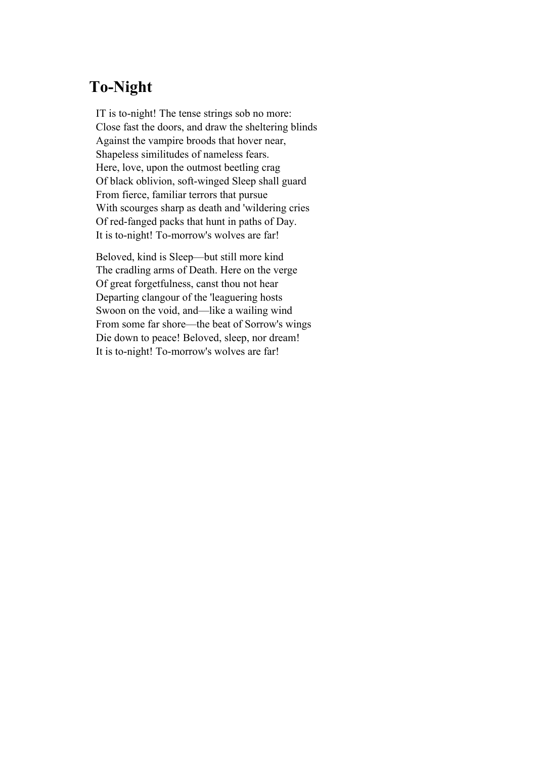## To-Night

IT is to-night! The tense strings sob no more:  
Close fast the doors, and draw the sheltering blinds  
Against the vampire broods that hover near,  
Shapeless similitudes of nameless fears.  
Here, love, upon the outmost beetling crag  
Of black oblivion, soft-winged Sleep shall guard  
From fierce, familiar terrors that pursue  
With scourges sharp as death and 'wildering cries  
Of red-fanged packs that hunt in paths of Day.  
It is to-night! To-morrow's wolves are far!

Beloved, kind is Sleep—but still more kind  
The cradling arms of Death. Here on the verge  
Of great forgetfulness, canst thou not hear  
Departing clangour of the 'leaguering hosts  
Swoon on the void, and—like a wailing wind  
From some far shore—the beat of Sorrow's wings  
Die down to peace! Beloved, sleep, nor dream!  
It is to-night! To-morrow's wolves are far!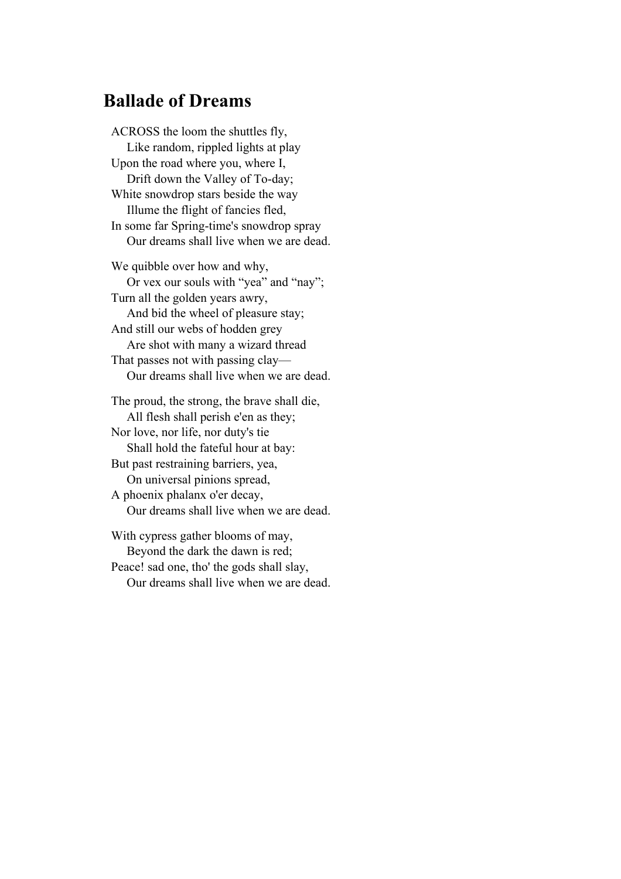## Ballade of Dreams

ACROSS the loom the shuttles fly,
Like random, rippled lights at play
Upon the road where you, where I,
Drift down the Valley of To-day;
White snowdrop stars beside the way
Illume the flight of fancies fled,
In some far Spring-time's snowdrop spray
Our dreams shall live when we are dead.

We quibble over how and why,
Or vex our souls with "yea" and "nay";
Turn all the golden years awry,
And bid the wheel of pleasure stay;
And still our webs of hodden grey
Are shot with many a wizard thread
That passes not with passing clay—
Our dreams shall live when we are dead.

The proud, the strong, the brave shall die,
All flesh shall perish e'en as they;
Nor love, nor life, nor duty's tie
Shall hold the fateful hour at bay:
But past restraining barriers, yea,
On universal pinions spread,
A phoenix phalanx o'er decay,
Our dreams shall live when we are dead.

With cypress gather blooms of may,
Beyond the dark the dawn is red;
Peace! sad one, tho' the gods shall slay,
Our dreams shall live when we are dead.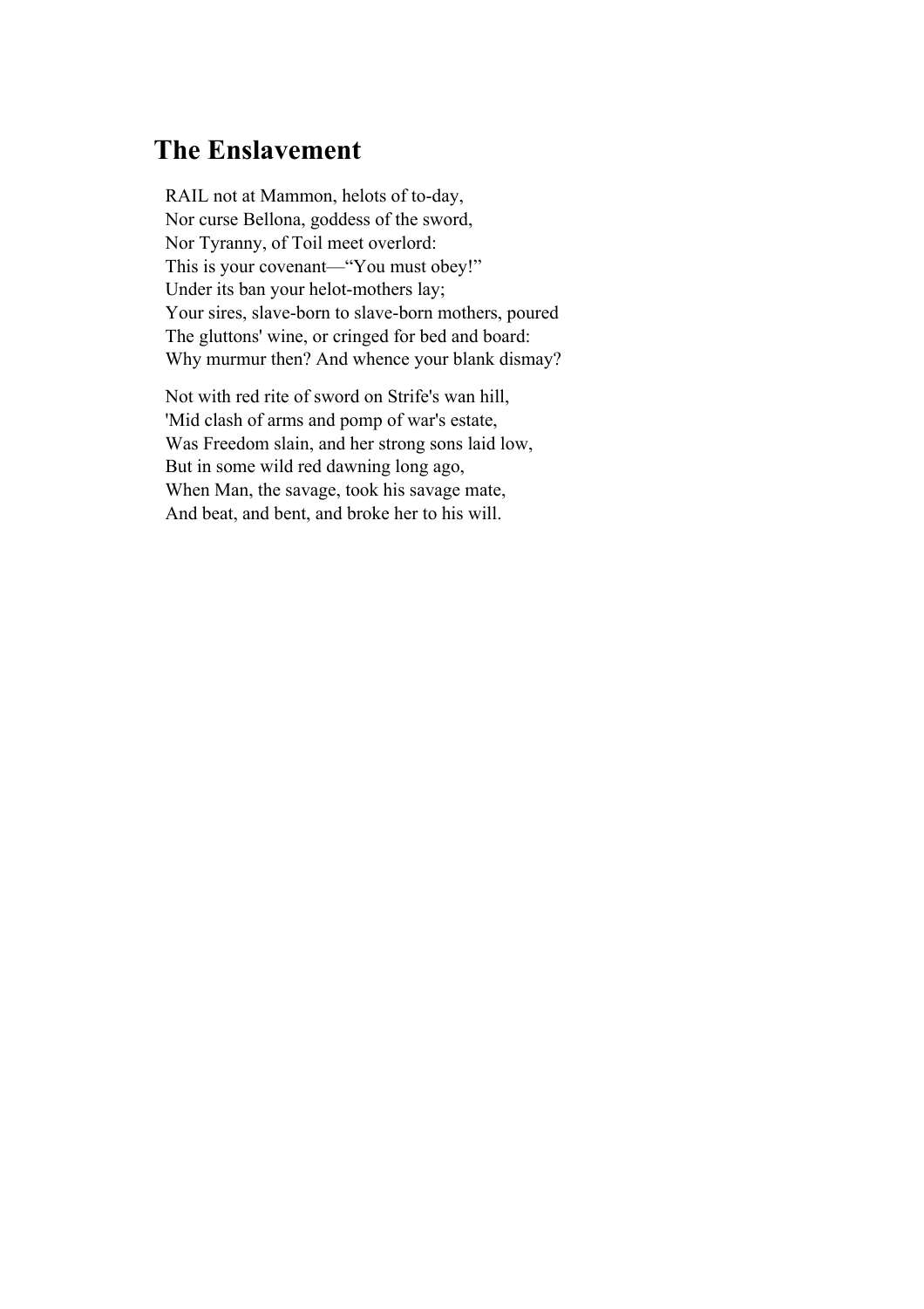## The Enslavement

RAIL not at Mammon, helots of to-day,  
Nor curse Bellona, goddess of the sword,  
Nor Tyranny, of Toil meet overlord:  
This is your covenant—“You must obey!”  
Under its ban your helot-mothers lay;  
Your sires, slave-born to slave-born mothers, poured  
The gluttons' wine, or cringed for bed and board:  
Why murmur then? And whence your blank dismay?

Not with red rite of sword on Strife's wan hill,  
'Mid clash of arms and pomp of war's estate,  
Was Freedom slain, and her strong sons laid low,  
But in some wild red dawning long ago,  
When Man, the savage, took his savage mate,  
And beat, and bent, and broke her to his will.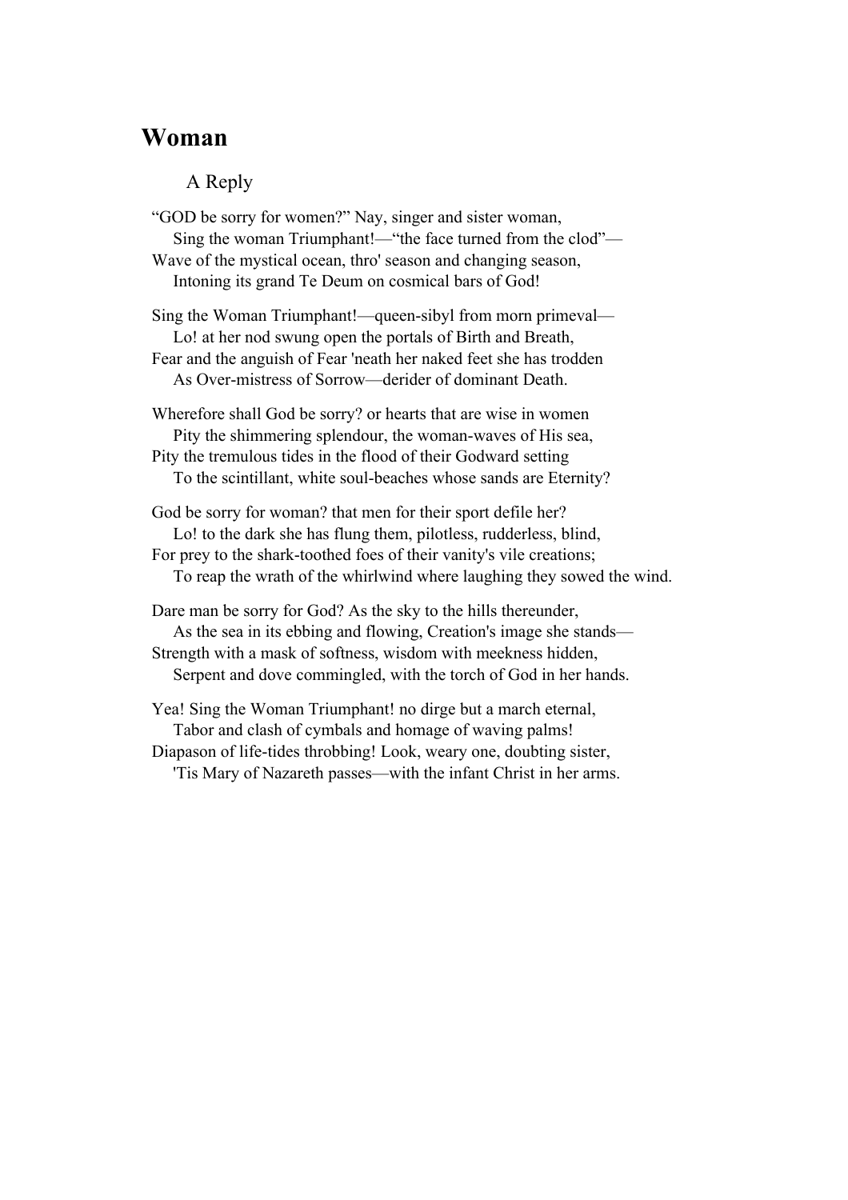## Woman

A Reply

"GOD be sorry for women?" Nay, singer and sister woman,
   Sing the woman Triumphant!—"the face turned from the clod"—
Wave of the mystical ocean, thro' season and changing season,
   Intoning its grand Te Deum on cosmical bars of God!

Sing the Woman Triumphant!—queen-sibyl from morn primeval—
   Lo! at her nod swung open the portals of Birth and Breath,
Fear and the anguish of Fear 'neath her naked feet she has trodden
   As Over-mistress of Sorrow—derider of dominant Death.

Wherefore shall God be sorry? or hearts that are wise in women
   Pity the shimmering splendour, the woman-waves of His sea,
Pity the tremulous tides in the flood of their Godward setting
   To the scintillant, white soul-beaches whose sands are Eternity?

God be sorry for woman? that men for their sport defile her?
   Lo! to the dark she has flung them, pilotless, rudderless, blind,
For prey to the shark-toothed foes of their vanity's vile creations;
   To reap the wrath of the whirlwind where laughing they sowed the wind.

Dare man be sorry for God? As the sky to the hills thereunder,
   As the sea in its ebbing and flowing, Creation's image she stands—
Strength with a mask of softness, wisdom with meekness hidden,
   Serpent and dove commingled, with the torch of God in her hands.

Yea! Sing the Woman Triumphant! no dirge but a march eternal,
   Tabor and clash of cymbals and homage of waving palms!
Diapason of life-tides throbbing! Look, weary one, doubting sister,
   'Tis Mary of Nazareth passes—with the infant Christ in her arms.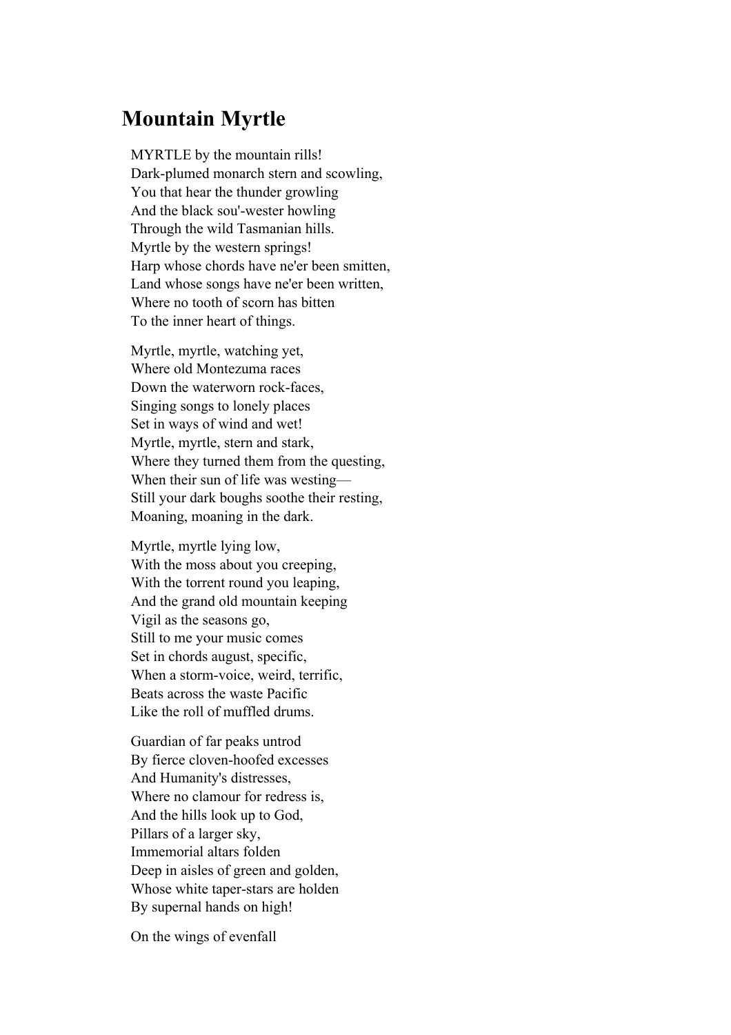## Mountain Myrtle

MYRTLE by the mountain rills!  
Dark-plumed monarch stern and scowling,  
You that hear the thunder growling  
And the black sou'-wester howling  
Through the wild Tasmanian hills.  
Myrtle by the western springs!  
Harp whose chords have ne'er been smitten,  
Land whose songs have ne'er been written,  
Where no tooth of scorn has bitten  
To the inner heart of things.

Myrtle, myrtle, watching yet,  
Where old Montezuma races  
Down the waterworn rock-faces,  
Singing songs to lonely places  
Set in ways of wind and wet!  
Myrtle, myrtle, stern and stark,  
Where they turned them from the questing,  
When their sun of life was westing—  
Still your dark boughs soothe their resting,  
Moaning, moaning in the dark.

Myrtle, myrtle lying low,  
With the moss about you creeping,  
With the torrent round you leaping,  
And the grand old mountain keeping  
Vigil as the seasons go,  
Still to me your music comes  
Set in chords august, specific,  
When a storm-voice, weird, terrific,  
Beats across the waste Pacific  
Like the roll of muffled drums.

Guardian of far peaks untrod  
By fierce cloven-hoofed excesses  
And Humanity's distresses,  
Where no clamour for redress is,  
And the hills look up to God,  
Pillars of a larger sky,  
Immemorial altars folden  
Deep in aisles of green and golden,  
Whose white taper-stars are holden  
By supernal hands on high!

On the wings of evenfall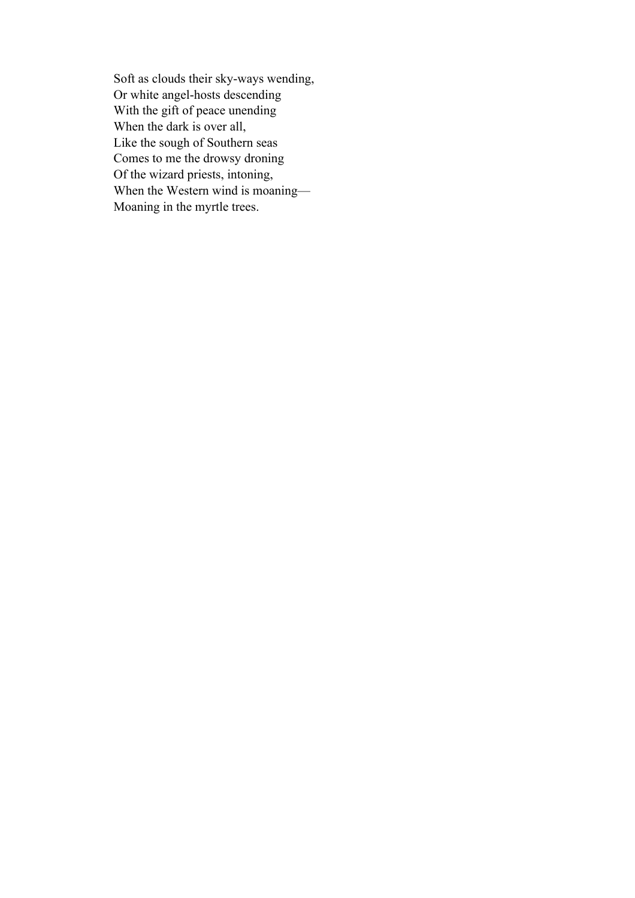Soft as clouds their sky-ways wending,  
Or white angel-hosts descending  
With the gift of peace unending  
When the dark is over all,  
Like the sough of Southern seas  
Comes to me the drowsy droning  
Of the wizard priests, intoning,  
When the Western wind is moaning—  
Moaning in the myrtle trees.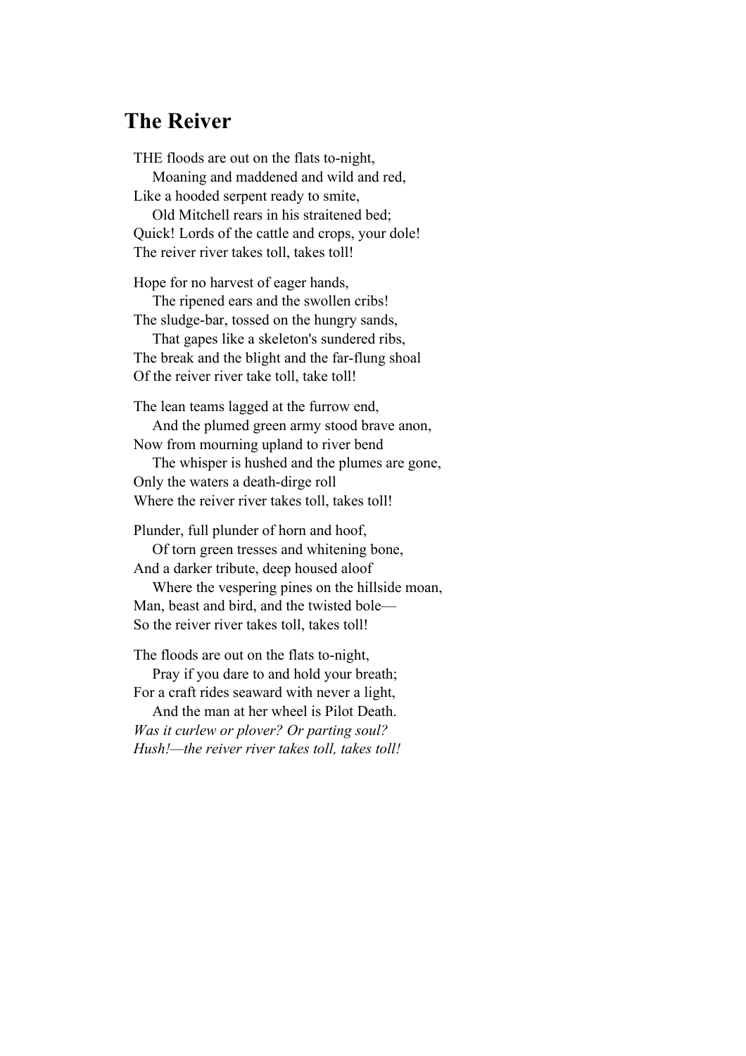## The Reiver

THE floods are out on the flats to-night,
  Moaning and maddened and wild and red,
Like a hooded serpent ready to smite,
  Old Mitchell rears in his straitened bed;
Quick! Lords of the cattle and crops, your dole!
The reiver river takes toll, takes toll!

Hope for no harvest of eager hands,
  The ripened ears and the swollen cribs!
The sludge-bar, tossed on the hungry sands,
  That gapes like a skeleton's sundered ribs,
The break and the blight and the far-flung shoal
Of the reiver river take toll, take toll!

The lean teams lagged at the furrow end,
  And the plumed green army stood brave anon,
Now from mourning upland to river bend
  The whisper is hushed and the plumes are gone,
Only the waters a death-dirge roll
Where the reiver river takes toll, takes toll!

Plunder, full plunder of horn and hoof,
  Of torn green tresses and whitening bone,
And a darker tribute, deep housed aloof
  Where the vespering pines on the hillside moan,
Man, beast and bird, and the twisted bole—
So the reiver river takes toll, takes toll!

The floods are out on the flats to-night,
  Pray if you dare to and hold your breath;
For a craft rides seaward with never a light,
  And the man at her wheel is Pilot Death.
*Was it curlew or plover? Or parting soul?*
*Hush!—the reiver river takes toll, takes toll!*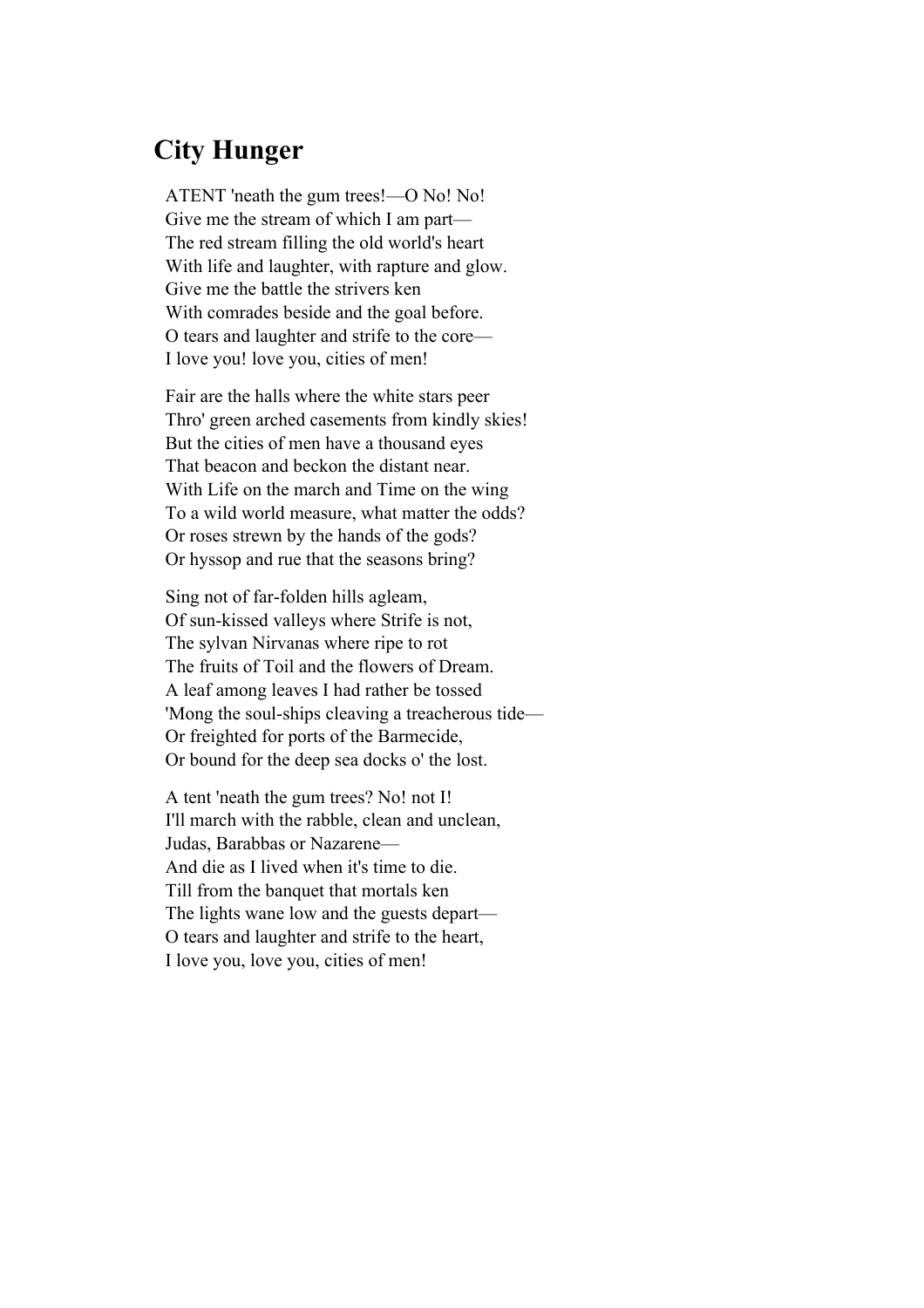# City Hunger

ATENT 'neath the gum trees!—O No! No!  
Give me the stream of which I am part—  
The red stream filling the old world's heart  
With life and laughter, with rapture and glow.  
Give me the battle the strivers ken  
With comrades beside and the goal before.  
O tears and laughter and strife to the core—  
I love you! love you, cities of men!

Fair are the halls where the white stars peer  
Thro' green arched casements from kindly skies!  
But the cities of men have a thousand eyes  
That beacon and beckon the distant near.  
With Life on the march and Time on the wing  
To a wild world measure, what matter the odds?  
Or roses strewn by the hands of the gods?  
Or hyssop and rue that the seasons bring?

Sing not of far-folden hills agleam,  
Of sun-kissed valleys where Strife is not,  
The sylvan Nirvanas where ripe to rot  
The fruits of Toil and the flowers of Dream.  
A leaf among leaves I had rather be tossed  
'Mong the soul-ships cleaving a treacherous tide—  
Or freighted for ports of the Barmecide,  
Or bound for the deep sea docks o' the lost.

A tent 'neath the gum trees? No! not I!  
I'll march with the rabble, clean and unclean,  
Judas, Barabbas or Nazarene—  
And die as I lived when it's time to die.  
Till from the banquet that mortals ken  
The lights wane low and the guests depart—  
O tears and laughter and strife to the heart,  
I love you, love you, cities of men!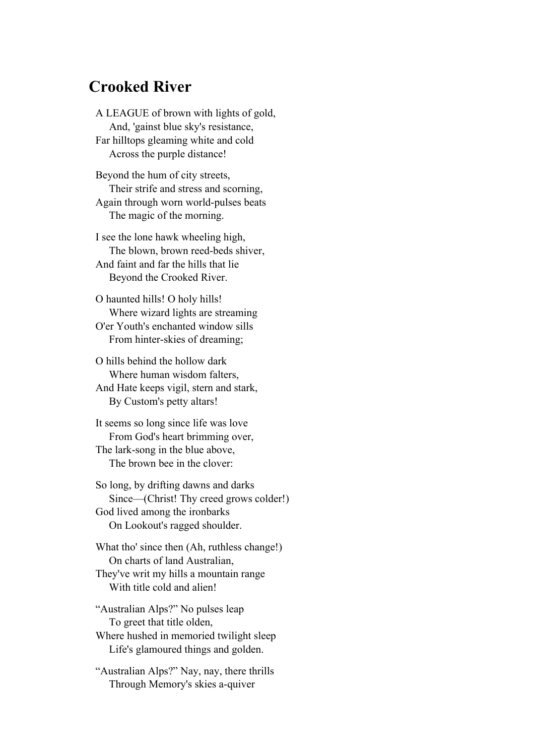## Crooked River

A LEAGUE of brown with lights of gold,
    And, 'gainst blue sky's resistance,
Far hilltops gleaming white and cold
    Across the purple distance!

Beyond the hum of city streets,
    Their strife and stress and scorning,
Again through worn world-pulses beats
    The magic of the morning.

I see the lone hawk wheeling high,
    The blown, brown reed-beds shiver,
And faint and far the hills that lie
    Beyond the Crooked River.

O haunted hills! O holy hills!
    Where wizard lights are streaming
O'er Youth's enchanted window sills
    From hinter-skies of dreaming;

O hills behind the hollow dark
    Where human wisdom falters,
And Hate keeps vigil, stern and stark,
    By Custom's petty altars!

It seems so long since life was love
    From God's heart brimming over,
The lark-song in the blue above,
    The brown bee in the clover:

So long, by drifting dawns and darks
    Since—(Christ! Thy creed grows colder!)
God lived among the ironbarks
    On Lookout's ragged shoulder.

What tho' since then (Ah, ruthless change!)
    On charts of land Australian,
They've writ my hills a mountain range
    With title cold and alien!

"Australian Alps?" No pulses leap
    To greet that title olden,
Where hushed in memoried twilight sleep
    Life's glamoured things and golden.

"Australian Alps?" Nay, nay, there thrills
    Through Memory's skies a-quiver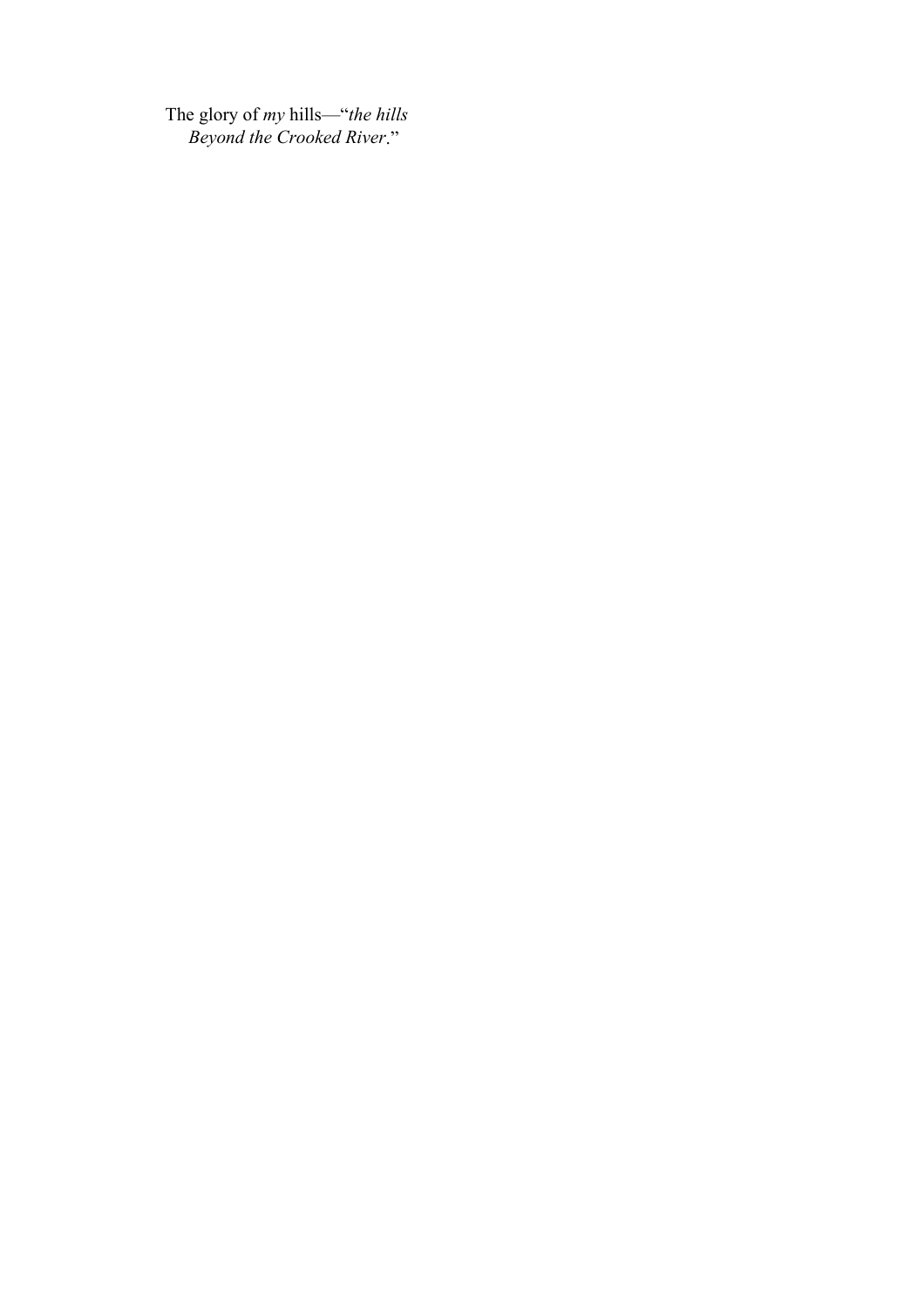The glory of *my* hills—“*the hills*
*Beyond the Crooked River*.”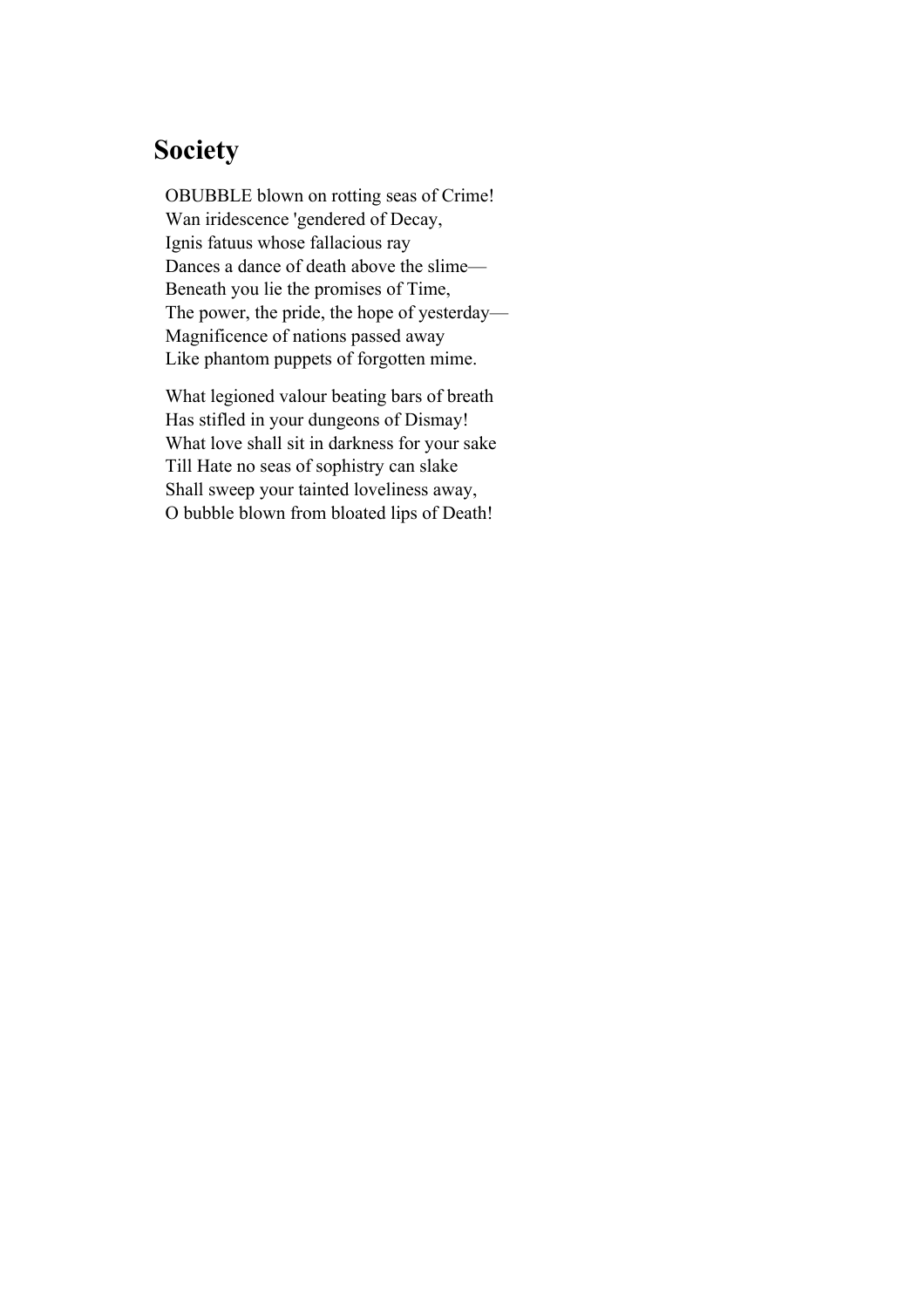## Society

OBUBBLE blown on rotting seas of Crime!  
Wan iridescence 'gendered of Decay,  
Ignis fatuus whose fallacious ray  
Dances a dance of death above the slime—  
Beneath you lie the promises of Time,  
The power, the pride, the hope of yesterday—  
Magnificence of nations passed away  
Like phantom puppets of forgotten mime.

What legioned valour beating bars of breath  
Has stifled in your dungeons of Dismay!  
What love shall sit in darkness for your sake  
Till Hate no seas of sophistry can slake  
Shall sweep your tainted loveliness away,  
O bubble blown from bloated lips of Death!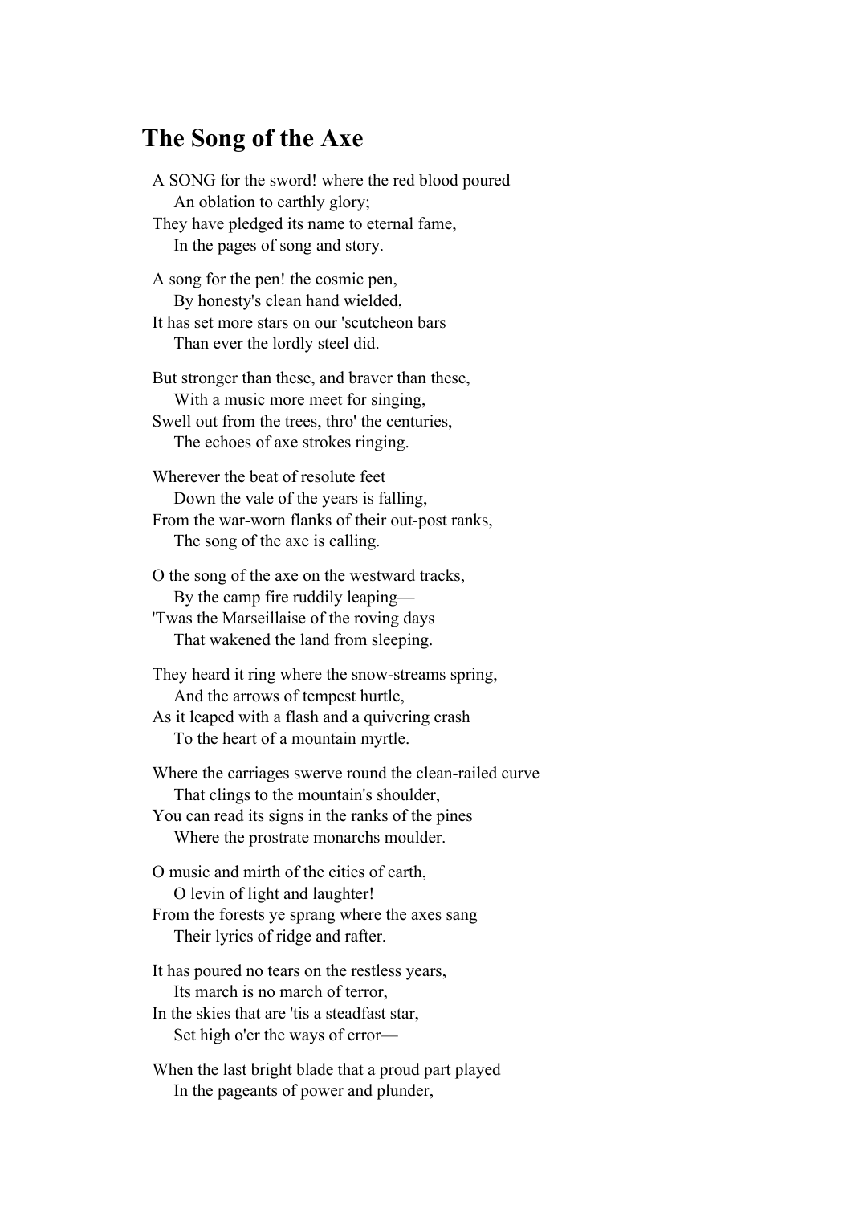## The Song of the Axe

A SONG for the sword! where the red blood poured  
    An oblation to earthly glory;  
They have pledged its name to eternal fame,  
    In the pages of song and story.

A song for the pen! the cosmic pen,  
    By honesty's clean hand wielded,  
It has set more stars on our 'scutcheon bars  
    Than ever the lordly steel did.

But stronger than these, and braver than these,  
    With a music more meet for singing,  
Swell out from the trees, thro' the centuries,  
    The echoes of axe strokes ringing.

Wherever the beat of resolute feet  
    Down the vale of the years is falling,  
From the war-worn flanks of their out-post ranks,  
    The song of the axe is calling.

O the song of the axe on the westward tracks,  
    By the camp fire ruddily leaping—  
'Twas the Marseillaise of the roving days  
    That wakened the land from sleeping.

They heard it ring where the snow-streams spring,  
    And the arrows of tempest hurtle,  
As it leaped with a flash and a quivering crash  
    To the heart of a mountain myrtle.

Where the carriages swerve round the clean-railed curve  
    That clings to the mountain's shoulder,  
You can read its signs in the ranks of the pines  
    Where the prostrate monarchs moulder.

O music and mirth of the cities of earth,  
    O levin of light and laughter!  
From the forests ye sprang where the axes sang  
    Their lyrics of ridge and rafter.

It has poured no tears on the restless years,  
    Its march is no march of terror,  
In the skies that are 'tis a steadfast star,  
    Set high o'er the ways of error—

When the last bright blade that a proud part played  
    In the pageants of power and plunder,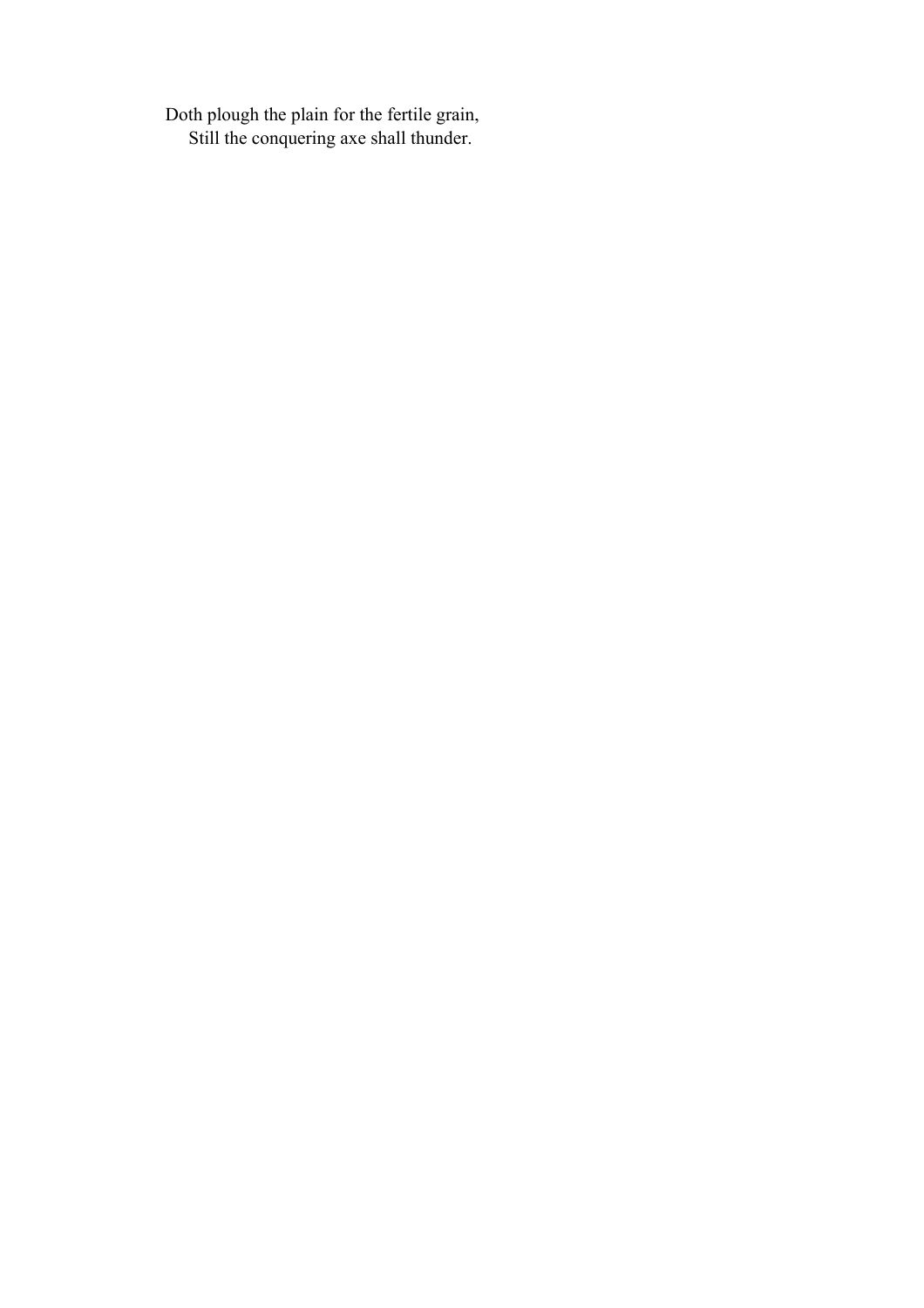Doth plough the plain for the fertile grain,
  Still the conquering axe shall thunder.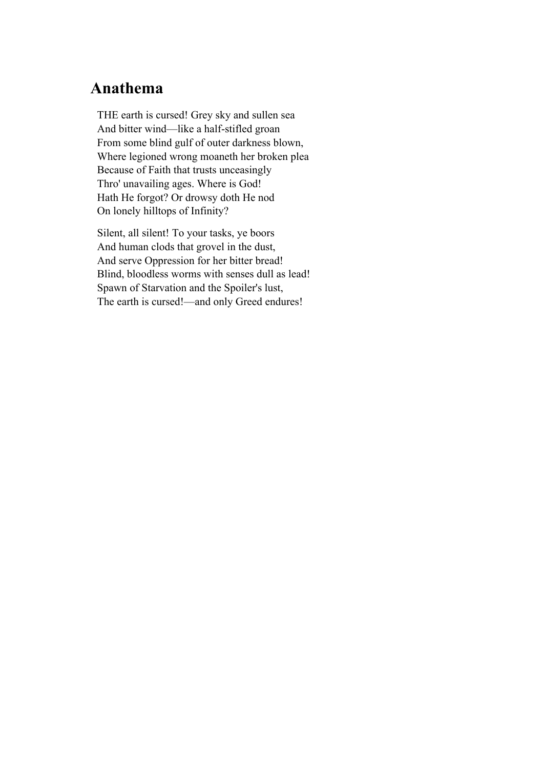## Anathema

THE earth is cursed! Grey sky and sullen sea  
And bitter wind—like a half-stifled groan  
From some blind gulf of outer darkness blown,  
Where legioned wrong moaneth her broken plea  
Because of Faith that trusts unceasingly  
Thro' unavailing ages. Where is God!  
Hath He forgot? Or drowsy doth He nod  
On lonely hilltops of Infinity?

Silent, all silent! To your tasks, ye boors  
And human clods that grovel in the dust,  
And serve Oppression for her bitter bread!  
Blind, bloodless worms with senses dull as lead!  
Spawn of Starvation and the Spoiler's lust,  
The earth is cursed!—and only Greed endures!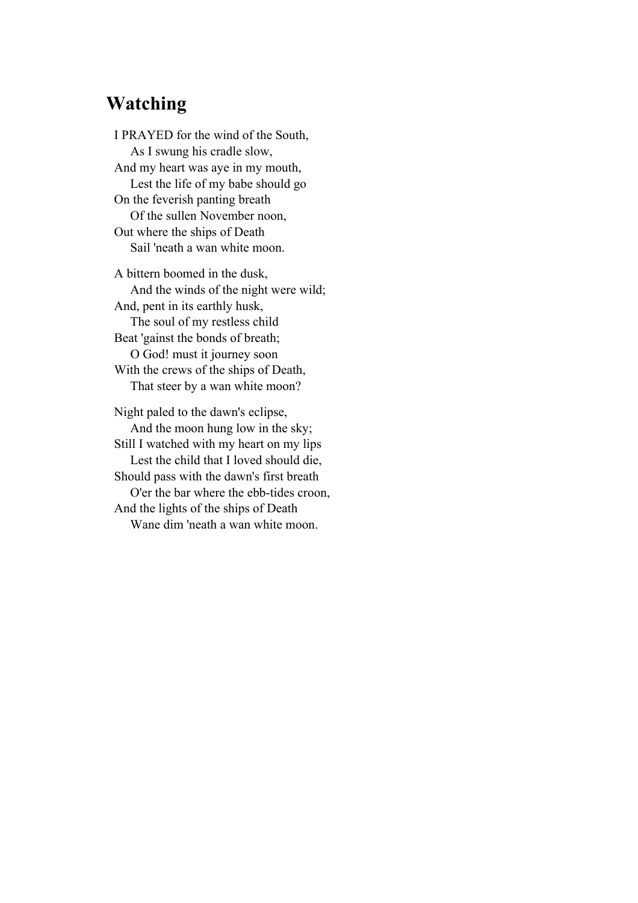## Watching

I PRAYED for the wind of the South,  
&nbsp;&nbsp;&nbsp;&nbsp;As I swung his cradle slow,  
And my heart was aye in my mouth,  
&nbsp;&nbsp;&nbsp;&nbsp;Lest the life of my babe should go  
On the feverish panting breath  
&nbsp;&nbsp;&nbsp;&nbsp;Of the sullen November noon,  
Out where the ships of Death  
&nbsp;&nbsp;&nbsp;&nbsp;Sail 'neath a wan white moon.

A bittern boomed in the dusk,  
&nbsp;&nbsp;&nbsp;&nbsp;And the winds of the night were wild;  
And, pent in its earthly husk,  
&nbsp;&nbsp;&nbsp;&nbsp;The soul of my restless child  
Beat 'gainst the bonds of breath;  
&nbsp;&nbsp;&nbsp;&nbsp;O God! must it journey soon  
With the crews of the ships of Death,  
&nbsp;&nbsp;&nbsp;&nbsp;That steer by a wan white moon?

Night paled to the dawn's eclipse,  
&nbsp;&nbsp;&nbsp;&nbsp;And the moon hung low in the sky;  
Still I watched with my heart on my lips  
&nbsp;&nbsp;&nbsp;&nbsp;Lest the child that I loved should die,  
Should pass with the dawn's first breath  
&nbsp;&nbsp;&nbsp;&nbsp;O'er the bar where the ebb-tides croon,  
And the lights of the ships of Death  
&nbsp;&nbsp;&nbsp;&nbsp;Wane dim 'neath a wan white moon.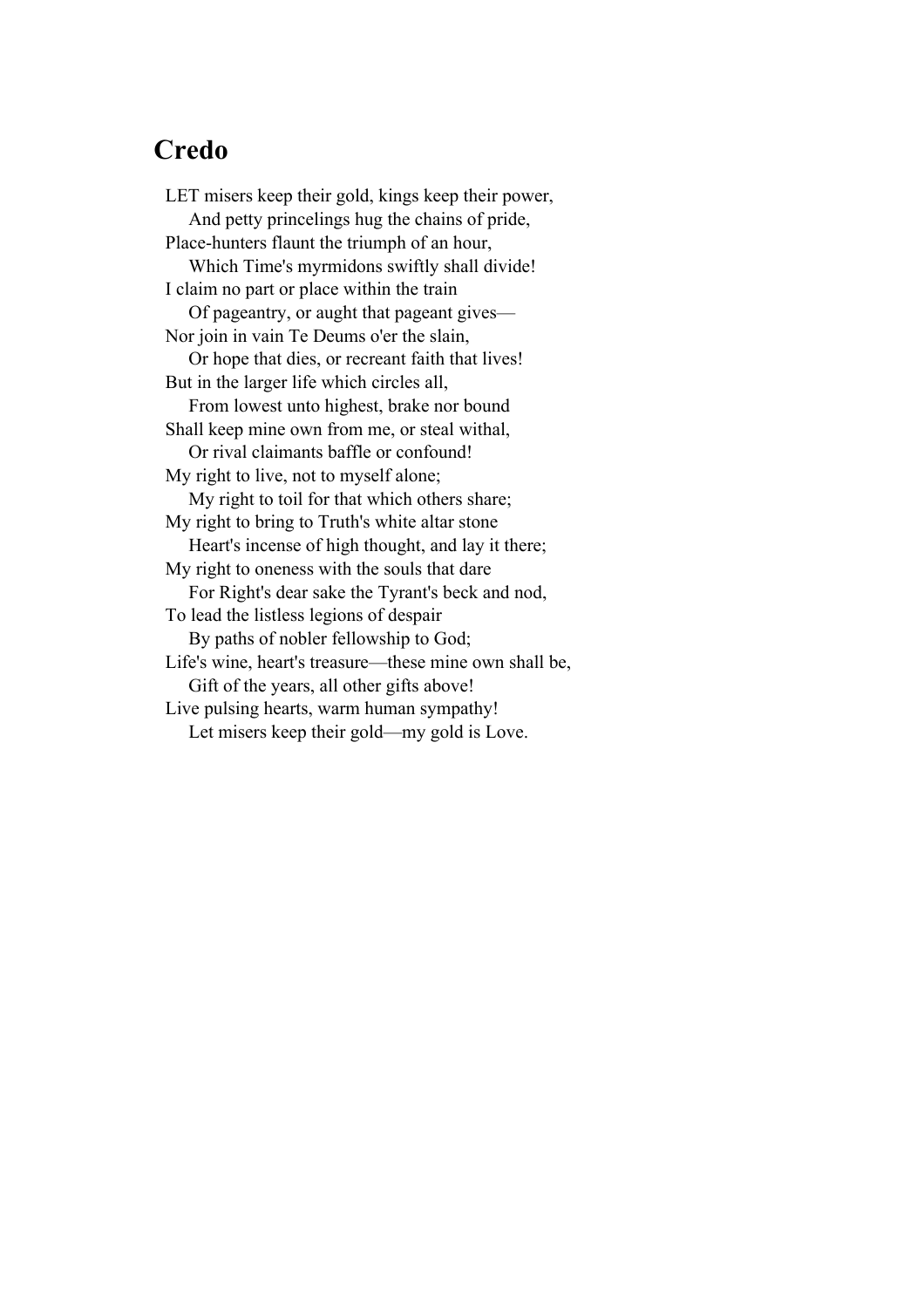## Credo

LET misers keep their gold, kings keep their power,  
    And petty princelings hug the chains of pride,  
Place-hunters flaunt the triumph of an hour,  
    Which Time's myrmidons swiftly shall divide!  
I claim no part or place within the train  
    Of pageantry, or aught that pageant gives—  
Nor join in vain Te Deums o'er the slain,  
    Or hope that dies, or recreant faith that lives!  
But in the larger life which circles all,  
    From lowest unto highest, brake nor bound  
Shall keep mine own from me, or steal withal,  
    Or rival claimants baffle or confound!  
My right to live, not to myself alone;  
    My right to toil for that which others share;  
My right to bring to Truth's white altar stone  
    Heart's incense of high thought, and lay it there;  
My right to oneness with the souls that dare  
    For Right's dear sake the Tyrant's beck and nod,  
To lead the listless legions of despair  
    By paths of nobler fellowship to God;  
Life's wine, heart's treasure—these mine own shall be,  
    Gift of the years, all other gifts above!  
Live pulsing hearts, warm human sympathy!  
    Let misers keep their gold—my gold is Love.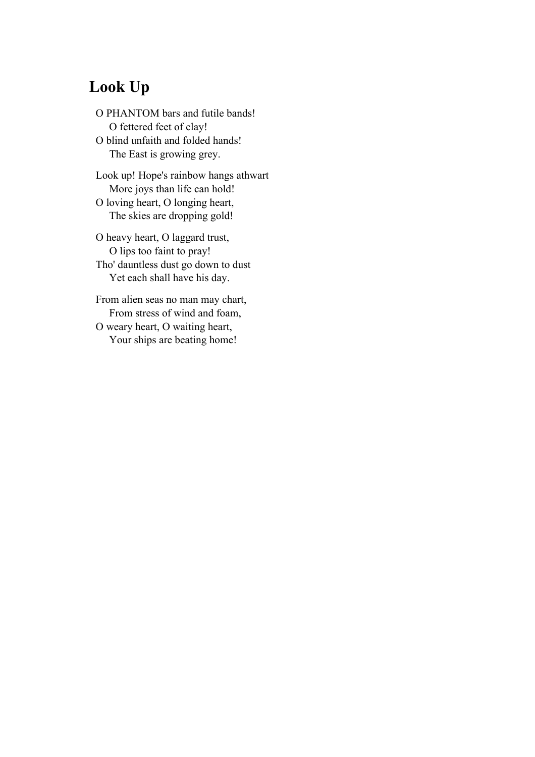## Look Up

O PHANTOM bars and futile bands!
    O fettered feet of clay!
O blind unfaith and folded hands!
    The East is growing grey.

Look up! Hope's rainbow hangs athwart
    More joys than life can hold!
O loving heart, O longing heart,
    The skies are dropping gold!

O heavy heart, O laggard trust,
    O lips too faint to pray!
Tho' dauntless dust go down to dust
    Yet each shall have his day.

From alien seas no man may chart,
    From stress of wind and foam,
O weary heart, O waiting heart,
    Your ships are beating home!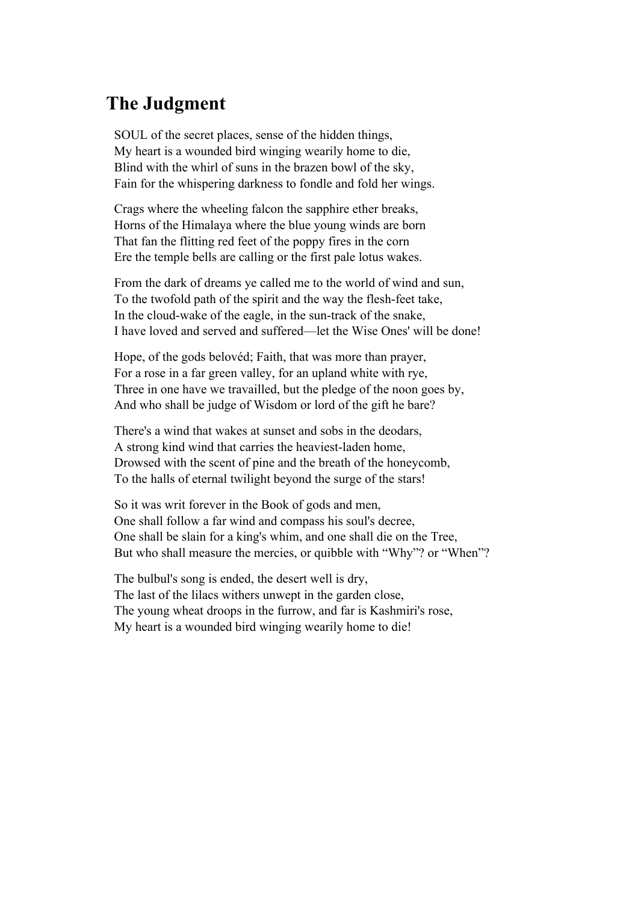## The Judgment

SOUL of the secret places, sense of the hidden things,  
My heart is a wounded bird winging wearily home to die,  
Blind with the whirl of suns in the brazen bowl of the sky,  
Fain for the whispering darkness to fondle and fold her wings.

Crags where the wheeling falcon the sapphire ether breaks,  
Horns of the Himalaya where the blue young winds are born  
That fan the flitting red feet of the poppy fires in the corn  
Ere the temple bells are calling or the first pale lotus wakes.

From the dark of dreams ye called me to the world of wind and sun,  
To the twofold path of the spirit and the way the flesh-feet take,  
In the cloud-wake of the eagle, in the sun-track of the snake,  
I have loved and served and suffered—let the Wise Ones' will be done!

Hope, of the gods belovéd; Faith, that was more than prayer,  
For a rose in a far green valley, for an upland white with rye,  
Three in one have we travailled, but the pledge of the noon goes by,  
And who shall be judge of Wisdom or lord of the gift he bare?

There's a wind that wakes at sunset and sobs in the deodars,  
A strong kind wind that carries the heaviest-laden home,  
Drowsed with the scent of pine and the breath of the honeycomb,  
To the halls of eternal twilight beyond the surge of the stars!

So it was writ forever in the Book of gods and men,  
One shall follow a far wind and compass his soul's decree,  
One shall be slain for a king's whim, and one shall die on the Tree,  
But who shall measure the mercies, or quibble with "Why"? or "When"?

The bulbul's song is ended, the desert well is dry,  
The last of the lilacs withers unwept in the garden close,  
The young wheat droops in the furrow, and far is Kashmiri's rose,  
My heart is a wounded bird winging wearily home to die!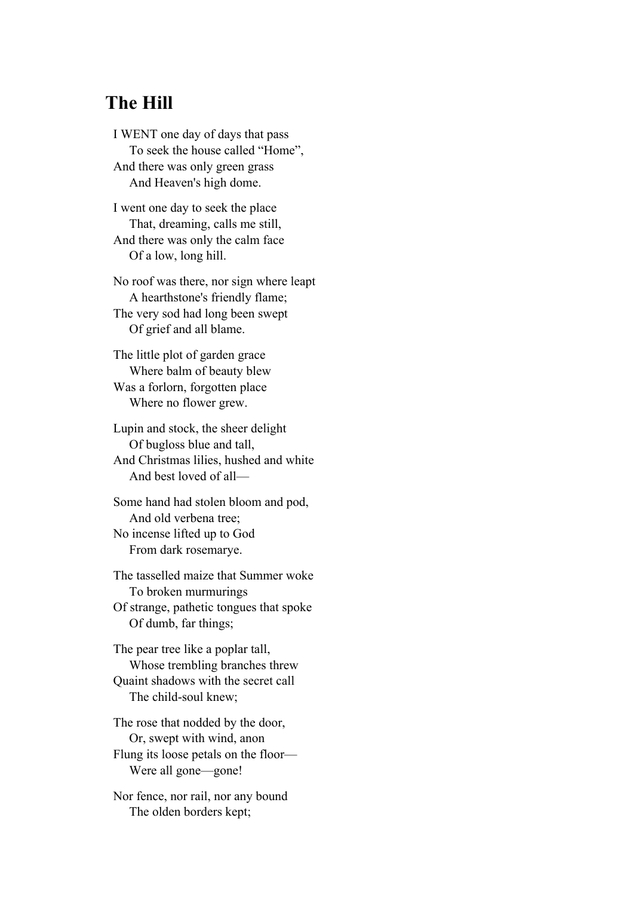## The Hill

I WENT one day of days that pass  
    To seek the house called “Home”,  
And there was only green grass  
    And Heaven's high dome.

I went one day to seek the place  
    That, dreaming, calls me still,  
And there was only the calm face  
    Of a low, long hill.

No roof was there, nor sign where leapt  
    A hearthstone's friendly flame;  
The very sod had long been swept  
    Of grief and all blame.

The little plot of garden grace  
    Where balm of beauty blew  
Was a forlorn, forgotten place  
    Where no flower grew.

Lupin and stock, the sheer delight  
    Of bugloss blue and tall,  
And Christmas lilies, hushed and white  
    And best loved of all—

Some hand had stolen bloom and pod,  
    And old verbena tree;  
No incense lifted up to God  
    From dark rosemarye.

The tasselled maize that Summer woke  
    To broken murmurings  
Of strange, pathetic tongues that spoke  
    Of dumb, far things;

The pear tree like a poplar tall,  
    Whose trembling branches threw  
Quaint shadows with the secret call  
    The child-soul knew;

The rose that nodded by the door,  
    Or, swept with wind, anon  
Flung its loose petals on the floor—  
    Were all gone—gone!

Nor fence, nor rail, nor any bound  
    The olden borders kept;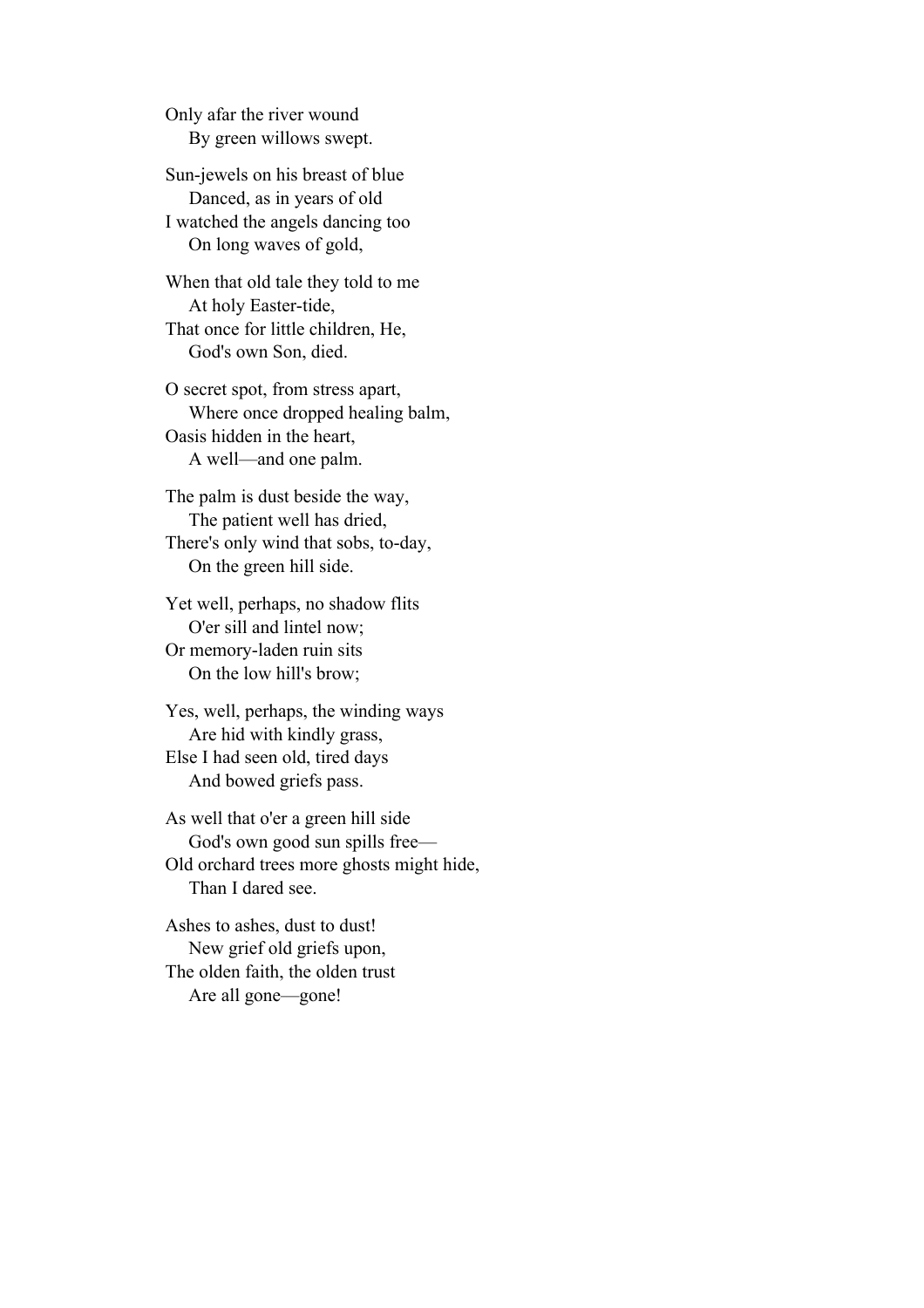Only afar the river wound
    By green willows swept.

Sun-jewels on his breast of blue
    Danced, as in years of old
I watched the angels dancing too
    On long waves of gold,

When that old tale they told to me
    At holy Easter-tide,
That once for little children, He,
    God's own Son, died.

O secret spot, from stress apart,
    Where once dropped healing balm,
Oasis hidden in the heart,
    A well—and one palm.

The palm is dust beside the way,
    The patient well has dried,
There's only wind that sobs, to-day,
    On the green hill side.

Yet well, perhaps, no shadow flits
    O'er sill and lintel now;
Or memory-laden ruin sits
    On the low hill's brow;

Yes, well, perhaps, the winding ways
    Are hid with kindly grass,
Else I had seen old, tired days
    And bowed griefs pass.

As well that o'er a green hill side
    God's own good sun spills free—
Old orchard trees more ghosts might hide,
    Than I dared see.

Ashes to ashes, dust to dust!
    New grief old griefs upon,
The olden faith, the olden trust
    Are all gone—gone!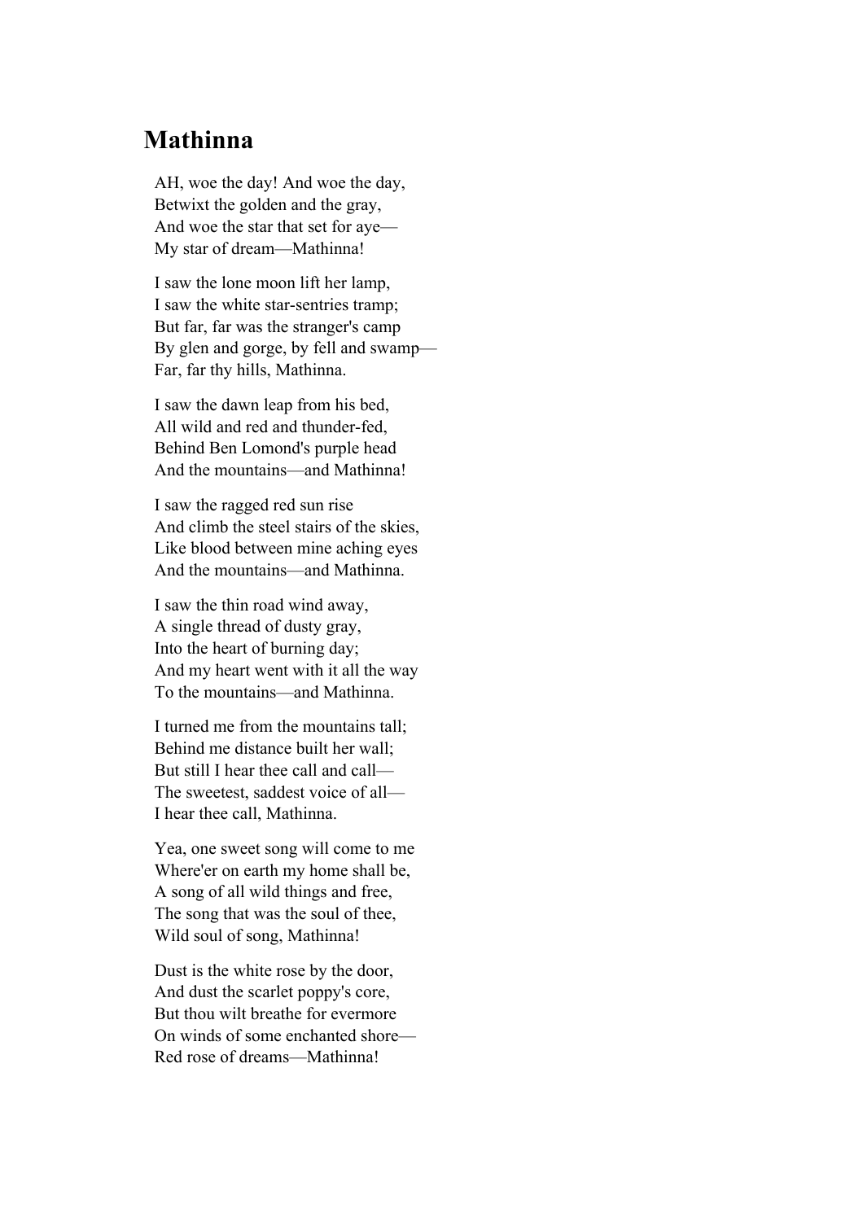## Mathinna

AH, woe the day! And woe the day,  
Betwixt the golden and the gray,  
And woe the star that set for aye—  
My star of dream—Mathinna!

I saw the lone moon lift her lamp,  
I saw the white star-sentries tramp;  
But far, far was the stranger's camp  
By glen and gorge, by fell and swamp—  
Far, far thy hills, Mathinna.

I saw the dawn leap from his bed,  
All wild and red and thunder-fed,  
Behind Ben Lomond's purple head  
And the mountains—and Mathinna!

I saw the ragged red sun rise  
And climb the steel stairs of the skies,  
Like blood between mine aching eyes  
And the mountains—and Mathinna.

I saw the thin road wind away,  
A single thread of dusty gray,  
Into the heart of burning day;  
And my heart went with it all the way  
To the mountains—and Mathinna.

I turned me from the mountains tall;  
Behind me distance built her wall;  
But still I hear thee call and call—  
The sweetest, saddest voice of all—  
I hear thee call, Mathinna.

Yea, one sweet song will come to me  
Where'er on earth my home shall be,  
A song of all wild things and free,  
The song that was the soul of thee,  
Wild soul of song, Mathinna!

Dust is the white rose by the door,  
And dust the scarlet poppy's core,  
But thou wilt breathe for evermore  
On winds of some enchanted shore—  
Red rose of dreams—Mathinna!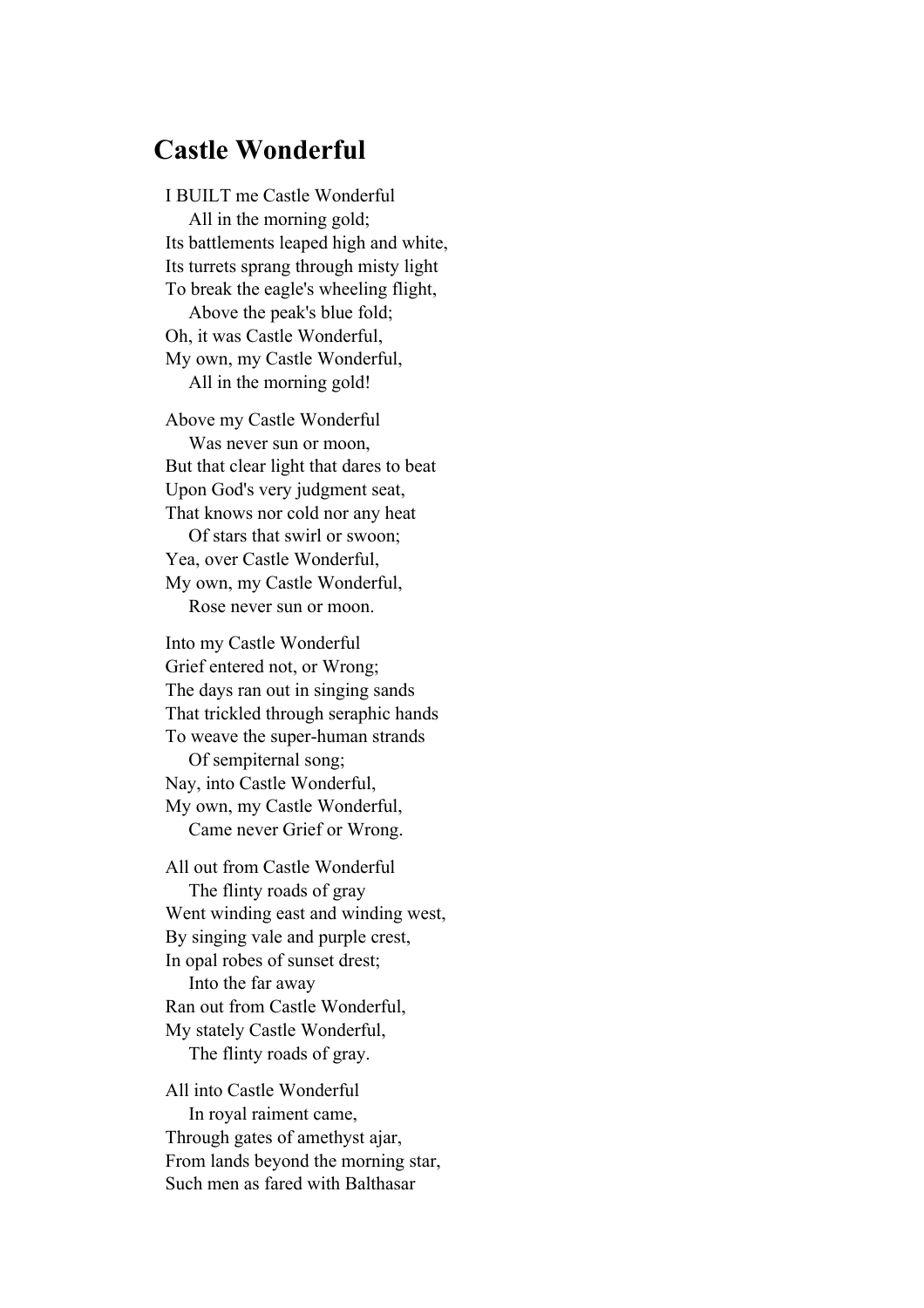## Castle Wonderful

I BUILT me Castle Wonderful  
    All in the morning gold;  
Its battlements leaped high and white,  
Its turrets sprang through misty light  
To break the eagle's wheeling flight,  
    Above the peak's blue fold;  
Oh, it was Castle Wonderful,  
My own, my Castle Wonderful,  
    All in the morning gold!

Above my Castle Wonderful  
    Was never sun or moon,  
But that clear light that dares to beat  
Upon God's very judgment seat,  
That knows nor cold nor any heat  
    Of stars that swirl or swoon;  
Yea, over Castle Wonderful,  
My own, my Castle Wonderful,  
    Rose never sun or moon.

Into my Castle Wonderful  
Grief entered not, or Wrong;  
The days ran out in singing sands  
That trickled through seraphic hands  
To weave the super-human strands  
    Of sempiternal song;  
Nay, into Castle Wonderful,  
My own, my Castle Wonderful,  
    Came never Grief or Wrong.

All out from Castle Wonderful  
    The flinty roads of gray  
Went winding east and winding west,  
By singing vale and purple crest,  
In opal robes of sunset drest;  
    Into the far away  
Ran out from Castle Wonderful,  
My stately Castle Wonderful,  
    The flinty roads of gray.

All into Castle Wonderful  
    In royal raiment came,  
Through gates of amethyst ajar,  
From lands beyond the morning star,  
Such men as fared with Balthasar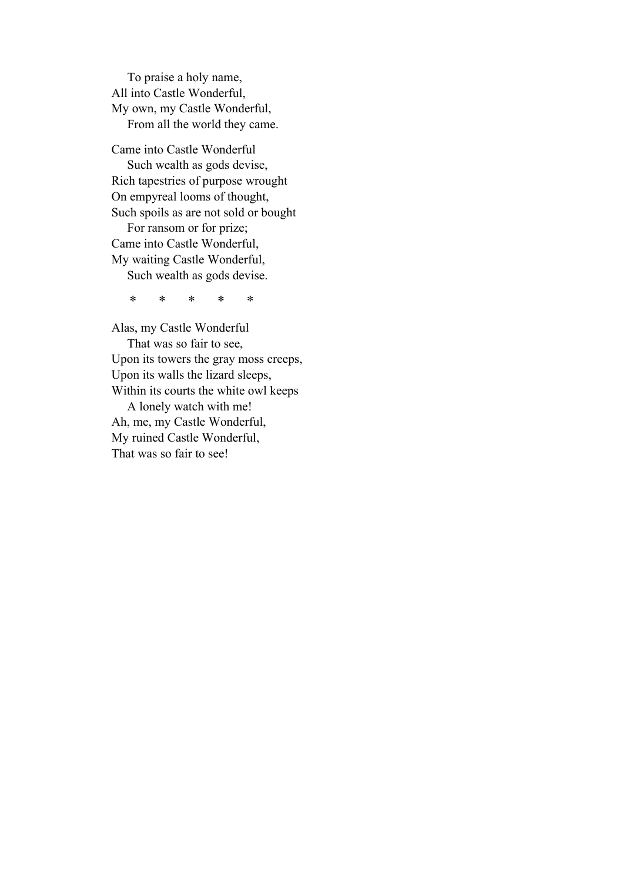To praise a holy name,  
All into Castle Wonderful,  
My own, my Castle Wonderful,  
    From all the world they came.

Came into Castle Wonderful  
    Such wealth as gods devise,  
Rich tapestries of purpose wrought  
On empyreal looms of thought,  
Such spoils as are not sold or bought  
    For ransom or for prize;  
Came into Castle Wonderful,  
My waiting Castle Wonderful,  
    Such wealth as gods devise.

\*       \*       \*       \*       \*

Alas, my Castle Wonderful  
    That was so fair to see,  
Upon its towers the gray moss creeps,  
Upon its walls the lizard sleeps,  
Within its courts the white owl keeps  
    A lonely watch with me!  
Ah, me, my Castle Wonderful,  
My ruined Castle Wonderful,  
That was so fair to see!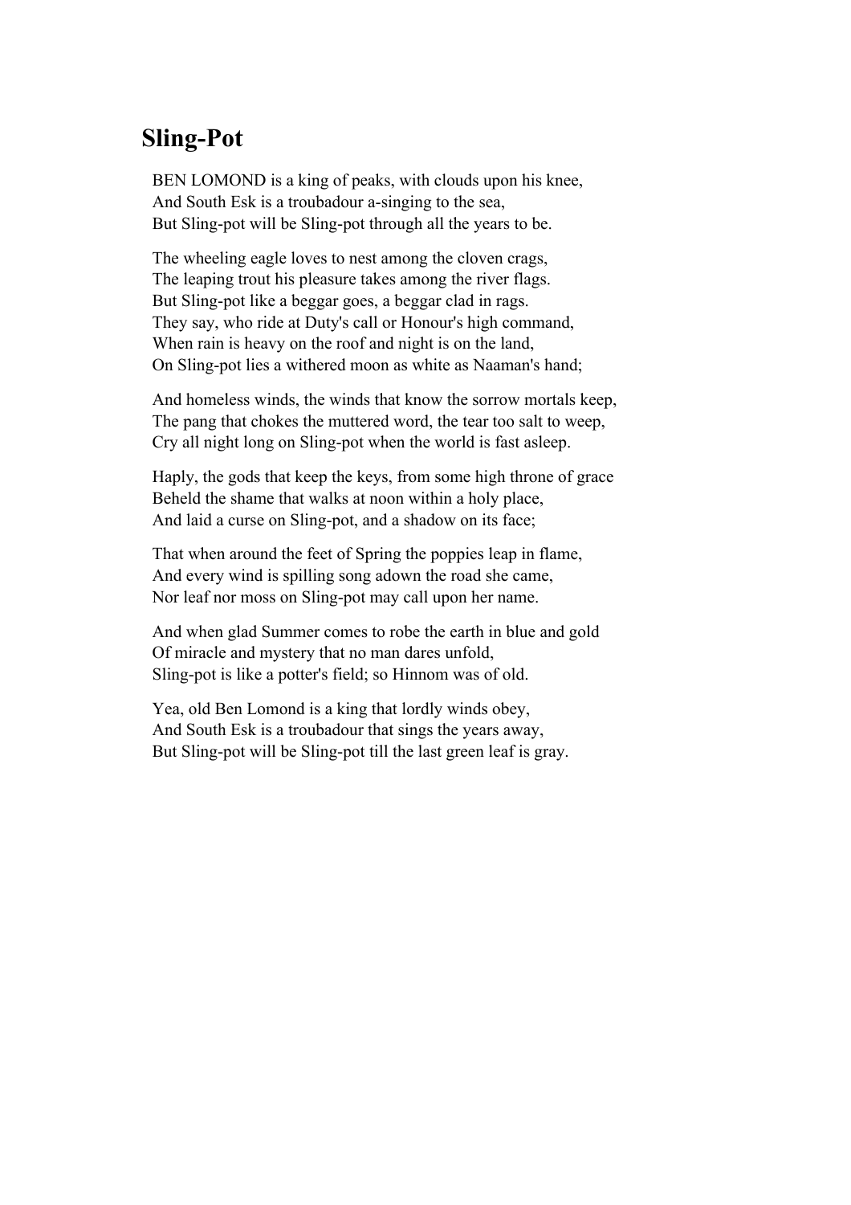## Sling-Pot

BEN LOMOND is a king of peaks, with clouds upon his knee,  
And South Esk is a troubadour a-singing to the sea,  
But Sling-pot will be Sling-pot through all the years to be.

The wheeling eagle loves to nest among the cloven crags,  
The leaping trout his pleasure takes among the river flags.  
But Sling-pot like a beggar goes, a beggar clad in rags.  
They say, who ride at Duty's call or Honour's high command,  
When rain is heavy on the roof and night is on the land,  
On Sling-pot lies a withered moon as white as Naaman's hand;

And homeless winds, the winds that know the sorrow mortals keep,  
The pang that chokes the muttered word, the tear too salt to weep,  
Cry all night long on Sling-pot when the world is fast asleep.

Haply, the gods that keep the keys, from some high throne of grace  
Beheld the shame that walks at noon within a holy place,  
And laid a curse on Sling-pot, and a shadow on its face;

That when around the feet of Spring the poppies leap in flame,  
And every wind is spilling song adown the road she came,  
Nor leaf nor moss on Sling-pot may call upon her name.

And when glad Summer comes to robe the earth in blue and gold  
Of miracle and mystery that no man dares unfold,  
Sling-pot is like a potter's field; so Hinnom was of old.

Yea, old Ben Lomond is a king that lordly winds obey,  
And South Esk is a troubadour that sings the years away,  
But Sling-pot will be Sling-pot till the last green leaf is gray.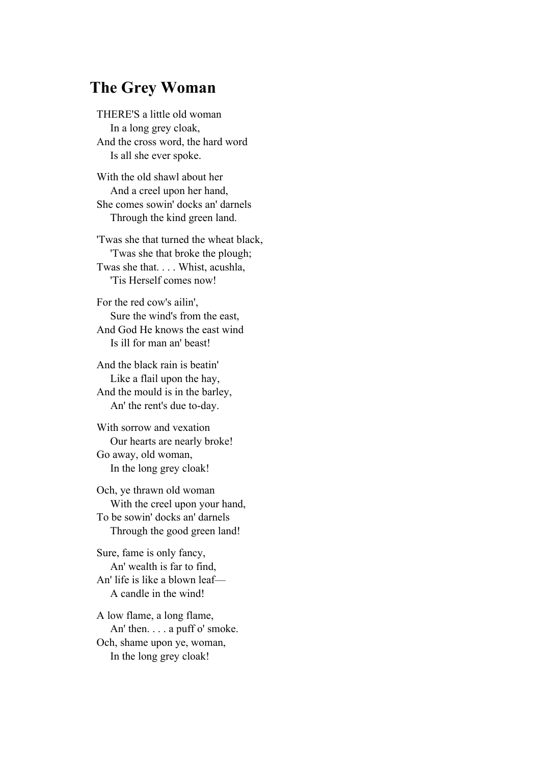## The Grey Woman

THERE'S a little old woman  
&nbsp;&nbsp;&nbsp;&nbsp;In a long grey cloak,  
And the cross word, the hard word  
&nbsp;&nbsp;&nbsp;&nbsp;Is all she ever spoke.

With the old shawl about her  
&nbsp;&nbsp;&nbsp;&nbsp;And a creel upon her hand,  
She comes sowin' docks an' darnels  
&nbsp;&nbsp;&nbsp;&nbsp;Through the kind green land.

'Twas she that turned the wheat black,  
&nbsp;&nbsp;&nbsp;&nbsp;'Twas she that broke the plough;  
Twas she that. . . . Whist, acushla,  
&nbsp;&nbsp;&nbsp;&nbsp;'Tis Herself comes now!

For the red cow's ailin',  
&nbsp;&nbsp;&nbsp;&nbsp;Sure the wind's from the east,  
And God He knows the east wind  
&nbsp;&nbsp;&nbsp;&nbsp;Is ill for man an' beast!

And the black rain is beatin'  
&nbsp;&nbsp;&nbsp;&nbsp;Like a flail upon the hay,  
And the mould is in the barley,  
&nbsp;&nbsp;&nbsp;&nbsp;An' the rent's due to-day.

With sorrow and vexation  
&nbsp;&nbsp;&nbsp;&nbsp;Our hearts are nearly broke!  
Go away, old woman,  
&nbsp;&nbsp;&nbsp;&nbsp;In the long grey cloak!

Och, ye thrawn old woman  
&nbsp;&nbsp;&nbsp;&nbsp;With the creel upon your hand,  
To be sowin' docks an' darnels  
&nbsp;&nbsp;&nbsp;&nbsp;Through the good green land!

Sure, fame is only fancy,  
&nbsp;&nbsp;&nbsp;&nbsp;An' wealth is far to find,  
An' life is like a blown leaf—  
&nbsp;&nbsp;&nbsp;&nbsp;A candle in the wind!

A low flame, a long flame,  
&nbsp;&nbsp;&nbsp;&nbsp;An' then. . . . a puff o' smoke.  
Och, shame upon ye, woman,  
&nbsp;&nbsp;&nbsp;&nbsp;In the long grey cloak!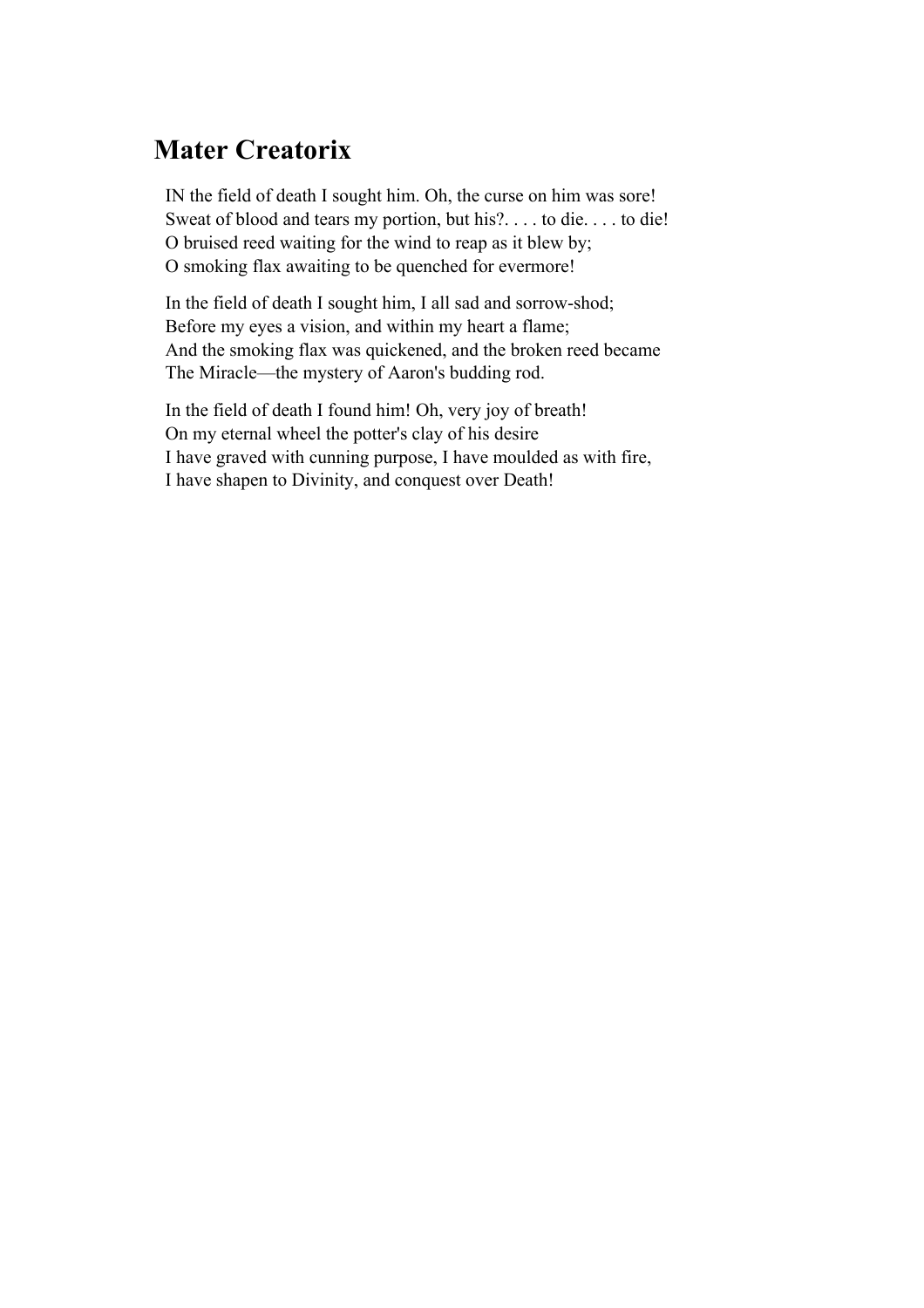## Mater Creatorix

IN the field of death I sought him. Oh, the curse on him was sore!  
Sweat of blood and tears my portion, but his?. . . . to die. . . . to die!  
O bruised reed waiting for the wind to reap as it blew by;  
O smoking flax awaiting to be quenched for evermore!

In the field of death I sought him, I all sad and sorrow-shod;  
Before my eyes a vision, and within my heart a flame;  
And the smoking flax was quickened, and the broken reed became  
The Miracle—the mystery of Aaron's budding rod.

In the field of death I found him! Oh, very joy of breath!  
On my eternal wheel the potter's clay of his desire  
I have graved with cunning purpose, I have moulded as with fire,  
I have shapen to Divinity, and conquest over Death!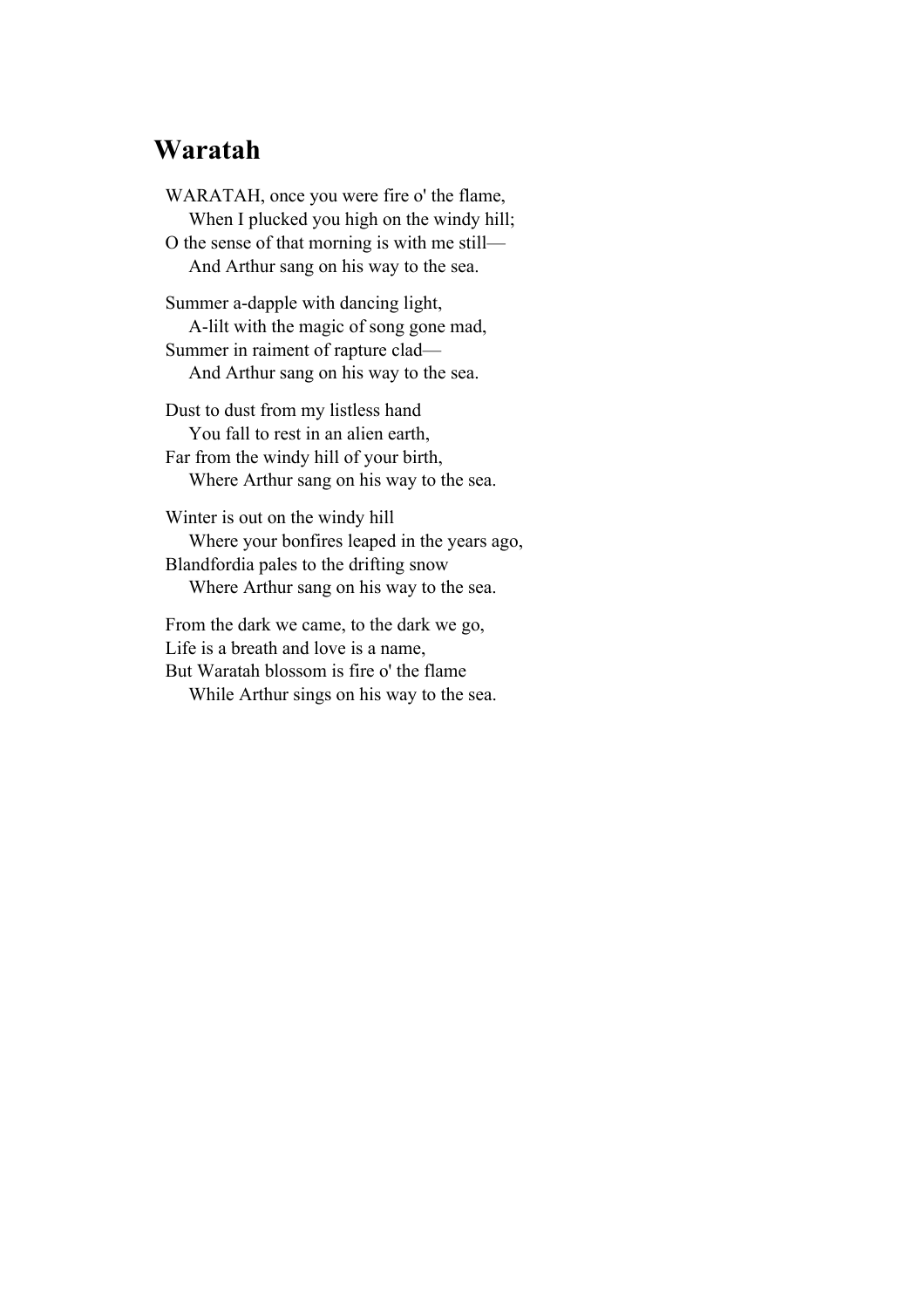## Waratah

WARATAH, once you were fire o' the flame,  
  When I plucked you high on the windy hill;  
O the sense of that morning is with me still—  
  And Arthur sang on his way to the sea.

Summer a-dapple with dancing light,  
  A-lilt with the magic of song gone mad,  
Summer in raiment of rapture clad—  
  And Arthur sang on his way to the sea.

Dust to dust from my listless hand  
  You fall to rest in an alien earth,  
Far from the windy hill of your birth,  
  Where Arthur sang on his way to the sea.

Winter is out on the windy hill  
  Where your bonfires leaped in the years ago,  
Blandfordia pales to the drifting snow  
  Where Arthur sang on his way to the sea.

From the dark we came, to the dark we go,  
Life is a breath and love is a name,  
But Waratah blossom is fire o' the flame  
  While Arthur sings on his way to the sea.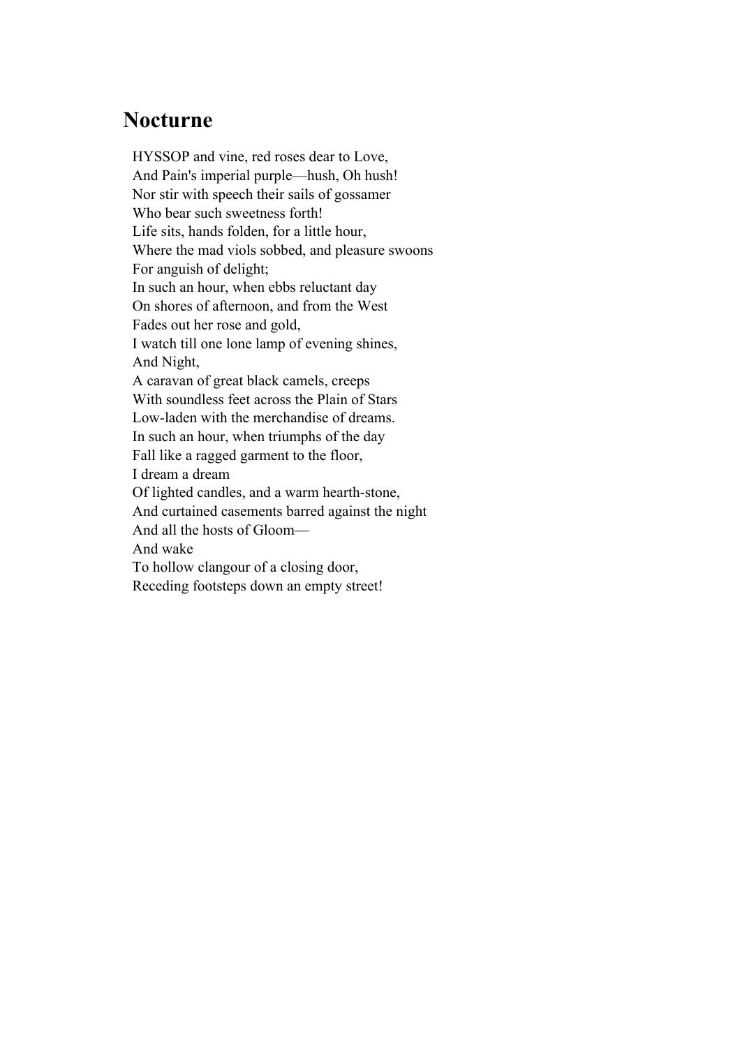## Nocturne

HYSSOP and vine, red roses dear to Love,
And Pain's imperial purple—hush, Oh hush!
Nor stir with speech their sails of gossamer
Who bear such sweetness forth!
Life sits, hands folden, for a little hour,
Where the mad viols sobbed, and pleasure swoons
For anguish of delight;
In such an hour, when ebbs reluctant day
On shores of afternoon, and from the West
Fades out her rose and gold,
I watch till one lone lamp of evening shines,
And Night,
A caravan of great black camels, creeps
With soundless feet across the Plain of Stars
Low-laden with the merchandise of dreams.
In such an hour, when triumphs of the day
Fall like a ragged garment to the floor,
I dream a dream
Of lighted candles, and a warm hearth-stone,
And curtained casements barred against the night
And all the hosts of Gloom—
And wake
To hollow clangour of a closing door,
Receding footsteps down an empty street!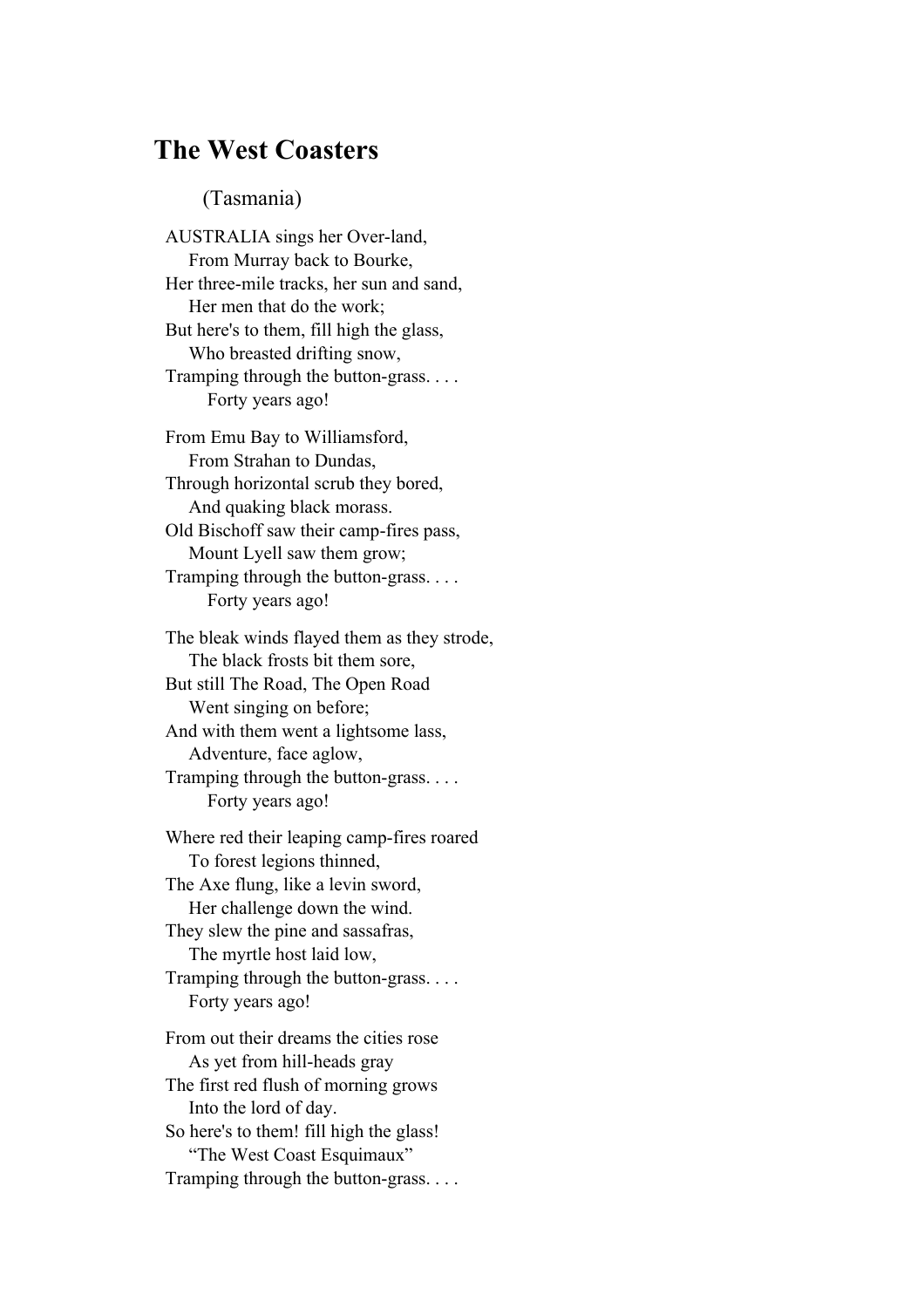## The West Coasters

(Tasmania)

AUSTRALIA sings her Over-land,  
From Murray back to Bourke,  
Her three-mile tracks, her sun and sand,  
Her men that do the work;  
But here's to them, fill high the glass,  
Who breasted drifting snow,  
Tramping through the button-grass. . . .  
Forty years ago!

From Emu Bay to Williamsford,  
From Strahan to Dundas,  
Through horizontal scrub they bored,  
And quaking black morass.  
Old Bischoff saw their camp-fires pass,  
Mount Lyell saw them grow;  
Tramping through the button-grass. . . .  
Forty years ago!

The bleak winds flayed them as they strode,  
The black frosts bit them sore,  
But still The Road, The Open Road  
Went singing on before;  
And with them went a lightsome lass,  
Adventure, face aglow,  
Tramping through the button-grass. . . .  
Forty years ago!

Where red their leaping camp-fires roared  
To forest legions thinned,  
The Axe flung, like a levin sword,  
Her challenge down the wind.  
They slew the pine and sassafras,  
The myrtle host laid low,  
Tramping through the button-grass. . . .  
Forty years ago!

From out their dreams the cities rose  
As yet from hill-heads gray  
The first red flush of morning grows  
Into the lord of day.  
So here's to them! fill high the glass!  
"The West Coast Esquimaux"  
Tramping through the button-grass. . . .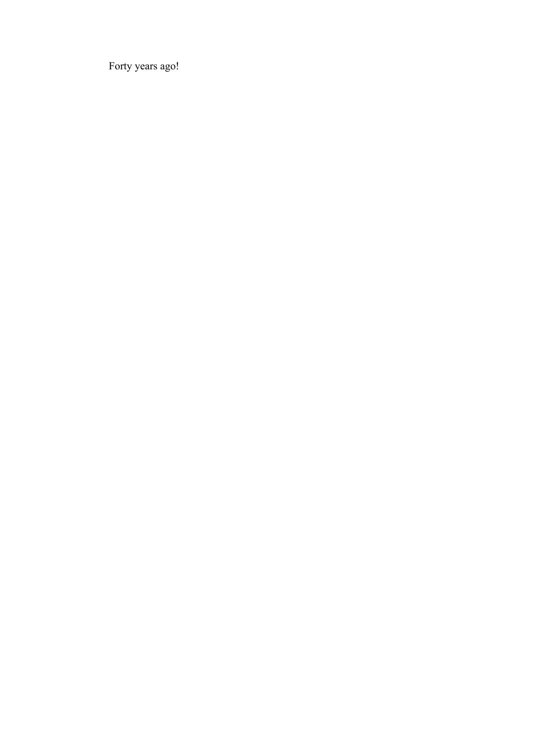Forty years ago!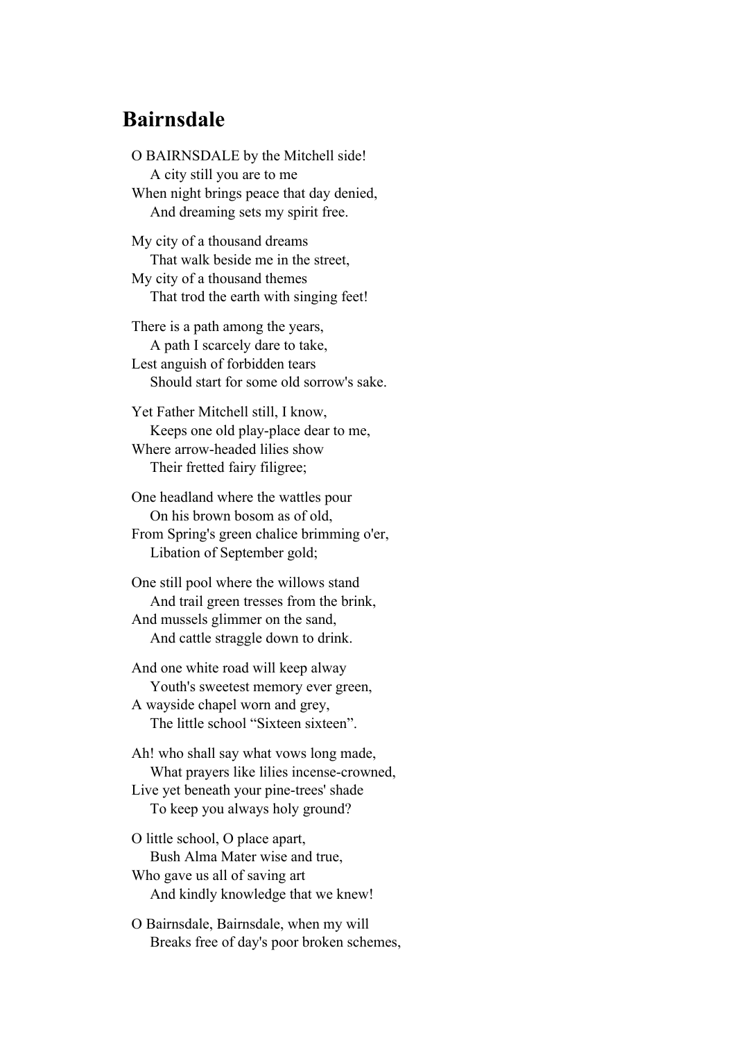## Bairnsdale

O BAIRNSDALE by the Mitchell side!  
    A city still you are to me  
When night brings peace that day denied,  
    And dreaming sets my spirit free.

My city of a thousand dreams  
    That walk beside me in the street,  
My city of a thousand themes  
    That trod the earth with singing feet!

There is a path among the years,  
    A path I scarcely dare to take,  
Lest anguish of forbidden tears  
    Should start for some old sorrow's sake.

Yet Father Mitchell still, I know,  
    Keeps one old play-place dear to me,  
Where arrow-headed lilies show  
    Their fretted fairy filigree;

One headland where the wattles pour  
    On his brown bosom as of old,  
From Spring's green chalice brimming o'er,  
    Libation of September gold;

One still pool where the willows stand  
    And trail green tresses from the brink,  
And mussels glimmer on the sand,  
    And cattle straggle down to drink.

And one white road will keep alway  
    Youth's sweetest memory ever green,  
A wayside chapel worn and grey,  
    The little school “Sixteen sixteen”.

Ah! who shall say what vows long made,  
    What prayers like lilies incense-crowned,  
Live yet beneath your pine-trees' shade  
    To keep you always holy ground?

O little school, O place apart,  
    Bush Alma Mater wise and true,  
Who gave us all of saving art  
    And kindly knowledge that we knew!

O Bairnsdale, Bairnsdale, when my will  
    Breaks free of day's poor broken schemes,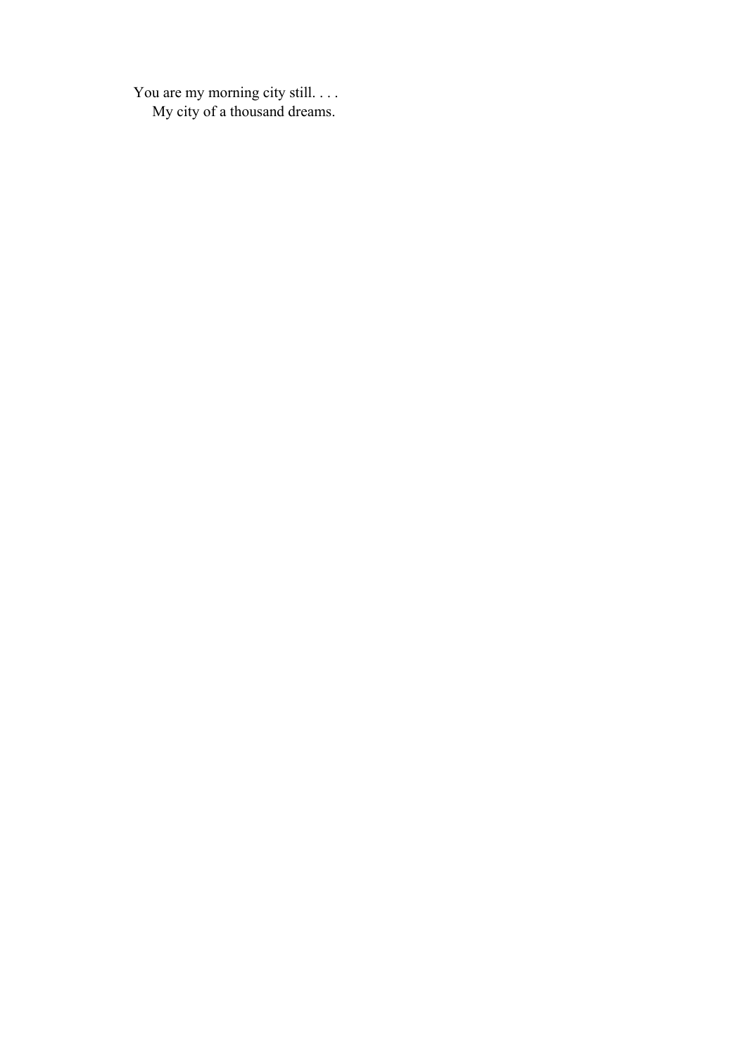You are my morning city still. . . .  
&nbsp;&nbsp;&nbsp;&nbsp;My city of a thousand dreams.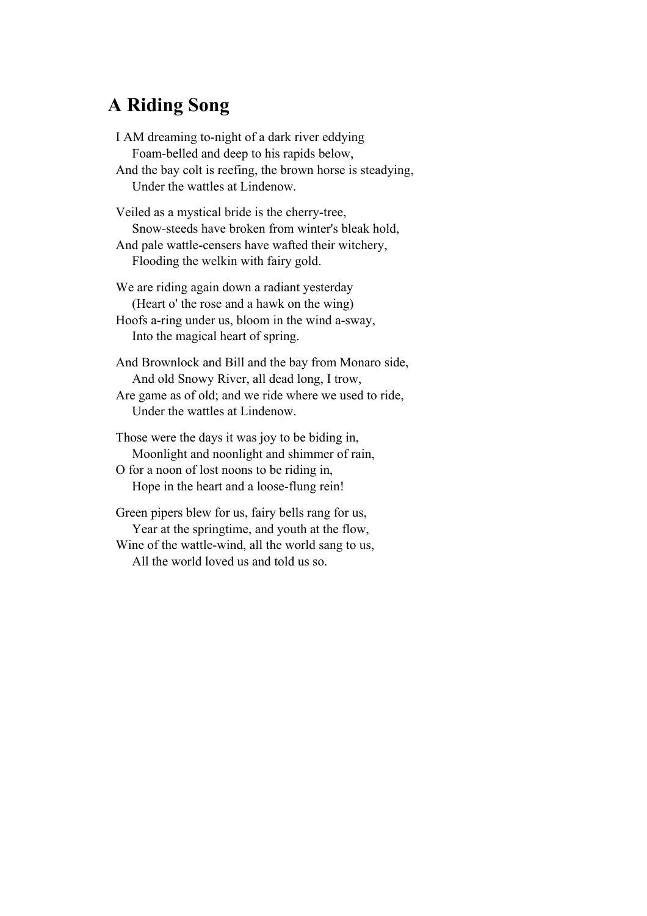## A Riding Song

I AM dreaming to-night of a dark river eddying  
    Foam-belled and deep to his rapids below,  
And the bay colt is reefing, the brown horse is steadying,  
    Under the wattles at Lindenow.

Veiled as a mystical bride is the cherry-tree,  
    Snow-steeds have broken from winter's bleak hold,  
And pale wattle-censers have wafted their witchery,  
    Flooding the welkin with fairy gold.

We are riding again down a radiant yesterday  
    (Heart o' the rose and a hawk on the wing)  
Hoofs a-ring under us, bloom in the wind a-sway,  
    Into the magical heart of spring.

And Brownlock and Bill and the bay from Monaro side,  
    And old Snowy River, all dead long, I trow,  
Are game as of old; and we ride where we used to ride,  
    Under the wattles at Lindenow.

Those were the days it was joy to be biding in,  
    Moonlight and noonlight and shimmer of rain,  
O for a noon of lost noons to be riding in,  
    Hope in the heart and a loose-flung rein!

Green pipers blew for us, fairy bells rang for us,  
    Year at the springtime, and youth at the flow,  
Wine of the wattle-wind, all the world sang to us,  
    All the world loved us and told us so.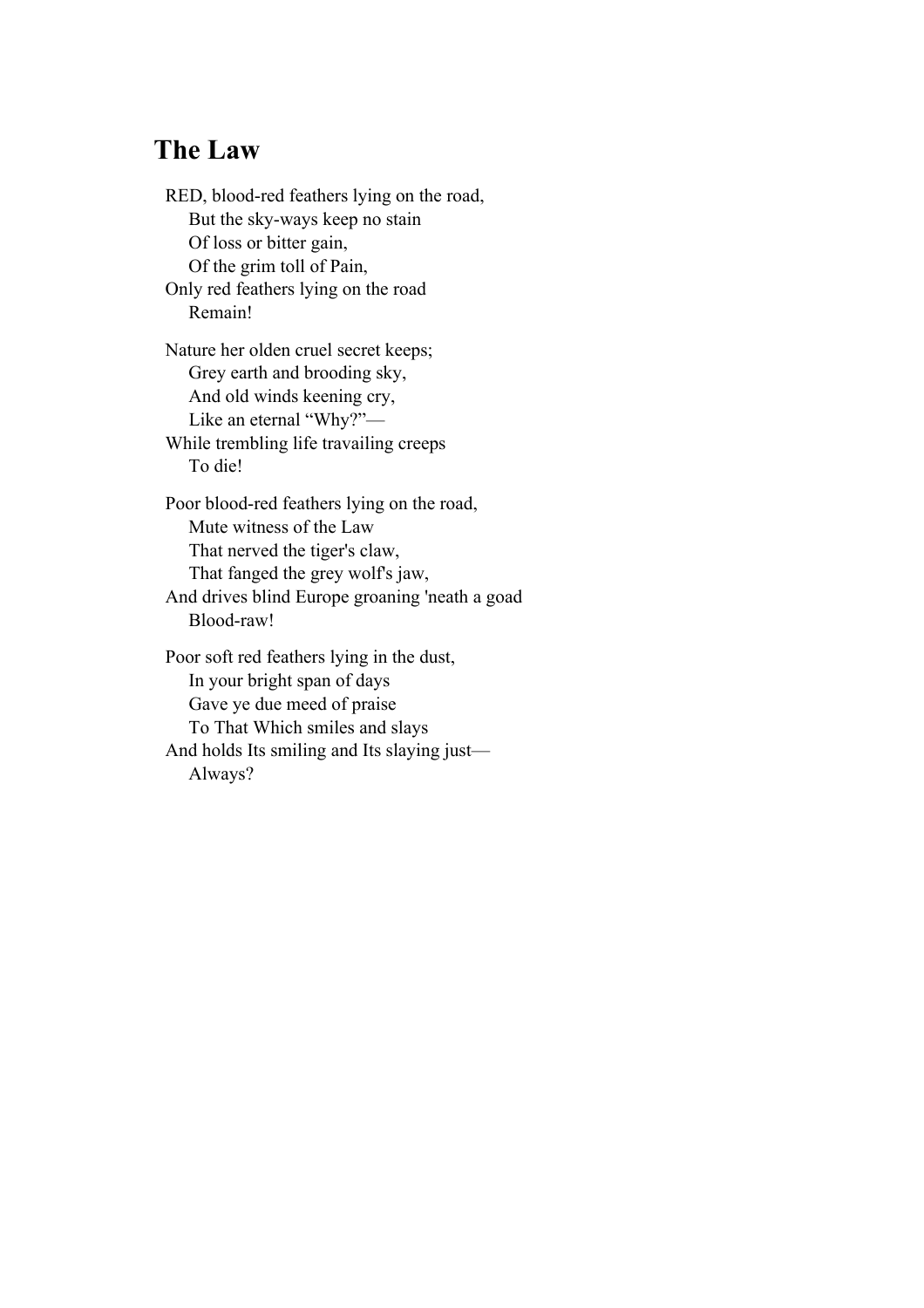## The Law

RED, blood-red feathers lying on the road,  
    But the sky-ways keep no stain  
    Of loss or bitter gain,  
    Of the grim toll of Pain,  
Only red feathers lying on the road  
    Remain!

Nature her olden cruel secret keeps;  
    Grey earth and brooding sky,  
    And old winds keening cry,  
    Like an eternal "Why?"—  
While trembling life travailing creeps  
    To die!

Poor blood-red feathers lying on the road,  
    Mute witness of the Law  
    That nerved the tiger's claw,  
    That fanged the grey wolf's jaw,  
And drives blind Europe groaning 'neath a goad  
    Blood-raw!

Poor soft red feathers lying in the dust,  
    In your bright span of days  
    Gave ye due meed of praise  
    To That Which smiles and slays  
And holds Its smiling and Its slaying just—  
    Always?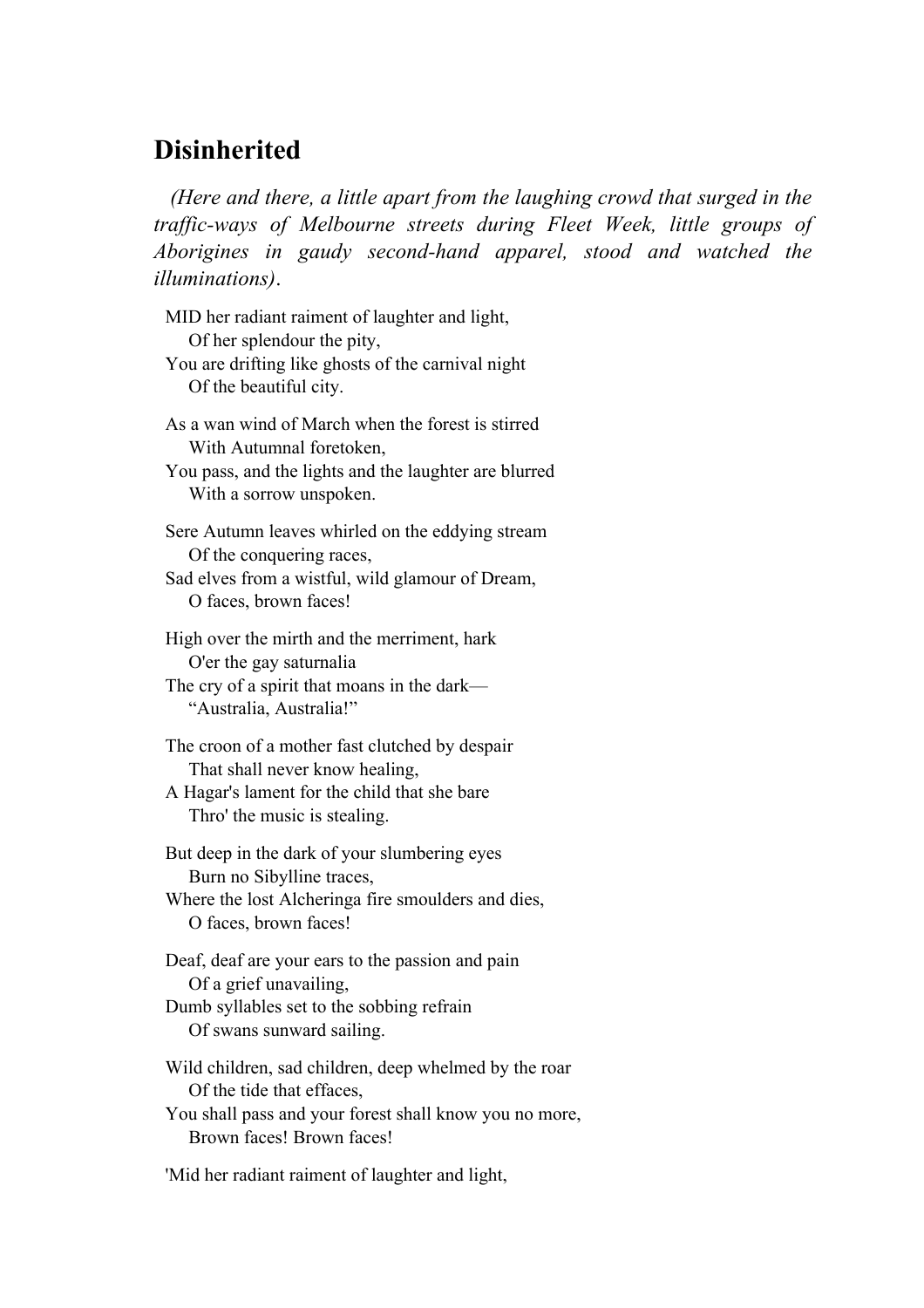## Disinherited

*(Here and there, a little apart from the laughing crowd that surged in the traffic-ways of Melbourne streets during Fleet Week, little groups of Aborigines in gaudy second-hand apparel, stood and watched the illuminations)*.

MID her radiant raiment of laughter and light,  
  Of her splendour the pity,  
You are drifting like ghosts of the carnival night  
  Of the beautiful city.

As a wan wind of March when the forest is stirred  
  With Autumnal foretoken,  
You pass, and the lights and the laughter are blurred  
  With a sorrow unspoken.

Sere Autumn leaves whirled on the eddying stream  
  Of the conquering races,  
Sad elves from a wistful, wild glamour of Dream,  
  O faces, brown faces!

High over the mirth and the merriment, hark  
  O'er the gay saturnalia  
The cry of a spirit that moans in the dark—  
  "Australia, Australia!"

The croon of a mother fast clutched by despair  
  That shall never know healing,  
A Hagar's lament for the child that she bare  
  Thro' the music is stealing.

But deep in the dark of your slumbering eyes  
  Burn no Sibylline traces,  
Where the lost Alcheringa fire smoulders and dies,  
  O faces, brown faces!

Deaf, deaf are your ears to the passion and pain  
  Of a grief unavailing,  
Dumb syllables set to the sobbing refrain  
  Of swans sunward sailing.

Wild children, sad children, deep whelmed by the roar  
  Of the tide that effaces,  
You shall pass and your forest shall know you no more,  
  Brown faces! Brown faces!

'Mid her radiant raiment of laughter and light,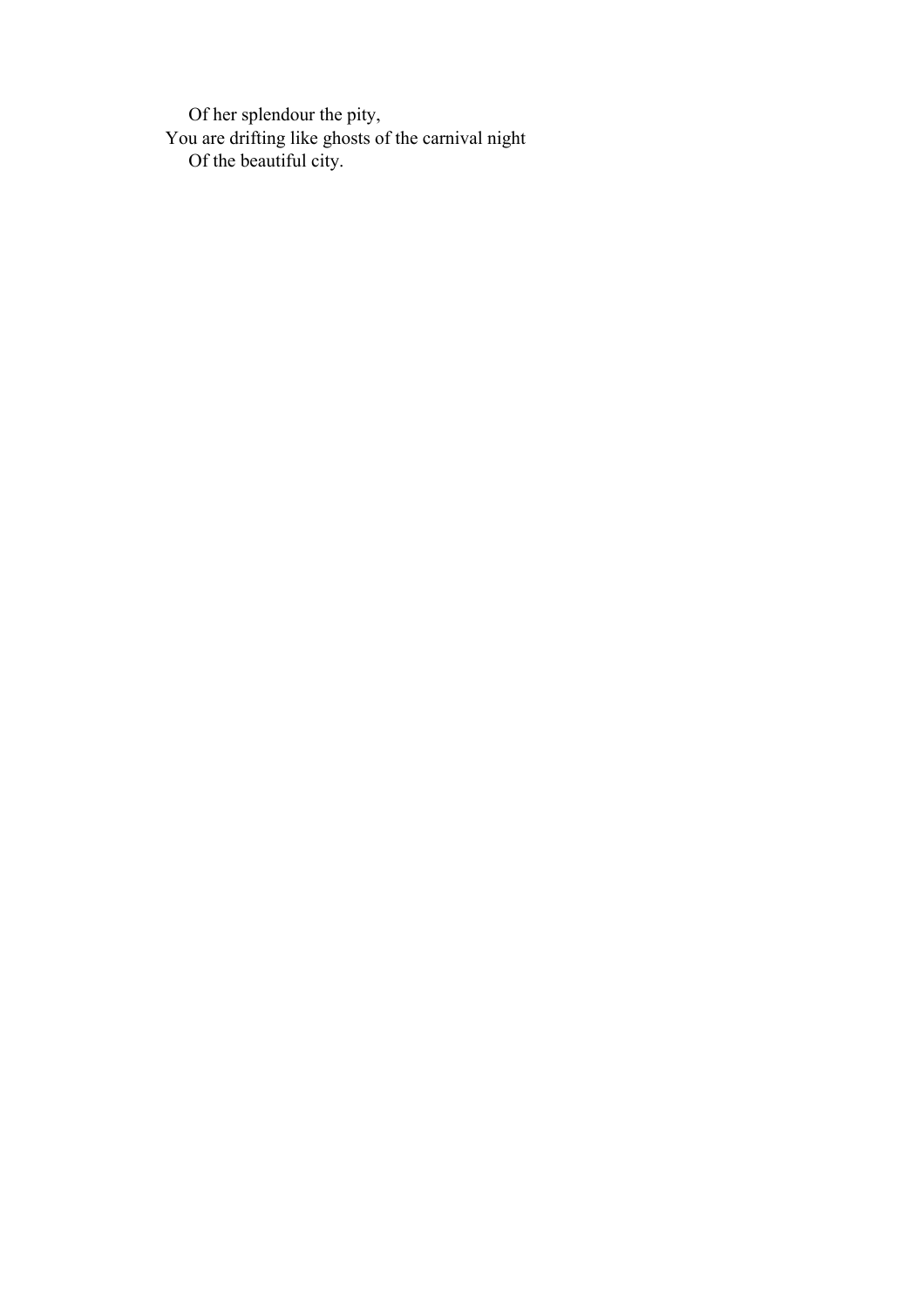Of her splendour the pity,  
You are drifting like ghosts of the carnival night  
Of the beautiful city.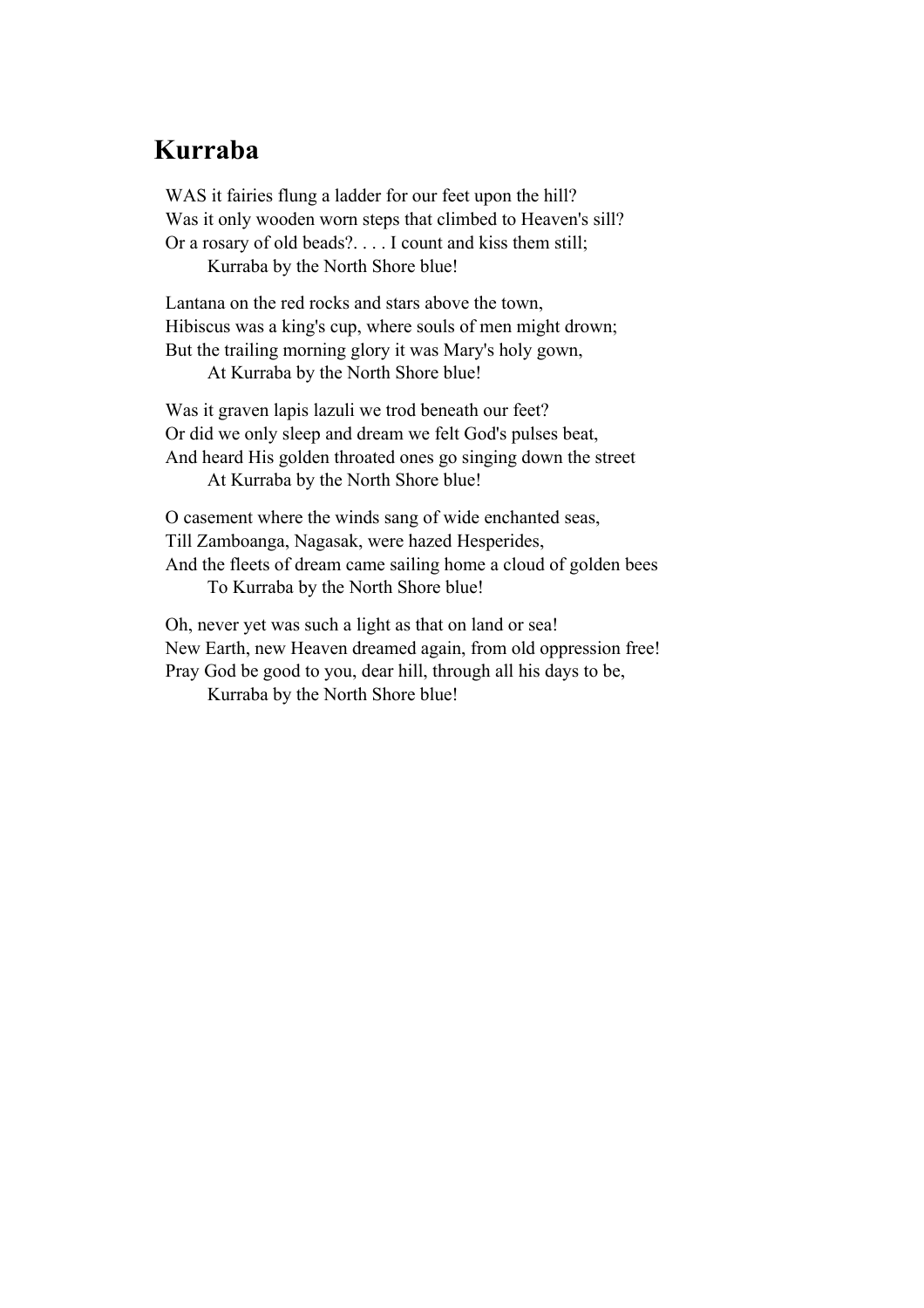## Kurraba

WAS it fairies flung a ladder for our feet upon the hill?
Was it only wooden worn steps that climbed to Heaven's sill?
Or a rosary of old beads?. . . . I count and kiss them still;
        Kurraba by the North Shore blue!

Lantana on the red rocks and stars above the town,
Hibiscus was a king's cup, where souls of men might drown;
But the trailing morning glory it was Mary's holy gown,
        At Kurraba by the North Shore blue!

Was it graven lapis lazuli we trod beneath our feet?
Or did we only sleep and dream we felt God's pulses beat,
And heard His golden throated ones go singing down the street
        At Kurraba by the North Shore blue!

O casement where the winds sang of wide enchanted seas,
Till Zamboanga, Nagasak, were hazed Hesperides,
And the fleets of dream came sailing home a cloud of golden bees
        To Kurraba by the North Shore blue!

Oh, never yet was such a light as that on land or sea!
New Earth, new Heaven dreamed again, from old oppression free!
Pray God be good to you, dear hill, through all his days to be,
        Kurraba by the North Shore blue!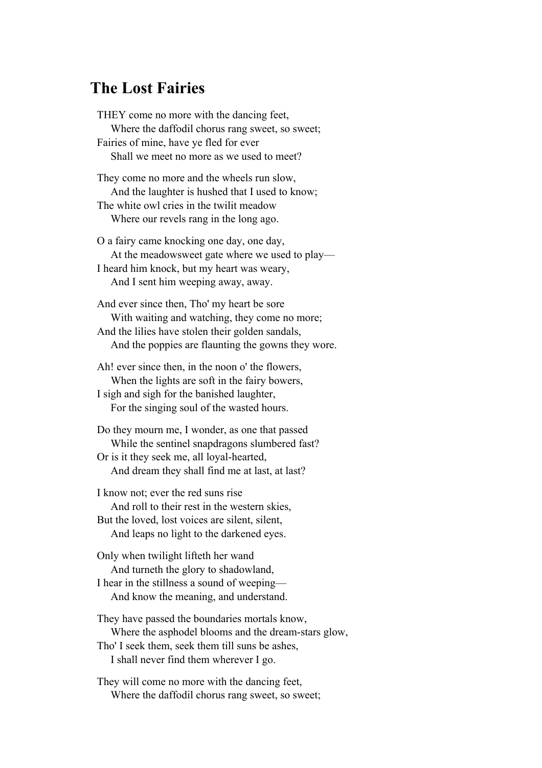## The Lost Fairies

THEY come no more with the dancing feet,
    Where the daffodil chorus rang sweet, so sweet;
Fairies of mine, have ye fled for ever
    Shall we meet no more as we used to meet?

They come no more and the wheels run slow,
    And the laughter is hushed that I used to know;
The white owl cries in the twilit meadow
    Where our revels rang in the long ago.

O a fairy came knocking one day, one day,
    At the meadowsweet gate where we used to play—
I heard him knock, but my heart was weary,
    And I sent him weeping away, away.

And ever since then, Tho' my heart be sore
    With waiting and watching, they come no more;
And the lilies have stolen their golden sandals,
    And the poppies are flaunting the gowns they wore.

Ah! ever since then, in the noon o' the flowers,
    When the lights are soft in the fairy bowers,
I sigh and sigh for the banished laughter,
    For the singing soul of the wasted hours.

Do they mourn me, I wonder, as one that passed
    While the sentinel snapdragons slumbered fast?
Or is it they seek me, all loyal-hearted,
    And dream they shall find me at last, at last?

I know not; ever the red suns rise
    And roll to their rest in the western skies,
But the loved, lost voices are silent, silent,
    And leaps no light to the darkened eyes.

Only when twilight lifteth her wand
    And turneth the glory to shadowland,
I hear in the stillness a sound of weeping—
    And know the meaning, and understand.

They have passed the boundaries mortals know,
    Where the asphodel blooms and the dream-stars glow,
Tho' I seek them, seek them till suns be ashes,
    I shall never find them wherever I go.

They will come no more with the dancing feet,
    Where the daffodil chorus rang sweet, so sweet;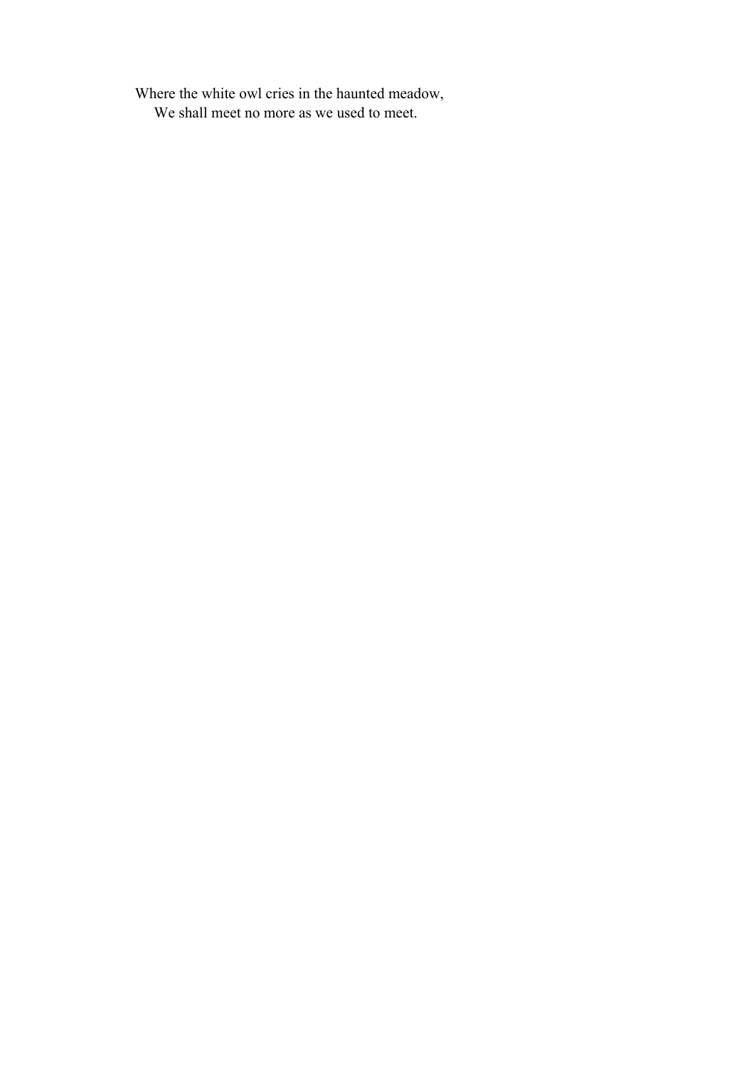Where the white owl cries in the haunted meadow,  
    We shall meet no more as we used to meet.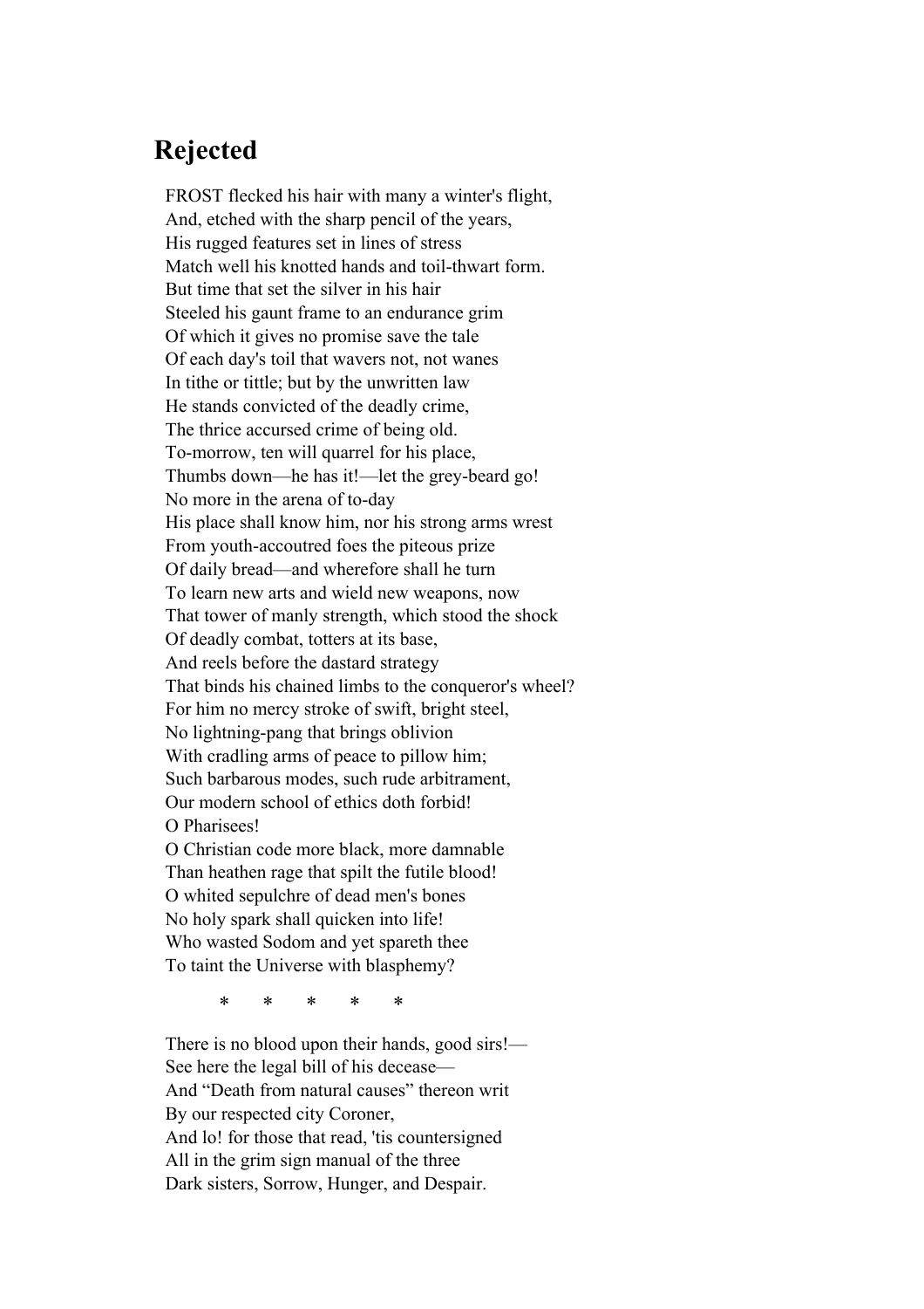## Rejected

FROST flecked his hair with many a winter's flight,  
And, etched with the sharp pencil of the years,  
His rugged features set in lines of stress  
Match well his knotted hands and toil-thwart form.  
But time that set the silver in his hair  
Steeled his gaunt frame to an endurance grim  
Of which it gives no promise save the tale  
Of each day's toil that wavers not, not wanes  
In tithe or tittle; but by the unwritten law  
He stands convicted of the deadly crime,  
The thrice accursed crime of being old.  
To-morrow, ten will quarrel for his place,  
Thumbs down—he has it!—let the grey-beard go!  
No more in the arena of to-day  
His place shall know him, nor his strong arms wrest  
From youth-accoutred foes the piteous prize  
Of daily bread—and wherefore shall he turn  
To learn new arts and wield new weapons, now  
That tower of manly strength, which stood the shock  
Of deadly combat, totters at its base,  
And reels before the dastard strategy  
That binds his chained limbs to the conqueror's wheel?  
For him no mercy stroke of swift, bright steel,  
No lightning-pang that brings oblivion  
With cradling arms of peace to pillow him;  
Such barbarous modes, such rude arbitrament,  
Our modern school of ethics doth forbid!  
O Pharisees!  
O Christian code more black, more damnable  
Than heathen rage that spilt the futile blood!  
O whited sepulchre of dead men's bones  
No holy spark shall quicken into life!  
Who wasted Sodom and yet spareth thee  
To taint the Universe with blasphemy?

\* \* \* \* \*

There is no blood upon their hands, good sirs!—  
See here the legal bill of his decease—  
And "Death from natural causes" thereon writ  
By our respected city Coroner,  
And lo! for those that read, 'tis countersigned  
All in the grim sign manual of the three  
Dark sisters, Sorrow, Hunger, and Despair.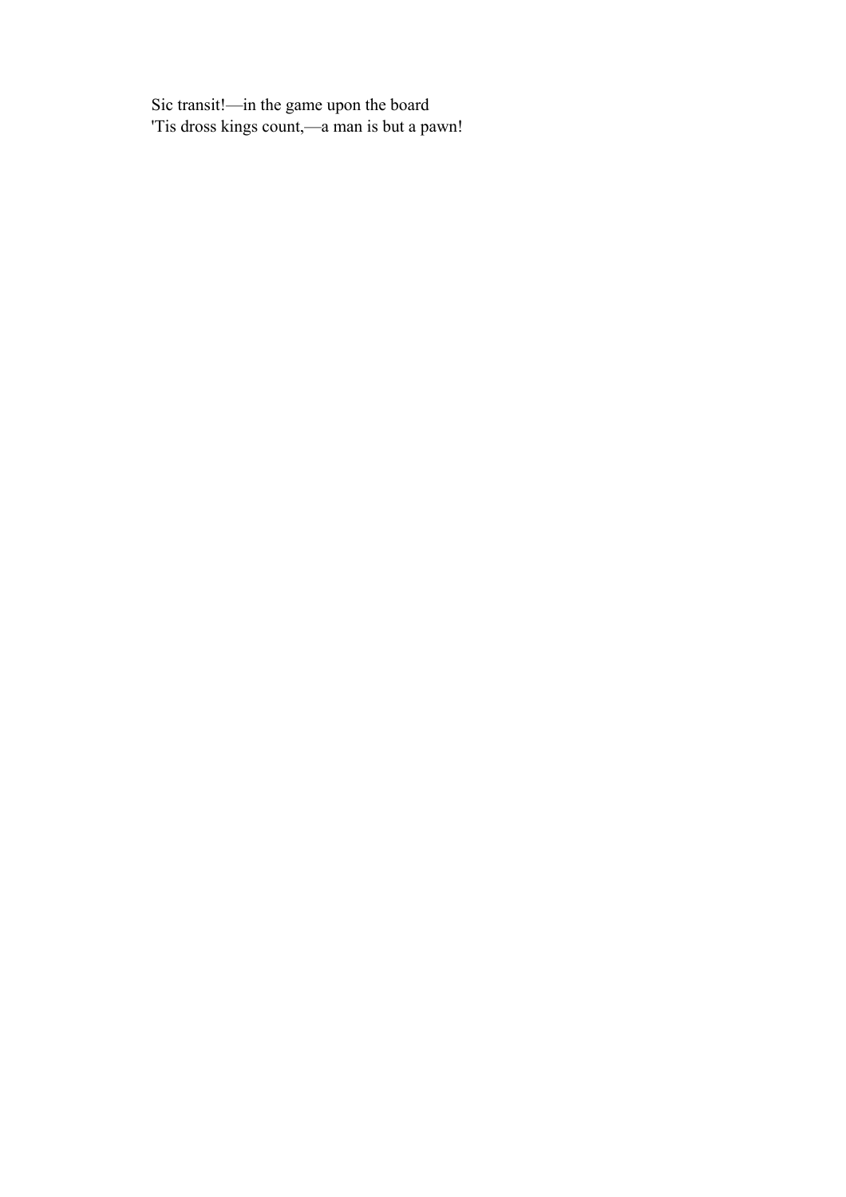Sic transit!—in the game upon the board
'Tis dross kings count,—a man is but a pawn!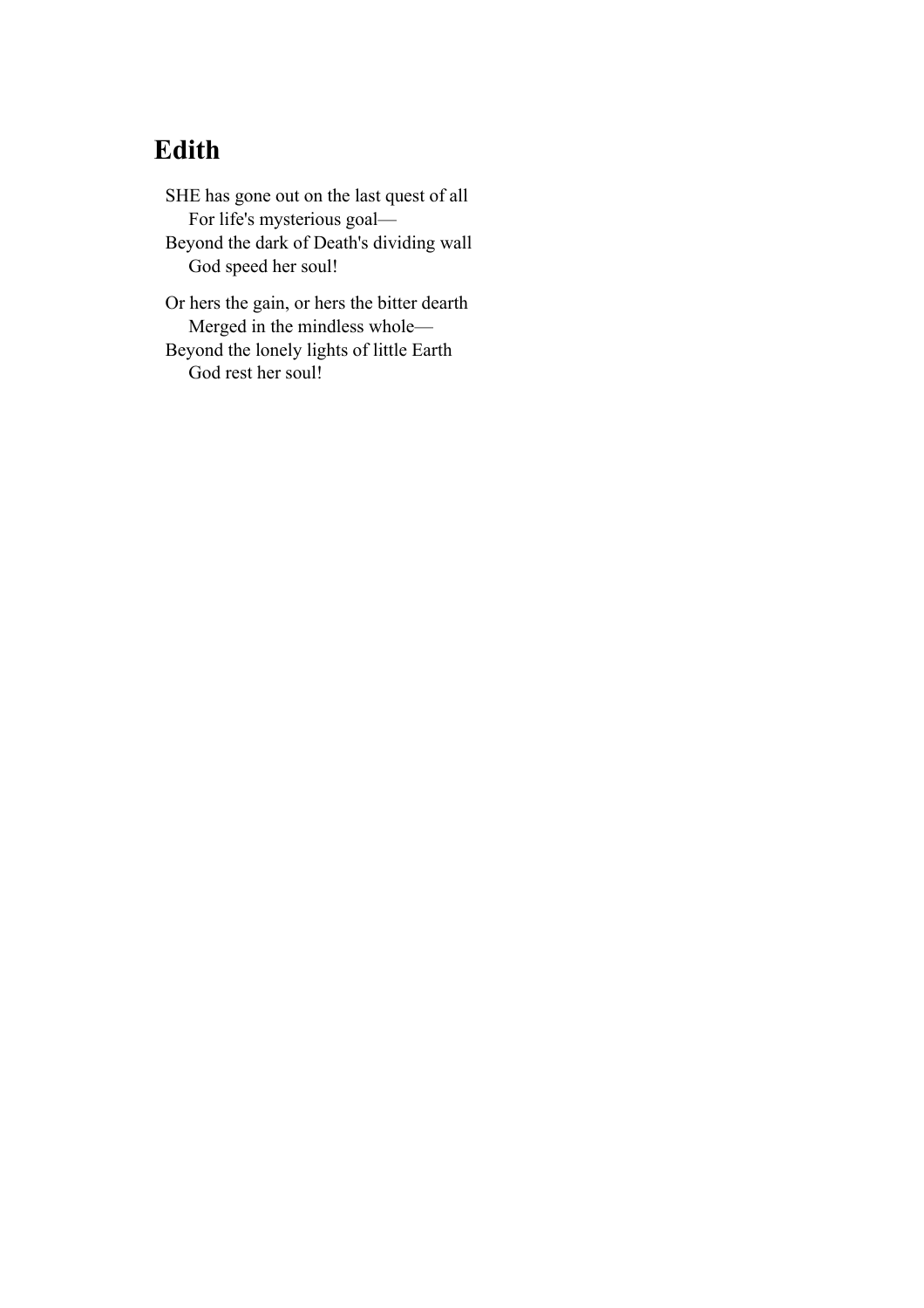## Edith

SHE has gone out on the last quest of all  
    For life's mysterious goal—  
Beyond the dark of Death's dividing wall  
    God speed her soul!

Or hers the gain, or hers the bitter dearth  
    Merged in the mindless whole—  
Beyond the lonely lights of little Earth  
    God rest her soul!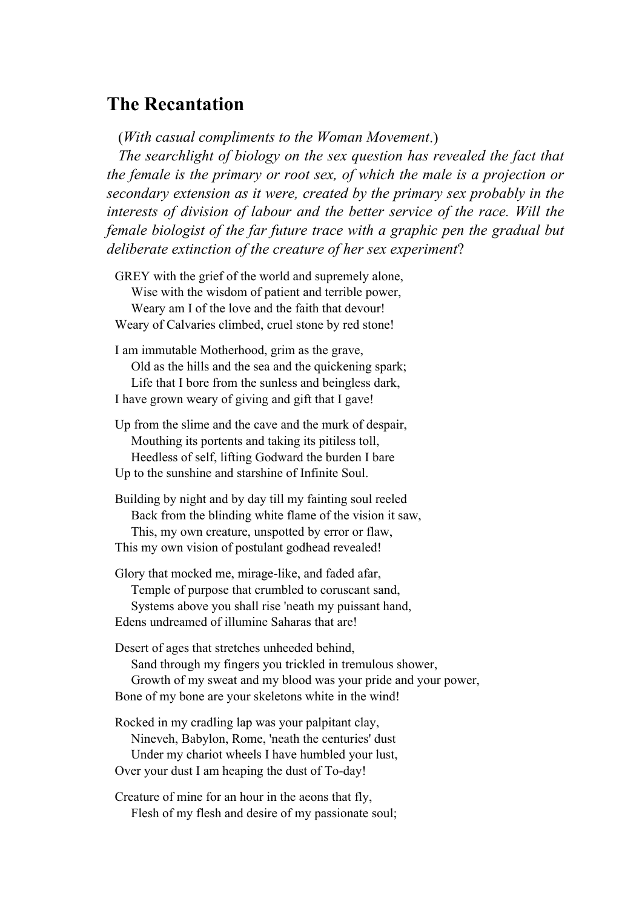## The Recantation

(*With casual compliments to the Woman Movement*.)

*The searchlight of biology on the sex question has revealed the fact that the female is the primary or root sex, of which the male is a projection or secondary extension as it were, created by the primary sex probably in the interests of division of labour and the better service of the race. Will the female biologist of the far future trace with a graphic pen the gradual but deliberate extinction of the creature of her sex experiment*?

GREY with the grief of the world and supremely alone,  
  Wise with the wisdom of patient and terrible power,  
  Weary am I of the love and the faith that devour!  
Weary of Calvaries climbed, cruel stone by red stone!

I am immutable Motherhood, grim as the grave,  
  Old as the hills and the sea and the quickening spark;  
  Life that I bore from the sunless and beingless dark,  
I have grown weary of giving and gift that I gave!

Up from the slime and the cave and the murk of despair,  
  Mouthing its portents and taking its pitiless toll,  
  Heedless of self, lifting Godward the burden I bare  
Up to the sunshine and starshine of Infinite Soul.

Building by night and by day till my fainting soul reeled  
  Back from the blinding white flame of the vision it saw,  
  This, my own creature, unspotted by error or flaw,  
This my own vision of postulant godhead revealed!

Glory that mocked me, mirage-like, and faded afar,  
  Temple of purpose that crumbled to coruscant sand,  
  Systems above you shall rise 'neath my puissant hand,  
Edens undreamed of illumine Saharas that are!

Desert of ages that stretches unheeded behind,  
  Sand through my fingers you trickled in tremulous shower,  
  Growth of my sweat and my blood was your pride and your power,  
Bone of my bone are your skeletons white in the wind!

Rocked in my cradling lap was your palpitant clay,  
  Nineveh, Babylon, Rome, 'neath the centuries' dust  
  Under my chariot wheels I have humbled your lust,  
Over your dust I am heaping the dust of To-day!

Creature of mine for an hour in the aeons that fly,  
  Flesh of my flesh and desire of my passionate soul;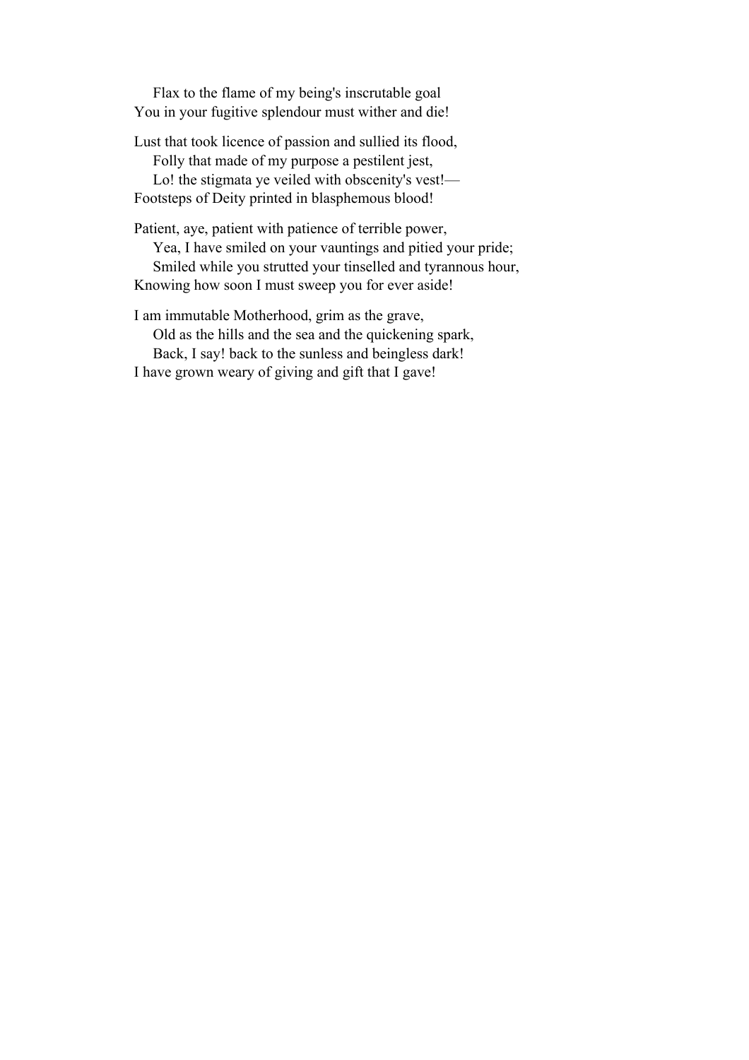Flax to the flame of my being's inscrutable goal
You in your fugitive splendour must wither and die!

Lust that took licence of passion and sullied its flood,
Folly that made of my purpose a pestilent jest,
Lo! the stigmata ye veiled with obscenity's vest!—
Footsteps of Deity printed in blasphemous blood!

Patient, aye, patient with patience of terrible power,
Yea, I have smiled on your vauntings and pitied your pride;
Smiled while you strutted your tinselled and tyrannous hour,
Knowing how soon I must sweep you for ever aside!

I am immutable Motherhood, grim as the grave,
Old as the hills and the sea and the quickening spark,
Back, I say! back to the sunless and beingless dark!
I have grown weary of giving and gift that I gave!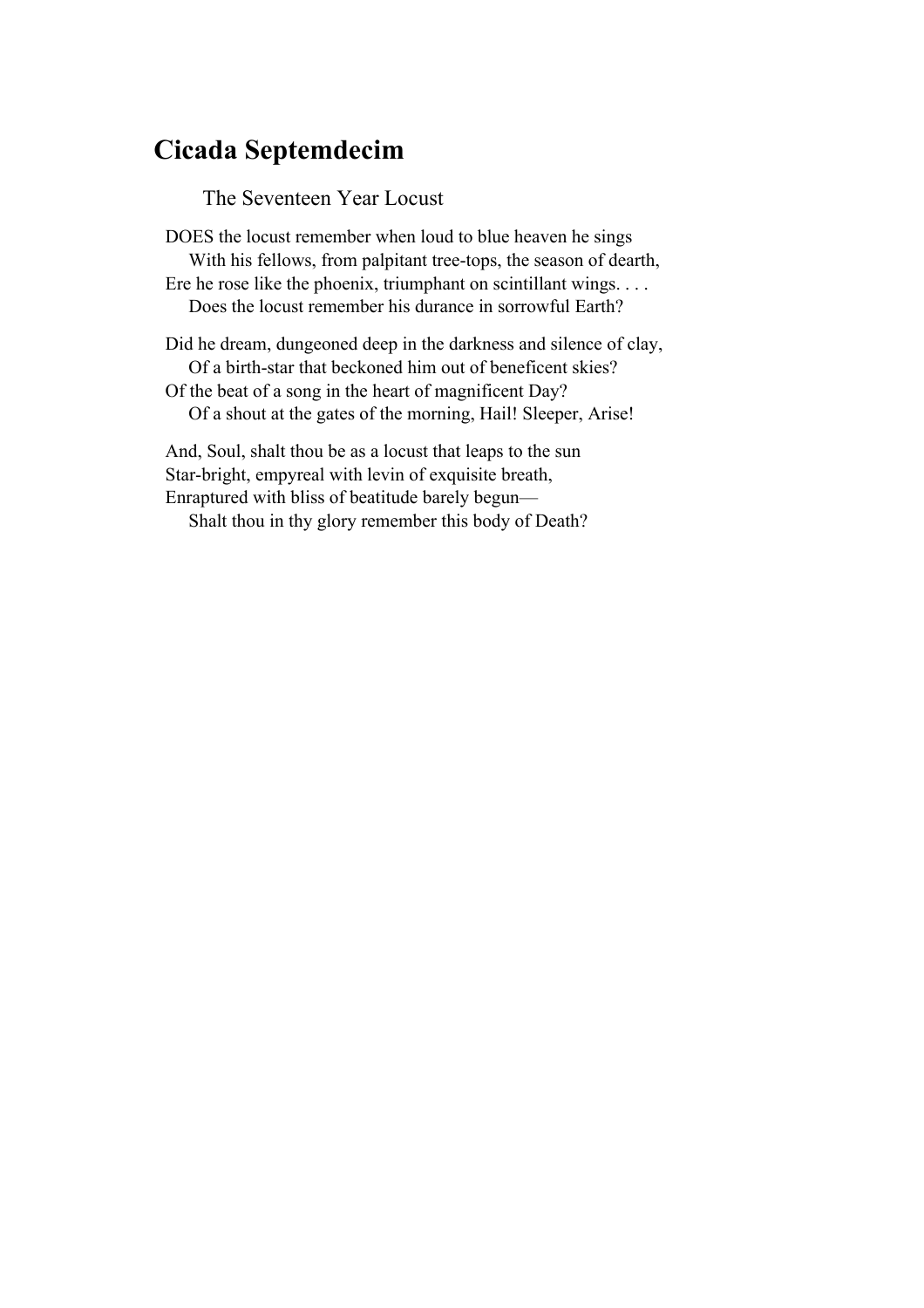## Cicada Septemdecim

The Seventeen Year Locust

DOES the locust remember when loud to blue heaven he sings  
    With his fellows, from palpitant tree-tops, the season of dearth,  
Ere he rose like the phoenix, triumphant on scintillant wings. . . .  
    Does the locust remember his durance in sorrowful Earth?

Did he dream, dungeoned deep in the darkness and silence of clay,  
    Of a birth-star that beckoned him out of beneficent skies?  
Of the beat of a song in the heart of magnificent Day?  
    Of a shout at the gates of the morning, Hail! Sleeper, Arise!

And, Soul, shalt thou be as a locust that leaps to the sun  
Star-bright, empyreal with levin of exquisite breath,  
Enraptured with bliss of beatitude barely begun—  
    Shalt thou in thy glory remember this body of Death?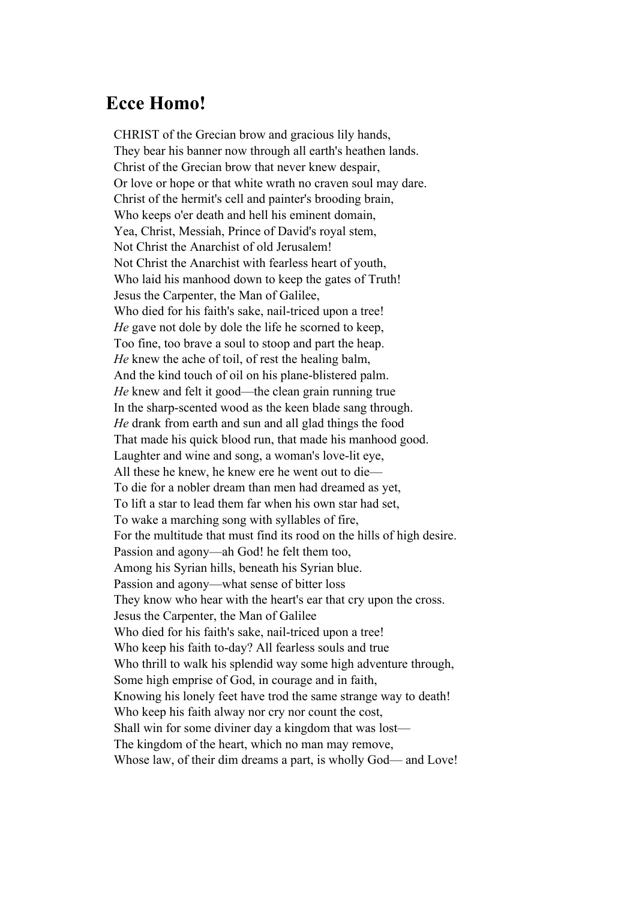## Ecce Homo!

CHRIST of the Grecian brow and gracious lily hands,  
They bear his banner now through all earth's heathen lands.  
Christ of the Grecian brow that never knew despair,  
Or love or hope or that white wrath no craven soul may dare.  
Christ of the hermit's cell and painter's brooding brain,  
Who keeps o'er death and hell his eminent domain,  
Yea, Christ, Messiah, Prince of David's royal stem,  
Not Christ the Anarchist of old Jerusalem!  
Not Christ the Anarchist with fearless heart of youth,  
Who laid his manhood down to keep the gates of Truth!  
Jesus the Carpenter, the Man of Galilee,  
Who died for his faith's sake, nail-triced upon a tree!  
*He* gave not dole by dole the life he scorned to keep,  
Too fine, too brave a soul to stoop and part the heap.  
*He* knew the ache of toil, of rest the healing balm,  
And the kind touch of oil on his plane-blistered palm.  
*He* knew and felt it good—the clean grain running true  
In the sharp-scented wood as the keen blade sang through.  
*He* drank from earth and sun and all glad things the food  
That made his quick blood run, that made his manhood good.  
Laughter and wine and song, a woman's love-lit eye,  
All these he knew, he knew ere he went out to die—  
To die for a nobler dream than men had dreamed as yet,  
To lift a star to lead them far when his own star had set,  
To wake a marching song with syllables of fire,  
For the multitude that must find its rood on the hills of high desire.  
Passion and agony—ah God! he felt them too,  
Among his Syrian hills, beneath his Syrian blue.  
Passion and agony—what sense of bitter loss  
They know who hear with the heart's ear that cry upon the cross.  
Jesus the Carpenter, the Man of Galilee  
Who died for his faith's sake, nail-triced upon a tree!  
Who keep his faith to-day? All fearless souls and true  
Who thrill to walk his splendid way some high adventure through,  
Some high emprise of God, in courage and in faith,  
Knowing his lonely feet have trod the same strange way to death!  
Who keep his faith alway nor cry nor count the cost,  
Shall win for some diviner day a kingdom that was lost—  
The kingdom of the heart, which no man may remove,  
Whose law, of their dim dreams a part, is wholly God— and Love!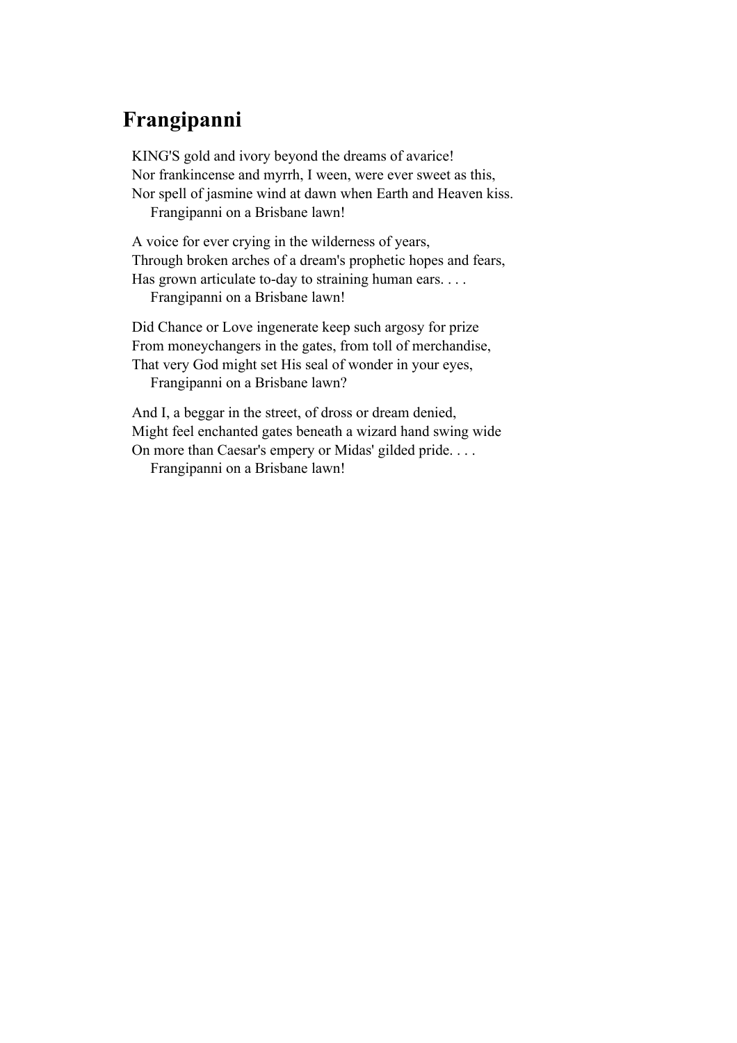## Frangipanni

KING'S gold and ivory beyond the dreams of avarice!  
Nor frankincense and myrrh, I ween, were ever sweet as this,  
Nor spell of jasmine wind at dawn when Earth and Heaven kiss.  
    Frangipanni on a Brisbane lawn!

A voice for ever crying in the wilderness of years,  
Through broken arches of a dream's prophetic hopes and fears,  
Has grown articulate to-day to straining human ears. . . .  
    Frangipanni on a Brisbane lawn!

Did Chance or Love ingenerate keep such argosy for prize  
From moneychangers in the gates, from toll of merchandise,  
That very God might set His seal of wonder in your eyes,  
    Frangipanni on a Brisbane lawn?

And I, a beggar in the street, of dross or dream denied,  
Might feel enchanted gates beneath a wizard hand swing wide  
On more than Caesar's empery or Midas' gilded pride. . . .  
    Frangipanni on a Brisbane lawn!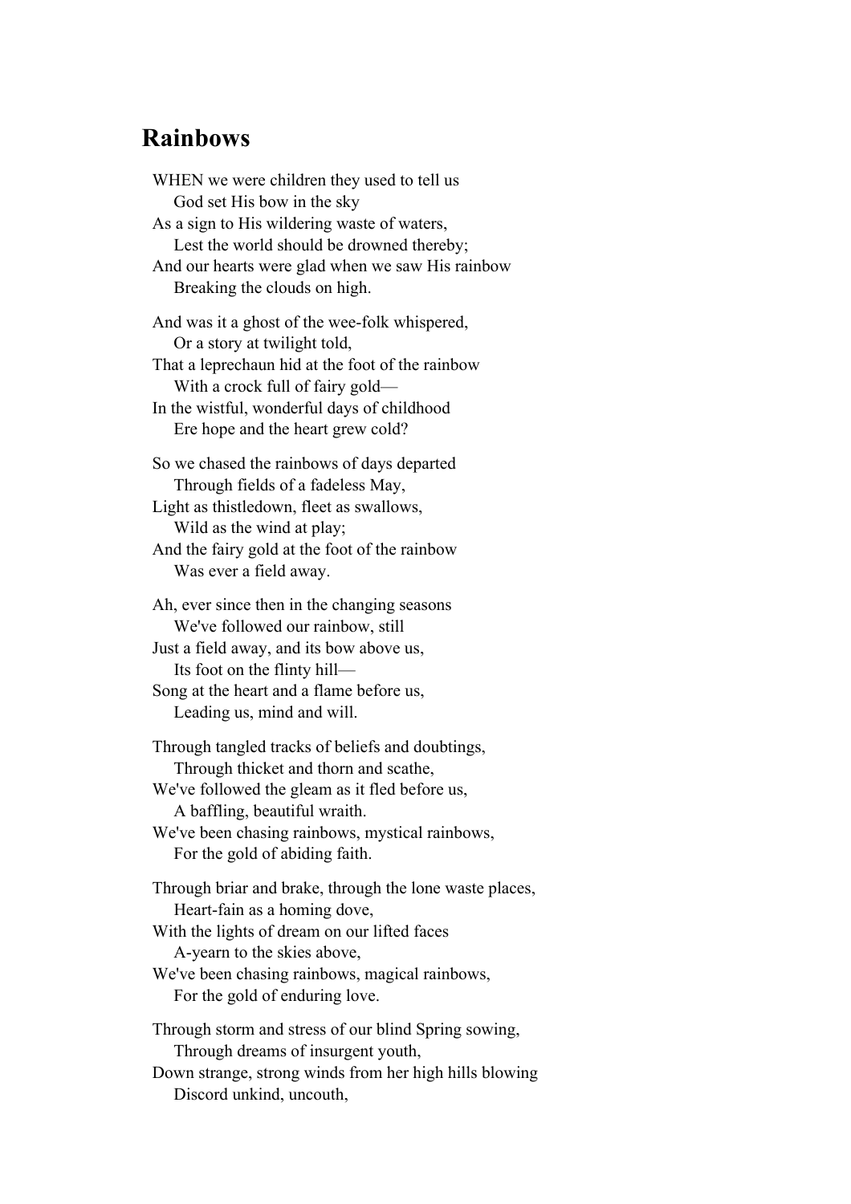## Rainbows

WHEN we were children they used to tell us  
    God set His bow in the sky  
As a sign to His wildering waste of waters,  
    Lest the world should be drowned thereby;  
And our hearts were glad when we saw His rainbow  
    Breaking the clouds on high.

And was it a ghost of the wee-folk whispered,  
    Or a story at twilight told,  
That a leprechaun hid at the foot of the rainbow  
    With a crock full of fairy gold—  
In the wistful, wonderful days of childhood  
    Ere hope and the heart grew cold?

So we chased the rainbows of days departed  
    Through fields of a fadeless May,  
Light as thistledown, fleet as swallows,  
    Wild as the wind at play;  
And the fairy gold at the foot of the rainbow  
    Was ever a field away.

Ah, ever since then in the changing seasons  
    We've followed our rainbow, still  
Just a field away, and its bow above us,  
    Its foot on the flinty hill—  
Song at the heart and a flame before us,  
    Leading us, mind and will.

Through tangled tracks of beliefs and doubtings,  
    Through thicket and thorn and scathe,  
We've followed the gleam as it fled before us,  
    A baffling, beautiful wraith.  
We've been chasing rainbows, mystical rainbows,  
    For the gold of abiding faith.

Through briar and brake, through the lone waste places,  
    Heart-fain as a homing dove,  
With the lights of dream on our lifted faces  
    A-yearn to the skies above,  
We've been chasing rainbows, magical rainbows,  
    For the gold of enduring love.

Through storm and stress of our blind Spring sowing,  
    Through dreams of insurgent youth,  
Down strange, strong winds from her high hills blowing  
    Discord unkind, uncouth,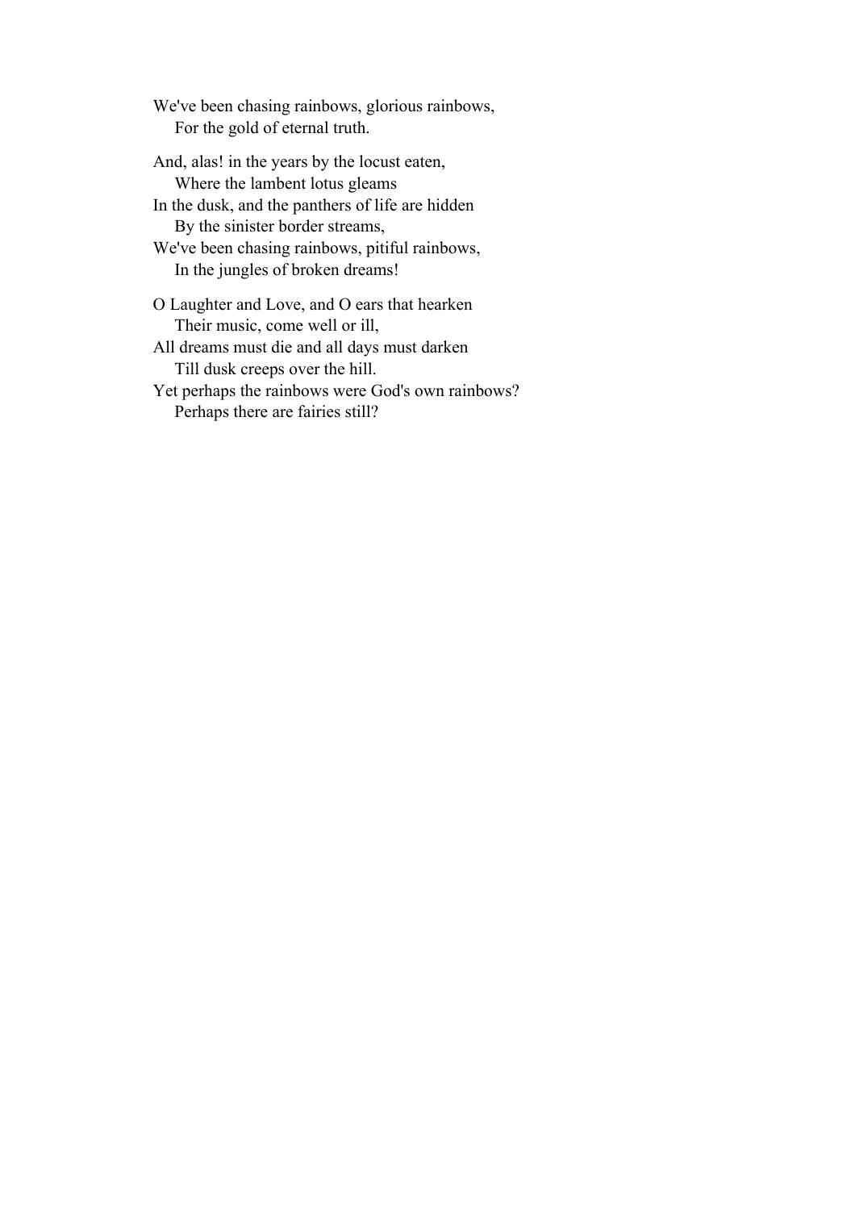We've been chasing rainbows, glorious rainbows,
&nbsp;&nbsp;&nbsp;&nbsp;For the gold of eternal truth.

And, alas! in the years by the locust eaten,
&nbsp;&nbsp;&nbsp;&nbsp;Where the lambent lotus gleams
In the dusk, and the panthers of life are hidden
&nbsp;&nbsp;&nbsp;&nbsp;By the sinister border streams,
We've been chasing rainbows, pitiful rainbows,
&nbsp;&nbsp;&nbsp;&nbsp;In the jungles of broken dreams!

O Laughter and Love, and O ears that hearken
&nbsp;&nbsp;&nbsp;&nbsp;Their music, come well or ill,
All dreams must die and all days must darken
&nbsp;&nbsp;&nbsp;&nbsp;Till dusk creeps over the hill.
Yet perhaps the rainbows were God's own rainbows?
&nbsp;&nbsp;&nbsp;&nbsp;Perhaps there are fairies still?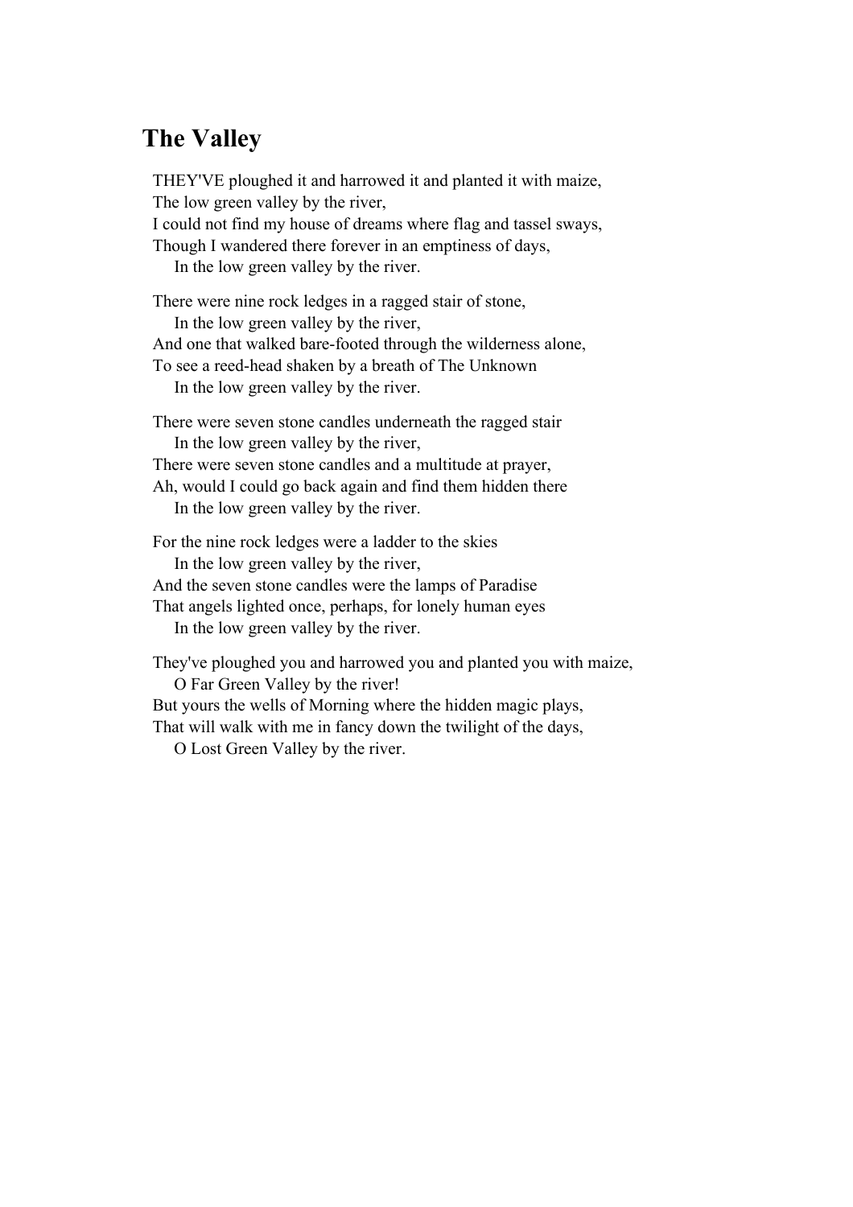## The Valley

THEY'VE ploughed it and harrowed it and planted it with maize,
The low green valley by the river,
I could not find my house of dreams where flag and tassel sways,
Though I wandered there forever in an emptiness of days,
    In the low green valley by the river.

There were nine rock ledges in a ragged stair of stone,
    In the low green valley by the river,
And one that walked bare-footed through the wilderness alone,
To see a reed-head shaken by a breath of The Unknown
    In the low green valley by the river.

There were seven stone candles underneath the ragged stair
    In the low green valley by the river,
There were seven stone candles and a multitude at prayer,
Ah, would I could go back again and find them hidden there
    In the low green valley by the river.

For the nine rock ledges were a ladder to the skies
    In the low green valley by the river,
And the seven stone candles were the lamps of Paradise
That angels lighted once, perhaps, for lonely human eyes
    In the low green valley by the river.

They've ploughed you and harrowed you and planted you with maize,
    O Far Green Valley by the river!
But yours the wells of Morning where the hidden magic plays,
That will walk with me in fancy down the twilight of the days,
    O Lost Green Valley by the river.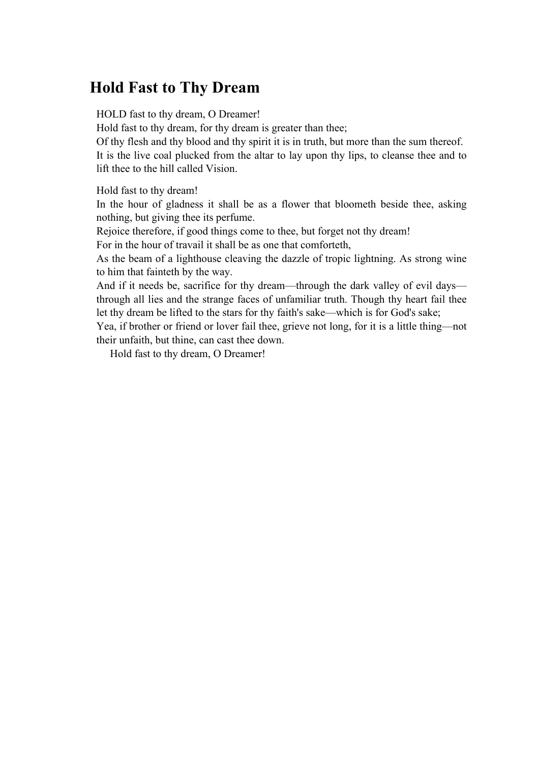## Hold Fast to Thy Dream

HOLD fast to thy dream, O Dreamer!
Hold fast to thy dream, for thy dream is greater than thee;
Of thy flesh and thy blood and thy spirit it is in truth, but more than the sum thereof.
It is the live coal plucked from the altar to lay upon thy lips, to cleanse thee and to lift thee to the hill called Vision.

Hold fast to thy dream!
In the hour of gladness it shall be as a flower that bloometh beside thee, asking nothing, but giving thee its perfume.
Rejoice therefore, if good things come to thee, but forget not thy dream!
For in the hour of travail it shall be as one that comforteth,
As the beam of a lighthouse cleaving the dazzle of tropic lightning. As strong wine to him that fainteth by the way.
And if it needs be, sacrifice for thy dream—through the dark valley of evil days—through all lies and the strange faces of unfamiliar truth. Though thy heart fail thee let thy dream be lifted to the stars for thy faith's sake—which is for God's sake;
Yea, if brother or friend or lover fail thee, grieve not long, for it is a little thing—not their unfaith, but thine, can cast thee down.
Hold fast to thy dream, O Dreamer!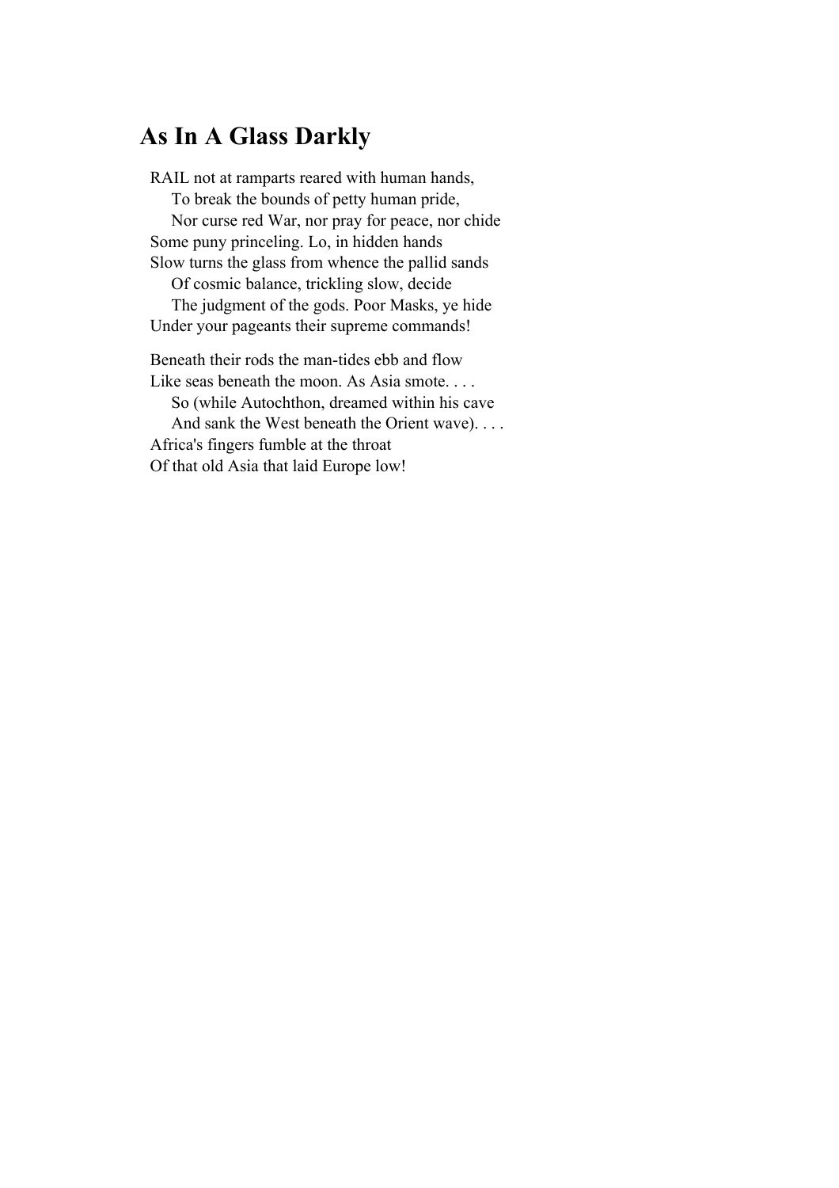## As In A Glass Darkly

RAIL not at ramparts reared with human hands,  
    To break the bounds of petty human pride,  
    Nor curse red War, nor pray for peace, nor chide  
Some puny princeling. Lo, in hidden hands  
Slow turns the glass from whence the pallid sands  
    Of cosmic balance, trickling slow, decide  
    The judgment of the gods. Poor Masks, ye hide  
Under your pageants their supreme commands!

Beneath their rods the man-tides ebb and flow  
Like seas beneath the moon. As Asia smote. . . .  
    So (while Autochthon, dreamed within his cave  
    And sank the West beneath the Orient wave). . . .  
Africa's fingers fumble at the throat  
Of that old Asia that laid Europe low!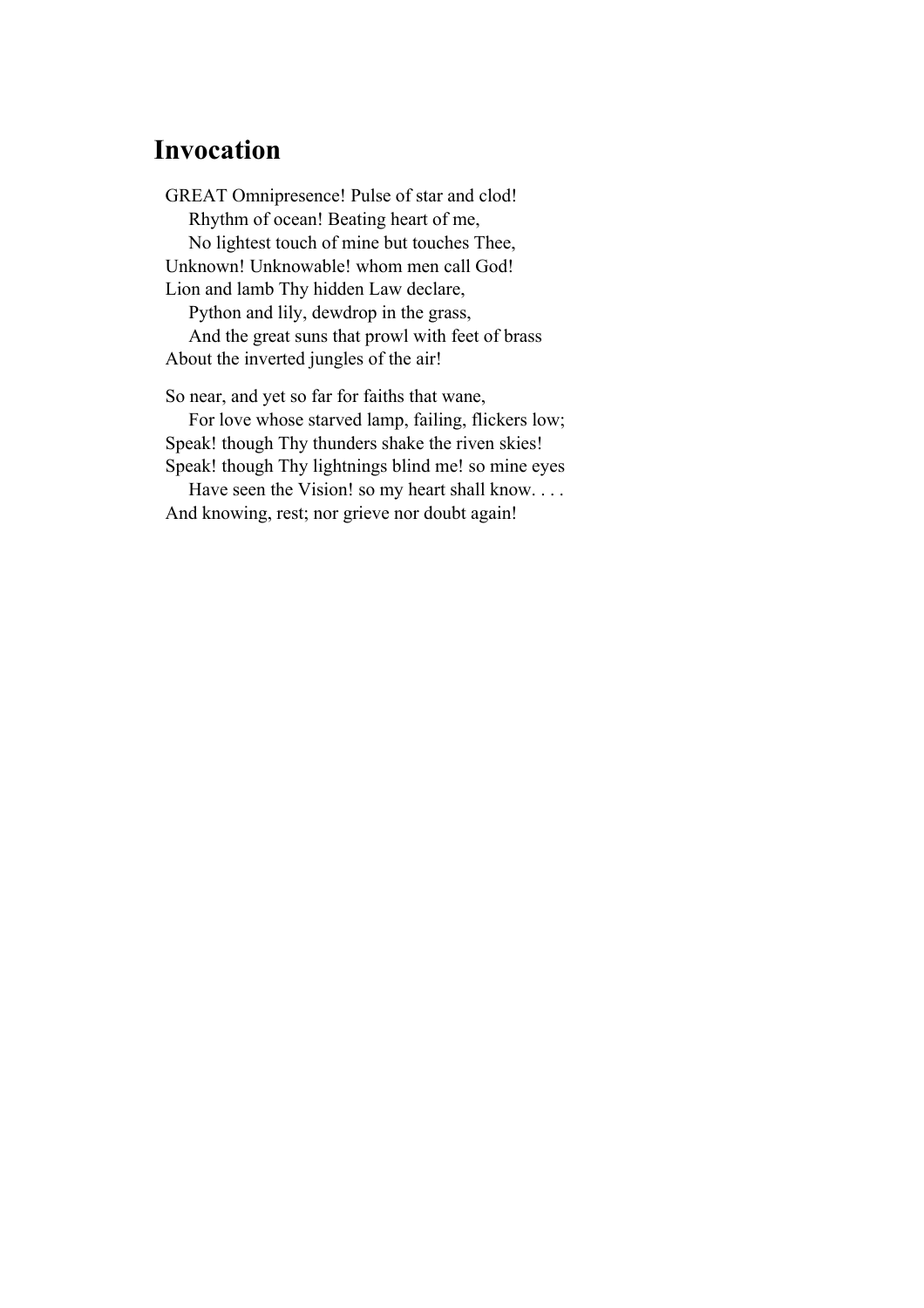## Invocation

GREAT Omnipresence! Pulse of star and clod!  
    Rhythm of ocean! Beating heart of me,  
    No lightest touch of mine but touches Thee,  
Unknown! Unknowable! whom men call God!  
Lion and lamb Thy hidden Law declare,  
    Python and lily, dewdrop in the grass,  
    And the great suns that prowl with feet of brass  
About the inverted jungles of the air!

So near, and yet so far for faiths that wane,  
    For love whose starved lamp, failing, flickers low;  
Speak! though Thy thunders shake the riven skies!  
Speak! though Thy lightnings blind me! so mine eyes  
    Have seen the Vision! so my heart shall know. . . .  
And knowing, rest; nor grieve nor doubt again!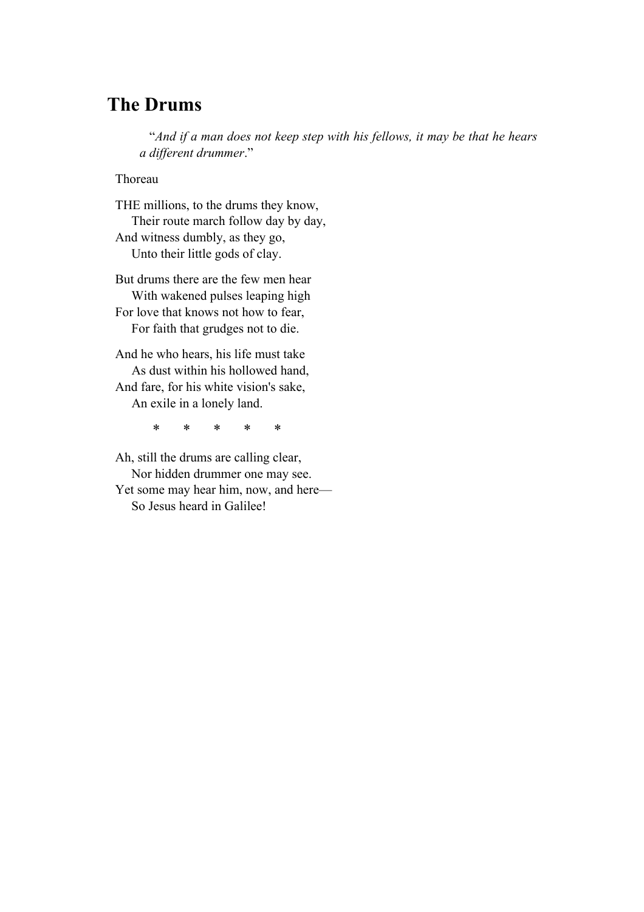## The Drums

> "*And if a man does not keep step with his fellows, it may be that he hears a different drummer*."

Thoreau

THE millions, to the drums they know,
    Their route march follow day by day,
And witness dumbly, as they go,
    Unto their little gods of clay.

But drums there are the few men hear
    With wakened pulses leaping high
For love that knows not how to fear,
    For faith that grudges not to die.

And he who hears, his life must take
    As dust within his hollowed hand,
And fare, for his white vision's sake,
    An exile in a lonely land.

\*       \*       \*       \*       \*

Ah, still the drums are calling clear,
    Nor hidden drummer one may see.
Yet some may hear him, now, and here—
    So Jesus heard in Galilee!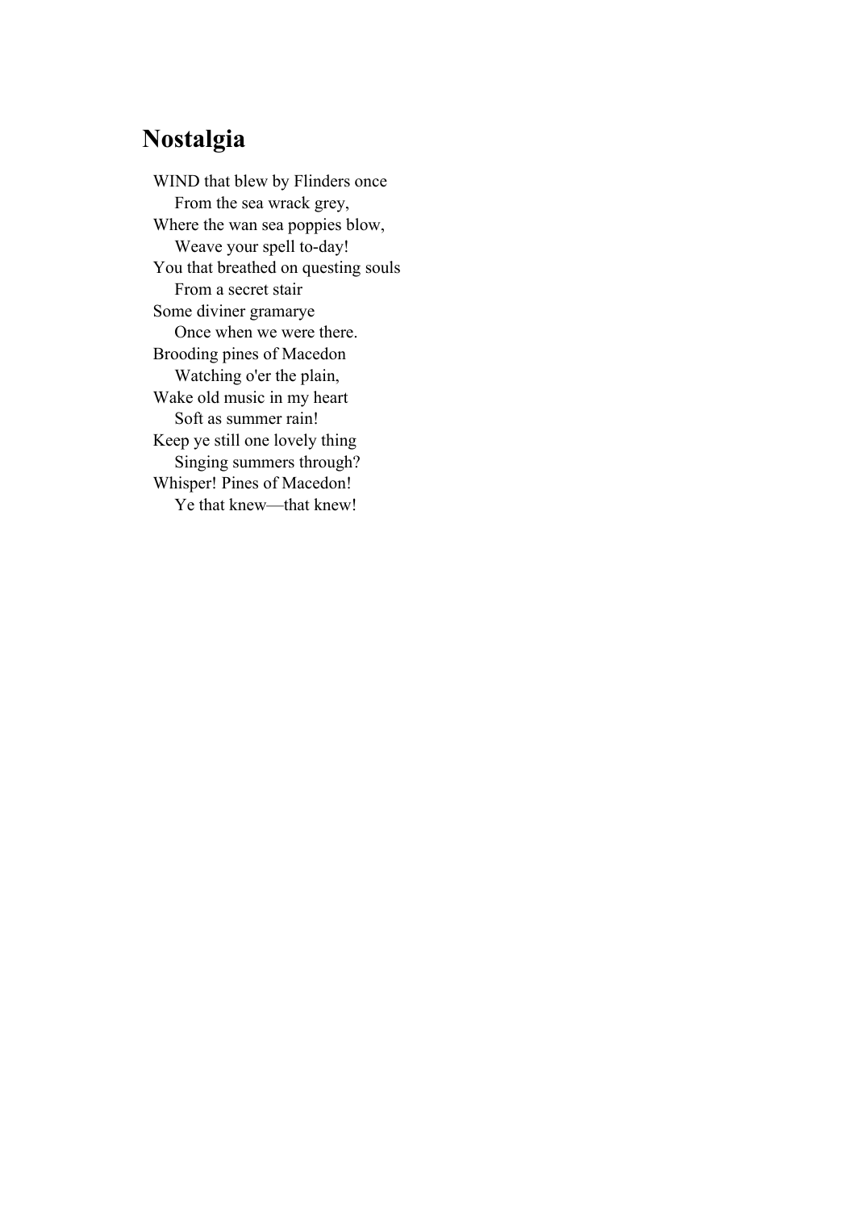## Nostalgia

WIND that blew by Flinders once  
&nbsp;&nbsp;&nbsp;&nbsp;From the sea wrack grey,  
Where the wan sea poppies blow,  
&nbsp;&nbsp;&nbsp;&nbsp;Weave your spell to-day!  
You that breathed on questing souls  
&nbsp;&nbsp;&nbsp;&nbsp;From a secret stair  
Some diviner gramarye  
&nbsp;&nbsp;&nbsp;&nbsp;Once when we were there.  
Brooding pines of Macedon  
&nbsp;&nbsp;&nbsp;&nbsp;Watching o'er the plain,  
Wake old music in my heart  
&nbsp;&nbsp;&nbsp;&nbsp;Soft as summer rain!  
Keep ye still one lovely thing  
&nbsp;&nbsp;&nbsp;&nbsp;Singing summers through?  
Whisper! Pines of Macedon!  
&nbsp;&nbsp;&nbsp;&nbsp;Ye that knew—that knew!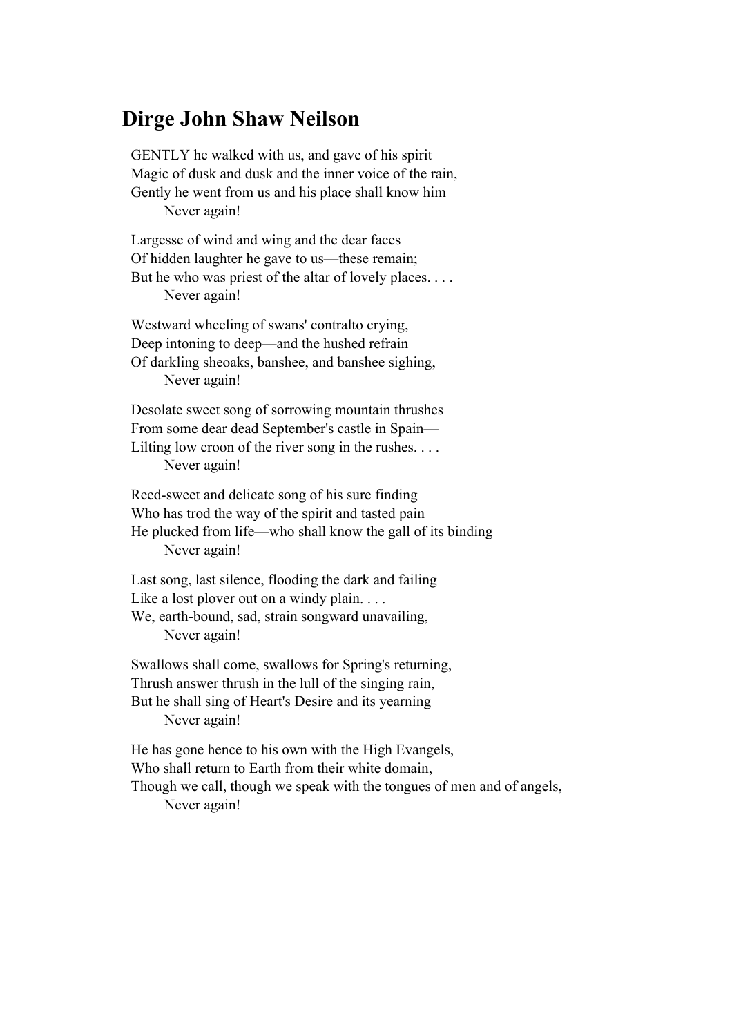## Dirge John Shaw Neilson

GENTLY he walked with us, and gave of his spirit  
Magic of dusk and dusk and the inner voice of the rain,  
Gently he went from us and his place shall know him  
        Never again!

Largesse of wind and wing and the dear faces  
Of hidden laughter he gave to us—these remain;  
But he who was priest of the altar of lovely places. . . .  
        Never again!

Westward wheeling of swans' contralto crying,  
Deep intoning to deep—and the hushed refrain  
Of darkling sheoaks, banshee, and banshee sighing,  
        Never again!

Desolate sweet song of sorrowing mountain thrushes  
From some dear dead September's castle in Spain—  
Lilting low croon of the river song in the rushes. . . .  
        Never again!

Reed-sweet and delicate song of his sure finding  
Who has trod the way of the spirit and tasted pain  
He plucked from life—who shall know the gall of its binding  
        Never again!

Last song, last silence, flooding the dark and failing  
Like a lost plover out on a windy plain. . . .  
We, earth-bound, sad, strain songward unavailing,  
        Never again!

Swallows shall come, swallows for Spring's returning,  
Thrush answer thrush in the lull of the singing rain,  
But he shall sing of Heart's Desire and its yearning  
        Never again!

He has gone hence to his own with the High Evangels,  
Who shall return to Earth from their white domain,  
Though we call, though we speak with the tongues of men and of angels,  
        Never again!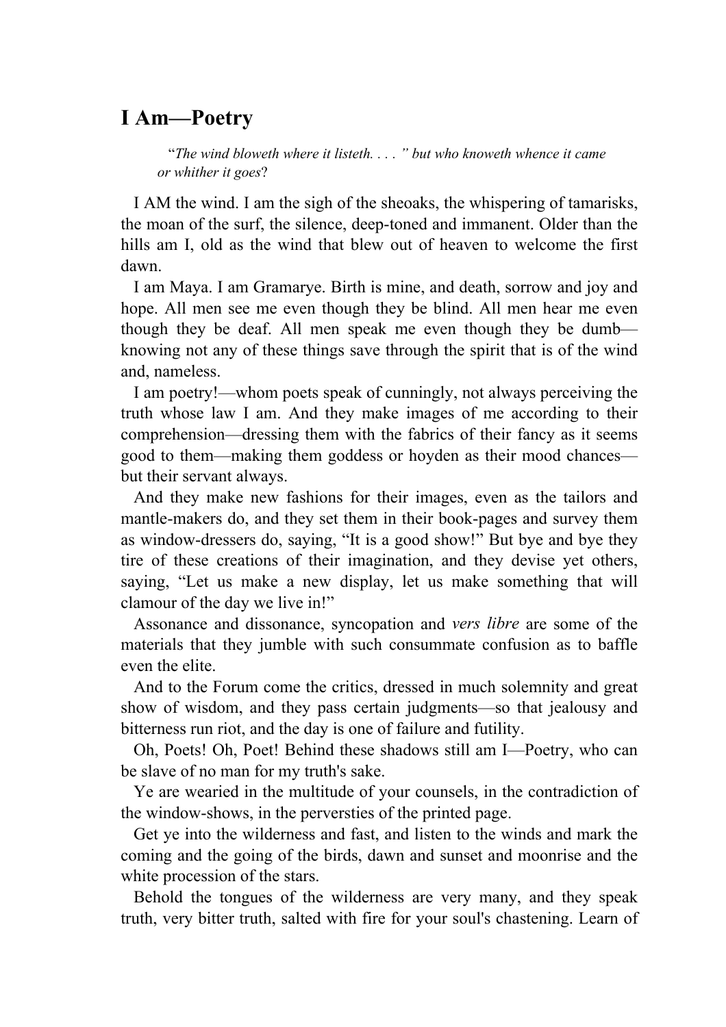## I Am—Poetry

> "*The wind bloweth where it listeth. . . .*" *but who knoweth whence it came or whither it goes*?

I AM the wind. I am the sigh of the sheoaks, the whispering of tamarisks, the moan of the surf, the silence, deep-toned and immanent. Older than the hills am I, old as the wind that blew out of heaven to welcome the first dawn.

I am Maya. I am Gramarye. Birth is mine, and death, sorrow and joy and hope. All men see me even though they be blind. All men hear me even though they be deaf. All men speak me even though they be dumb—knowing not any of these things save through the spirit that is of the wind and, nameless.

I am poetry!—whom poets speak of cunningly, not always perceiving the truth whose law I am. And they make images of me according to their comprehension—dressing them with the fabrics of their fancy as it seems good to them—making them goddess or hoyden as their mood chances—but their servant always.

And they make new fashions for their images, even as the tailors and mantle-makers do, and they set them in their book-pages and survey them as window-dressers do, saying, "It is a good show!" But bye and bye they tire of these creations of their imagination, and they devise yet others, saying, "Let us make a new display, let us make something that will clamour of the day we live in!"

Assonance and dissonance, syncopation and *vers libre* are some of the materials that they jumble with such consummate confusion as to baffle even the elite.

And to the Forum come the critics, dressed in much solemnity and great show of wisdom, and they pass certain judgments—so that jealousy and bitterness run riot, and the day is one of failure and futility.

Oh, Poets! Oh, Poet! Behind these shadows still am I—Poetry, who can be slave of no man for my truth's sake.

Ye are wearied in the multitude of your counsels, in the contradiction of the window-shows, in the perversties of the printed page.

Get ye into the wilderness and fast, and listen to the winds and mark the coming and the going of the birds, dawn and sunset and moonrise and the white procession of the stars.

Behold the tongues of the wilderness are very many, and they speak truth, very bitter truth, salted with fire for your soul's chastening. Learn of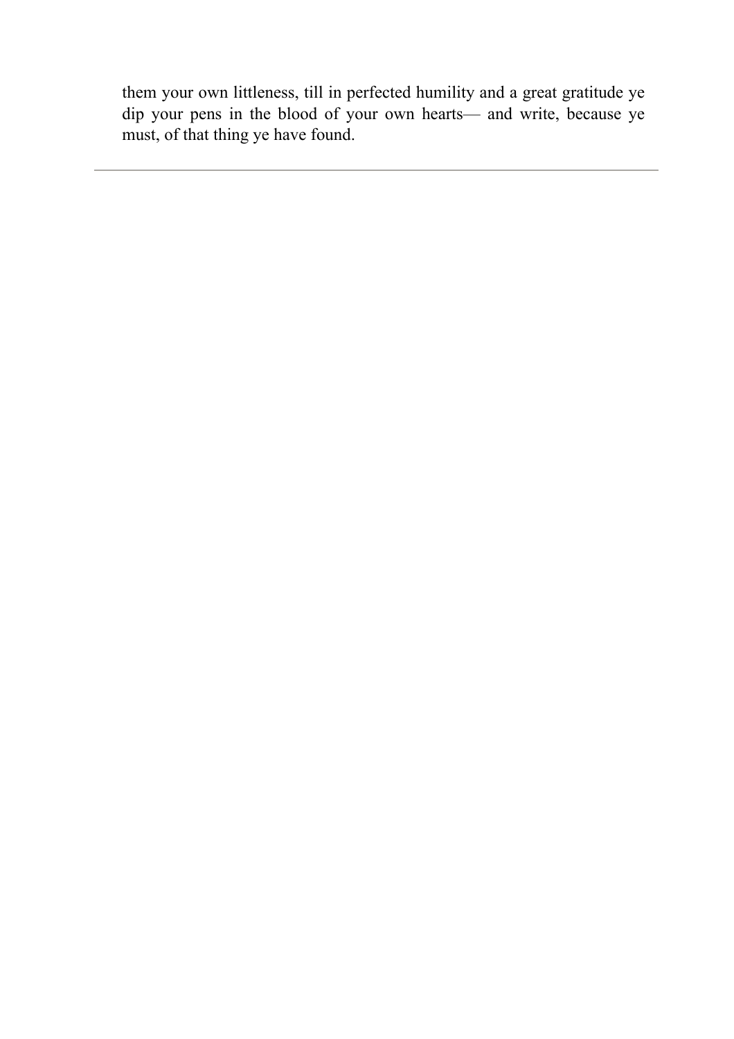them your own littleness, till in perfected humility and a great gratitude ye dip your pens in the blood of your own hearts— and write, because ye must, of that thing ye have found.

---